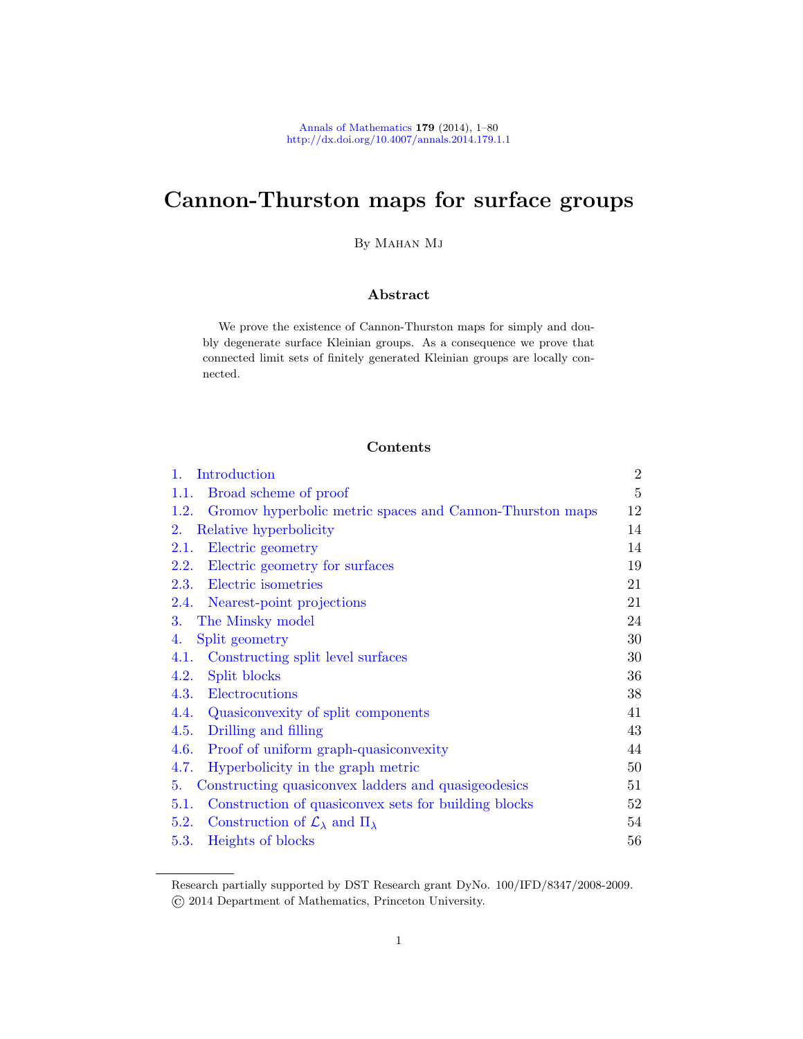# Cannon-Thurston maps for surface groups

By Mahan Mj

## Abstract

We prove the existence of Cannon-Thurston maps for simply and doubly degenerate surface Kleinian groups. As a consequence we prove that connected limit sets of finitely generated Kleinian groups are locally connected.

## Contents

| | | |
|---|---|---|
| 1. | Introduction | 2 |
| 1.1. | Broad scheme of proof | 5 |
| 1.2. | Gromov hyperbolic metric spaces and Cannon-Thurston maps | 12 |
| 2. | Relative hyperbolicity | 14 |
| 2.1. | Electric geometry | 14 |
| 2.2. | Electric geometry for surfaces | 19 |
| 2.3. | Electric isometries | 21 |
| 2.4. | Nearest-point projections | 21 |
| 3. | The Minsky model | 24 |
| 4. | Split geometry | 30 |
| 4.1. | Constructing split level surfaces | 30 |
| 4.2. | Split blocks | 36 |
| 4.3. | Electrocutions | 38 |
| 4.4. | Quasiconvexity of split components | 41 |
| 4.5. | Drilling and filling | 43 |
| 4.6. | Proof of uniform graph-quasiconvexity | 44 |
| 4.7. | Hyperbolicity in the graph metric | 50 |
| 5. | Constructing quasiconvex ladders and quasigeodesics | 51 |
| 5.1. | Construction of quasiconvex sets for building blocks | 52 |
| 5.2. | Construction of $\mathcal{L}_\lambda$ and $\Pi_\lambda$ | 54 |
| 5.3. | Heights of blocks | 56 |

Research partially supported by DST Research grant DyNo. 100/IFD/8347/2008-2009.
© 2014 Department of Mathematics, Princeton University.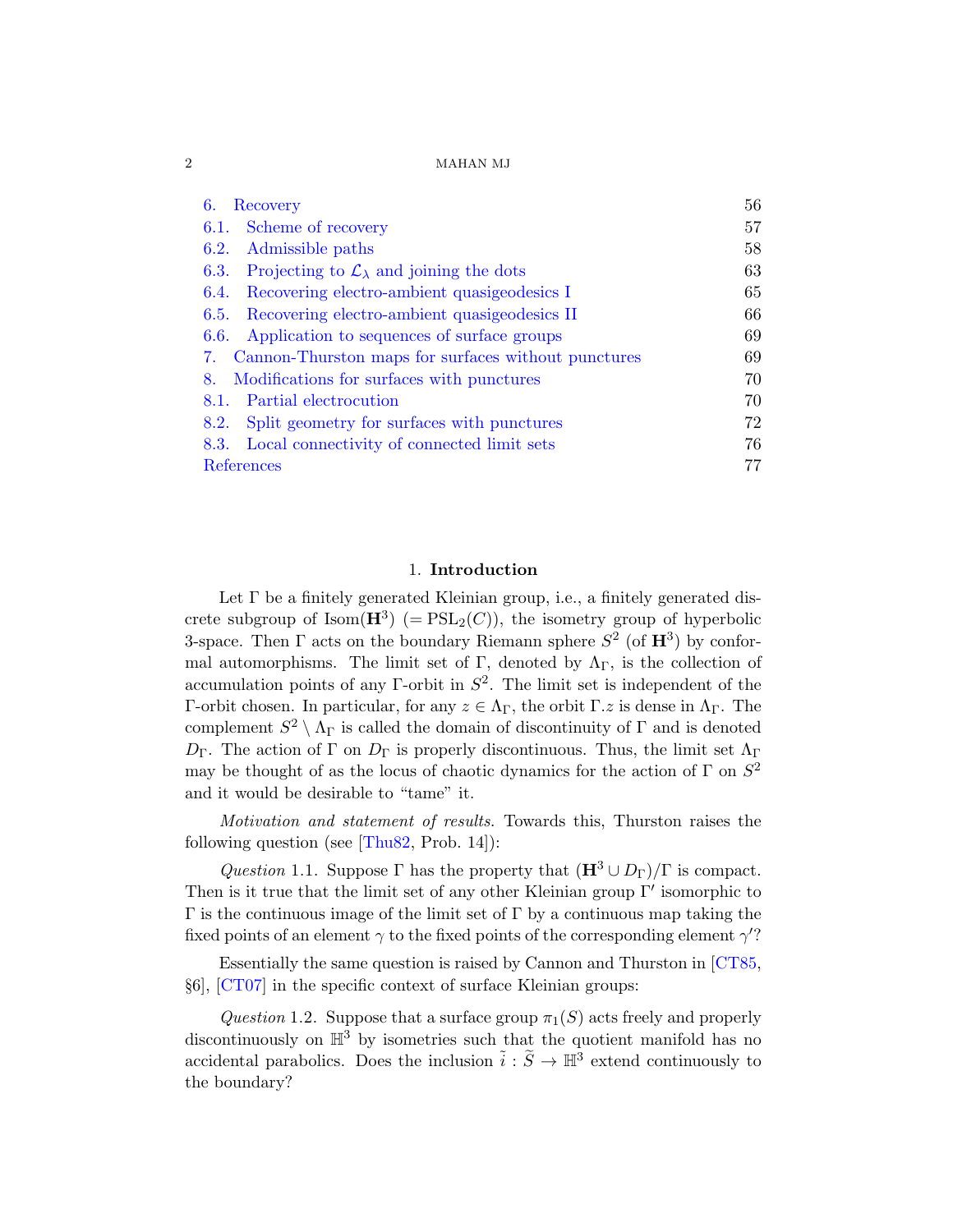6. Recovery 56
6.1. Scheme of recovery 57
6.2. Admissible paths 58
6.3. Projecting to $\mathcal{L}_\lambda$ and joining the dots 63
6.4. Recovering electro-ambient quasigeodesics I 65
6.5. Recovering electro-ambient quasigeodesics II 66
6.6. Application to sequences of surface groups 69
7. Cannon-Thurston maps for surfaces without punctures 69
8. Modifications for surfaces with punctures 70
8.1. Partial electrocution 70
8.2. Split geometry for surfaces with punctures 72
8.3. Local connectivity of connected limit sets 76
References 77

## 1. Introduction

Let $\Gamma$ be a finitely generated Kleinian group, i.e., a finitely generated discrete subgroup of $\mathrm{Isom}(\mathbf{H}^3)$ $(= \mathrm{PSL}_2(C))$, the isometry group of hyperbolic 3-space. Then $\Gamma$ acts on the boundary Riemann sphere $S^2$ (of $\mathbf{H}^3$) by conformal automorphisms. The limit set of $\Gamma$, denoted by $\Lambda_\Gamma$, is the collection of accumulation points of any $\Gamma$-orbit in $S^2$. The limit set is independent of the $\Gamma$-orbit chosen. In particular, for any $z \in \Lambda_\Gamma$, the orbit $\Gamma.z$ is dense in $\Lambda_\Gamma$. The complement $S^2 \setminus \Lambda_\Gamma$ is called the domain of discontinuity of $\Gamma$ and is denoted $D_\Gamma$. The action of $\Gamma$ on $D_\Gamma$ is properly discontinuous. Thus, the limit set $\Lambda_\Gamma$ may be thought of as the locus of chaotic dynamics for the action of $\Gamma$ on $S^2$ and it would be desirable to "tame" it.

*Motivation and statement of results.* Towards this, Thurston raises the following question (see [Thu82, Prob. 14]):

*Question* 1.1. Suppose $\Gamma$ has the property that $(\mathbf{H}^3 \cup D_\Gamma)/\Gamma$ is compact. Then is it true that the limit set of any other Kleinian group $\Gamma'$ isomorphic to $\Gamma$ is the continuous image of the limit set of $\Gamma$ by a continuous map taking the fixed points of an element $\gamma$ to the fixed points of the corresponding element $\gamma'$?

Essentially the same question is raised by Cannon and Thurston in [CT85, §6], [CT07] in the specific context of surface Kleinian groups:

*Question* 1.2. Suppose that a surface group $\pi_1(S)$ acts freely and properly discontinuously on $\mathbb{H}^3$ by isometries such that the quotient manifold has no accidental parabolics. Does the inclusion $\tilde{i} : \widetilde{S} \to \mathbb{H}^3$ extend continuously to the boundary?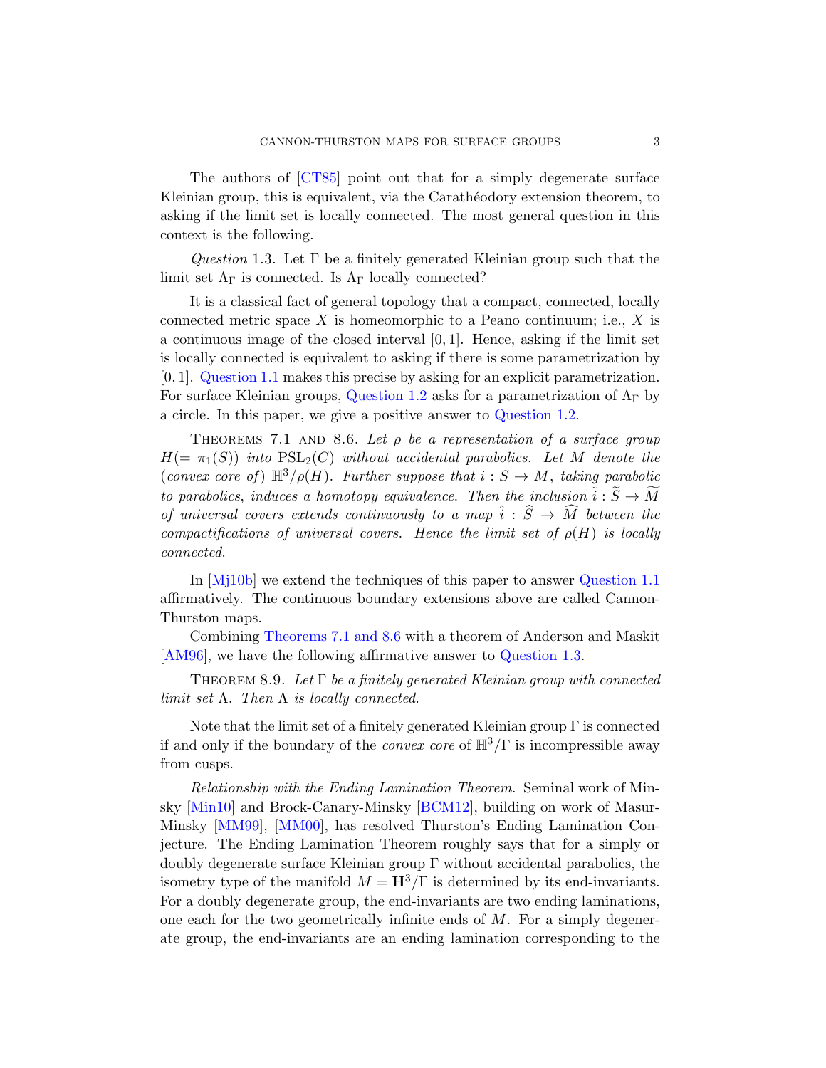The authors of [CT85] point out that for a simply degenerate surface Kleinian group, this is equivalent, via the Carathéodory extension theorem, to asking if the limit set is locally connected. The most general question in this context is the following.

*Question* 1.3. Let $\Gamma$ be a finitely generated Kleinian group such that the limit set $\Lambda_\Gamma$ is connected. Is $\Lambda_\Gamma$ locally connected?

It is a classical fact of general topology that a compact, connected, locally connected metric space $X$ is homeomorphic to a Peano continuum; i.e., $X$ is a continuous image of the closed interval $[0,1]$. Hence, asking if the limit set is locally connected is equivalent to asking if there is some parametrization by $[0,1]$. Question 1.1 makes this precise by asking for an explicit parametrization. For surface Kleinian groups, Question 1.2 asks for a parametrization of $\Lambda_\Gamma$ by a circle. In this paper, we give a positive answer to Question 1.2.

Theorems 7.1 and 8.6. *Let $\rho$ be a representation of a surface group $H (= \pi_1(S))$ into $\mathrm{PSL}_2(C)$ without accidental parabolics. Let $M$ denote the (convex core of) $\mathbb{H}^3/\rho(H)$. Further suppose that $i : S \to M$, taking parabolic to parabolics, induces a homotopy equivalence. Then the inclusion $\tilde{i} : \widetilde{S} \to \widetilde{M}$ of universal covers extends continuously to a map $\hat{i} : \widehat{S} \to \widehat{M}$ between the compactifications of universal covers. Hence the limit set of $\rho(H)$ is locally connected.*

In [Mj10b] we extend the techniques of this paper to answer Question 1.1 affirmatively. The continuous boundary extensions above are called Cannon-Thurston maps.

Combining Theorems 7.1 and 8.6 with a theorem of Anderson and Maskit [AM96], we have the following affirmative answer to Question 1.3.

Theorem 8.9. *Let $\Gamma$ be a finitely generated Kleinian group with connected limit set $\Lambda$. Then $\Lambda$ is locally connected.*

Note that the limit set of a finitely generated Kleinian group $\Gamma$ is connected if and only if the boundary of the *convex core* of $\mathbb{H}^3/\Gamma$ is incompressible away from cusps.

*Relationship with the Ending Lamination Theorem.* Seminal work of Minsky [Min10] and Brock-Canary-Minsky [BCM12], building on work of Masur-Minsky [MM99], [MM00], has resolved Thurston's Ending Lamination Conjecture. The Ending Lamination Theorem roughly says that for a simply or doubly degenerate surface Kleinian group $\Gamma$ without accidental parabolics, the isometry type of the manifold $M = \mathbf{H}^3/\Gamma$ is determined by its end-invariants. For a doubly degenerate group, the end-invariants are two ending laminations, one each for the two geometrically infinite ends of $M$. For a simply degenerate group, the end-invariants are an ending lamination corresponding to the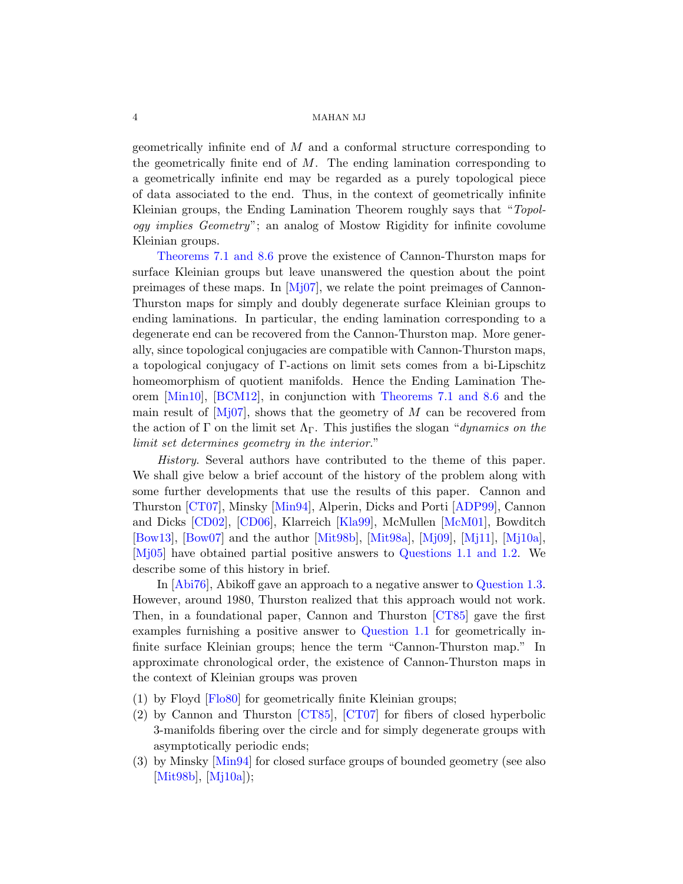geometrically infinite end of $M$ and a conformal structure corresponding to the geometrically finite end of $M$. The ending lamination corresponding to a geometrically infinite end may be regarded as a purely topological piece of data associated to the end. Thus, in the context of geometrically infinite Kleinian groups, the Ending Lamination Theorem roughly says that "*Topology implies Geometry*"; an analog of Mostow Rigidity for infinite covolume Kleinian groups.

Theorems 7.1 and 8.6 prove the existence of Cannon-Thurston maps for surface Kleinian groups but leave unanswered the question about the point preimages of these maps. In [Mj07], we relate the point preimages of Cannon-Thurston maps for simply and doubly degenerate surface Kleinian groups to ending laminations. In particular, the ending lamination corresponding to a degenerate end can be recovered from the Cannon-Thurston map. More generally, since topological conjugacies are compatible with Cannon-Thurston maps, a topological conjugacy of $\Gamma$-actions on limit sets comes from a bi-Lipschitz homeomorphism of quotient manifolds. Hence the Ending Lamination Theorem [Min10], [BCM12], in conjunction with Theorems 7.1 and 8.6 and the main result of [Mj07], shows that the geometry of $M$ can be recovered from the action of $\Gamma$ on the limit set $\Lambda_\Gamma$. This justifies the slogan "*dynamics on the limit set determines geometry in the interior*."

*History.* Several authors have contributed to the theme of this paper. We shall give below a brief account of the history of the problem along with some further developments that use the results of this paper. Cannon and Thurston [CT07], Minsky [Min94], Alperin, Dicks and Porti [ADP99], Cannon and Dicks [CD02], [CD06], Klarreich [Kla99], McMullen [McM01], Bowditch [Bow13], [Bow07] and the author [Mit98b], [Mit98a], [Mj09], [Mj11], [Mj10a], [Mj05] have obtained partial positive answers to Questions 1.1 and 1.2. We describe some of this history in brief.

In [Abi76], Abikoff gave an approach to a negative answer to Question 1.3. However, around 1980, Thurston realized that this approach would not work. Then, in a foundational paper, Cannon and Thurston [CT85] gave the first examples furnishing a positive answer to Question 1.1 for geometrically infinite surface Kleinian groups; hence the term "Cannon-Thurston map." In approximate chronological order, the existence of Cannon-Thurston maps in the context of Kleinian groups was proven

(1) by Floyd [Flo80] for geometrically finite Kleinian groups;
(2) by Cannon and Thurston [CT85], [CT07] for fibers of closed hyperbolic 3-manifolds fibering over the circle and for simply degenerate groups with asymptotically periodic ends;
(3) by Minsky [Min94] for closed surface groups of bounded geometry (see also [Mit98b], [Mj10a]);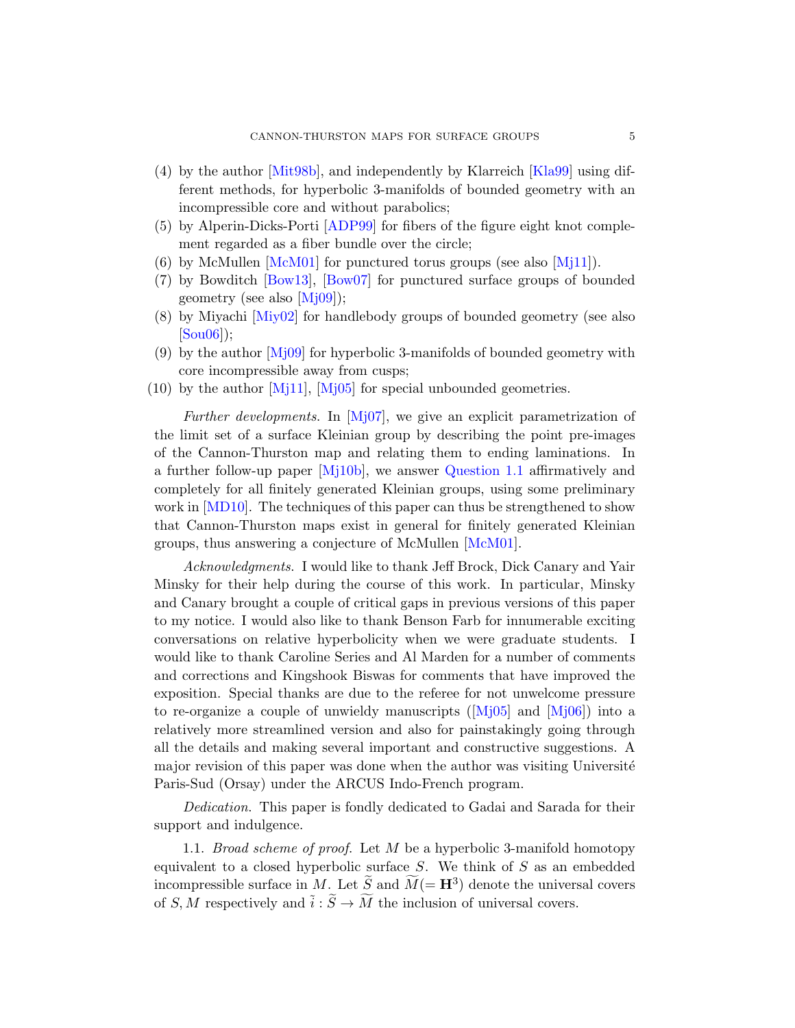(4) by the author [Mit98b], and independently by Klarreich [Kla99] using different methods, for hyperbolic 3-manifolds of bounded geometry with an incompressible core and without parabolics;
(5) by Alperin-Dicks-Porti [ADP99] for fibers of the figure eight knot complement regarded as a fiber bundle over the circle;
(6) by McMullen [McM01] for punctured torus groups (see also [Mj11]).
(7) by Bowditch [Bow13], [Bow07] for punctured surface groups of bounded geometry (see also [Mj09]);
(8) by Miyachi [Miy02] for handlebody groups of bounded geometry (see also [Sou06]);
(9) by the author [Mj09] for hyperbolic 3-manifolds of bounded geometry with core incompressible away from cusps;
(10) by the author [Mj11], [Mj05] for special unbounded geometries.

*Further developments.* In [Mj07], we give an explicit parametrization of the limit set of a surface Kleinian group by describing the point pre-images of the Cannon-Thurston map and relating them to ending laminations. In a further follow-up paper [Mj10b], we answer Question 1.1 affirmatively and completely for all finitely generated Kleinian groups, using some preliminary work in [MD10]. The techniques of this paper can thus be strengthened to show that Cannon-Thurston maps exist in general for finitely generated Kleinian groups, thus answering a conjecture of McMullen [McM01].

*Acknowledgments.* I would like to thank Jeff Brock, Dick Canary and Yair Minsky for their help during the course of this work. In particular, Minsky and Canary brought a couple of critical gaps in previous versions of this paper to my notice. I would also like to thank Benson Farb for innumerable exciting conversations on relative hyperbolicity when we were graduate students. I would like to thank Caroline Series and Al Marden for a number of comments and corrections and Kingshook Biswas for comments that have improved the exposition. Special thanks are due to the referee for not unwelcome pressure to re-organize a couple of unwieldy manuscripts ([Mj05] and [Mj06]) into a relatively more streamlined version and also for painstakingly going through all the details and making several important and constructive suggestions. A major revision of this paper was done when the author was visiting Université Paris-Sud (Orsay) under the ARCUS Indo-French program.

*Dedication.* This paper is fondly dedicated to Gadai and Sarada for their support and indulgence.

1.1. *Broad scheme of proof.* Let $M$ be a hyperbolic 3-manifold homotopy equivalent to a closed hyperbolic surface $S$. We think of $S$ as an embedded incompressible surface in $M$. Let $\widetilde{S}$ and $\widetilde{M}(=\mathbf{H}^3)$ denote the universal covers of $S, M$ respectively and $\tilde{i}: \widetilde{S} \to \widetilde{M}$ the inclusion of universal covers.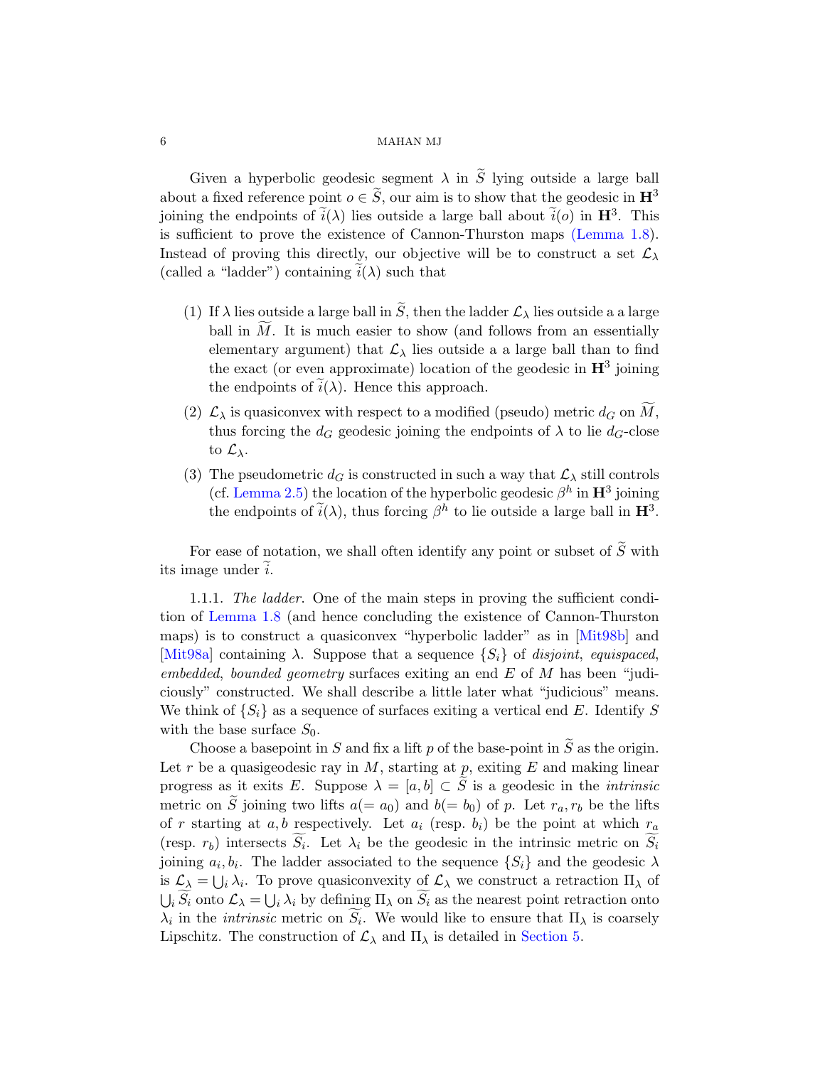Given a hyperbolic geodesic segment $\lambda$ in $\widetilde{S}$ lying outside a large ball about a fixed reference point $o \in \widetilde{S}$, our aim is to show that the geodesic in $\mathbf{H}^3$ joining the endpoints of $\widetilde{i}(\lambda)$ lies outside a large ball about $\widetilde{i}(o)$ in $\mathbf{H}^3$. This is sufficient to prove the existence of Cannon-Thurston maps (Lemma 1.8). Instead of proving this directly, our objective will be to construct a set $\mathcal{L}_\lambda$ (called a "ladder") containing $\widetilde{i}(\lambda)$ such that

1. If $\lambda$ lies outside a large ball in $\widetilde{S}$, then the ladder $\mathcal{L}_\lambda$ lies outside a a large ball in $\widetilde{M}$. It is much easier to show (and follows from an essentially elementary argument) that $\mathcal{L}_\lambda$ lies outside a a large ball than to find the exact (or even approximate) location of the geodesic in $\mathbf{H}^3$ joining the endpoints of $\widetilde{i}(\lambda)$. Hence this approach.
2. $\mathcal{L}_\lambda$ is quasiconvex with respect to a modified (pseudo) metric $d_G$ on $\widetilde{M}$, thus forcing the $d_G$ geodesic joining the endpoints of $\lambda$ to lie $d_G$-close to $\mathcal{L}_\lambda$.
3. The pseudometric $d_G$ is constructed in such a way that $\mathcal{L}_\lambda$ still controls (cf. Lemma 2.5) the location of the hyperbolic geodesic $\beta^h$ in $\mathbf{H}^3$ joining the endpoints of $\widetilde{i}(\lambda)$, thus forcing $\beta^h$ to lie outside a large ball in $\mathbf{H}^3$.

For ease of notation, we shall often identify any point or subset of $\widetilde{S}$ with its image under $\widetilde{i}$.

1.1.1. *The ladder.* One of the main steps in proving the sufficient condition of Lemma 1.8 (and hence concluding the existence of Cannon-Thurston maps) is to construct a quasiconvex "hyperbolic ladder" as in [Mit98b] and [Mit98a] containing $\lambda$. Suppose that a sequence $\{S_i\}$ of *disjoint*, *equispaced*, *embedded*, *bounded geometry* surfaces exiting an end $E$ of $M$ has been "judiciously" constructed. We shall describe a little later what "judicious" means. We think of $\{S_i\}$ as a sequence of surfaces exiting a vertical end $E$. Identify $S$ with the base surface $S_0$.

Choose a basepoint in $S$ and fix a lift $p$ of the base-point in $\widetilde{S}$ as the origin. Let $r$ be a quasigeodesic ray in $M$, starting at $p$, exiting $E$ and making linear progress as it exits $E$. Suppose $\lambda = [a, b] \subset \widetilde{S}$ is a geodesic in the *intrinsic* metric on $\widetilde{S}$ joining two lifts $a (= a_0)$ and $b (= b_0)$ of $p$. Let $r_a, r_b$ be the lifts of $r$ starting at $a, b$ respectively. Let $a_i$ (resp. $b_i$) be the point at which $r_a$ (resp. $r_b$) intersects $\widetilde{S_i}$. Let $\lambda_i$ be the geodesic in the intrinsic metric on $\widetilde{S_i}$ joining $a_i, b_i$. The ladder associated to the sequence $\{S_i\}$ and the geodesic $\lambda$ is $\mathcal{L}_\lambda = \bigcup_i \lambda_i$. To prove quasiconvexity of $\mathcal{L}_\lambda$ we construct a retraction $\Pi_\lambda$ of $\bigcup_i \widetilde{S_i}$ onto $\mathcal{L}_\lambda = \bigcup_i \lambda_i$ by defining $\Pi_\lambda$ on $\widetilde{S_i}$ as the nearest point retraction onto $\lambda_i$ in the *intrinsic* metric on $\widetilde{S_i}$. We would like to ensure that $\Pi_\lambda$ is coarsely Lipschitz. The construction of $\mathcal{L}_\lambda$ and $\Pi_\lambda$ is detailed in Section 5.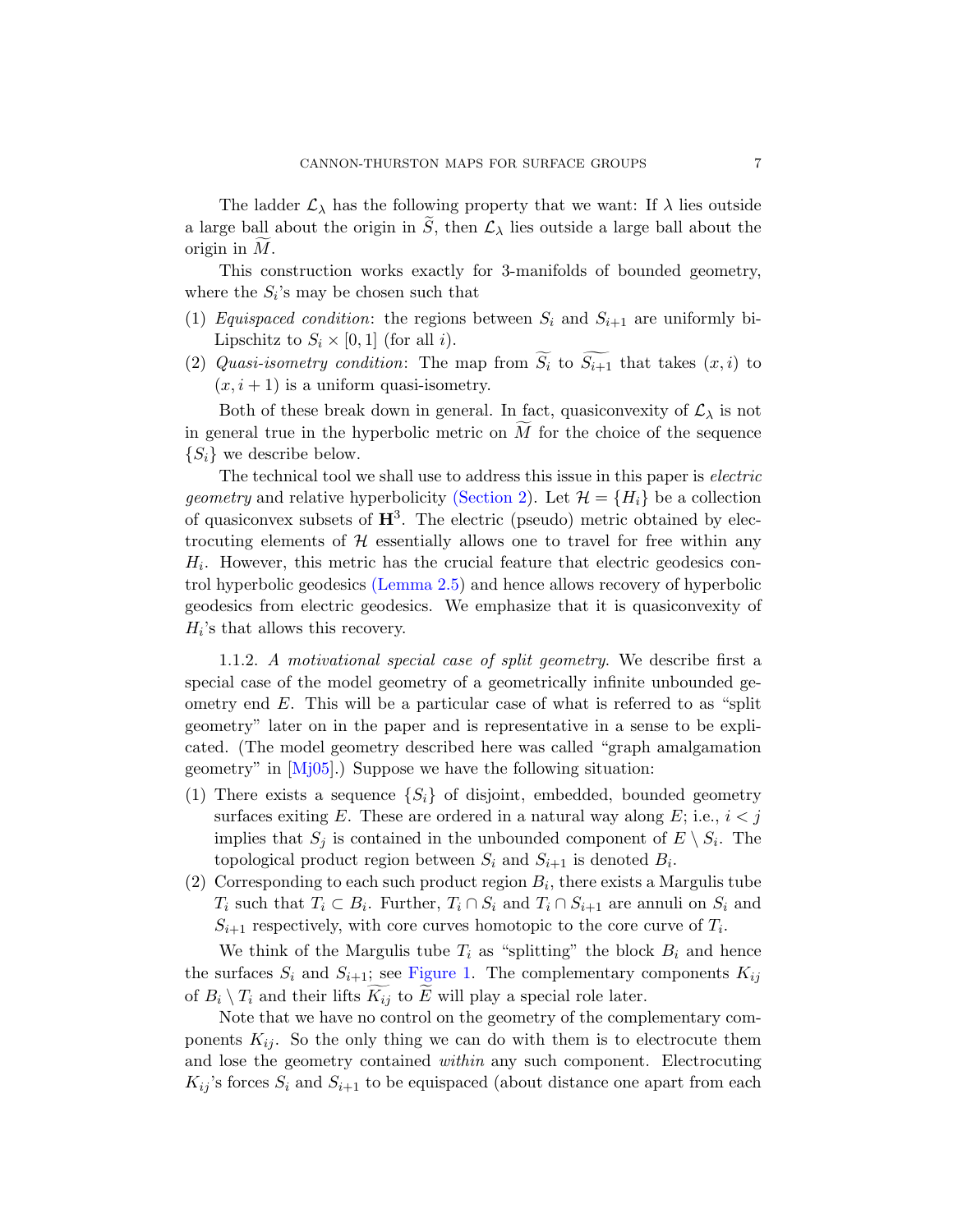The ladder $\mathcal{L}_\lambda$ has the following property that we want: If $\lambda$ lies outside a large ball about the origin in $\widetilde{S}$, then $\mathcal{L}_\lambda$ lies outside a large ball about the origin in $\widetilde{M}$.

This construction works exactly for 3-manifolds of bounded geometry, where the $S_i$'s may be chosen such that

1. *Equispaced condition*: the regions between $S_i$ and $S_{i+1}$ are uniformly bi-Lipschitz to $S_i \times [0,1]$ (for all $i$).
2. *Quasi-isometry condition*: The map from $\widetilde{S_i}$ to $\widetilde{S_{i+1}}$ that takes $(x,i)$ to $(x,i+1)$ is a uniform quasi-isometry.

Both of these break down in general. In fact, quasiconvexity of $\mathcal{L}_\lambda$ is not in general true in the hyperbolic metric on $\widetilde{M}$ for the choice of the sequence $\{S_i\}$ we describe below.

The technical tool we shall use to address this issue in this paper is *electric geometry* and relative hyperbolicity (Section 2). Let $\mathcal{H} = \{H_i\}$ be a collection of quasiconvex subsets of $\mathbf{H}^3$. The electric (pseudo) metric obtained by electrocuting elements of $\mathcal{H}$ essentially allows one to travel for free within any $H_i$. However, this metric has the crucial feature that electric geodesics control hyperbolic geodesics (Lemma 2.5) and hence allows recovery of hyperbolic geodesics from electric geodesics. We emphasize that it is quasiconvexity of $H_i$'s that allows this recovery.

1.1.2. *A motivational special case of split geometry*. We describe first a special case of the model geometry of a geometrically infinite unbounded geometry end $E$. This will be a particular case of what is referred to as "split geometry" later on in the paper and is representative in a sense to be explicated. (The model geometry described here was called "graph amalgamation geometry" in [Mj05].) Suppose we have the following situation:

1. There exists a sequence $\{S_i\}$ of disjoint, embedded, bounded geometry surfaces exiting $E$. These are ordered in a natural way along $E$; i.e., $i < j$ implies that $S_j$ is contained in the unbounded component of $E \setminus S_i$. The topological product region between $S_i$ and $S_{i+1}$ is denoted $B_i$.
2. Corresponding to each such product region $B_i$, there exists a Margulis tube $T_i$ such that $T_i \subset B_i$. Further, $T_i \cap S_i$ and $T_i \cap S_{i+1}$ are annuli on $S_i$ and $S_{i+1}$ respectively, with core curves homotopic to the core curve of $T_i$.

We think of the Margulis tube $T_i$ as "splitting" the block $B_i$ and hence the surfaces $S_i$ and $S_{i+1}$; see Figure 1. The complementary components $K_{ij}$ of $B_i \setminus T_i$ and their lifts $\widetilde{K_{ij}}$ to $\widetilde{E}$ will play a special role later.

Note that we have no control on the geometry of the complementary components $K_{ij}$. So the only thing we can do with them is to electrocute them and lose the geometry contained *within* any such component. Electrocuting $K_{ij}$'s forces $S_i$ and $S_{i+1}$ to be equispaced (about distance one apart from each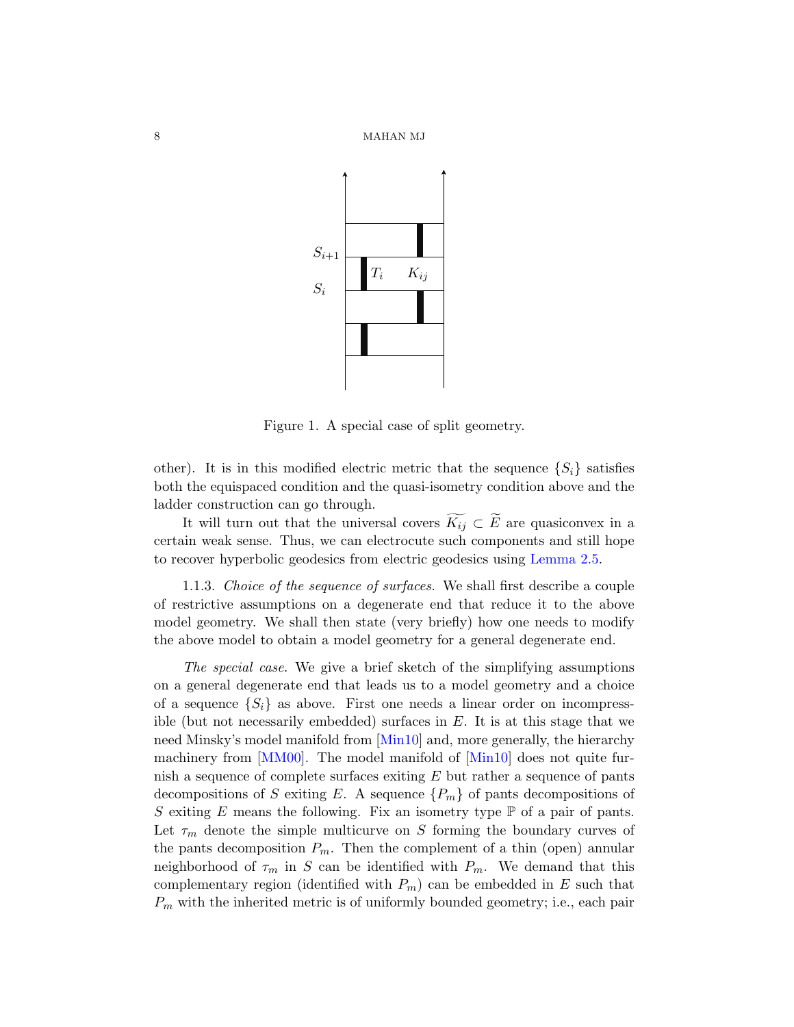Figure 1. A special case of split geometry.

other). It is in this modified electric metric that the sequence $\{S_i\}$ satisfies both the equispaced condition and the quasi-isometry condition above and the ladder construction can go through.

It will turn out that the universal covers $\widetilde{K_{ij}} \subset \widetilde{E}$ are quasiconvex in a certain weak sense. Thus, we can electrocute such components and still hope to recover hyperbolic geodesics from electric geodesics using Lemma 2.5.

1.1.3. *Choice of the sequence of surfaces.* We shall first describe a couple of restrictive assumptions on a degenerate end that reduce it to the above model geometry. We shall then state (very briefly) how one needs to modify the above model to obtain a model geometry for a general degenerate end.

*The special case.* We give a brief sketch of the simplifying assumptions on a general degenerate end that leads us to a model geometry and a choice of a sequence $\{S_i\}$ as above. First one needs a linear order on incompressible (but not necessarily embedded) surfaces in $E$. It is at this stage that we need Minsky's model manifold from [Min10] and, more generally, the hierarchy machinery from [MM00]. The model manifold of [Min10] does not quite furnish a sequence of complete surfaces exiting $E$ but rather a sequence of pants decompositions of $S$ exiting $E$. A sequence $\{P_m\}$ of pants decompositions of $S$ exiting $E$ means the following. Fix an isometry type $\mathbb{P}$ of a pair of pants. Let $\tau_m$ denote the simple multicurve on $S$ forming the boundary curves of the pants decomposition $P_m$. Then the complement of a thin (open) annular neighborhood of $\tau_m$ in $S$ can be identified with $P_m$. We demand that this complementary region (identified with $P_m$) can be embedded in $E$ such that $P_m$ with the inherited metric is of uniformly bounded geometry; i.e., each pair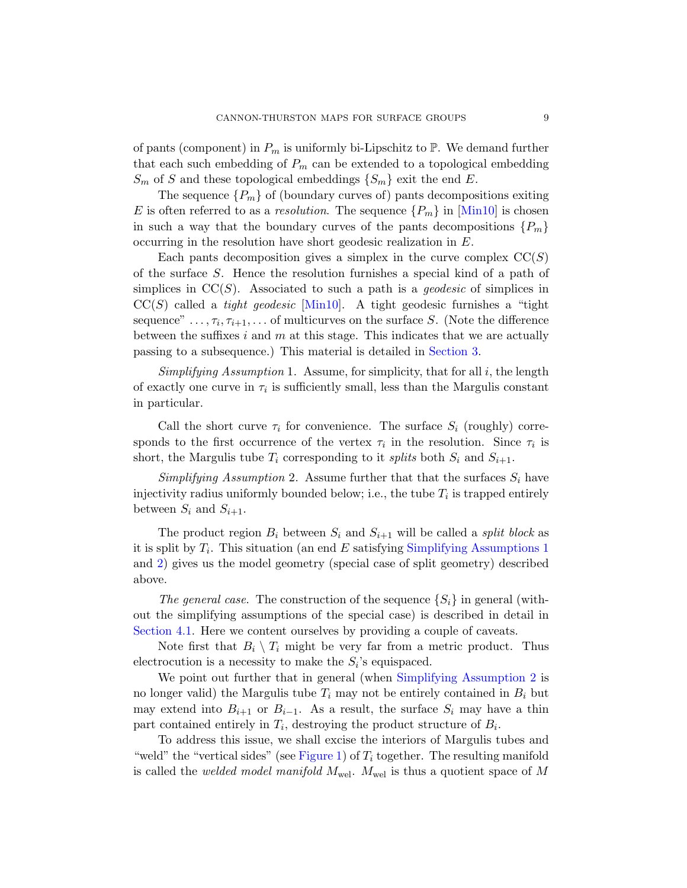of pants (component) in $P_m$ is uniformly bi-Lipschitz to $\mathbb{P}$. We demand further that each such embedding of $P_m$ can be extended to a topological embedding $S_m$ of $S$ and these topological embeddings $\{S_m\}$ exit the end $E$.

The sequence $\{P_m\}$ of (boundary curves of) pants decompositions exiting $E$ is often referred to as a *resolution*. The sequence $\{P_m\}$ in [Min10] is chosen in such a way that the boundary curves of the pants decompositions $\{P_m\}$ occurring in the resolution have short geodesic realization in $E$.

Each pants decomposition gives a simplex in the curve complex $\mathrm{CC}(S)$ of the surface $S$. Hence the resolution furnishes a special kind of a path of simplices in $\mathrm{CC}(S)$. Associated to such a path is a *geodesic* of simplices in $\mathrm{CC}(S)$ called a *tight geodesic* [Min10]. A tight geodesic furnishes a "tight sequence" $\ldots, \tau_i, \tau_{i+1}, \ldots$ of multicurves on the surface $S$. (Note the difference between the suffixes $i$ and $m$ at this stage. This indicates that we are actually passing to a subsequence.) This material is detailed in Section 3.

*Simplifying Assumption* 1. Assume, for simplicity, that for all $i$, the length of exactly one curve in $\tau_i$ is sufficiently small, less than the Margulis constant in particular.

Call the short curve $\tau_i$ for convenience. The surface $S_i$ (roughly) corresponds to the first occurrence of the vertex $\tau_i$ in the resolution. Since $\tau_i$ is short, the Margulis tube $T_i$ corresponding to it *splits* both $S_i$ and $S_{i+1}$.

*Simplifying Assumption* 2. Assume further that that the surfaces $S_i$ have injectivity radius uniformly bounded below; i.e., the tube $T_i$ is trapped entirely between $S_i$ and $S_{i+1}$.

The product region $B_i$ between $S_i$ and $S_{i+1}$ will be called a *split block* as it is split by $T_i$. This situation (an end $E$ satisfying Simplifying Assumptions 1 and 2) gives us the model geometry (special case of split geometry) described above.

*The general case.* The construction of the sequence $\{S_i\}$ in general (without the simplifying assumptions of the special case) is described in detail in Section 4.1. Here we content ourselves by providing a couple of caveats.

Note first that $B_i \setminus T_i$ might be very far from a metric product. Thus electrocution is a necessity to make the $S_i$'s equispaced.

We point out further that in general (when Simplifying Assumption 2 is no longer valid) the Margulis tube $T_i$ may not be entirely contained in $B_i$ but may extend into $B_{i+1}$ or $B_{i-1}$. As a result, the surface $S_i$ may have a thin part contained entirely in $T_i$, destroying the product structure of $B_i$.

To address this issue, we shall excise the interiors of Margulis tubes and "weld" the "vertical sides" (see Figure 1) of $T_i$ together. The resulting manifold is called the *welded model manifold* $M_{\mathrm{wel}}$. $M_{\mathrm{wel}}$ is thus a quotient space of $M$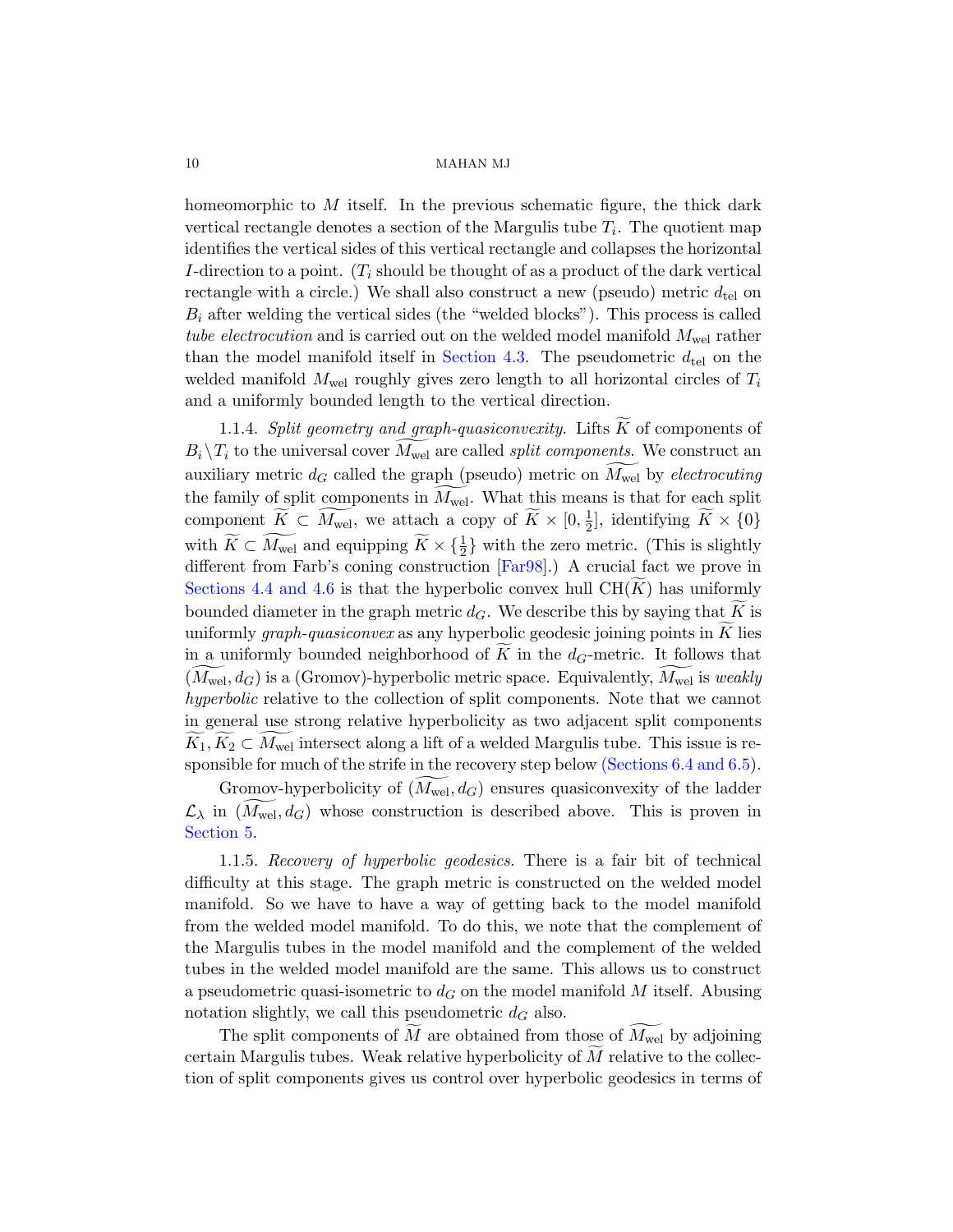homeomorphic to $M$ itself. In the previous schematic figure, the thick dark vertical rectangle denotes a section of the Margulis tube $T_i$. The quotient map identifies the vertical sides of this vertical rectangle and collapses the horizontal $I$-direction to a point. ($T_i$ should be thought of as a product of the dark vertical rectangle with a circle.) We shall also construct a new (pseudo) metric $d_{\rm tel}$ on $B_i$ after welding the vertical sides (the "welded blocks"). This process is called *tube electrocution* and is carried out on the welded model manifold $M_{\rm wel}$ rather than the model manifold itself in Section 4.3. The pseudometric $d_{\rm tel}$ on the welded manifold $M_{\rm wel}$ roughly gives zero length to all horizontal circles of $T_i$ and a uniformly bounded length to the vertical direction.

1.1.4. *Split geometry and graph-quasiconvexity.* Lifts $\widetilde{K}$ of components of $B_i \setminus T_i$ to the universal cover $\widetilde{M_{\rm wel}}$ are called *split components.* We construct an auxiliary metric $d_G$ called the graph (pseudo) metric on $\widetilde{M_{\rm wel}}$ by *electrocuting* the family of split components in $\widetilde{M_{\rm wel}}$. What this means is that for each split component $\widetilde{K} \subset \widetilde{M_{\rm wel}}$, we attach a copy of $\widetilde{K} \times [0, \frac{1}{2}]$, identifying $\widetilde{K} \times \{0\}$ with $\widetilde{K} \subset \widetilde{M_{\rm wel}}$ and equipping $\widetilde{K} \times \{\frac{1}{2}\}$ with the zero metric. (This is slightly different from Farb's coning construction [Far98].) A crucial fact we prove in Sections 4.4 and 4.6 is that the hyperbolic convex hull ${\rm CH}(\widetilde{K})$ has uniformly bounded diameter in the graph metric $d_G$. We describe this by saying that $\widetilde{K}$ is uniformly *graph-quasiconvex* as any hyperbolic geodesic joining points in $\widetilde{K}$ lies in a uniformly bounded neighborhood of $\widetilde{K}$ in the $d_G$-metric. It follows that $(\widetilde{M_{\rm wel}}, d_G)$ is a (Gromov)-hyperbolic metric space. Equivalently, $\widetilde{M_{\rm wel}}$ is *weakly hyperbolic* relative to the collection of split components. Note that we cannot in general use strong relative hyperbolicity as two adjacent split components $\widetilde{K_1}, \widetilde{K_2} \subset \widetilde{M_{\rm wel}}$ intersect along a lift of a welded Margulis tube. This issue is responsible for much of the strife in the recovery step below (Sections 6.4 and 6.5).

Gromov-hyperbolicity of $(\widetilde{M_{\rm wel}}, d_G)$ ensures quasiconvexity of the ladder $\mathcal{L}_\lambda$ in $(\widetilde{M_{\rm wel}}, d_G)$ whose construction is described above. This is proven in Section 5.

1.1.5. *Recovery of hyperbolic geodesics.* There is a fair bit of technical difficulty at this stage. The graph metric is constructed on the welded model manifold. So we have to have a way of getting back to the model manifold from the welded model manifold. To do this, we note that the complement of the Margulis tubes in the model manifold and the complement of the welded tubes in the welded model manifold are the same. This allows us to construct a pseudometric quasi-isometric to $d_G$ on the model manifold $M$ itself. Abusing notation slightly, we call this pseudometric $d_G$ also.

The split components of $\widetilde{M}$ are obtained from those of $\widetilde{M_{\rm wel}}$ by adjoining certain Margulis tubes. Weak relative hyperbolicity of $\widetilde{M}$ relative to the collection of split components gives us control over hyperbolic geodesics in terms of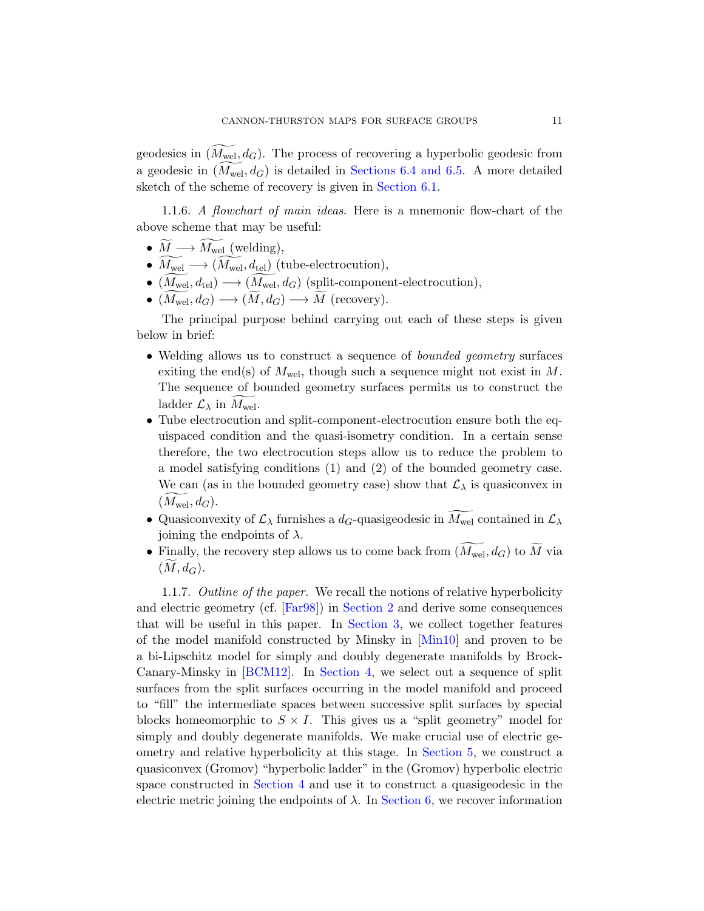geodesics in $(\widetilde{M_{\rm wel}}, d_G)$. The process of recovering a hyperbolic geodesic from a geodesic in $(\widetilde{M_{\rm wel}}, d_G)$ is detailed in Sections 6.4 and 6.5. A more detailed sketch of the scheme of recovery is given in Section 6.1.

1.1.6. *A flowchart of main ideas.* Here is a mnemonic flow-chart of the above scheme that may be useful:

- $\widetilde{M} \longrightarrow \widetilde{M_{\rm wel}}$ (welding),
- $\widetilde{M_{\rm wel}} \longrightarrow (\widetilde{M_{\rm wel}}, d_{\rm tel})$ (tube-electrocution),
- $(\widetilde{M_{\rm wel}}, d_{\rm tel}) \longrightarrow (\widetilde{M_{\rm wel}}, d_G)$ (split-component-electrocution),
- $(\widetilde{M_{\rm wel}}, d_G) \longrightarrow (\widetilde{M}, d_G) \longrightarrow \widetilde{M}$ (recovery).

The principal purpose behind carrying out each of these steps is given below in brief:

- Welding allows us to construct a sequence of *bounded geometry* surfaces exiting the end(s) of $M_{\rm wel}$, though such a sequence might not exist in $M$. The sequence of bounded geometry surfaces permits us to construct the ladder $\mathcal{L}_\lambda$ in $\widetilde{M_{\rm wel}}$.
- Tube electrocution and split-component-electrocution ensure both the equispaced condition and the quasi-isometry condition. In a certain sense therefore, the two electrocution steps allow us to reduce the problem to a model satisfying conditions (1) and (2) of the bounded geometry case. We can (as in the bounded geometry case) show that $\mathcal{L}_\lambda$ is quasiconvex in $(\widetilde{M_{\rm wel}}, d_G)$.
- Quasiconvexity of $\mathcal{L}_\lambda$ furnishes a $d_G$-quasigeodesic in $\widetilde{M_{\rm wel}}$ contained in $\mathcal{L}_\lambda$ joining the endpoints of $\lambda$.
- Finally, the recovery step allows us to come back from $(\widetilde{M_{\rm wel}}, d_G)$ to $\widetilde{M}$ via $(\widetilde{M}, d_G)$.

1.1.7. *Outline of the paper.* We recall the notions of relative hyperbolicity and electric geometry (cf. [Far98]) in Section 2 and derive some consequences that will be useful in this paper. In Section 3, we collect together features of the model manifold constructed by Minsky in [Min10] and proven to be a bi-Lipschitz model for simply and doubly degenerate manifolds by Brock-Canary-Minsky in [BCM12]. In Section 4, we select out a sequence of split surfaces from the split surfaces occurring in the model manifold and proceed to "fill" the intermediate spaces between successive split surfaces by special blocks homeomorphic to $S \times I$. This gives us a "split geometry" model for simply and doubly degenerate manifolds. We make crucial use of electric geometry and relative hyperbolicity at this stage. In Section 5, we construct a quasiconvex (Gromov) "hyperbolic ladder" in the (Gromov) hyperbolic electric space constructed in Section 4 and use it to construct a quasigeodesic in the electric metric joining the endpoints of $\lambda$. In Section 6, we recover information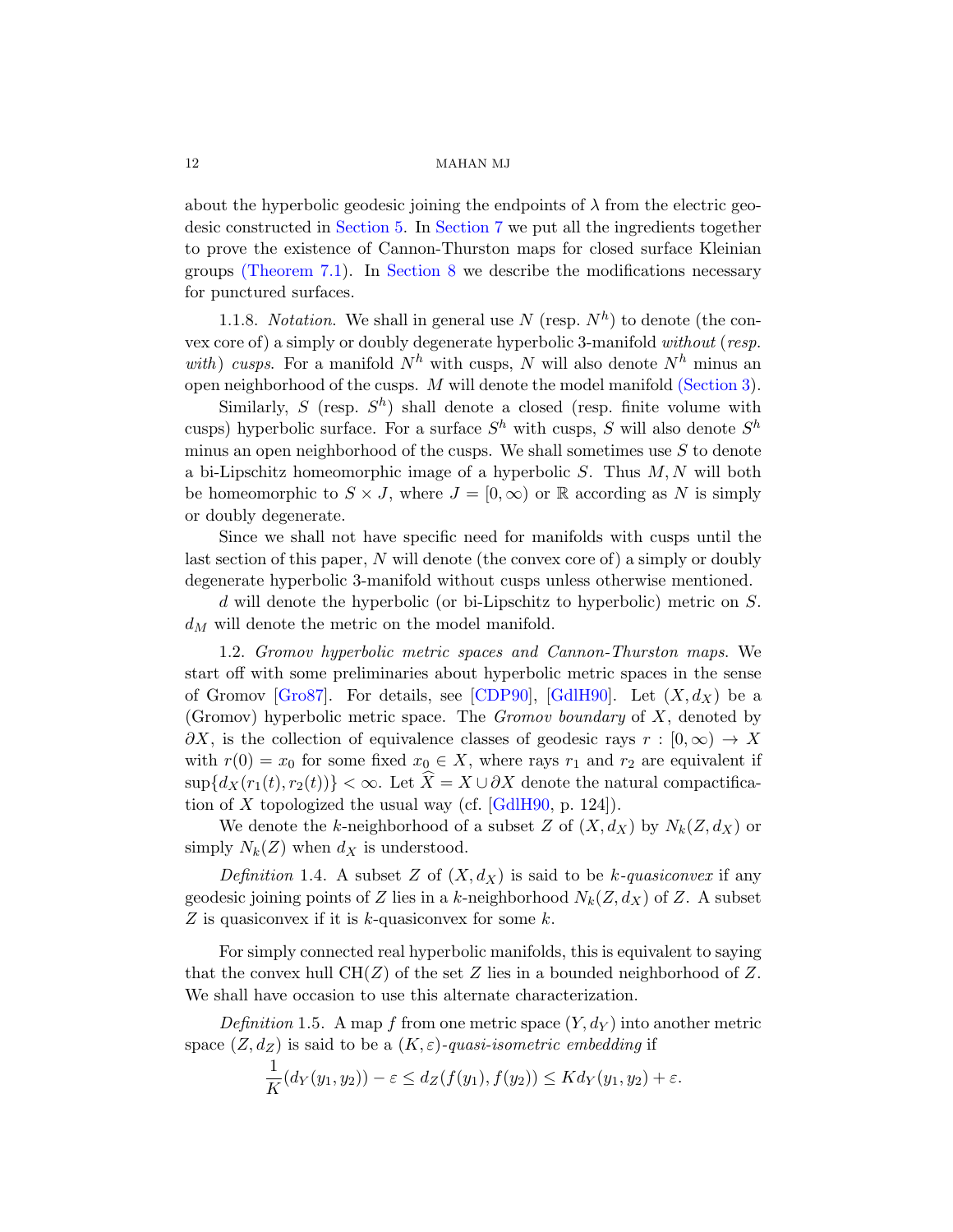about the hyperbolic geodesic joining the endpoints of $\lambda$ from the electric geodesic constructed in Section 5. In Section 7 we put all the ingredients together to prove the existence of Cannon-Thurston maps for closed surface Kleinian groups (Theorem 7.1). In Section 8 we describe the modifications necessary for punctured surfaces.

1.1.8. *Notation.* We shall in general use $N$ (resp. $N^h$) to denote (the convex core of) a simply or doubly degenerate hyperbolic 3-manifold *without* (*resp. with*) *cusps*. For a manifold $N^h$ with cusps, $N$ will also denote $N^h$ minus an open neighborhood of the cusps. $M$ will denote the model manifold (Section 3).

Similarly, $S$ (resp. $S^h$) shall denote a closed (resp. finite volume with cusps) hyperbolic surface. For a surface $S^h$ with cusps, $S$ will also denote $S^h$ minus an open neighborhood of the cusps. We shall sometimes use $S$ to denote a bi-Lipschitz homeomorphic image of a hyperbolic $S$. Thus $M, N$ will both be homeomorphic to $S \times J$, where $J = [0, \infty)$ or $\mathbb{R}$ according as $N$ is simply or doubly degenerate.

Since we shall not have specific need for manifolds with cusps until the last section of this paper, $N$ will denote (the convex core of) a simply or doubly degenerate hyperbolic 3-manifold without cusps unless otherwise mentioned.

$d$ will denote the hyperbolic (or bi-Lipschitz to hyperbolic) metric on $S$. $d_M$ will denote the metric on the model manifold.

1.2. *Gromov hyperbolic metric spaces and Cannon-Thurston maps.* We start off with some preliminaries about hyperbolic metric spaces in the sense of Gromov [Gro87]. For details, see [CDP90], [GdlH90]. Let $(X, d_X)$ be a (Gromov) hyperbolic metric space. The *Gromov boundary* of $X$, denoted by $\partial X$, is the collection of equivalence classes of geodesic rays $r : [0, \infty) \to X$ with $r(0) = x_0$ for some fixed $x_0 \in X$, where rays $r_1$ and $r_2$ are equivalent if $\sup\{d_X(r_1(t), r_2(t))\} < \infty$. Let $\widehat{X} = X \cup \partial X$ denote the natural compactification of $X$ topologized the usual way (cf. [GdlH90, p. 124]).

We denote the $k$-neighborhood of a subset $Z$ of $(X, d_X)$ by $N_k(Z, d_X)$ or simply $N_k(Z)$ when $d_X$ is understood.

*Definition* 1.4. A subset $Z$ of $(X, d_X)$ is said to be *$k$-quasiconvex* if any geodesic joining points of $Z$ lies in a $k$-neighborhood $N_k(Z, d_X)$ of $Z$. A subset $Z$ is quasiconvex if it is $k$-quasiconvex for some $k$.

For simply connected real hyperbolic manifolds, this is equivalent to saying that the convex hull $\text{CH}(Z)$ of the set $Z$ lies in a bounded neighborhood of $Z$. We shall have occasion to use this alternate characterization.

*Definition* 1.5. A map $f$ from one metric space $(Y, d_Y)$ into another metric space $(Z, d_Z)$ is said to be a $(K, \varepsilon)$-*quasi-isometric embedding* if

$$\frac{1}{K}(d_Y(y_1, y_2)) - \varepsilon \leq d_Z(f(y_1), f(y_2)) \leq K d_Y(y_1, y_2) + \varepsilon.$$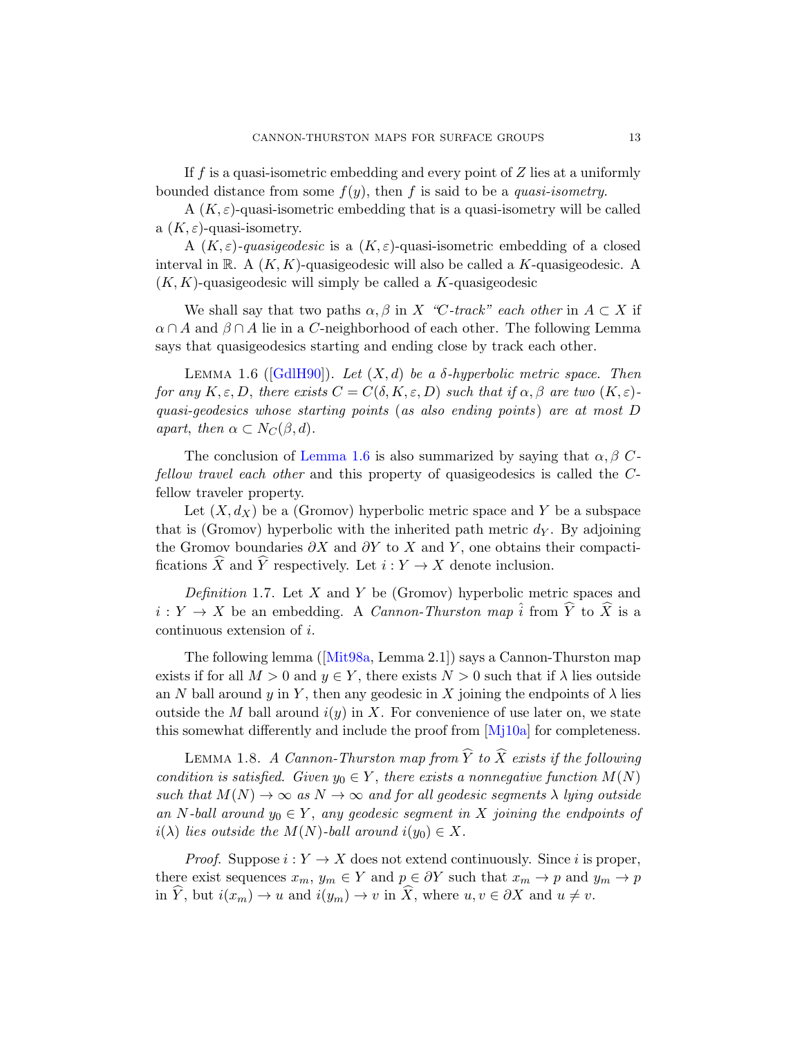If $f$ is a quasi-isometric embedding and every point of $Z$ lies at a uniformly bounded distance from some $f(y)$, then $f$ is said to be a *quasi-isometry*.

A $(K, \varepsilon)$-quasi-isometric embedding that is a quasi-isometry will be called a $(K, \varepsilon)$-quasi-isometry.

A $(K, \varepsilon)$-*quasigeodesic* is a $(K, \varepsilon)$-quasi-isometric embedding of a closed interval in $\mathbb{R}$. A $(K, K)$-quasigeodesic will also be called a $K$-quasigeodesic. A $(K, K)$-quasigeodesic will simply be called a $K$-quasigeodesic

We shall say that two paths $\alpha, \beta$ in $X$ *"$C$-track" each other* in $A \subset X$ if $\alpha \cap A$ and $\beta \cap A$ lie in a $C$-neighborhood of each other. The following Lemma says that quasigeodesics starting and ending close by track each other.

Lemma 1.6 ([GdlH90]). *Let $(X, d)$ be a $\delta$-hyperbolic metric space. Then for any $K, \varepsilon, D$, there exists $C = C(\delta, K, \varepsilon, D)$ such that if $\alpha, \beta$ are two $(K, \varepsilon)$-quasi-geodesics whose starting points (as also ending points) are at most $D$ apart, then $\alpha \subset N_C(\beta, d)$.*

The conclusion of Lemma 1.6 is also summarized by saying that $\alpha, \beta$ *$C$-fellow travel each other* and this property of quasigeodesics is called the $C$-fellow traveler property.

Let $(X, d_X)$ be a (Gromov) hyperbolic metric space and $Y$ be a subspace that is (Gromov) hyperbolic with the inherited path metric $d_Y$. By adjoining the Gromov boundaries $\partial X$ and $\partial Y$ to $X$ and $Y$, one obtains their compactifications $\widehat{X}$ and $\widehat{Y}$ respectively. Let $i : Y \to X$ denote inclusion.

*Definition* 1.7. Let $X$ and $Y$ be (Gromov) hyperbolic metric spaces and $i : Y \to X$ be an embedding. A *Cannon-Thurston map* $\hat{i}$ from $\widehat{Y}$ to $\widehat{X}$ is a continuous extension of $i$.

The following lemma ([Mit98a, Lemma 2.1]) says a Cannon-Thurston map exists if for all $M > 0$ and $y \in Y$, there exists $N > 0$ such that if $\lambda$ lies outside an $N$ ball around $y$ in $Y$, then any geodesic in $X$ joining the endpoints of $\lambda$ lies outside the $M$ ball around $i(y)$ in $X$. For convenience of use later on, we state this somewhat differently and include the proof from [Mj10a] for completeness.

Lemma 1.8. *A Cannon-Thurston map from $\widehat{Y}$ to $\widehat{X}$ exists if the following condition is satisfied. Given $y_0 \in Y$, there exists a nonnegative function $M(N)$ such that $M(N) \to \infty$ as $N \to \infty$ and for all geodesic segments $\lambda$ lying outside an $N$-ball around $y_0 \in Y$, any geodesic segment in $X$ joining the endpoints of $i(\lambda)$ lies outside the $M(N)$-ball around $i(y_0) \in X$.*

*Proof.* Suppose $i : Y \to X$ does not extend continuously. Since $i$ is proper, there exist sequences $x_m, y_m \in Y$ and $p \in \partial Y$ such that $x_m \to p$ and $y_m \to p$ in $\widehat{Y}$, but $i(x_m) \to u$ and $i(y_m) \to v$ in $\widehat{X}$, where $u, v \in \partial X$ and $u \neq v$.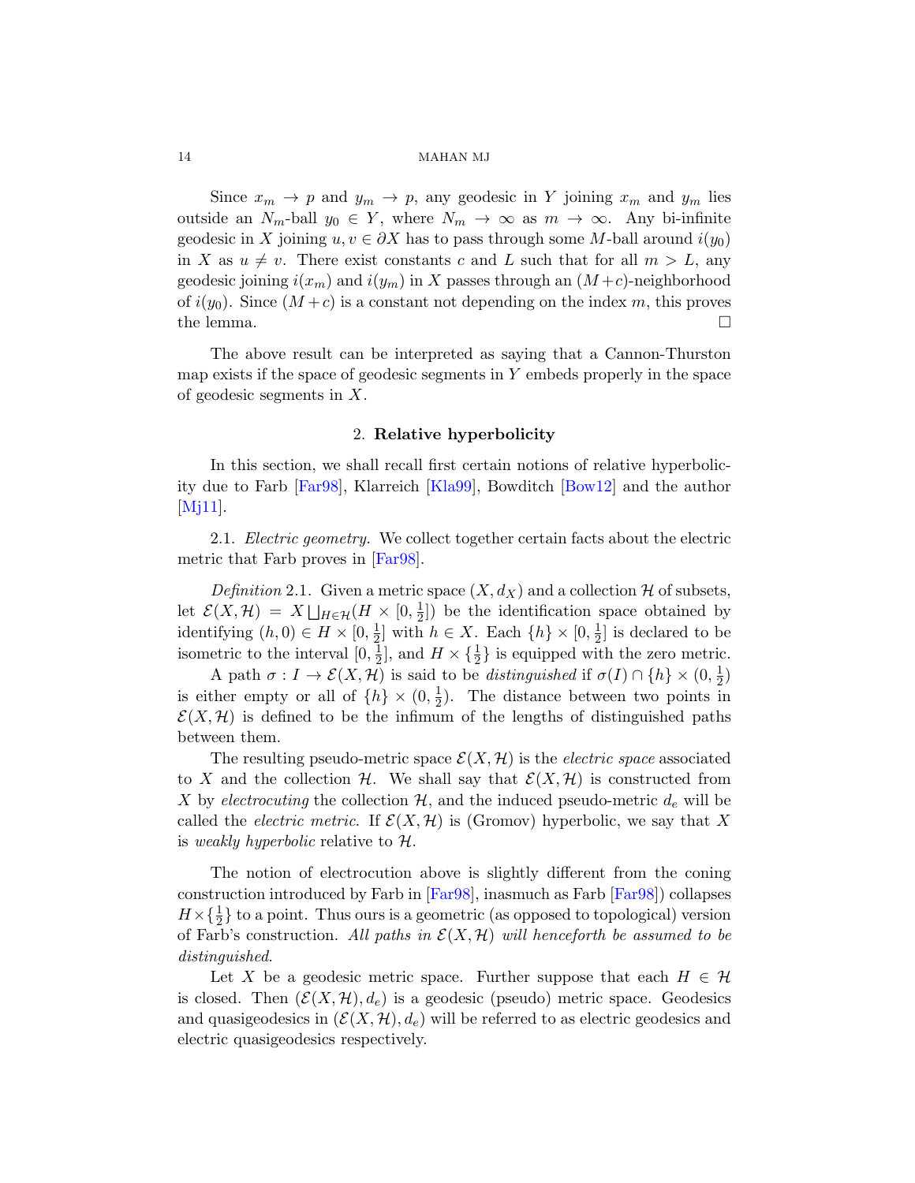Since $x_m \to p$ and $y_m \to p$, any geodesic in $Y$ joining $x_m$ and $y_m$ lies outside an $N_m$-ball $y_0 \in Y$, where $N_m \to \infty$ as $m \to \infty$. Any bi-infinite geodesic in $X$ joining $u, v \in \partial X$ has to pass through some $M$-ball around $i(y_0)$ in $X$ as $u \neq v$. There exist constants $c$ and $L$ such that for all $m > L$, any geodesic joining $i(x_m)$ and $i(y_m)$ in $X$ passes through an $(M+c)$-neighborhood of $i(y_0)$. Since $(M+c)$ is a constant not depending on the index $m$, this proves the lemma. $\square$

The above result can be interpreted as saying that a Cannon-Thurston map exists if the space of geodesic segments in $Y$ embeds properly in the space of geodesic segments in $X$.

## 2. Relative hyperbolicity

In this section, we shall recall first certain notions of relative hyperbolicity due to Farb [Far98], Klarreich [Kla99], Bowditch [Bow12] and the author [Mj11].

2.1. *Electric geometry.* We collect together certain facts about the electric metric that Farb proves in [Far98].

*Definition* 2.1. Given a metric space $(X, d_X)$ and a collection $\mathcal{H}$ of subsets, let $\mathcal{E}(X, \mathcal{H}) = X \bigsqcup_{H \in \mathcal{H}} (H \times [0, \frac{1}{2}])$ be the identification space obtained by identifying $(h, 0) \in H \times [0, \frac{1}{2}]$ with $h \in X$. Each $\{h\} \times [0, \frac{1}{2}]$ is declared to be isometric to the interval $[0, \frac{1}{2}]$, and $H \times \{\frac{1}{2}\}$ is equipped with the zero metric.

A path $\sigma : I \to \mathcal{E}(X, \mathcal{H})$ is said to be *distinguished* if $\sigma(I) \cap \{h\} \times (0, \frac{1}{2})$ is either empty or all of $\{h\} \times (0, \frac{1}{2})$. The distance between two points in $\mathcal{E}(X, \mathcal{H})$ is defined to be the infimum of the lengths of distinguished paths between them.

The resulting pseudo-metric space $\mathcal{E}(X, \mathcal{H})$ is the *electric space* associated to $X$ and the collection $\mathcal{H}$. We shall say that $\mathcal{E}(X, \mathcal{H})$ is constructed from $X$ by *electrocuting* the collection $\mathcal{H}$, and the induced pseudo-metric $d_e$ will be called the *electric metric*. If $\mathcal{E}(X, \mathcal{H})$ is (Gromov) hyperbolic, we say that $X$ is *weakly hyperbolic* relative to $\mathcal{H}$.

The notion of electrocution above is slightly different from the coning construction introduced by Farb in [Far98], inasmuch as Farb [Far98]) collapses $H \times \{\frac{1}{2}\}$ to a point. Thus ours is a geometric (as opposed to topological) version of Farb's construction. *All paths in $\mathcal{E}(X, \mathcal{H})$ will henceforth be assumed to be distinguished.*

Let $X$ be a geodesic metric space. Further suppose that each $H \in \mathcal{H}$ is closed. Then $(\mathcal{E}(X, \mathcal{H}), d_e)$ is a geodesic (pseudo) metric space. Geodesics and quasigeodesics in $(\mathcal{E}(X, \mathcal{H}), d_e)$ will be referred to as electric geodesics and electric quasigeodesics respectively.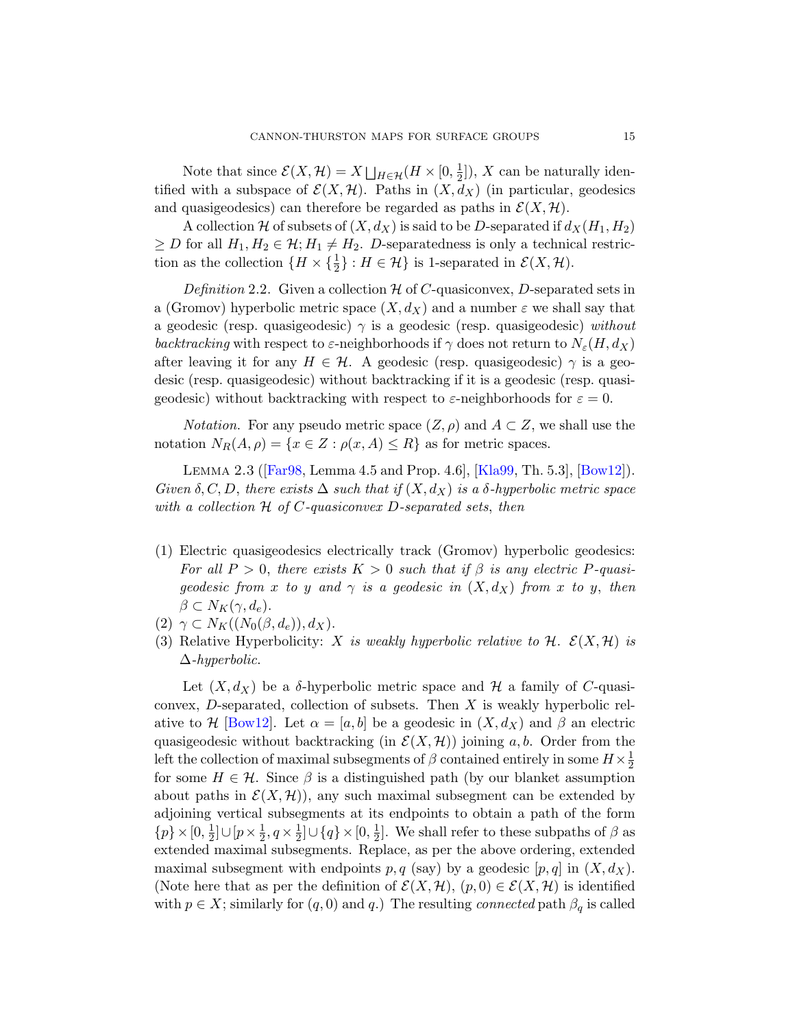Note that since $\mathcal{E}(X, \mathcal{H}) = X \bigsqcup_{H \in \mathcal{H}} (H \times [0, \frac{1}{2}])$, $X$ can be naturally identified with a subspace of $\mathcal{E}(X, \mathcal{H})$. Paths in $(X, d_X)$ (in particular, geodesics and quasigeodesics) can therefore be regarded as paths in $\mathcal{E}(X, \mathcal{H})$.

A collection $\mathcal{H}$ of subsets of $(X, d_X)$ is said to be $D$-separated if $d_X(H_1, H_2) \geq D$ for all $H_1, H_2 \in \mathcal{H}; H_1 \neq H_2$. $D$-separatedness is only a technical restriction as the collection $\{H \times \{\frac{1}{2}\} : H \in \mathcal{H}\}$ is 1-separated in $\mathcal{E}(X, \mathcal{H})$.

*Definition* 2.2. Given a collection $\mathcal{H}$ of $C$-quasiconvex, $D$-separated sets in a (Gromov) hyperbolic metric space $(X, d_X)$ and a number $\varepsilon$ we shall say that a geodesic (resp. quasigeodesic) $\gamma$ is a geodesic (resp. quasigeodesic) *without backtracking* with respect to $\varepsilon$-neighborhoods if $\gamma$ does not return to $N_\varepsilon(H, d_X)$ after leaving it for any $H \in \mathcal{H}$. A geodesic (resp. quasigeodesic) $\gamma$ is a geodesic (resp. quasigeodesic) without backtracking if it is a geodesic (resp. quasigeodesic) without backtracking with respect to $\varepsilon$-neighborhoods for $\varepsilon = 0$.

*Notation.* For any pseudo metric space $(Z, \rho)$ and $A \subset Z$, we shall use the notation $N_R(A, \rho) = \{x \in Z : \rho(x, A) \leq R\}$ as for metric spaces.

Lemma 2.3 ([Far98, Lemma 4.5 and Prop. 4.6], [Kla99, Th. 5.3], [Bow12]). *Given $\delta, C, D$, there exists $\Delta$ such that if $(X, d_X)$ is a $\delta$-hyperbolic metric space with a collection $\mathcal{H}$ of $C$-quasiconvex $D$-separated sets, then*

(1) Electric quasigeodesics electrically track (Gromov) hyperbolic geodesics: *For all $P > 0$, there exists $K > 0$ such that if $\beta$ is any electric $P$-quasigeodesic from $x$ to $y$ and $\gamma$ is a geodesic in $(X, d_X)$ from $x$ to $y$, then $\beta \subset N_K(\gamma, d_e)$.*
(2) $\gamma \subset N_K((N_0(\beta, d_e)), d_X)$.
(3) Relative Hyperbolicity: *$X$ is weakly hyperbolic relative to $\mathcal{H}$. $\mathcal{E}(X, \mathcal{H})$ is $\Delta$-hyperbolic.*

Let $(X, d_X)$ be a $\delta$-hyperbolic metric space and $\mathcal{H}$ a family of $C$-quasiconvex, $D$-separated, collection of subsets. Then $X$ is weakly hyperbolic relative to $\mathcal{H}$ [Bow12]. Let $\alpha = [a, b]$ be a geodesic in $(X, d_X)$ and $\beta$ an electric quasigeodesic without backtracking (in $\mathcal{E}(X, \mathcal{H})$) joining $a, b$. Order from the left the collection of maximal subsegments of $\beta$ contained entirely in some $H \times \frac{1}{2}$ for some $H \in \mathcal{H}$. Since $\beta$ is a distinguished path (by our blanket assumption about paths in $\mathcal{E}(X, \mathcal{H})$), any such maximal subsegment can be extended by adjoining vertical subsegments at its endpoints to obtain a path of the form $\{p\} \times [0, \frac{1}{2}] \cup [p \times \frac{1}{2}, q \times \frac{1}{2}] \cup \{q\} \times [0, \frac{1}{2}]$. We shall refer to these subpaths of $\beta$ as extended maximal subsegments. Replace, as per the above ordering, extended maximal subsegment with endpoints $p, q$ (say) by a geodesic $[p, q]$ in $(X, d_X)$. (Note here that as per the definition of $\mathcal{E}(X, \mathcal{H})$, $(p, 0) \in \mathcal{E}(X, \mathcal{H})$ is identified with $p \in X$; similarly for $(q, 0)$ and $q$.) The resulting *connected* path $\beta_q$ is called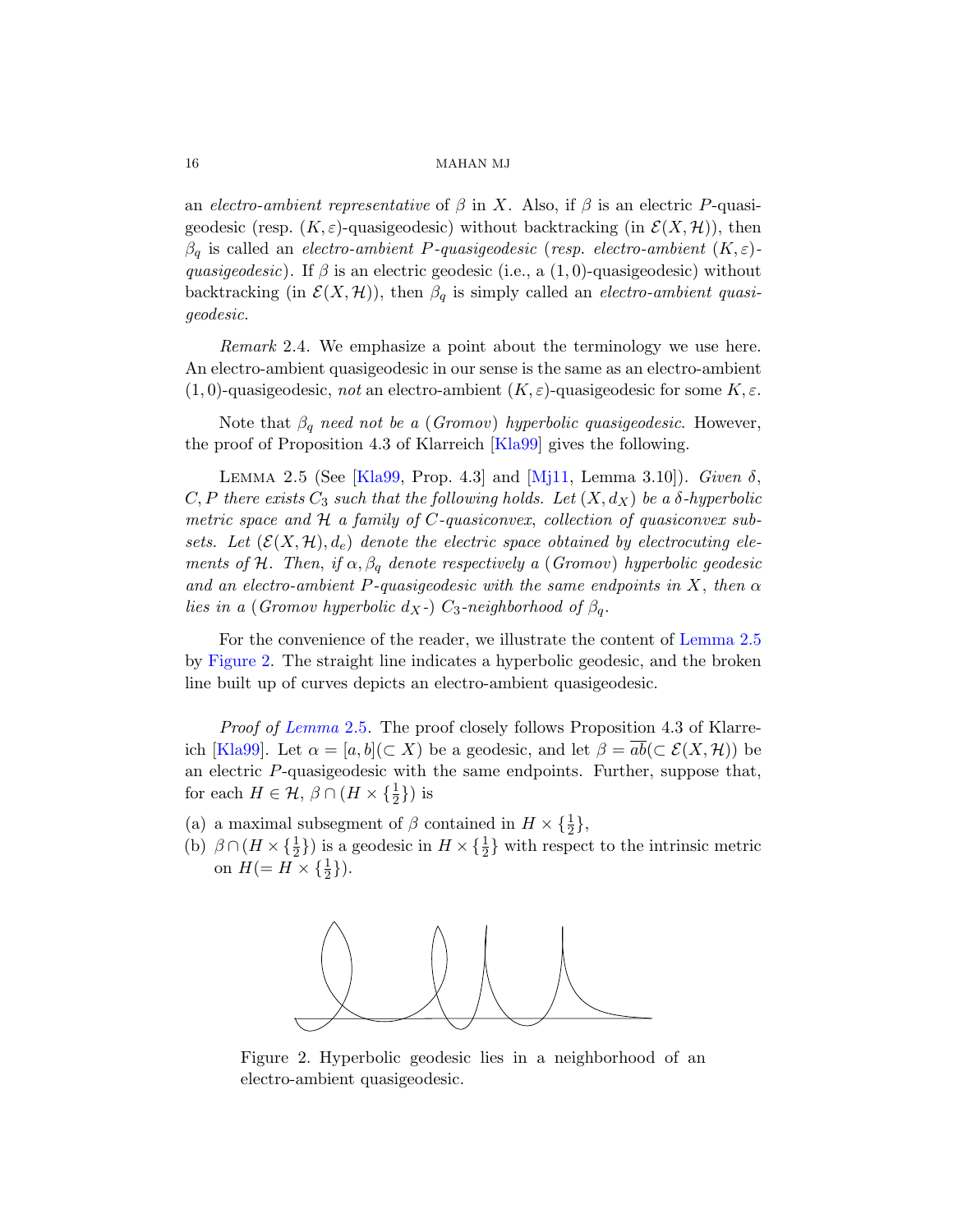an *electro-ambient representative* of $\beta$ in $X$. Also, if $\beta$ is an electric $P$-quasigeodesic (resp. $(K, \varepsilon)$-quasigeodesic) without backtracking (in $\mathcal{E}(X, \mathcal{H})$), then $\beta_q$ is called an *electro-ambient $P$-quasigeodesic* (*resp. electro-ambient $(K, \varepsilon)$-quasigeodesic*). If $\beta$ is an electric geodesic (i.e., a $(1, 0)$-quasigeodesic) without backtracking (in $\mathcal{E}(X, \mathcal{H})$), then $\beta_q$ is simply called an *electro-ambient quasigeodesic*.

*Remark* 2.4. We emphasize a point about the terminology we use here. An electro-ambient quasigeodesic in our sense is the same as an electro-ambient $(1, 0)$-quasigeodesic, *not* an electro-ambient $(K, \varepsilon)$-quasigeodesic for some $K, \varepsilon$.

Note that $\beta_q$ *need not be a* (*Gromov*) *hyperbolic quasigeodesic*. However, the proof of Proposition 4.3 of Klarreich [Kla99] gives the following.

Lemma 2.5 (See [Kla99, Prop. 4.3] and [Mj11, Lemma 3.10]). *Given $\delta$, $C, P$ there exists $C_3$ such that the following holds. Let $(X, d_X)$ be a $\delta$-hyperbolic metric space and $\mathcal{H}$ a family of $C$-quasiconvex, collection of quasiconvex subsets. Let $(\mathcal{E}(X, \mathcal{H}), d_e)$ denote the electric space obtained by electrocuting elements of $\mathcal{H}$. Then, if $\alpha, \beta_q$ denote respectively a* (*Gromov*) *hyperbolic geodesic and an electro-ambient $P$-quasigeodesic with the same endpoints in $X$, then $\alpha$ lies in a* (*Gromov hyperbolic $d_X$-*) *$C_3$-neighborhood of $\beta_q$.*

For the convenience of the reader, we illustrate the content of Lemma 2.5 by Figure 2. The straight line indicates a hyperbolic geodesic, and the broken line built up of curves depicts an electro-ambient quasigeodesic.

*Proof of Lemma 2.5.* The proof closely follows Proposition 4.3 of Klarreich [Kla99]. Let $\alpha = [a, b] (\subset X)$ be a geodesic, and let $\beta = \overline{ab} (\subset \mathcal{E}(X, \mathcal{H}))$ be an electric $P$-quasigeodesic with the same endpoints. Further, suppose that, for each $H \in \mathcal{H}$, $\beta \cap (H \times \{\frac{1}{2}\})$ is

(a) a maximal subsegment of $\beta$ contained in $H \times \{\frac{1}{2}\}$,
(b) $\beta \cap (H \times \{\frac{1}{2}\})$ is a geodesic in $H \times \{\frac{1}{2}\}$ with respect to the intrinsic metric on $H (= H \times \{\frac{1}{2}\})$.

Figure 2. Hyperbolic geodesic lies in a neighborhood of an electro-ambient quasigeodesic.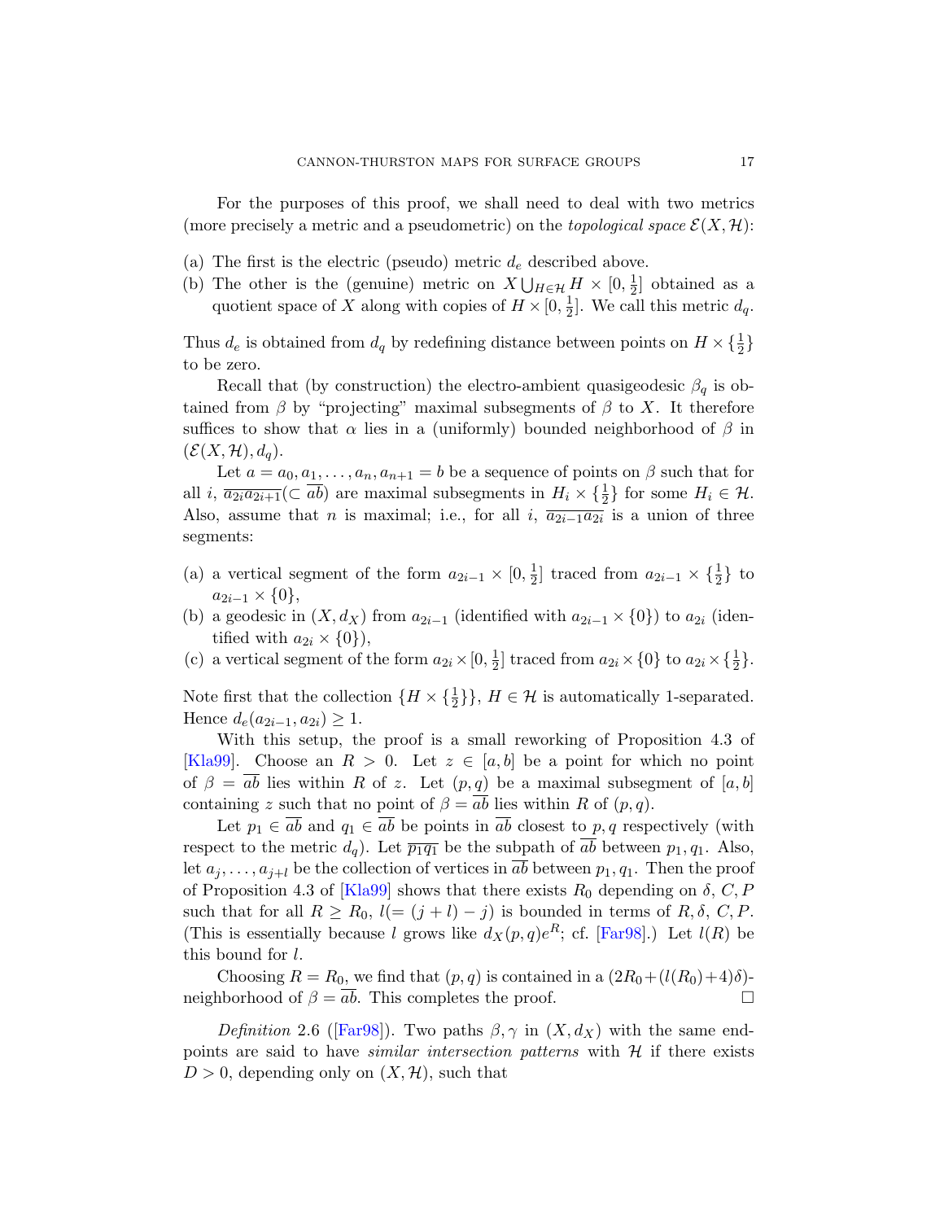For the purposes of this proof, we shall need to deal with two metrics (more precisely a metric and a pseudometric) on the *topological space* $\mathcal{E}(X,\mathcal{H})$:

(a) The first is the electric (pseudo) metric $d_e$ described above.
(b) The other is the (genuine) metric on $X \bigcup_{H\in\mathcal{H}} H \times [0,\frac{1}{2}]$ obtained as a quotient space of $X$ along with copies of $H\times[0,\frac{1}{2}]$. We call this metric $d_q$.

Thus $d_e$ is obtained from $d_q$ by redefining distance between points on $H\times\{\frac{1}{2}\}$ to be zero.

Recall that (by construction) the electro-ambient quasigeodesic $\beta_q$ is obtained from $\beta$ by "projecting" maximal subsegments of $\beta$ to $X$. It therefore suffices to show that $\alpha$ lies in a (uniformly) bounded neighborhood of $\beta$ in $(\mathcal{E}(X,\mathcal{H}),d_q)$.

Let $a=a_0,a_1,\ldots,a_n,a_{n+1}=b$ be a sequence of points on $\beta$ such that for all $i$, $\overline{a_{2i}a_{2i+1}} (\subset \overline{ab})$ are maximal subsegments in $H_i\times\{\frac{1}{2}\}$ for some $H_i\in\mathcal{H}$. Also, assume that $n$ is maximal; i.e., for all $i$, $\overline{a_{2i-1}a_{2i}}$ is a union of three segments:

(a) a vertical segment of the form $a_{2i-1}\times[0,\frac{1}{2}]$ traced from $a_{2i-1}\times\{\frac{1}{2}\}$ to $a_{2i-1}\times\{0\}$,
(b) a geodesic in $(X,d_X)$ from $a_{2i-1}$ (identified with $a_{2i-1}\times\{0\}$) to $a_{2i}$ (identified with $a_{2i}\times\{0\}$),
(c) a vertical segment of the form $a_{2i}\times[0,\frac{1}{2}]$ traced from $a_{2i}\times\{0\}$ to $a_{2i}\times\{\frac{1}{2}\}$.

Note first that the collection $\{H\times\{\frac{1}{2}\}\}$, $H\in\mathcal{H}$ is automatically 1-separated. Hence $d_e(a_{2i-1},a_{2i})\geq 1$.

With this setup, the proof is a small reworking of Proposition 4.3 of [Kla99]. Choose an $R>0$. Let $z\in[a,b]$ be a point for which no point of $\beta=\overline{ab}$ lies within $R$ of $z$. Let $(p,q)$ be a maximal subsegment of $[a,b]$ containing $z$ such that no point of $\beta=\overline{ab}$ lies within $R$ of $(p,q)$.

Let $p_1\in\overline{ab}$ and $q_1\in\overline{ab}$ be points in $\overline{ab}$ closest to $p,q$ respectively (with respect to the metric $d_q$). Let $\overline{p_1q_1}$ be the subpath of $\overline{ab}$ between $p_1,q_1$. Also, let $a_j,\ldots,a_{j+l}$ be the collection of vertices in $\overline{ab}$ between $p_1,q_1$. Then the proof of Proposition 4.3 of [Kla99] shows that there exists $R_0$ depending on $\delta$, $C,P$ such that for all $R\geq R_0$, $l(=(j+l)-j)$ is bounded in terms of $R,\delta$, $C,P$. (This is essentially because $l$ grows like $d_X(p,q)e^R$; cf. [Far98].) Let $l(R)$ be this bound for $l$.

Choosing $R=R_0$, we find that $(p,q)$ is contained in a $(2R_0+(l(R_0)+4)\delta)$-neighborhood of $\beta=\overline{ab}$. This completes the proof. □

*Definition* 2.6 ([Far98]). Two paths $\beta,\gamma$ in $(X,d_X)$ with the same endpoints are said to have *similar intersection patterns* with $\mathcal{H}$ if there exists $D>0$, depending only on $(X,\mathcal{H})$, such that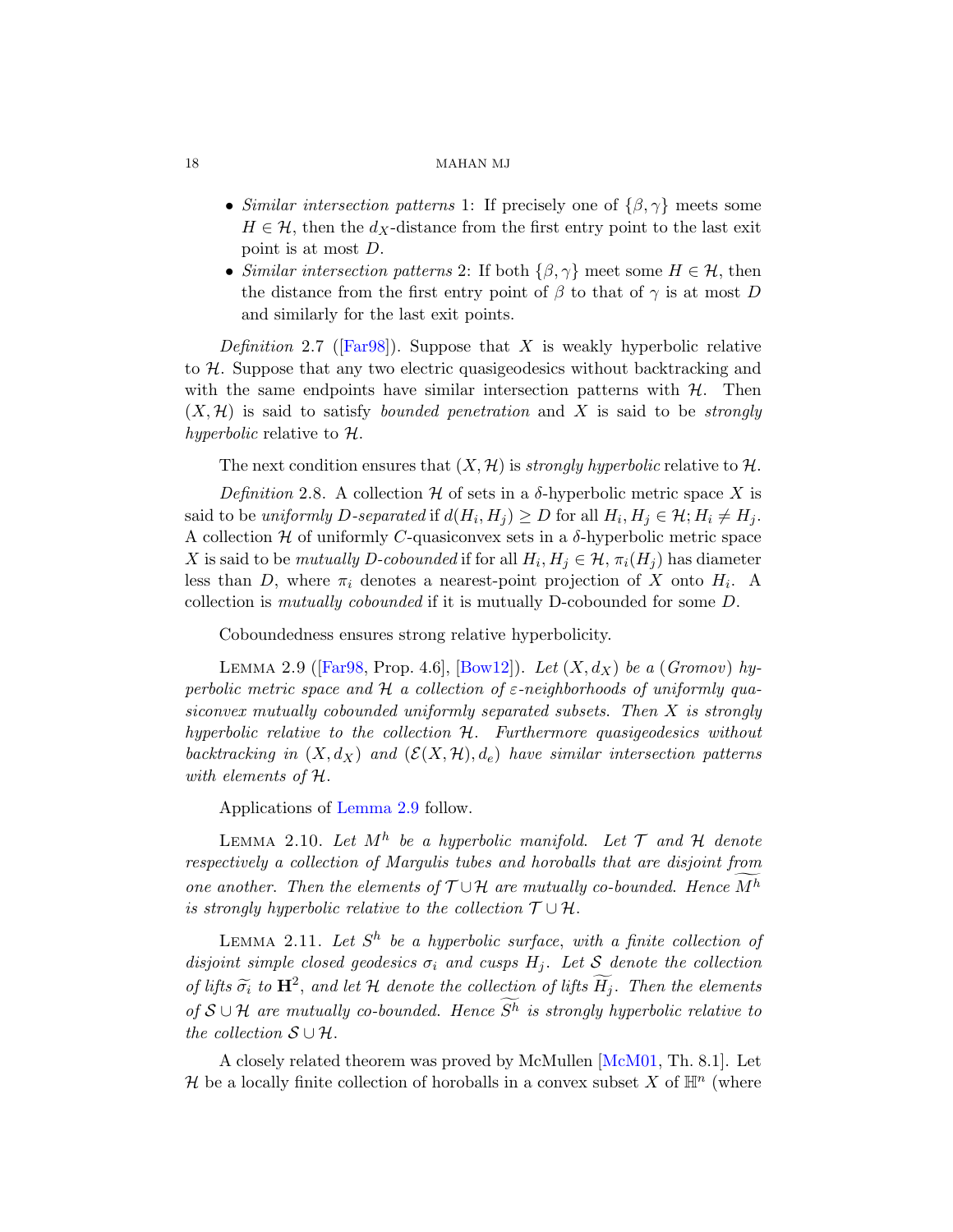- *Similar intersection patterns* 1: If precisely one of $\{\beta, \gamma\}$ meets some $H \in \mathcal{H}$, then the $d_X$-distance from the first entry point to the last exit point is at most $D$.
- *Similar intersection patterns* 2: If both $\{\beta, \gamma\}$ meet some $H \in \mathcal{H}$, then the distance from the first entry point of $\beta$ to that of $\gamma$ is at most $D$ and similarly for the last exit points.

*Definition* 2.7 ([Far98]). Suppose that $X$ is weakly hyperbolic relative to $\mathcal{H}$. Suppose that any two electric quasigeodesics without backtracking and with the same endpoints have similar intersection patterns with $\mathcal{H}$. Then $(X, \mathcal{H})$ is said to satisfy *bounded penetration* and $X$ is said to be *strongly hyperbolic* relative to $\mathcal{H}$.

The next condition ensures that $(X, \mathcal{H})$ is *strongly hyperbolic* relative to $\mathcal{H}$.

*Definition* 2.8. A collection $\mathcal{H}$ of sets in a $\delta$-hyperbolic metric space $X$ is said to be *uniformly $D$-separated* if $d(H_i, H_j) \geq D$ for all $H_i, H_j \in \mathcal{H}; H_i \neq H_j$. A collection $\mathcal{H}$ of uniformly $C$-quasiconvex sets in a $\delta$-hyperbolic metric space $X$ is said to be *mutually $D$-cobounded* if for all $H_i, H_j \in \mathcal{H}$, $\pi_i(H_j)$ has diameter less than $D$, where $\pi_i$ denotes a nearest-point projection of $X$ onto $H_i$. A collection is *mutually cobounded* if it is mutually D-cobounded for some $D$.

Coboundedness ensures strong relative hyperbolicity.

Lemma 2.9 ([Far98, Prop. 4.6], [Bow12]). *Let $(X, d_X)$ be a (Gromov) hyperbolic metric space and $\mathcal{H}$ a collection of $\varepsilon$-neighborhoods of uniformly quasiconvex mutually cobounded uniformly separated subsets. Then $X$ is strongly hyperbolic relative to the collection $\mathcal{H}$. Furthermore quasigeodesics without backtracking in $(X, d_X)$ and $(\mathcal{E}(X, \mathcal{H}), d_e)$ have similar intersection patterns with elements of $\mathcal{H}$.*

Applications of Lemma 2.9 follow.

Lemma 2.10. *Let $M^h$ be a hyperbolic manifold. Let $\mathcal{T}$ and $\mathcal{H}$ denote respectively a collection of Margulis tubes and horoballs that are disjoint from one another. Then the elements of $\mathcal{T} \cup \mathcal{H}$ are mutually co-bounded. Hence $\widetilde{M^h}$ is strongly hyperbolic relative to the collection $\mathcal{T} \cup \mathcal{H}$.*

Lemma 2.11. *Let $S^h$ be a hyperbolic surface, with a finite collection of disjoint simple closed geodesics $\sigma_i$ and cusps $H_j$. Let $\mathcal{S}$ denote the collection of lifts $\widetilde{\sigma_i}$ to $\mathbf{H}^2$, and let $\mathcal{H}$ denote the collection of lifts $\widetilde{H_j}$. Then the elements of $\mathcal{S} \cup \mathcal{H}$ are mutually co-bounded. Hence $\widetilde{S^h}$ is strongly hyperbolic relative to the collection $\mathcal{S} \cup \mathcal{H}$.*

A closely related theorem was proved by McMullen [McM01, Th. 8.1]. Let $\mathcal{H}$ be a locally finite collection of horoballs in a convex subset $X$ of $\mathbb{H}^n$ (where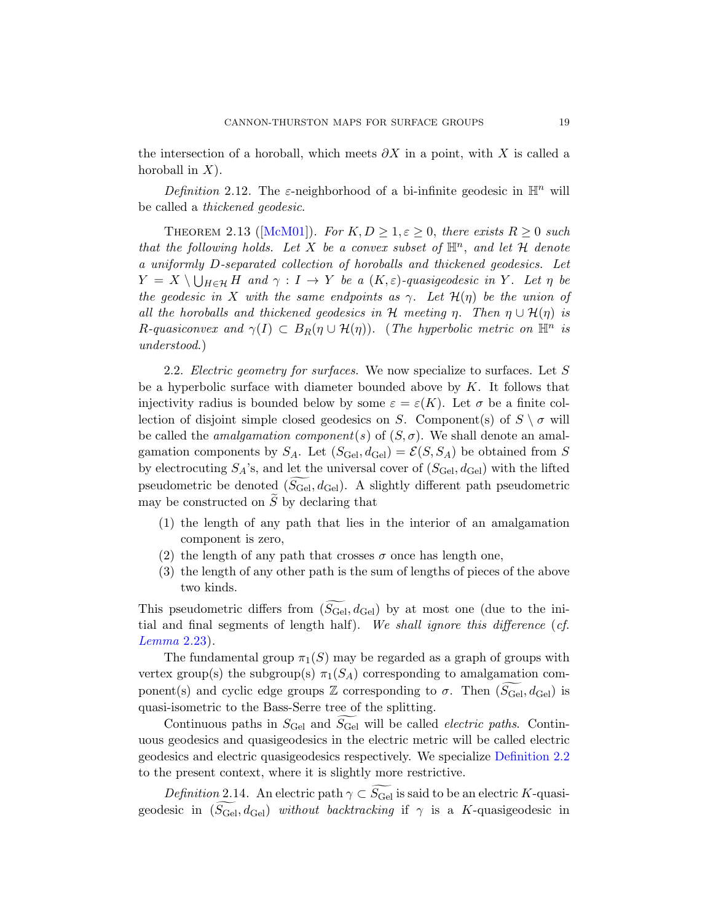the intersection of a horoball, which meets $\partial X$ in a point, with $X$ is called a horoball in $X$).

*Definition* 2.12. The $\varepsilon$-neighborhood of a bi-infinite geodesic in $\mathbb{H}^n$ will be called a *thickened geodesic*.

THEOREM 2.13 ([McM01]). *For $K, D \geq 1, \varepsilon \geq 0$, there exists $R \geq 0$ such that the following holds. Let $X$ be a convex subset of $\mathbb{H}^n$, and let $\mathcal{H}$ denote a uniformly $D$-separated collection of horoballs and thickened geodesics. Let $Y = X \setminus \bigcup_{H \in \mathcal{H}} H$ and $\gamma : I \to Y$ be a $(K, \varepsilon)$-quasigeodesic in $Y$. Let $\eta$ be the geodesic in $X$ with the same endpoints as $\gamma$. Let $\mathcal{H}(\eta)$ be the union of all the horoballs and thickened geodesics in $\mathcal{H}$ meeting $\eta$. Then $\eta \cup \mathcal{H}(\eta)$ is $R$-quasiconvex and $\gamma(I) \subset B_R(\eta \cup \mathcal{H}(\eta))$. (The hyperbolic metric on $\mathbb{H}^n$ is understood.)*

2.2. *Electric geometry for surfaces.* We now specialize to surfaces. Let $S$ be a hyperbolic surface with diameter bounded above by $K$. It follows that injectivity radius is bounded below by some $\varepsilon = \varepsilon(K)$. Let $\sigma$ be a finite collection of disjoint simple closed geodesics on $S$. Component(s) of $S \setminus \sigma$ will be called the *amalgamation component(s)* of $(S, \sigma)$. We shall denote an amalgamation components by $S_A$. Let $(S_{\mathrm{Gel}}, d_{\mathrm{Gel}}) = \mathcal{E}(S, S_A)$ be obtained from $S$ by electrocuting $S_A$'s, and let the universal cover of $(S_{\mathrm{Gel}}, d_{\mathrm{Gel}})$ with the lifted pseudometric be denoted $(\widetilde{S_{\mathrm{Gel}}}, d_{\mathrm{Gel}})$. A slightly different path pseudometric may be constructed on $\widetilde{S}$ by declaring that

1. the length of any path that lies in the interior of an amalgamation component is zero,
2. the length of any path that crosses $\sigma$ once has length one,
3. the length of any other path is the sum of lengths of pieces of the above two kinds.

This pseudometric differs from $(\widetilde{S_{\mathrm{Gel}}}, d_{\mathrm{Gel}})$ by at most one (due to the initial and final segments of length half). *We shall ignore this difference (cf. Lemma 2.23).*

The fundamental group $\pi_1(S)$ may be regarded as a graph of groups with vertex group(s) the subgroup(s) $\pi_1(S_A)$ corresponding to amalgamation component(s) and cyclic edge groups $\mathbb{Z}$ corresponding to $\sigma$. Then $(\widetilde{S_{\mathrm{Gel}}}, d_{\mathrm{Gel}})$ is quasi-isometric to the Bass-Serre tree of the splitting.

Continuous paths in $S_{\mathrm{Gel}}$ and $\widetilde{S_{\mathrm{Gel}}}$ will be called *electric paths*. Continuous geodesics and quasigeodesics in the electric metric will be called electric geodesics and electric quasigeodesics respectively. We specialize Definition 2.2 to the present context, where it is slightly more restrictive.

*Definition* 2.14. An electric path $\gamma \subset \widetilde{S_{\mathrm{Gel}}}$ is said to be an electric $K$-quasigeodesic in $(\widetilde{S_{\mathrm{Gel}}}, d_{\mathrm{Gel}})$ *without backtracking* if $\gamma$ is a $K$-quasigeodesic in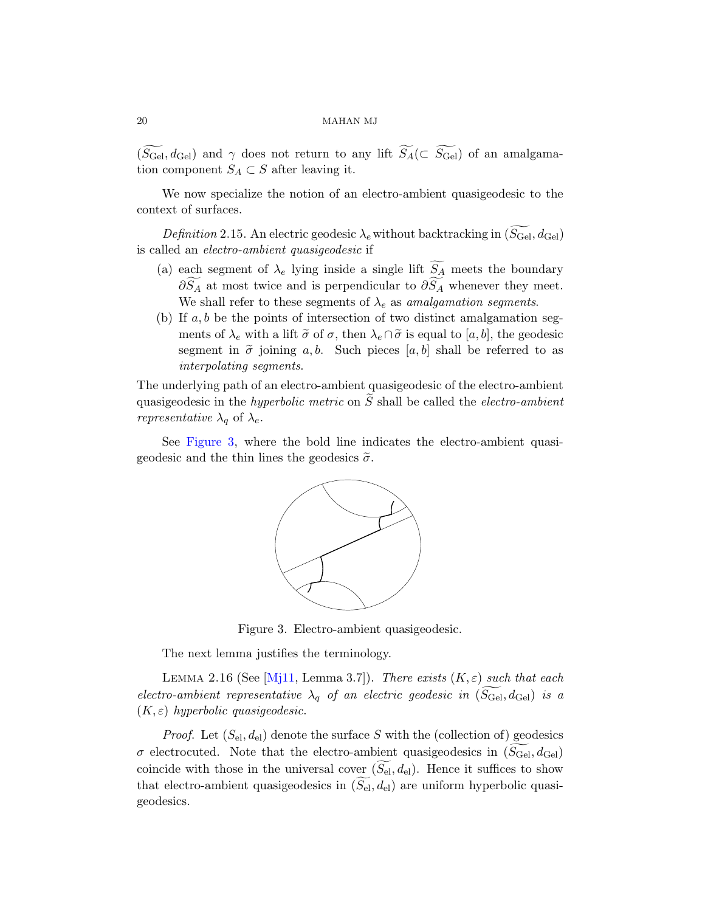$(\widetilde{S_{\rm Gel}}, d_{\rm Gel})$ and $\gamma$ does not return to any lift $\widetilde{S_A}(\subset \widetilde{S_{\rm Gel}})$ of an amalgamation component $S_A \subset S$ after leaving it.

We now specialize the notion of an electro-ambient quasigeodesic to the context of surfaces.

*Definition* 2.15. An electric geodesic $\lambda_e$ without backtracking in $(\widetilde{S_{\rm Gel}}, d_{\rm Gel})$ is called an *electro-ambient quasigeodesic* if

- (a) each segment of $\lambda_e$ lying inside a single lift $\widetilde{S_A}$ meets the boundary $\partial \widetilde{S_A}$ at most twice and is perpendicular to $\partial \widetilde{S_A}$ whenever they meet. We shall refer to these segments of $\lambda_e$ as *amalgamation segments*.
- (b) If $a, b$ be the points of intersection of two distinct amalgamation segments of $\lambda_e$ with a lift $\widetilde{\sigma}$ of $\sigma$, then $\lambda_e \cap \widetilde{\sigma}$ is equal to $[a, b]$, the geodesic segment in $\widetilde{\sigma}$ joining $a, b$. Such pieces $[a, b]$ shall be referred to as *interpolating segments*.

The underlying path of an electro-ambient quasigeodesic of the electro-ambient quasigeodesic in the *hyperbolic metric* on $\widetilde{S}$ shall be called the *electro-ambient representative* $\lambda_q$ of $\lambda_e$.

See Figure 3, where the bold line indicates the electro-ambient quasigeodesic and the thin lines the geodesics $\widetilde{\sigma}$.

Figure 3. Electro-ambient quasigeodesic.

The next lemma justifies the terminology.

Lemma 2.16 (See [Mj11, Lemma 3.7]). *There exists $(K, \varepsilon)$ such that each electro-ambient representative $\lambda_q$ of an electric geodesic in $(\widetilde{S_{\rm Gel}}, d_{\rm Gel})$ is a $(K, \varepsilon)$ hyperbolic quasigeodesic.*

*Proof.* Let $(S_{\rm el}, d_{\rm el})$ denote the surface $S$ with the (collection of) geodesics $\sigma$ electrocuted. Note that the electro-ambient quasigeodesics in $(\widetilde{S_{\rm Gel}}, d_{\rm Gel})$ coincide with those in the universal cover $(\widetilde{S_{\rm el}}, d_{\rm el})$. Hence it suffices to show that electro-ambient quasigeodesics in $(\widetilde{S_{\rm el}}, d_{\rm el})$ are uniform hyperbolic quasigeodesics.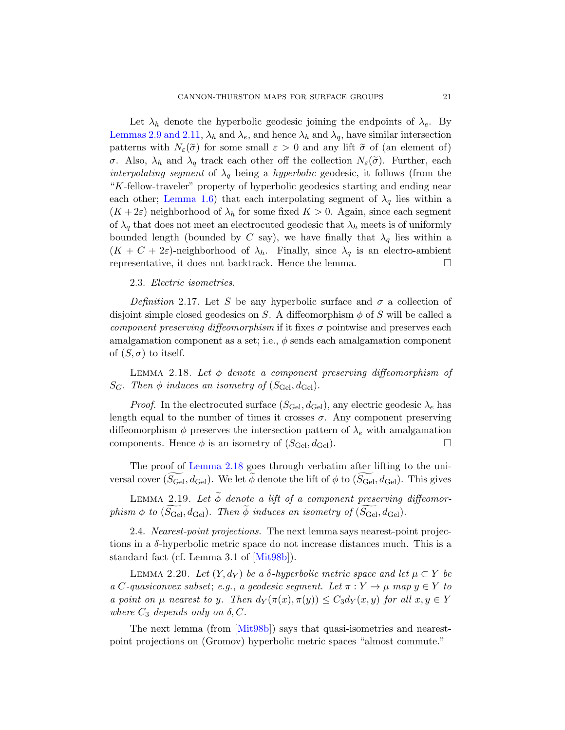Let $\lambda_h$ denote the hyperbolic geodesic joining the endpoints of $\lambda_e$. By Lemmas 2.9 and 2.11, $\lambda_h$ and $\lambda_e$, and hence $\lambda_h$ and $\lambda_q$, have similar intersection patterns with $N_\varepsilon(\widetilde{\sigma})$ for some small $\varepsilon > 0$ and any lift $\widetilde{\sigma}$ of (an element of) $\sigma$. Also, $\lambda_h$ and $\lambda_q$ track each other off the collection $N_\varepsilon(\widetilde{\sigma})$. Further, each *interpolating segment* of $\lambda_q$ being a *hyperbolic* geodesic, it follows (from the "$K$-fellow-traveler" property of hyperbolic geodesics starting and ending near each other; Lemma 1.6) that each interpolating segment of $\lambda_q$ lies within a $(K+2\varepsilon)$ neighborhood of $\lambda_h$ for some fixed $K > 0$. Again, since each segment of $\lambda_q$ that does not meet an electrocuted geodesic that $\lambda_h$ meets is of uniformly bounded length (bounded by $C$ say), we have finally that $\lambda_q$ lies within a $(K + C + 2\varepsilon)$-neighborhood of $\lambda_h$. Finally, since $\lambda_q$ is an electro-ambient representative, it does not backtrack. Hence the lemma. $\square$

2.3. *Electric isometries.*

*Definition* 2.17. Let $S$ be any hyperbolic surface and $\sigma$ a collection of disjoint simple closed geodesics on $S$. A diffeomorphism $\phi$ of $S$ will be called a *component preserving diffeomorphism* if it fixes $\sigma$ pointwise and preserves each amalgamation component as a set; i.e., $\phi$ sends each amalgamation component of $(S, \sigma)$ to itself.

LEMMA 2.18. *Let $\phi$ denote a component preserving diffeomorphism of $S_G$. Then $\phi$ induces an isometry of $(S_{\text{Gel}}, d_{\text{Gel}})$.*

*Proof.* In the electrocuted surface $(S_{\text{Gel}}, d_{\text{Gel}})$, any electric geodesic $\lambda_e$ has length equal to the number of times it crosses $\sigma$. Any component preserving diffeomorphism $\phi$ preserves the intersection pattern of $\lambda_e$ with amalgamation components. Hence $\phi$ is an isometry of $(S_{\text{Gel}}, d_{\text{Gel}})$. $\square$

The proof of Lemma 2.18 goes through verbatim after lifting to the universal cover $(\widetilde{S_{\text{Gel}}}, d_{\text{Gel}})$. We let $\widetilde{\phi}$ denote the lift of $\phi$ to $(\widetilde{S_{\text{Gel}}}, d_{\text{Gel}})$. This gives

LEMMA 2.19. *Let $\widetilde{\phi}$ denote a lift of a component preserving diffeomorphism $\phi$ to $(\widetilde{S_{\text{Gel}}}, d_{\text{Gel}})$. Then $\widetilde{\phi}$ induces an isometry of $(\widetilde{S_{\text{Gel}}}, d_{\text{Gel}})$.*

2.4. *Nearest-point projections.* The next lemma says nearest-point projections in a $\delta$-hyperbolic metric space do not increase distances much. This is a standard fact (cf. Lemma 3.1 of [Mit98b]).

LEMMA 2.20. *Let $(Y, d_Y)$ be a $\delta$-hyperbolic metric space and let $\mu \subset Y$ be a $C$-quasiconvex subset; e.g., a geodesic segment. Let $\pi : Y \to \mu$ map $y \in Y$ to a point on $\mu$ nearest to $y$. Then $d_Y(\pi(x), \pi(y)) \leq C_3 d_Y(x, y)$ for all $x, y \in Y$ where $C_3$ depends only on $\delta, C$.*

The next lemma (from [Mit98b]) says that quasi-isometries and nearest-point projections on (Gromov) hyperbolic metric spaces "almost commute."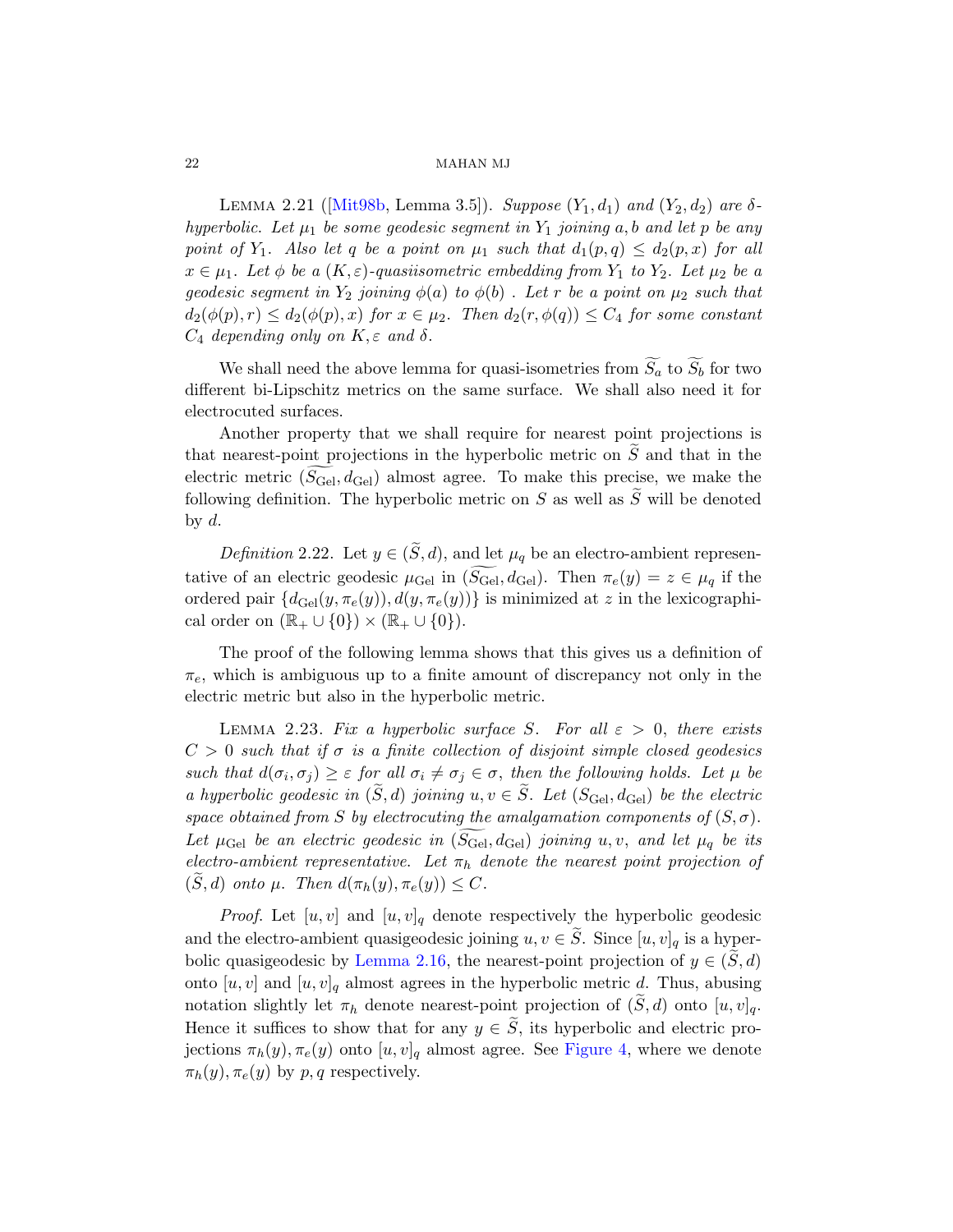LEMMA 2.21 ([Mit98b, Lemma 3.5]). *Suppose $(Y_1, d_1)$ and $(Y_2, d_2)$ are $\delta$-hyperbolic. Let $\mu_1$ be some geodesic segment in $Y_1$ joining $a, b$ and let $p$ be any point of $Y_1$. Also let $q$ be a point on $\mu_1$ such that $d_1(p, q) \leq d_2(p, x)$ for all $x \in \mu_1$. Let $\phi$ be a $(K, \varepsilon)$-quasiisometric embedding from $Y_1$ to $Y_2$. Let $\mu_2$ be a geodesic segment in $Y_2$ joining $\phi(a)$ to $\phi(b)$ . Let $r$ be a point on $\mu_2$ such that $d_2(\phi(p), r) \leq d_2(\phi(p), x)$ for $x \in \mu_2$. Then $d_2(r, \phi(q)) \leq C_4$ for some constant $C_4$ depending only on $K, \varepsilon$ and $\delta$.*

We shall need the above lemma for quasi-isometries from $\widetilde{S_a}$ to $\widetilde{S_b}$ for two different bi-Lipschitz metrics on the same surface. We shall also need it for electrocuted surfaces.

Another property that we shall require for nearest point projections is that nearest-point projections in the hyperbolic metric on $\widetilde{S}$ and that in the electric metric $(\widetilde{S_{\rm Gel}}, d_{\rm Gel})$ almost agree. To make this precise, we make the following definition. The hyperbolic metric on $S$ as well as $\widetilde{S}$ will be denoted by $d$.

*Definition* 2.22. Let $y \in (\widetilde{S}, d)$, and let $\mu_q$ be an electro-ambient representative of an electric geodesic $\mu_{\rm Gel}$ in $(\widetilde{S_{\rm Gel}}, d_{\rm Gel})$. Then $\pi_e(y) = z \in \mu_q$ if the ordered pair $\{d_{\rm Gel}(y, \pi_e(y)), d(y, \pi_e(y))\}$ is minimized at $z$ in the lexicographical order on $(\mathbb{R}_+ \cup \{0\}) \times (\mathbb{R}_+ \cup \{0\})$.

The proof of the following lemma shows that this gives us a definition of $\pi_e$, which is ambiguous up to a finite amount of discrepancy not only in the electric metric but also in the hyperbolic metric.

LEMMA 2.23. *Fix a hyperbolic surface $S$. For all $\varepsilon > 0$, there exists $C > 0$ such that if $\sigma$ is a finite collection of disjoint simple closed geodesics such that $d(\sigma_i, \sigma_j) \geq \varepsilon$ for all $\sigma_i \neq \sigma_j \in \sigma$, then the following holds. Let $\mu$ be a hyperbolic geodesic in $(\widetilde{S}, d)$ joining $u, v \in \widetilde{S}$. Let $(S_{\rm Gel}, d_{\rm Gel})$ be the electric space obtained from $S$ by electrocuting the amalgamation components of $(S, \sigma)$. Let $\mu_{\rm Gel}$ be an electric geodesic in $(\widetilde{S_{\rm Gel}}, d_{\rm Gel})$ joining $u, v$, and let $\mu_q$ be its electro-ambient representative. Let $\pi_h$ denote the nearest point projection of $(\widetilde{S}, d)$ onto $\mu$. Then $d(\pi_h(y), \pi_e(y)) \leq C$.*

*Proof.* Let $[u, v]$ and $[u, v]_q$ denote respectively the hyperbolic geodesic and the electro-ambient quasigeodesic joining $u, v \in \widetilde{S}$. Since $[u, v]_q$ is a hyperbolic quasigeodesic by Lemma 2.16, the nearest-point projection of $y \in (\widetilde{S}, d)$ onto $[u, v]$ and $[u, v]_q$ almost agrees in the hyperbolic metric $d$. Thus, abusing notation slightly let $\pi_h$ denote nearest-point projection of $(\widetilde{S}, d)$ onto $[u, v]_q$. Hence it suffices to show that for any $y \in \widetilde{S}$, its hyperbolic and electric projections $\pi_h(y), \pi_e(y)$ onto $[u, v]_q$ almost agree. See Figure 4, where we denote $\pi_h(y), \pi_e(y)$ by $p, q$ respectively.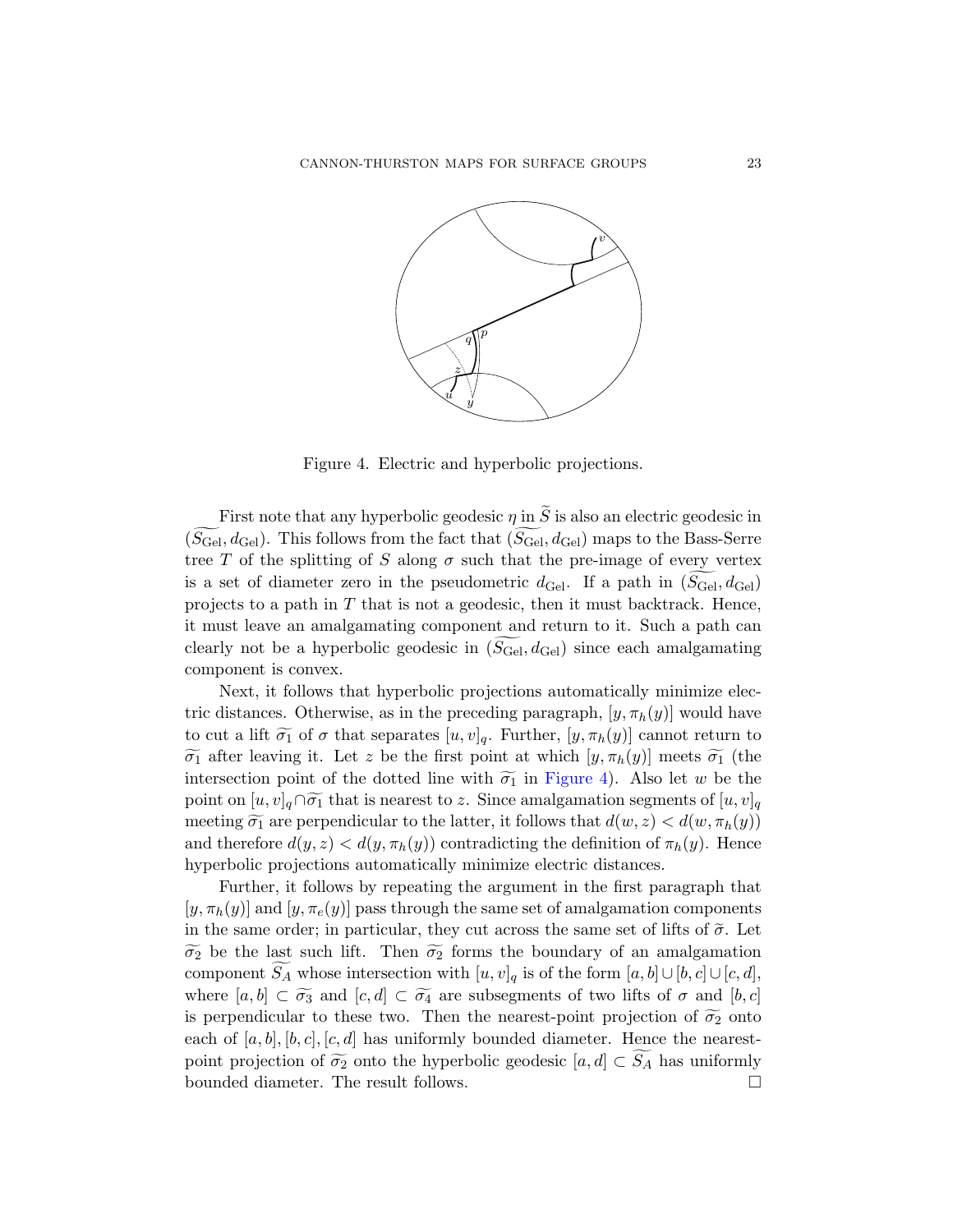Figure 4. Electric and hyperbolic projections.

First note that any hyperbolic geodesic $\eta$ in $\widetilde{S}$ is also an electric geodesic in $(\widetilde{S_{\mathrm{Gel}}}, d_{\mathrm{Gel}})$. This follows from the fact that $(\widetilde{S_{\mathrm{Gel}}}, d_{\mathrm{Gel}})$ maps to the Bass-Serre tree $T$ of the splitting of $S$ along $\sigma$ such that the pre-image of every vertex is a set of diameter zero in the pseudometric $d_{\mathrm{Gel}}$. If a path in $(\widetilde{S_{\mathrm{Gel}}}, d_{\mathrm{Gel}})$ projects to a path in $T$ that is not a geodesic, then it must backtrack. Hence, it must leave an amalgamating component and return to it. Such a path can clearly not be a hyperbolic geodesic in $(\widetilde{S_{\mathrm{Gel}}}, d_{\mathrm{Gel}})$ since each amalgamating component is convex.

Next, it follows that hyperbolic projections automatically minimize electric distances. Otherwise, as in the preceding paragraph, $[y, \pi_h(y)]$ would have to cut a lift $\widetilde{\sigma_1}$ of $\sigma$ that separates $[u, v]_q$. Further, $[y, \pi_h(y)]$ cannot return to $\widetilde{\sigma_1}$ after leaving it. Let $z$ be the first point at which $[y, \pi_h(y)]$ meets $\widetilde{\sigma_1}$ (the intersection point of the dotted line with $\widetilde{\sigma_1}$ in Figure 4). Also let $w$ be the point on $[u, v]_q \cap \widetilde{\sigma_1}$ that is nearest to $z$. Since amalgamation segments of $[u, v]_q$ meeting $\widetilde{\sigma_1}$ are perpendicular to the latter, it follows that $d(w, z) < d(w, \pi_h(y))$ and therefore $d(y, z) < d(y, \pi_h(y))$ contradicting the definition of $\pi_h(y)$. Hence hyperbolic projections automatically minimize electric distances.

Further, it follows by repeating the argument in the first paragraph that $[y, \pi_h(y)]$ and $[y, \pi_e(y)]$ pass through the same set of amalgamation components in the same order; in particular, they cut across the same set of lifts of $\widetilde{\sigma}$. Let $\widetilde{\sigma_2}$ be the last such lift. Then $\widetilde{\sigma_2}$ forms the boundary of an amalgamation component $\widetilde{S_A}$ whose intersection with $[u, v]_q$ is of the form $[a, b] \cup [b, c] \cup [c, d]$, where $[a, b] \subset \widetilde{\sigma_3}$ and $[c, d] \subset \widetilde{\sigma_4}$ are subsegments of two lifts of $\sigma$ and $[b, c]$ is perpendicular to these two. Then the nearest-point projection of $\widetilde{\sigma_2}$ onto each of $[a, b], [b, c], [c, d]$ has uniformly bounded diameter. Hence the nearest-point projection of $\widetilde{\sigma_2}$ onto the hyperbolic geodesic $[a, d] \subset \widetilde{S_A}$ has uniformly bounded diameter. The result follows. $\square$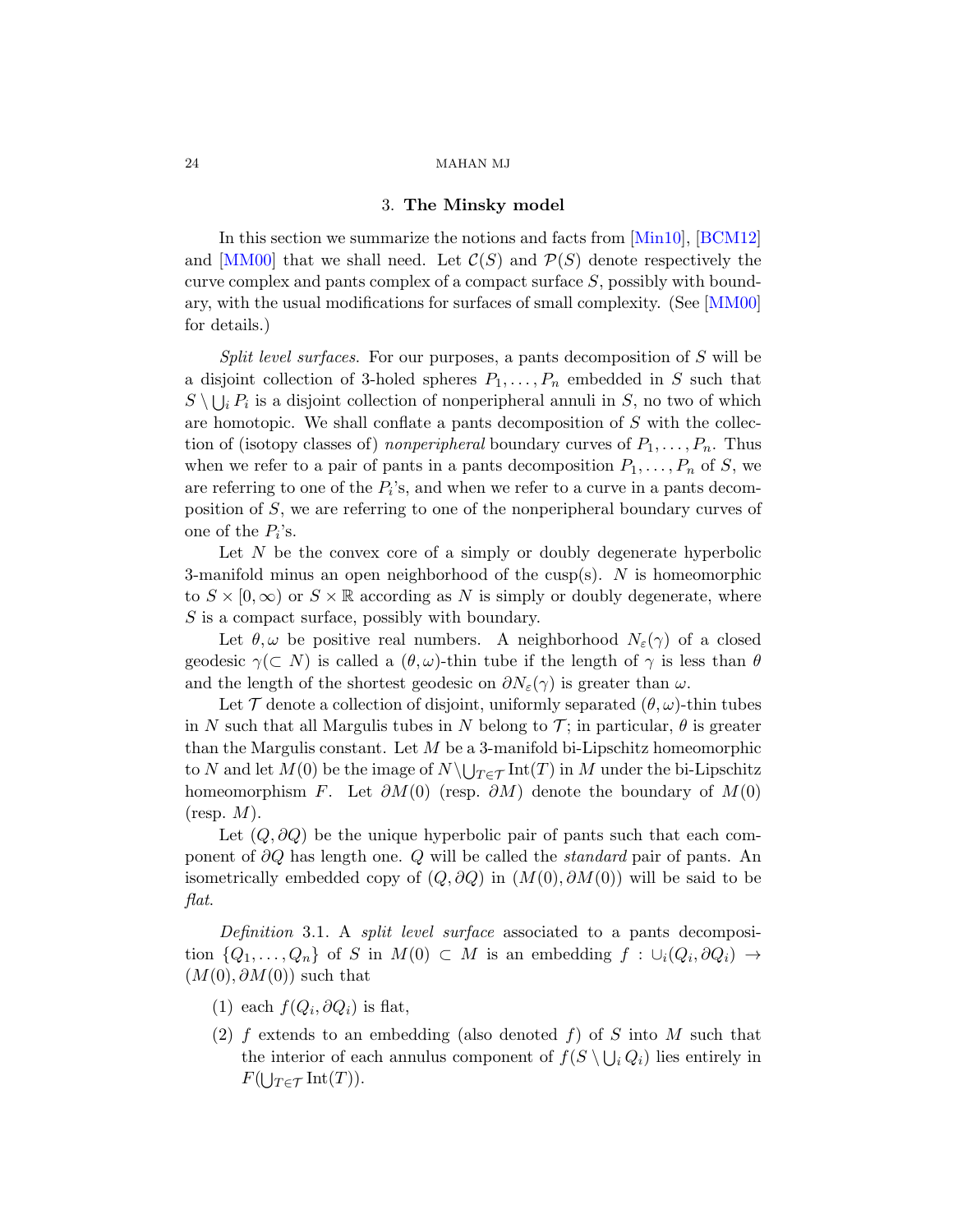## 3. The Minsky model

In this section we summarize the notions and facts from [Min10], [BCM12] and [MM00] that we shall need. Let $\mathcal{C}(S)$ and $\mathcal{P}(S)$ denote respectively the curve complex and pants complex of a compact surface $S$, possibly with boundary, with the usual modifications for surfaces of small complexity. (See [MM00] for details.)

*Split level surfaces.* For our purposes, a pants decomposition of $S$ will be a disjoint collection of 3-holed spheres $P_1, \ldots, P_n$ embedded in $S$ such that $S \setminus \bigcup_i P_i$ is a disjoint collection of nonperipheral annuli in $S$, no two of which are homotopic. We shall conflate a pants decomposition of $S$ with the collection of (isotopy classes of) *nonperipheral* boundary curves of $P_1, \ldots, P_n$. Thus when we refer to a pair of pants in a pants decomposition $P_1, \ldots, P_n$ of $S$, we are referring to one of the $P_i$'s, and when we refer to a curve in a pants decomposition of $S$, we are referring to one of the nonperipheral boundary curves of one of the $P_i$'s.

Let $N$ be the convex core of a simply or doubly degenerate hyperbolic 3-manifold minus an open neighborhood of the cusp(s). $N$ is homeomorphic to $S \times [0, \infty)$ or $S \times \mathbb{R}$ according as $N$ is simply or doubly degenerate, where $S$ is a compact surface, possibly with boundary.

Let $\theta, \omega$ be positive real numbers. A neighborhood $N_\varepsilon(\gamma)$ of a closed geodesic $\gamma (\subset N)$ is called a $(\theta, \omega)$-thin tube if the length of $\gamma$ is less than $\theta$ and the length of the shortest geodesic on $\partial N_\varepsilon(\gamma)$ is greater than $\omega$.

Let $\mathcal{T}$ denote a collection of disjoint, uniformly separated $(\theta, \omega)$-thin tubes in $N$ such that all Margulis tubes in $N$ belong to $\mathcal{T}$; in particular, $\theta$ is greater than the Margulis constant. Let $M$ be a 3-manifold bi-Lipschitz homeomorphic to $N$ and let $M(0)$ be the image of $N \setminus \bigcup_{T \in \mathcal{T}} \mathrm{Int}(T)$ in $M$ under the bi-Lipschitz homeomorphism $F$. Let $\partial M(0)$ (resp. $\partial M$) denote the boundary of $M(0)$ (resp. $M$).

Let $(Q, \partial Q)$ be the unique hyperbolic pair of pants such that each component of $\partial Q$ has length one. $Q$ will be called the *standard* pair of pants. An isometrically embedded copy of $(Q, \partial Q)$ in $(M(0), \partial M(0))$ will be said to be *flat*.

*Definition* 3.1. A *split level surface* associated to a pants decomposition $\{Q_1, \ldots, Q_n\}$ of $S$ in $M(0) \subset M$ is an embedding $f : \cup_i (Q_i, \partial Q_i) \to (M(0), \partial M(0))$ such that

1. each $f(Q_i, \partial Q_i)$ is flat,
2. $f$ extends to an embedding (also denoted $f$) of $S$ into $M$ such that the interior of each annulus component of $f(S \setminus \bigcup_i Q_i)$ lies entirely in $F(\bigcup_{T \in \mathcal{T}} \mathrm{Int}(T))$.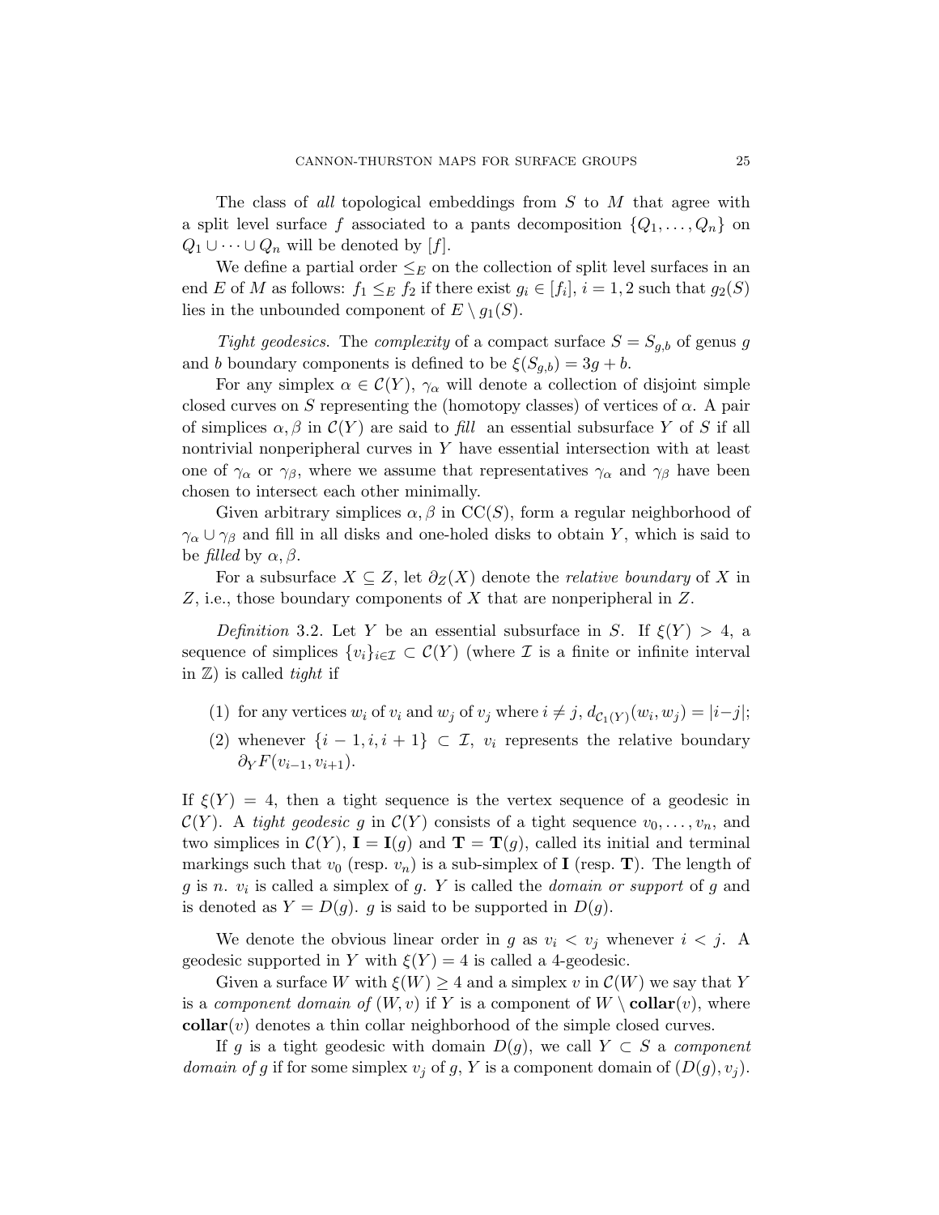The class of *all* topological embeddings from $S$ to $M$ that agree with a split level surface $f$ associated to a pants decomposition $\{Q_1, \ldots, Q_n\}$ on $Q_1 \cup \cdots \cup Q_n$ will be denoted by $[f]$.

We define a partial order $\leq_E$ on the collection of split level surfaces in an end $E$ of $M$ as follows: $f_1 \leq_E f_2$ if there exist $g_i \in [f_i]$, $i = 1, 2$ such that $g_2(S)$ lies in the unbounded component of $E \setminus g_1(S)$.

*Tight geodesics.* The *complexity* of a compact surface $S = S_{g,b}$ of genus $g$ and $b$ boundary components is defined to be $\xi(S_{g,b}) = 3g + b$.

For any simplex $\alpha \in \mathcal{C}(Y)$, $\gamma_\alpha$ will denote a collection of disjoint simple closed curves on $S$ representing the (homotopy classes) of vertices of $\alpha$. A pair of simplices $\alpha, \beta$ in $\mathcal{C}(Y)$ are said to *fill* an essential subsurface $Y$ of $S$ if all nontrivial nonperipheral curves in $Y$ have essential intersection with at least one of $\gamma_\alpha$ or $\gamma_\beta$, where we assume that representatives $\gamma_\alpha$ and $\gamma_\beta$ have been chosen to intersect each other minimally.

Given arbitrary simplices $\alpha, \beta$ in $\mathrm{CC}(S)$, form a regular neighborhood of $\gamma_\alpha \cup \gamma_\beta$ and fill in all disks and one-holed disks to obtain $Y$, which is said to be *filled* by $\alpha, \beta$.

For a subsurface $X \subseteq Z$, let $\partial_Z(X)$ denote the *relative boundary* of $X$ in $Z$, i.e., those boundary components of $X$ that are nonperipheral in $Z$.

*Definition* 3.2. Let $Y$ be an essential subsurface in $S$. If $\xi(Y) > 4$, a sequence of simplices $\{v_i\}_{i \in \mathcal{I}} \subset \mathcal{C}(Y)$ (where $\mathcal{I}$ is a finite or infinite interval in $\mathbb{Z}$) is called *tight* if

1. for any vertices $w_i$ of $v_i$ and $w_j$ of $v_j$ where $i \neq j$, $d_{\mathcal{C}_1(Y)}(w_i, w_j) = |i - j|$;
2. whenever $\{i-1, i, i+1\} \subset \mathcal{I}$, $v_i$ represents the relative boundary $\partial_Y F(v_{i-1}, v_{i+1})$.

If $\xi(Y) = 4$, then a tight sequence is the vertex sequence of a geodesic in $\mathcal{C}(Y)$. A *tight geodesic* $g$ in $\mathcal{C}(Y)$ consists of a tight sequence $v_0, \ldots, v_n$, and two simplices in $\mathcal{C}(Y)$, $\mathbf{I} = \mathbf{I}(g)$ and $\mathbf{T} = \mathbf{T}(g)$, called its initial and terminal markings such that $v_0$ (resp. $v_n$) is a sub-simplex of $\mathbf{I}$ (resp. $\mathbf{T}$). The length of $g$ is $n$. $v_i$ is called a simplex of $g$. $Y$ is called the *domain or support* of $g$ and is denoted as $Y = D(g)$. $g$ is said to be supported in $D(g)$.

We denote the obvious linear order in $g$ as $v_i < v_j$ whenever $i < j$. A geodesic supported in $Y$ with $\xi(Y) = 4$ is called a 4-geodesic.

Given a surface $W$ with $\xi(W) \geq 4$ and a simplex $v$ in $\mathcal{C}(W)$ we say that $Y$ is a *component domain of* $(W, v)$ if $Y$ is a component of $W \setminus \mathbf{collar}(v)$, where $\mathbf{collar}(v)$ denotes a thin collar neighborhood of the simple closed curves.

If $g$ is a tight geodesic with domain $D(g)$, we call $Y \subset S$ a *component domain of* $g$ if for some simplex $v_j$ of $g$, $Y$ is a component domain of $(D(g), v_j)$.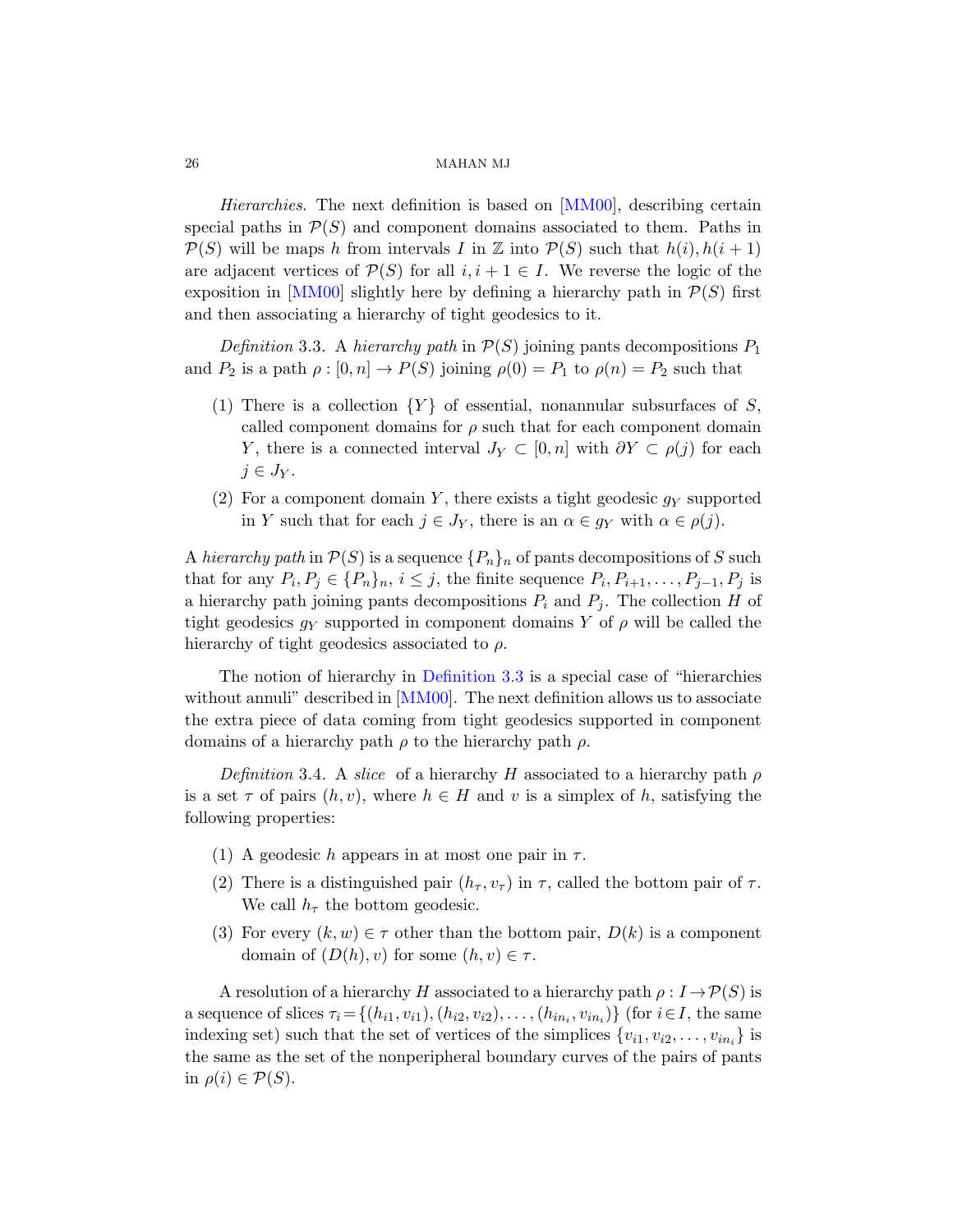*Hierarchies.* The next definition is based on [MM00], describing certain special paths in $\mathcal{P}(S)$ and component domains associated to them. Paths in $\mathcal{P}(S)$ will be maps $h$ from intervals $I$ in $\mathbb{Z}$ into $\mathcal{P}(S)$ such that $h(i), h(i+1)$ are adjacent vertices of $\mathcal{P}(S)$ for all $i, i+1 \in I$. We reverse the logic of the exposition in [MM00] slightly here by defining a hierarchy path in $\mathcal{P}(S)$ first and then associating a hierarchy of tight geodesics to it.

*Definition* 3.3. A *hierarchy path* in $\mathcal{P}(S)$ joining pants decompositions $P_1$ and $P_2$ is a path $\rho : [0, n] \to P(S)$ joining $\rho(0) = P_1$ to $\rho(n) = P_2$ such that

1. There is a collection $\{Y\}$ of essential, nonannular subsurfaces of $S$, called component domains for $\rho$ such that for each component domain $Y$, there is a connected interval $J_Y \subset [0, n]$ with $\partial Y \subset \rho(j)$ for each $j \in J_Y$.
2. For a component domain $Y$, there exists a tight geodesic $g_Y$ supported in $Y$ such that for each $j \in J_Y$, there is an $\alpha \in g_Y$ with $\alpha \in \rho(j)$.

A *hierarchy path* in $\mathcal{P}(S)$ is a sequence $\{P_n\}_n$ of pants decompositions of $S$ such that for any $P_i, P_j \in \{P_n\}_n$, $i \leq j$, the finite sequence $P_i, P_{i+1}, \ldots, P_{j-1}, P_j$ is a hierarchy path joining pants decompositions $P_i$ and $P_j$. The collection $H$ of tight geodesics $g_Y$ supported in component domains $Y$ of $\rho$ will be called the hierarchy of tight geodesics associated to $\rho$.

The notion of hierarchy in Definition 3.3 is a special case of "hierarchies without annuli" described in [MM00]. The next definition allows us to associate the extra piece of data coming from tight geodesics supported in component domains of a hierarchy path $\rho$ to the hierarchy path $\rho$.

*Definition* 3.4. A *slice* of a hierarchy $H$ associated to a hierarchy path $\rho$ is a set $\tau$ of pairs $(h, v)$, where $h \in H$ and $v$ is a simplex of $h$, satisfying the following properties:

1. A geodesic $h$ appears in at most one pair in $\tau$.
2. There is a distinguished pair $(h_\tau, v_\tau)$ in $\tau$, called the bottom pair of $\tau$. We call $h_\tau$ the bottom geodesic.
3. For every $(k, w) \in \tau$ other than the bottom pair, $D(k)$ is a component domain of $(D(h), v)$ for some $(h, v) \in \tau$.

A resolution of a hierarchy $H$ associated to a hierarchy path $\rho : I \to \mathcal{P}(S)$ is a sequence of slices $\tau_i = \{(h_{i1}, v_{i1}), (h_{i2}, v_{i2}), \ldots, (h_{in_i}, v_{in_i})\}$ (for $i \in I$, the same indexing set) such that the set of vertices of the simplices $\{v_{i1}, v_{i2}, \ldots, v_{in_i}\}$ is the same as the set of the nonperipheral boundary curves of the pairs of pants in $\rho(i) \in \mathcal{P}(S)$.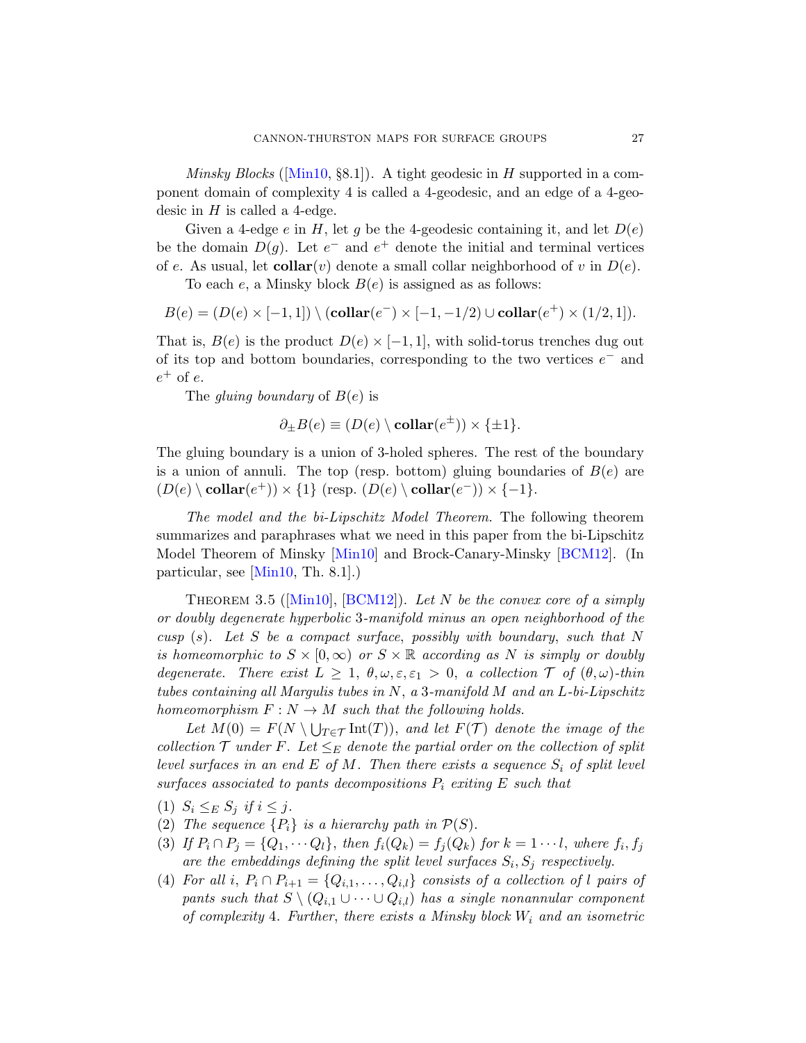*Minsky Blocks* ([Min10, §8.1]). A tight geodesic in $H$ supported in a component domain of complexity 4 is called a 4-geodesic, and an edge of a 4-geodesic in $H$ is called a 4-edge.

Given a 4-edge $e$ in $H$, let $g$ be the 4-geodesic containing it, and let $D(e)$ be the domain $D(g)$. Let $e^-$ and $e^+$ denote the initial and terminal vertices of $e$. As usual, let $\mathbf{collar}(v)$ denote a small collar neighborhood of $v$ in $D(e)$.

To each $e$, a Minsky block $B(e)$ is assigned as as follows:

$$B(e) = (D(e) \times [-1, 1]) \setminus (\mathbf{collar}(e^-) \times [-1, -1/2) \cup \mathbf{collar}(e^+) \times (1/2, 1]).$$

That is, $B(e)$ is the product $D(e) \times [-1, 1]$, with solid-torus trenches dug out of its top and bottom boundaries, corresponding to the two vertices $e^-$ and $e^+$ of $e$.

The *gluing boundary* of $B(e)$ is

$$\partial_\pm B(e) \equiv (D(e) \setminus \mathbf{collar}(e^\pm)) \times \{\pm 1\}.$$

The gluing boundary is a union of 3-holed spheres. The rest of the boundary is a union of annuli. The top (resp. bottom) gluing boundaries of $B(e)$ are $(D(e) \setminus \mathbf{collar}(e^+)) \times \{1\}$ (resp. $(D(e) \setminus \mathbf{collar}(e^-)) \times \{-1\}$.

*The model and the bi-Lipschitz Model Theorem.* The following theorem summarizes and paraphrases what we need in this paper from the bi-Lipschitz Model Theorem of Minsky [Min10] and Brock-Canary-Minsky [BCM12]. (In particular, see [Min10, Th. 8.1].)

Theorem 3.5 ([Min10], [BCM12]). *Let $N$ be the convex core of a simply or doubly degenerate hyperbolic 3-manifold minus an open neighborhood of the cusp (s). Let $S$ be a compact surface, possibly with boundary, such that $N$ is homeomorphic to $S \times [0, \infty)$ or $S \times \mathbb{R}$ according as $N$ is simply or doubly degenerate. There exist $L \geq 1$, $\theta, \omega, \varepsilon, \varepsilon_1 > 0$, a collection $\mathcal{T}$ of $(\theta, \omega)$-thin tubes containing all Margulis tubes in $N$, a 3-manifold $M$ and an $L$-bi-Lipschitz homeomorphism $F : N \to M$ such that the following holds.*

*Let $M(0) = F(N \setminus \bigcup_{T \in \mathcal{T}} \mathrm{Int}(T))$, and let $F(\mathcal{T})$ denote the image of the collection $\mathcal{T}$ under $F$. Let $\leq_E$ denote the partial order on the collection of split level surfaces in an end $E$ of $M$. Then there exists a sequence $S_i$ of split level surfaces associated to pants decompositions $P_i$ exiting $E$ such that*

1. *$S_i \leq_E S_j$ if $i \leq j$.*
2. *The sequence $\{P_i\}$ is a hierarchy path in $\mathcal{P}(S)$.*
3. *If $P_i \cap P_j = \{Q_1, \cdots Q_l\}$, then $f_i(Q_k) = f_j(Q_k)$ for $k = 1 \cdots l$, where $f_i, f_j$ are the embeddings defining the split level surfaces $S_i, S_j$ respectively.*
4. *For all $i$, $P_i \cap P_{i+1} = \{Q_{i,1}, \ldots, Q_{i,l}\}$ consists of a collection of $l$ pairs of pants such that $S \setminus (Q_{i,1} \cup \cdots \cup Q_{i,l})$ has a single nonannular component of complexity 4. Further, there exists a Minsky block $W_i$ and an isometric*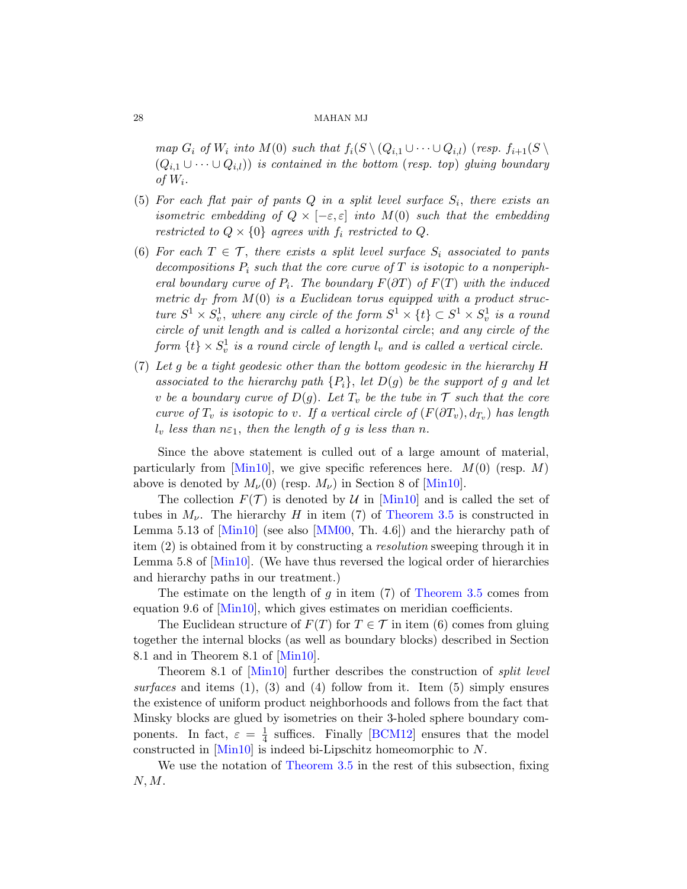*map $G_i$ of $W_i$ into $M(0)$ such that $f_i(S \setminus (Q_{i,1} \cup \cdots \cup Q_{i,l})$ (resp. $f_{i+1}(S \setminus (Q_{i,1} \cup \cdots \cup Q_{i,l}))$ is contained in the bottom (resp. top) gluing boundary of $W_i$.*

(5) *For each flat pair of pants $Q$ in a split level surface $S_i$, there exists an isometric embedding of $Q \times [-\varepsilon, \varepsilon]$ into $M(0)$ such that the embedding restricted to $Q \times \{0\}$ agrees with $f_i$ restricted to $Q$.*

(6) *For each $T \in \mathcal{T}$, there exists a split level surface $S_i$ associated to pants decompositions $P_i$ such that the core curve of $T$ is isotopic to a nonperipheral boundary curve of $P_i$. The boundary $F(\partial T)$ of $F(T)$ with the induced metric $d_T$ from $M(0)$ is a Euclidean torus equipped with a product structure $S^1 \times S^1_v$, where any circle of the form $S^1 \times \{t\} \subset S^1 \times S^1_v$ is a round circle of unit length and is called a horizontal circle; and any circle of the form $\{t\} \times S^1_v$ is a round circle of length $l_v$ and is called a vertical circle.*

(7) *Let $g$ be a tight geodesic other than the bottom geodesic in the hierarchy $H$ associated to the hierarchy path $\{P_i\}$, let $D(g)$ be the support of $g$ and let $v$ be a boundary curve of $D(g)$. Let $T_v$ be the tube in $\mathcal{T}$ such that the core curve of $T_v$ is isotopic to $v$. If a vertical circle of $(F(\partial T_v), d_{T_v})$ has length $l_v$ less than $n\varepsilon_1$, then the length of $g$ is less than $n$.*

Since the above statement is culled out of a large amount of material, particularly from [Min10], we give specific references here. $M(0)$ (resp. $M$) above is denoted by $M_\nu(0)$ (resp. $M_\nu$) in Section 8 of [Min10].

The collection $F(\mathcal{T})$ is denoted by $\mathcal{U}$ in [Min10] and is called the set of tubes in $M_\nu$. The hierarchy $H$ in item (7) of Theorem 3.5 is constructed in Lemma 5.13 of [Min10] (see also [MM00, Th. 4.6]) and the hierarchy path of item (2) is obtained from it by constructing a *resolution* sweeping through it in Lemma 5.8 of [Min10]. (We have thus reversed the logical order of hierarchies and hierarchy paths in our treatment.)

The estimate on the length of $g$ in item (7) of Theorem 3.5 comes from equation 9.6 of [Min10], which gives estimates on meridian coefficients.

The Euclidean structure of $F(T)$ for $T \in \mathcal{T}$ in item (6) comes from gluing together the internal blocks (as well as boundary blocks) described in Section 8.1 and in Theorem 8.1 of [Min10].

Theorem 8.1 of [Min10] further describes the construction of *split level surfaces* and items (1), (3) and (4) follow from it. Item (5) simply ensures the existence of uniform product neighborhoods and follows from the fact that Minsky blocks are glued by isometries on their 3-holed sphere boundary components. In fact, $\varepsilon = \frac{1}{4}$ suffices. Finally [BCM12] ensures that the model constructed in [Min10] is indeed bi-Lipschitz homeomorphic to $N$.

We use the notation of Theorem 3.5 in the rest of this subsection, fixing $N, M$.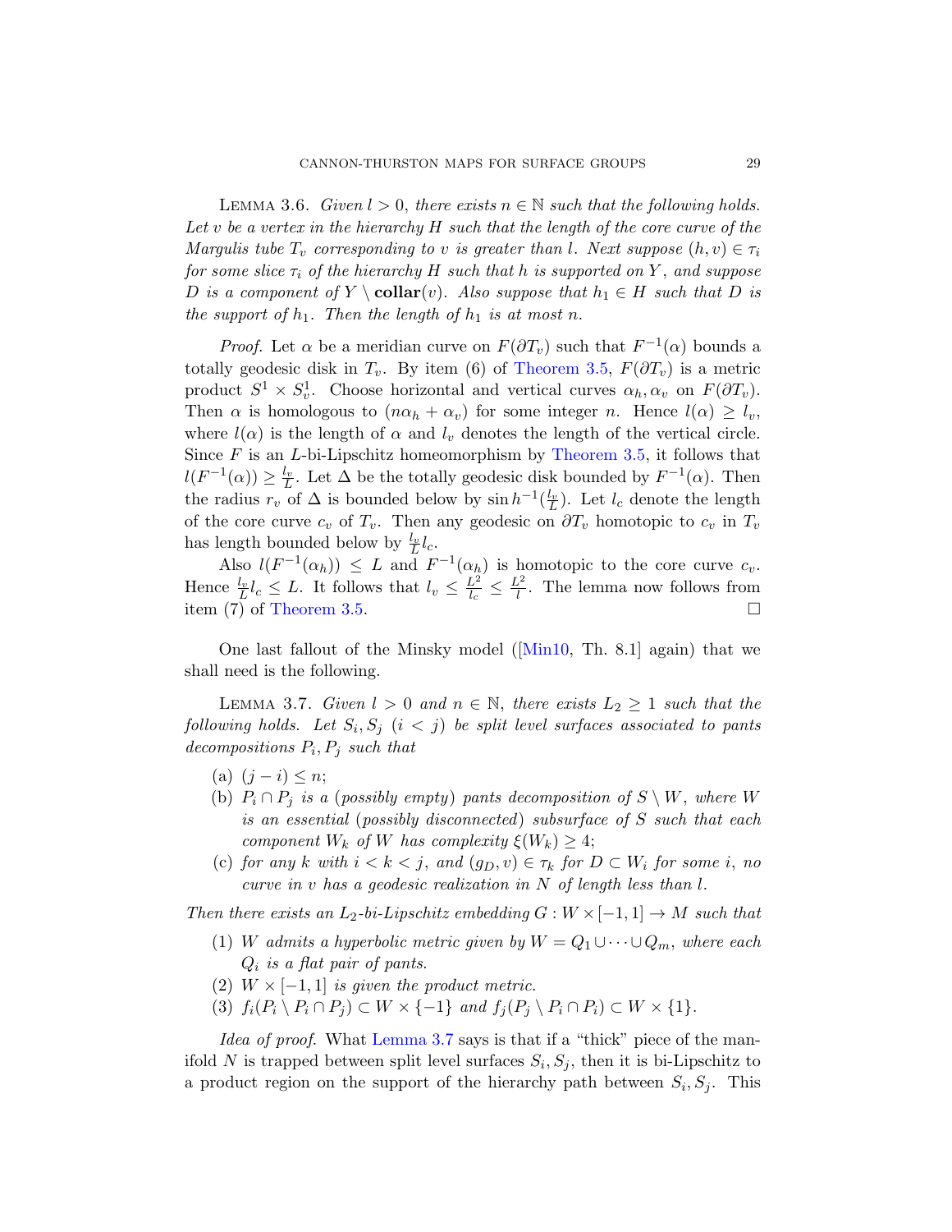Lemma 3.6. *Given $l > 0$, there exists $n \in \mathbb{N}$ such that the following holds. Let $v$ be a vertex in the hierarchy $H$ such that the length of the core curve of the Margulis tube $T_v$ corresponding to $v$ is greater than $l$. Next suppose $(h, v) \in \tau_i$ for some slice $\tau_i$ of the hierarchy $H$ such that $h$ is supported on $Y$, and suppose $D$ is a component of $Y \setminus \mathbf{collar}(v)$. Also suppose that $h_1 \in H$ such that $D$ is the support of $h_1$. Then the length of $h_1$ is at most $n$.*

*Proof.* Let $\alpha$ be a meridian curve on $F(\partial T_v)$ such that $F^{-1}(\alpha)$ bounds a totally geodesic disk in $T_v$. By item (6) of Theorem 3.5, $F(\partial T_v)$ is a metric product $S^1 \times S^1_v$. Choose horizontal and vertical curves $\alpha_h, \alpha_v$ on $F(\partial T_v)$. Then $\alpha$ is homologous to $(n\alpha_h + \alpha_v)$ for some integer $n$. Hence $l(\alpha) \geq l_v$, where $l(\alpha)$ is the length of $\alpha$ and $l_v$ denotes the length of the vertical circle. Since $F$ is an $L$-bi-Lipschitz homeomorphism by Theorem 3.5, it follows that $l(F^{-1}(\alpha)) \geq \frac{l_v}{L}$. Let $\Delta$ be the totally geodesic disk bounded by $F^{-1}(\alpha)$. Then the radius $r_v$ of $\Delta$ is bounded below by $\sin h^{-1}(\frac{l_v}{L})$. Let $l_c$ denote the length of the core curve $c_v$ of $T_v$. Then any geodesic on $\partial T_v$ homotopic to $c_v$ in $T_v$ has length bounded below by $\frac{l_v}{L} l_c$.

Also $l(F^{-1}(\alpha_h)) \leq L$ and $F^{-1}(\alpha_h)$ is homotopic to the core curve $c_v$. Hence $\frac{l_v}{L} l_c \leq L$. It follows that $l_v \leq \frac{L^2}{l_c} \leq \frac{L^2}{l}$. The lemma now follows from item (7) of Theorem 3.5. $\square$

One last fallout of the Minsky model ([Min10, Th. 8.1] again) that we shall need is the following.

Lemma 3.7. *Given $l > 0$ and $n \in \mathbb{N}$, there exists $L_2 \geq 1$ such that the following holds. Let $S_i, S_j$ $(i < j)$ be split level surfaces associated to pants decompositions $P_i, P_j$ such that*

- (a) *$(j - i) \leq n$;*
- (b) *$P_i \cap P_j$ is a (possibly empty) pants decomposition of $S \setminus W$, where $W$ is an essential (possibly disconnected) subsurface of $S$ such that each component $W_k$ of $W$ has complexity $\xi(W_k) \geq 4$;*
- (c) *for any $k$ with $i < k < j$, and $(g_D, v) \in \tau_k$ for $D \subset W_i$ for some $i$, no curve in $v$ has a geodesic realization in $N$ of length less than $l$.*

*Then there exists an $L_2$-bi-Lipschitz embedding $G : W \times [-1, 1] \to M$ such that*

1. *$W$ admits a hyperbolic metric given by $W = Q_1 \cup \cdots \cup Q_m$, where each $Q_i$ is a flat pair of pants.*
2. *$W \times [-1, 1]$ is given the product metric.*
3. *$f_i(P_i \setminus P_i \cap P_j) \subset W \times \{-1\}$ and $f_j(P_j \setminus P_i \cap P_i) \subset W \times \{1\}$.*

*Idea of proof.* What Lemma 3.7 says is that if a "thick" piece of the manifold $N$ is trapped between split level surfaces $S_i, S_j$, then it is bi-Lipschitz to a product region on the support of the hierarchy path between $S_i, S_j$. This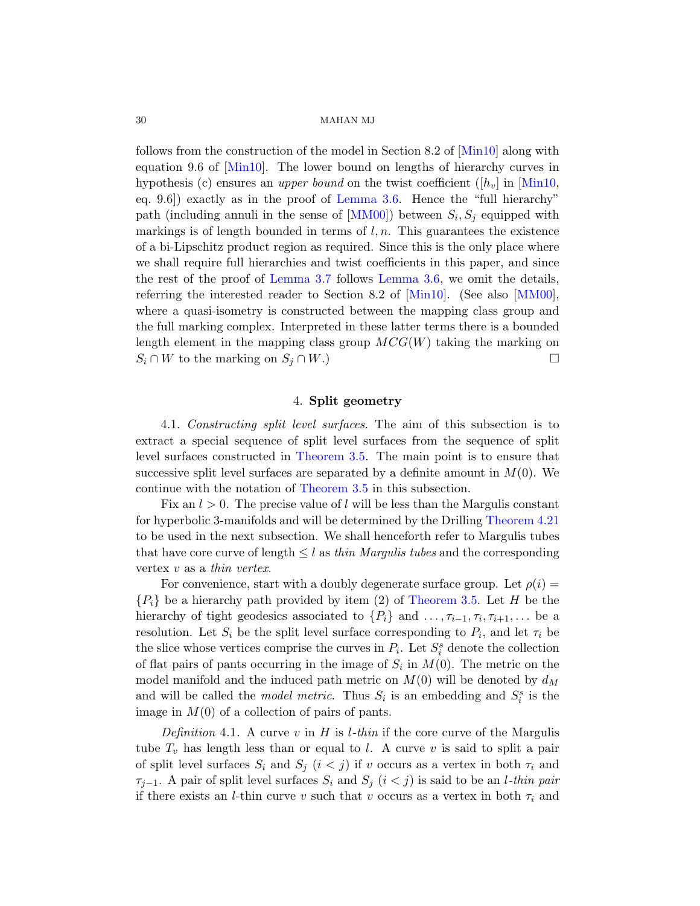follows from the construction of the model in Section 8.2 of [Min10] along with equation 9.6 of [Min10]. The lower bound on lengths of hierarchy curves in hypothesis (c) ensures an *upper bound* on the twist coefficient ($[h_v]$ in [Min10, eq. 9.6]) exactly as in the proof of Lemma 3.6. Hence the "full hierarchy" path (including annuli in the sense of [MM00]) between $S_i, S_j$ equipped with markings is of length bounded in terms of $l, n$. This guarantees the existence of a bi-Lipschitz product region as required. Since this is the only place where we shall require full hierarchies and twist coefficients in this paper, and since the rest of the proof of Lemma 3.7 follows Lemma 3.6, we omit the details, referring the interested reader to Section 8.2 of [Min10]. (See also [MM00], where a quasi-isometry is constructed between the mapping class group and the full marking complex. Interpreted in these latter terms there is a bounded length element in the mapping class group $MCG(W)$ taking the marking on $S_i \cap W$ to the marking on $S_j \cap W$.) $\square$

## 4. Split geometry

4.1. *Constructing split level surfaces.* The aim of this subsection is to extract a special sequence of split level surfaces from the sequence of split level surfaces constructed in Theorem 3.5. The main point is to ensure that successive split level surfaces are separated by a definite amount in $M(0)$. We continue with the notation of Theorem 3.5 in this subsection.

Fix an $l > 0$. The precise value of $l$ will be less than the Margulis constant for hyperbolic 3-manifolds and will be determined by the Drilling Theorem 4.21 to be used in the next subsection. We shall henceforth refer to Margulis tubes that have core curve of length $\leq l$ as *thin Margulis tubes* and the corresponding vertex $v$ as a *thin vertex*.

For convenience, start with a doubly degenerate surface group. Let $\rho(i) = \{P_i\}$ be a hierarchy path provided by item (2) of Theorem 3.5. Let $H$ be the hierarchy of tight geodesics associated to $\{P_i\}$ and $\ldots, \tau_{i-1}, \tau_i, \tau_{i+1}, \ldots$ be a resolution. Let $S_i$ be the split level surface corresponding to $P_i$, and let $\tau_i$ be the slice whose vertices comprise the curves in $P_i$. Let $S_i^s$ denote the collection of flat pairs of pants occurring in the image of $S_i$ in $M(0)$. The metric on the model manifold and the induced path metric on $M(0)$ will be denoted by $d_M$ and will be called the *model metric*. Thus $S_i$ is an embedding and $S_i^s$ is the image in $M(0)$ of a collection of pairs of pants.

*Definition* 4.1. A curve $v$ in $H$ is *$l$-thin* if the core curve of the Margulis tube $T_v$ has length less than or equal to $l$. A curve $v$ is said to split a pair of split level surfaces $S_i$ and $S_j$ ($i < j$) if $v$ occurs as a vertex in both $\tau_i$ and $\tau_{j-1}$. A pair of split level surfaces $S_i$ and $S_j$ ($i < j$) is said to be an *$l$-thin pair* if there exists an $l$-thin curve $v$ such that $v$ occurs as a vertex in both $\tau_i$ and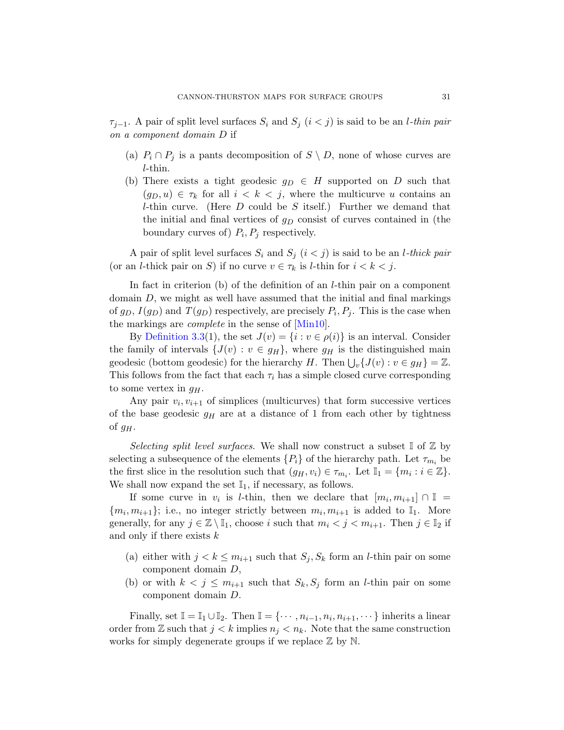$\tau_{j-1}$. A pair of split level surfaces $S_i$ and $S_j$ ($i < j$) is said to be an *$l$-thin pair on a component domain $D$* if

(a) $P_i \cap P_j$ is a pants decomposition of $S \setminus D$, none of whose curves are $l$-thin.
(b) There exists a tight geodesic $g_D \in H$ supported on $D$ such that $(g_D, u) \in \tau_k$ for all $i < k < j$, where the multicurve $u$ contains an $l$-thin curve. (Here $D$ could be $S$ itself.) Further we demand that the initial and final vertices of $g_D$ consist of curves contained in (the boundary curves of) $P_i, P_j$ respectively.

A pair of split level surfaces $S_i$ and $S_j$ ($i < j$) is said to be an *$l$-thick pair* (or an $l$-thick pair on $S$) if no curve $v \in \tau_k$ is $l$-thin for $i < k < j$.

In fact in criterion (b) of the definition of an $l$-thin pair on a component domain $D$, we might as well have assumed that the initial and final markings of $g_D$, $I(g_D)$ and $T(g_D)$ respectively, are precisely $P_i, P_j$. This is the case when the markings are *complete* in the sense of [Min10].

By Definition 3.3(1), the set $J(v) = \{i : v \in \rho(i)\}$ is an interval. Consider the family of intervals $\{J(v) : v \in g_H\}$, where $g_H$ is the distinguished main geodesic (bottom geodesic) for the hierarchy $H$. Then $\bigcup_v \{J(v) : v \in g_H\} = \mathbb{Z}$. This follows from the fact that each $\tau_i$ has a simple closed curve corresponding to some vertex in $g_H$.

Any pair $v_i, v_{i+1}$ of simplices (multicurves) that form successive vertices of the base geodesic $g_H$ are at a distance of 1 from each other by tightness of $g_H$.

*Selecting split level surfaces.* We shall now construct a subset $\mathbb{I}$ of $\mathbb{Z}$ by selecting a subsequence of the elements $\{P_i\}$ of the hierarchy path. Let $\tau_{m_i}$ be the first slice in the resolution such that $(g_H, v_i) \in \tau_{m_i}$. Let $\mathbb{I}_1 = \{m_i : i \in \mathbb{Z}\}$. We shall now expand the set $\mathbb{I}_1$, if necessary, as follows.

If some curve in $v_i$ is $l$-thin, then we declare that $[m_i, m_{i+1}] \cap \mathbb{I} = \{m_i, m_{i+1}\}$; i.e., no integer strictly between $m_i, m_{i+1}$ is added to $\mathbb{I}_1$. More generally, for any $j \in \mathbb{Z} \setminus \mathbb{I}_1$, choose $i$ such that $m_i < j < m_{i+1}$. Then $j \in \mathbb{I}_2$ if and only if there exists $k$

(a) either with $j < k \leq m_{i+1}$ such that $S_j, S_k$ form an $l$-thin pair on some component domain $D$,
(b) or with $k < j \leq m_{i+1}$ such that $S_k, S_j$ form an $l$-thin pair on some component domain $D$.

Finally, set $\mathbb{I} = \mathbb{I}_1 \cup \mathbb{I}_2$. Then $\mathbb{I} = \{\cdots, n_{i-1}, n_i, n_{i+1}, \cdots\}$ inherits a linear order from $\mathbb{Z}$ such that $j < k$ implies $n_j < n_k$. Note that the same construction works for simply degenerate groups if we replace $\mathbb{Z}$ by $\mathbb{N}$.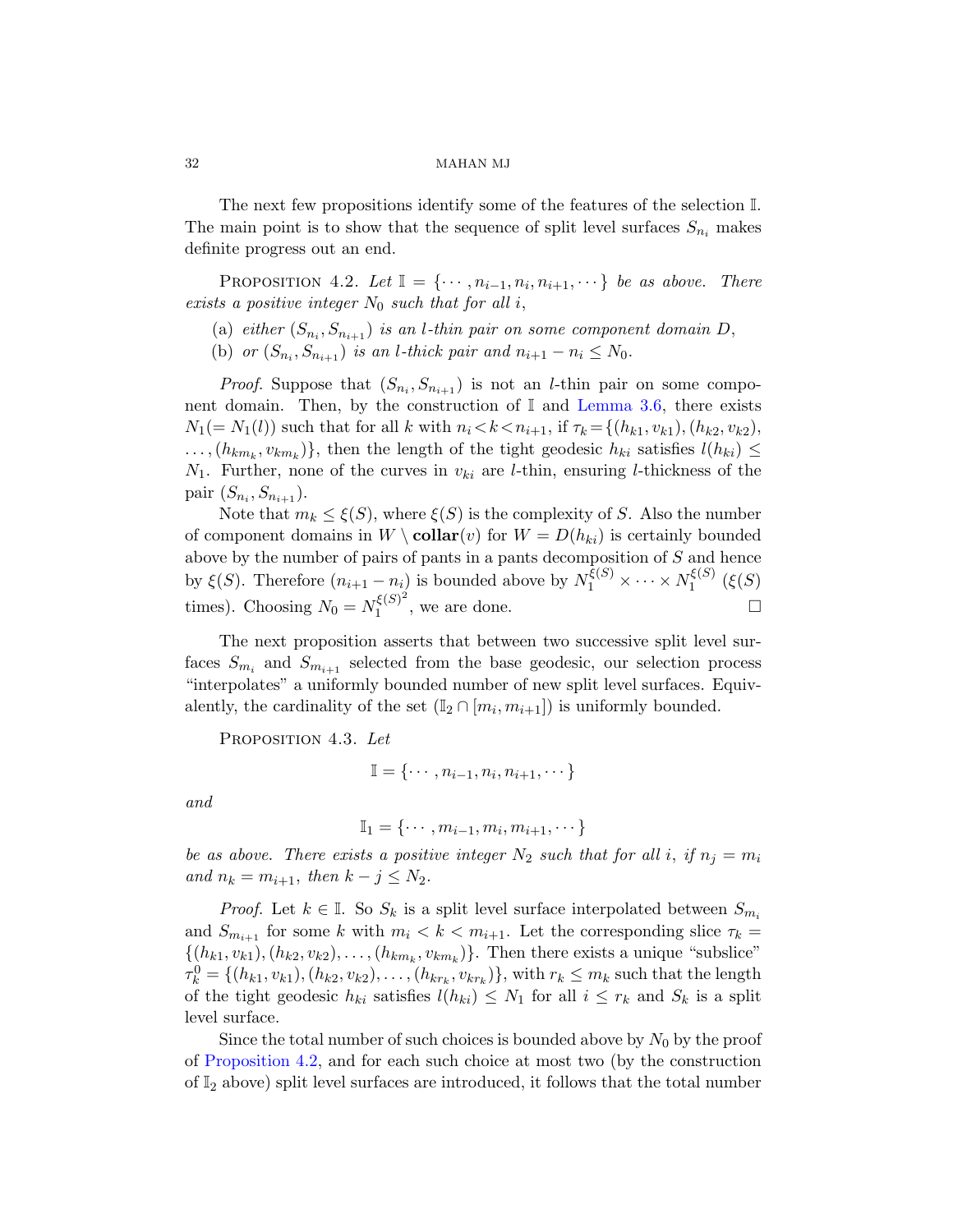The next few propositions identify some of the features of the selection $\mathbb{I}$. The main point is to show that the sequence of split level surfaces $S_{n_i}$ makes definite progress out an end.

Proposition 4.2. *Let $\mathbb{I} = \{\cdots, n_{i-1}, n_i, n_{i+1}, \cdots\}$ be as above. There exists a positive integer $N_0$ such that for all $i$,*

(a) *either $(S_{n_i}, S_{n_{i+1}})$ is an $l$-thin pair on some component domain $D$,*

(b) *or $(S_{n_i}, S_{n_{i+1}})$ is an $l$-thick pair and $n_{i+1} - n_i \leq N_0$.*

*Proof.* Suppose that $(S_{n_i}, S_{n_{i+1}})$ is not an $l$-thin pair on some component domain. Then, by the construction of $\mathbb{I}$ and Lemma 3.6, there exists $N_1 (= N_1(l))$ such that for all $k$ with $n_i < k < n_{i+1}$, if $\tau_k = \{(h_{k1}, v_{k1}), (h_{k2}, v_{k2}), \ldots, (h_{km_k}, v_{km_k})\}$, then the length of the tight geodesic $h_{ki}$ satisfies $l(h_{ki}) \leq N_1$. Further, none of the curves in $v_{ki}$ are $l$-thin, ensuring $l$-thickness of the pair $(S_{n_i}, S_{n_{i+1}})$.

Note that $m_k \leq \xi(S)$, where $\xi(S)$ is the complexity of $S$. Also the number of component domains in $W \setminus \mathbf{collar}(v)$ for $W = D(h_{ki})$ is certainly bounded above by the number of pairs of pants in a pants decomposition of $S$ and hence by $\xi(S)$. Therefore $(n_{i+1} - n_i)$ is bounded above by $N_1^{\xi(S)} \times \cdots \times N_1^{\xi(S)}$ ($\xi(S)$ times). Choosing $N_0 = N_1^{\xi(S)^2}$, we are done. $\square$

The next proposition asserts that between two successive split level surfaces $S_{m_i}$ and $S_{m_{i+1}}$ selected from the base geodesic, our selection process "interpolates" a uniformly bounded number of new split level surfaces. Equivalently, the cardinality of the set $(\mathbb{I}_2 \cap [m_i, m_{i+1}])$ is uniformly bounded.

Proposition 4.3. *Let*

$$\mathbb{I} = \{\cdots, n_{i-1}, n_i, n_{i+1}, \cdots\}$$

*and*

$$\mathbb{I}_1 = \{\cdots, m_{i-1}, m_i, m_{i+1}, \cdots\}$$

*be as above. There exists a positive integer $N_2$ such that for all $i$, if $n_j = m_i$ and $n_k = m_{i+1}$, then $k - j \leq N_2$.*

*Proof.* Let $k \in \mathbb{I}$. So $S_k$ is a split level surface interpolated between $S_{m_i}$ and $S_{m_{i+1}}$ for some $k$ with $m_i < k < m_{i+1}$. Let the corresponding slice $\tau_k = \{(h_{k1}, v_{k1}), (h_{k2}, v_{k2}), \ldots, (h_{km_k}, v_{km_k})\}$. Then there exists a unique "subslice" $\tau_k^0 = \{(h_{k1}, v_{k1}), (h_{k2}, v_{k2}), \ldots, (h_{kr_k}, v_{kr_k})\}$, with $r_k \leq m_k$ such that the length of the tight geodesic $h_{ki}$ satisfies $l(h_{ki}) \leq N_1$ for all $i \leq r_k$ and $S_k$ is a split level surface.

Since the total number of such choices is bounded above by $N_0$ by the proof of Proposition 4.2, and for each such choice at most two (by the construction of $\mathbb{I}_2$ above) split level surfaces are introduced, it follows that the total number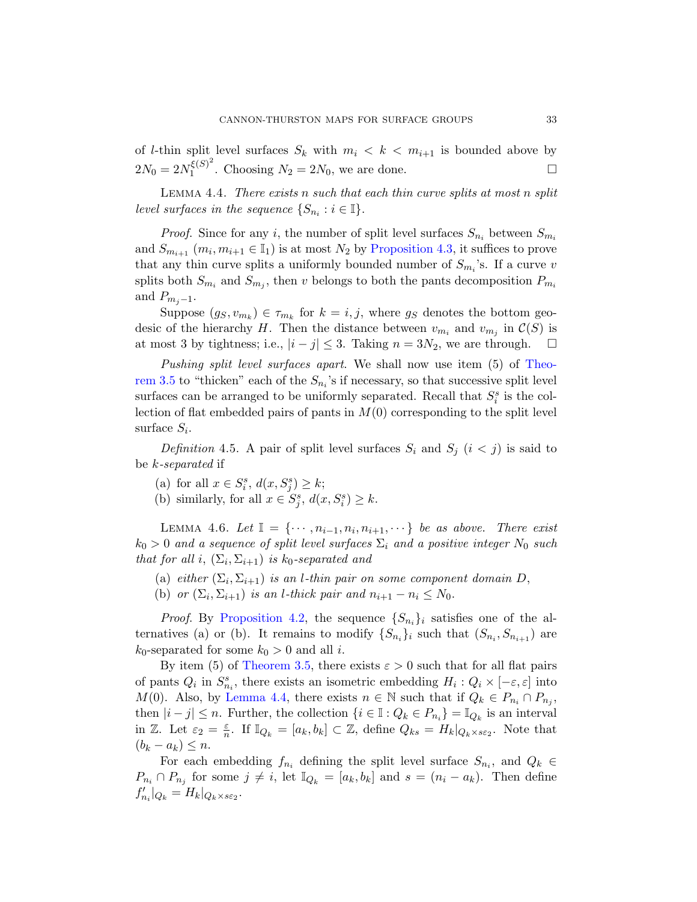of $l$-thin split level surfaces $S_k$ with $m_i < k < m_{i+1}$ is bounded above by $2N_0 = 2N_1^{\xi(S)^2}$. Choosing $N_2 = 2N_0$, we are done. ☐

LEMMA 4.4. *There exists $n$ such that each thin curve splits at most $n$ split level surfaces in the sequence $\{S_{n_i} : i \in \mathbb{I}\}$.*

*Proof.* Since for any $i$, the number of split level surfaces $S_{n_i}$ between $S_{m_i}$ and $S_{m_{i+1}}$ ($m_i, m_{i+1} \in \mathbb{I}_1$) is at most $N_2$ by Proposition 4.3, it suffices to prove that any thin curve splits a uniformly bounded number of $S_{m_i}$'s. If a curve $v$ splits both $S_{m_i}$ and $S_{m_j}$, then $v$ belongs to both the pants decomposition $P_{m_i}$ and $P_{m_j - 1}$.

Suppose $(g_S, v_{m_k}) \in \tau_{m_k}$ for $k = i, j$, where $g_S$ denotes the bottom geodesic of the hierarchy $H$. Then the distance between $v_{m_i}$ and $v_{m_j}$ in $\mathcal{C}(S)$ is at most 3 by tightness; i.e., $|i - j| \leq 3$. Taking $n = 3N_2$, we are through. ☐

*Pushing split level surfaces apart.* We shall now use item (5) of Theorem 3.5 to "thicken" each of the $S_{n_i}$'s if necessary, so that successive split level surfaces can be arranged to be uniformly separated. Recall that $S_i^s$ is the collection of flat embedded pairs of pants in $M(0)$ corresponding to the split level surface $S_i$.

*Definition* 4.5. A pair of split level surfaces $S_i$ and $S_j$ ($i < j$) is said to be *$k$-separated* if

(a) for all $x \in S_i^s$, $d(x, S_j^s) \geq k$;
(b) similarly, for all $x \in S_j^s$, $d(x, S_i^s) \geq k$.

LEMMA 4.6. *Let $\mathbb{I} = \{\cdots, n_{i-1}, n_i, n_{i+1}, \cdots\}$ be as above. There exist $k_0 > 0$ and a sequence of split level surfaces $\Sigma_i$ and a positive integer $N_0$ such that for all $i$, $(\Sigma_i, \Sigma_{i+1})$ is $k_0$-separated and*

(a) *either $(\Sigma_i, \Sigma_{i+1})$ is an $l$-thin pair on some component domain $D$,*
(b) *or $(\Sigma_i, \Sigma_{i+1})$ is an $l$-thick pair and $n_{i+1} - n_i \leq N_0$.*

*Proof.* By Proposition 4.2, the sequence $\{S_{n_i}\}_i$ satisfies one of the alternatives (a) or (b). It remains to modify $\{S_{n_i}\}_i$ such that $(S_{n_i}, S_{n_{i+1}})$ are $k_0$-separated for some $k_0 > 0$ and all $i$.

By item (5) of Theorem 3.5, there exists $\varepsilon > 0$ such that for all flat pairs of pants $Q_i$ in $S_{n_i}^s$, there exists an isometric embedding $H_i : Q_i \times [-\varepsilon, \varepsilon]$ into $M(0)$. Also, by Lemma 4.4, there exists $n \in \mathbb{N}$ such that if $Q_k \in P_{n_i} \cap P_{n_j}$, then $|i - j| \leq n$. Further, the collection $\{i \in \mathbb{I} : Q_k \in P_{n_i}\} = \mathbb{I}_{Q_k}$ is an interval in $\mathbb{Z}$. Let $\varepsilon_2 = \frac{\varepsilon}{n}$. If $\mathbb{I}_{Q_k} = [a_k, b_k] \subset \mathbb{Z}$, define $Q_{ks} = H_k|_{Q_k \times s\varepsilon_2}$. Note that $(b_k - a_k) \leq n$.

For each embedding $f_{n_i}$ defining the split level surface $S_{n_i}$, and $Q_k \in P_{n_i} \cap P_{n_j}$ for some $j \neq i$, let $\mathbb{I}_{Q_k} = [a_k, b_k]$ and $s = (n_i - a_k)$. Then define $f'_{n_i}|_{Q_k} = H_k|_{Q_k \times s\varepsilon_2}$.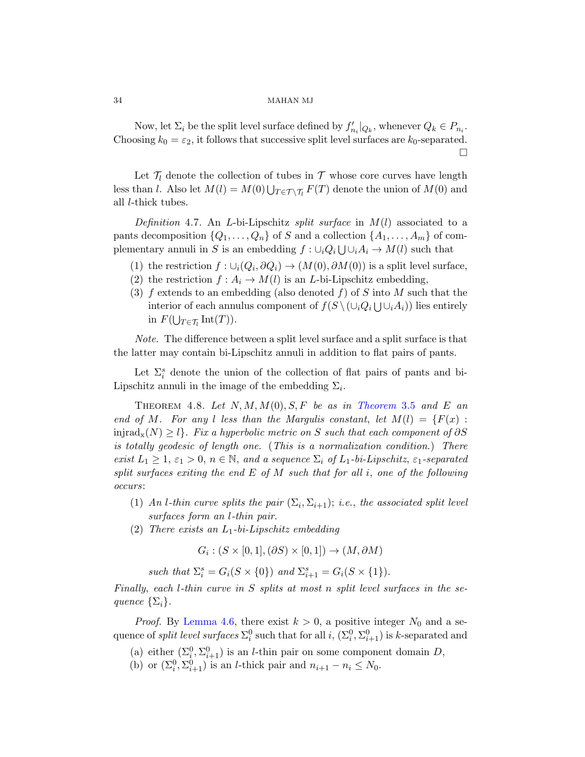Now, let $\Sigma_i$ be the split level surface defined by $f'_{n_i}|_{Q_k}$, whenever $Q_k \in P_{n_i}$. Choosing $k_0 = \varepsilon_2$, it follows that successive split level surfaces are $k_0$-separated. $\square$

Let $\mathcal{T}_l$ denote the collection of tubes in $\mathcal{T}$ whose core curves have length less than $l$. Also let $M(l) = M(0) \bigcup_{T \in \mathcal{T} \setminus \mathcal{T}_l} F(T)$ denote the union of $M(0)$ and all $l$-thick tubes.

*Definition* 4.7. An $L$-bi-Lipschitz *split surface* in $M(l)$ associated to a pants decomposition $\{Q_1, \ldots, Q_n\}$ of $S$ and a collection $\{A_1, \ldots, A_m\}$ of complementary annuli in $S$ is an embedding $f : \cup_i Q_i \bigcup \cup_i A_i \to M(l)$ such that

1. the restriction $f : \cup_i (Q_i, \partial Q_i) \to (M(0), \partial M(0))$ is a split level surface,
2. the restriction $f : A_i \to M(l)$ is an $L$-bi-Lipschitz embedding,
3. $f$ extends to an embedding (also denoted $f$) of $S$ into $M$ such that the interior of each annulus component of $f(S \setminus (\cup_i Q_i \bigcup \cup_i A_i))$ lies entirely in $F(\bigcup_{T \in \mathcal{T}_l} \mathrm{Int}(T))$.

*Note.* The difference between a split level surface and a split surface is that the latter may contain bi-Lipschitz annuli in addition to flat pairs of pants.

Let $\Sigma_i^s$ denote the union of the collection of flat pairs of pants and bi-Lipschitz annuli in the image of the embedding $\Sigma_i$.

Theorem 4.8. *Let $N, M, M(0), S, F$ be as in Theorem 3.5 and $E$ an end of $M$. For any $l$ less than the Margulis constant, let $M(l) = \{F(x) : \mathrm{injrad_x}(N) \geq l\}$. Fix a hyperbolic metric on $S$ such that each component of $\partial S$ is totally geodesic of length one. (This is a normalization condition.) There exist $L_1 \geq 1$, $\varepsilon_1 > 0$, $n \in \mathbb{N}$, and a sequence $\Sigma_i$ of $L_1$-bi-Lipschitz, $\varepsilon_1$-separated split surfaces exiting the end $E$ of $M$ such that for all $i$, one of the following occurs:*

1. *An $l$-thin curve splits the pair $(\Sigma_i, \Sigma_{i+1})$; i.e., the associated split level surfaces form an $l$-thin pair.*
2. *There exists an $L_1$-bi-Lipschitz embedding*
$$G_i : (S \times [0,1], (\partial S) \times [0,1]) \to (M, \partial M)$$
*such that $\Sigma_i^s = G_i(S \times \{0\})$ and $\Sigma_{i+1}^s = G_i(S \times \{1\})$.*

*Finally, each $l$-thin curve in $S$ splits at most $n$ split level surfaces in the sequence $\{\Sigma_i\}$.*

*Proof.* By Lemma 4.6, there exist $k > 0$, a positive integer $N_0$ and a sequence of *split level surfaces* $\Sigma_i^0$ such that for all $i$, $(\Sigma_i^0, \Sigma_{i+1}^0)$ is $k$-separated and

(a) either $(\Sigma_i^0, \Sigma_{i+1}^0)$ is an $l$-thin pair on some component domain $D$,
(b) or $(\Sigma_i^0, \Sigma_{i+1}^0)$ is an $l$-thick pair and $n_{i+1} - n_i \leq N_0$.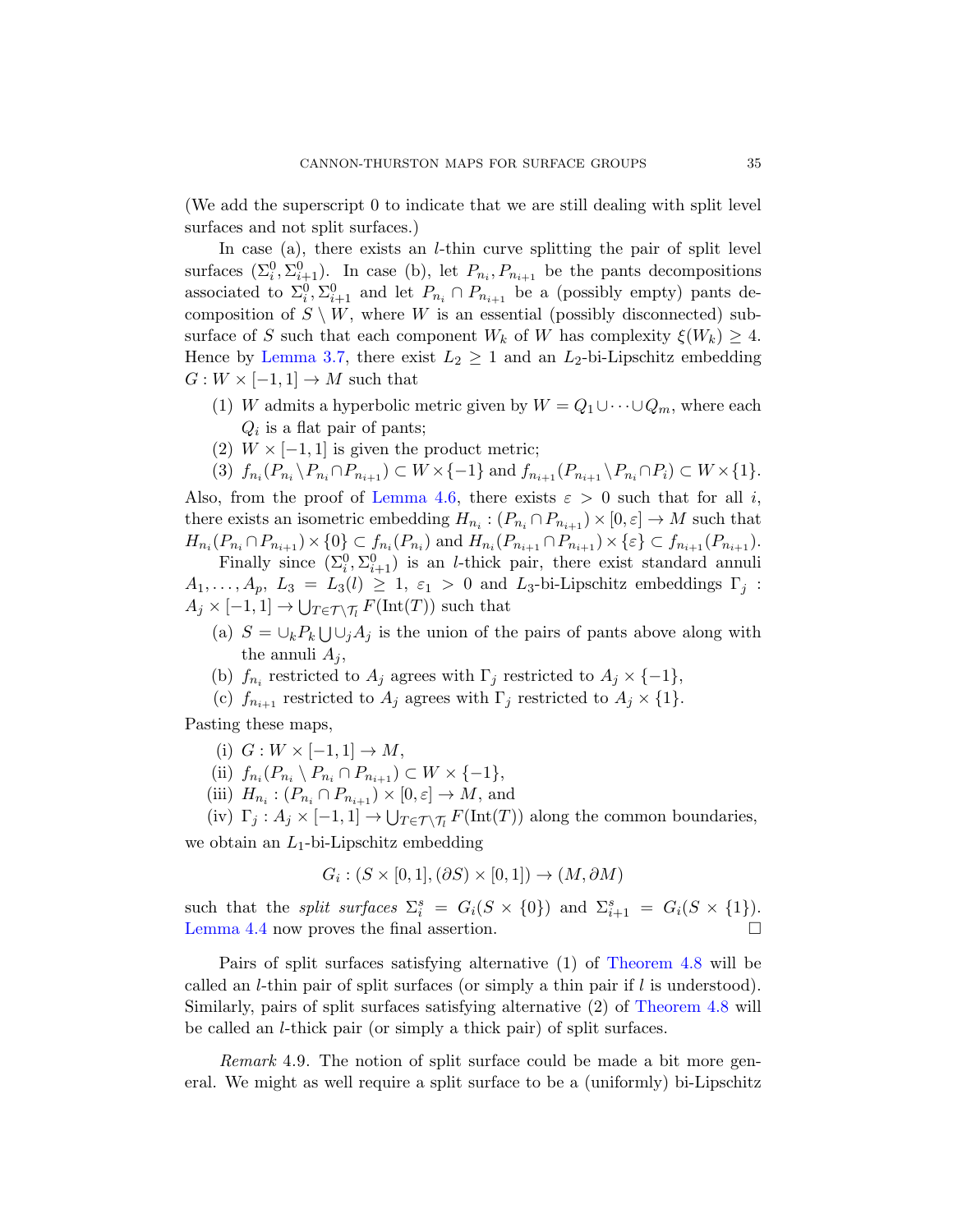(We add the superscript 0 to indicate that we are still dealing with split level surfaces and not split surfaces.)

In case (a), there exists an $l$-thin curve splitting the pair of split level surfaces $(\Sigma_i^0, \Sigma_{i+1}^0)$. In case (b), let $P_{n_i}, P_{n_{i+1}}$ be the pants decompositions associated to $\Sigma_i^0, \Sigma_{i+1}^0$ and let $P_{n_i} \cap P_{n_{i+1}}$ be a (possibly empty) pants decomposition of $S \setminus W$, where $W$ is an essential (possibly disconnected) subsurface of $S$ such that each component $W_k$ of $W$ has complexity $\xi(W_k) \geq 4$. Hence by Lemma 3.7, there exist $L_2 \geq 1$ and an $L_2$-bi-Lipschitz embedding $G : W \times [-1, 1] \to M$ such that

1. $W$ admits a hyperbolic metric given by $W = Q_1 \cup \cdots \cup Q_m$, where each $Q_i$ is a flat pair of pants;
2. $W \times [-1, 1]$ is given the product metric;
3. $f_{n_i}(P_{n_i} \setminus P_{n_i} \cap P_{n_{i+1}}) \subset W \times \{-1\}$ and $f_{n_{i+1}}(P_{n_{i+1}} \setminus P_{n_i} \cap P_i) \subset W \times \{1\}$.

Also, from the proof of Lemma 4.6, there exists $\varepsilon > 0$ such that for all $i$, there exists an isometric embedding $H_{n_i} : (P_{n_i} \cap P_{n_{i+1}}) \times [0, \varepsilon] \to M$ such that $H_{n_i}(P_{n_i} \cap P_{n_{i+1}}) \times \{0\} \subset f_{n_i}(P_{n_i})$ and $H_{n_i}(P_{n_{i+1}} \cap P_{n_{i+1}}) \times \{\varepsilon\} \subset f_{n_{i+1}}(P_{n_{i+1}})$.

Finally since $(\Sigma_i^0, \Sigma_{i+1}^0)$ is an $l$-thick pair, there exist standard annuli $A_1, \ldots, A_p$, $L_3 = L_3(l) \geq 1$, $\varepsilon_1 > 0$ and $L_3$-bi-Lipschitz embeddings $\Gamma_j : A_j \times [-1, 1] \to \bigcup_{T \in \mathcal{T} \setminus \mathcal{T}_l} F(\text{Int}(T))$ such that

(a) $S = \cup_k P_k \bigcup \cup_j A_j$ is the union of the pairs of pants above along with the annuli $A_j$,

(b) $f_{n_i}$ restricted to $A_j$ agrees with $\Gamma_j$ restricted to $A_j \times \{-1\}$,

(c) $f_{n_{i+1}}$ restricted to $A_j$ agrees with $\Gamma_j$ restricted to $A_j \times \{1\}$.

Pasting these maps,

(i) $G : W \times [-1, 1] \to M$,

(ii) $f_{n_i}(P_{n_i} \setminus P_{n_i} \cap P_{n_{i+1}}) \subset W \times \{-1\}$,

(iii) $H_{n_i} : (P_{n_i} \cap P_{n_{i+1}}) \times [0, \varepsilon] \to M$, and

(iv) $\Gamma_j : A_j \times [-1, 1] \to \bigcup_{T \in \mathcal{T} \setminus \mathcal{T}_l} F(\text{Int}(T))$ along the common boundaries,

we obtain an $L_1$-bi-Lipschitz embedding

$$G_i : (S \times [0, 1], (\partial S) \times [0, 1]) \to (M, \partial M)$$

such that the *split surfaces* $\Sigma_i^s = G_i(S \times \{0\})$ and $\Sigma_{i+1}^s = G_i(S \times \{1\})$. Lemma 4.4 now proves the final assertion. $\square$

Pairs of split surfaces satisfying alternative (1) of Theorem 4.8 will be called an $l$-thin pair of split surfaces (or simply a thin pair if $l$ is understood). Similarly, pairs of split surfaces satisfying alternative (2) of Theorem 4.8 will be called an $l$-thick pair (or simply a thick pair) of split surfaces.

*Remark* 4.9. The notion of split surface could be made a bit more general. We might as well require a split surface to be a (uniformly) bi-Lipschitz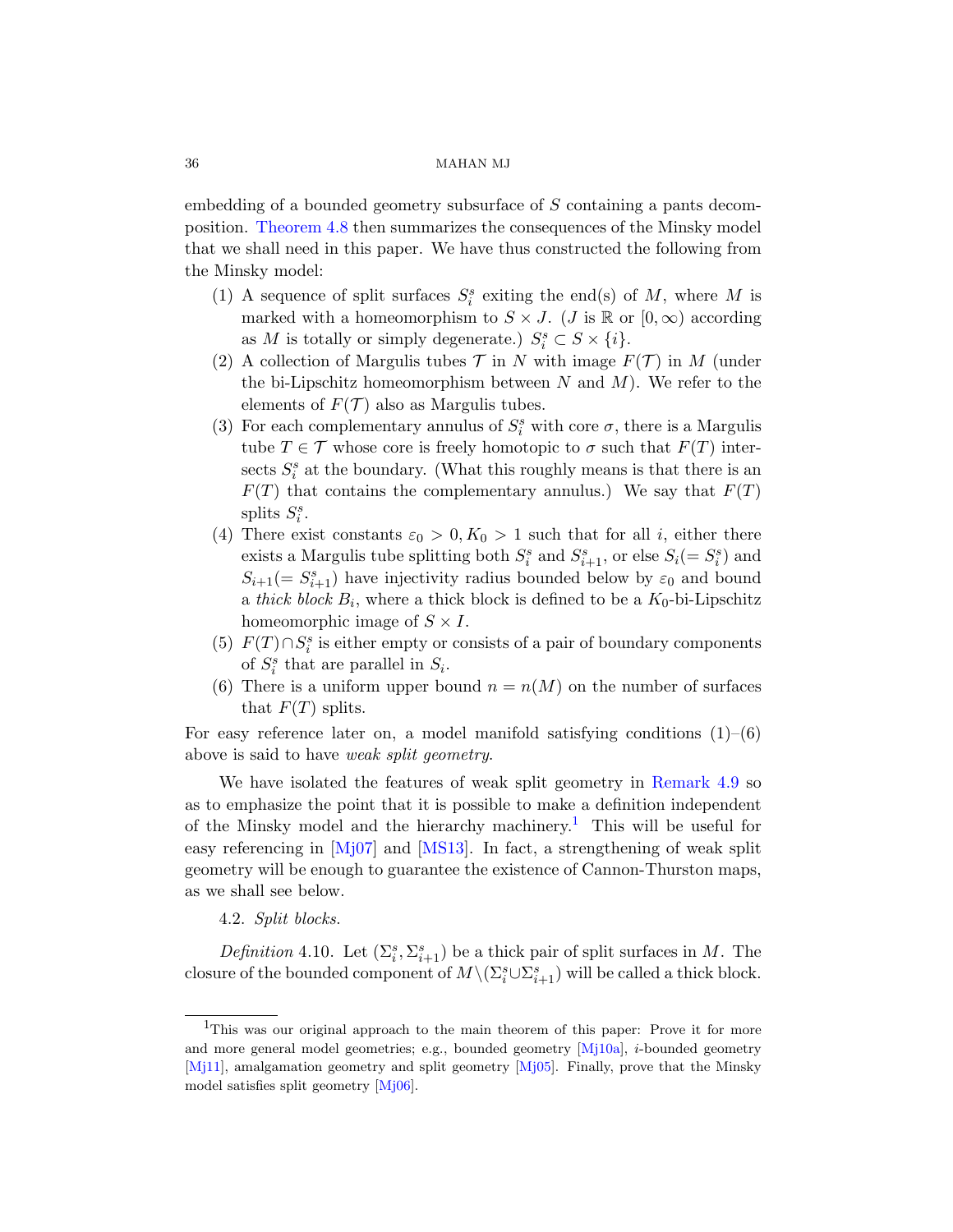embedding of a bounded geometry subsurface of $S$ containing a pants decomposition. Theorem 4.8 then summarizes the consequences of the Minsky model that we shall need in this paper. We have thus constructed the following from the Minsky model:

1. A sequence of split surfaces $S_i^s$ exiting the end(s) of $M$, where $M$ is marked with a homeomorphism to $S \times J$. ($J$ is $\mathbb{R}$ or $[0, \infty)$ according as $M$ is totally or simply degenerate.) $S_i^s \subset S \times \{i\}$.
2. A collection of Margulis tubes $\mathcal{T}$ in $N$ with image $F(\mathcal{T})$ in $M$ (under the bi-Lipschitz homeomorphism between $N$ and $M$). We refer to the elements of $F(\mathcal{T})$ also as Margulis tubes.
3. For each complementary annulus of $S_i^s$ with core $\sigma$, there is a Margulis tube $T \in \mathcal{T}$ whose core is freely homotopic to $\sigma$ such that $F(T)$ intersects $S_i^s$ at the boundary. (What this roughly means is that there is an $F(T)$ that contains the complementary annulus.) We say that $F(T)$ splits $S_i^s$.
4. There exist constants $\varepsilon_0 > 0, K_0 > 1$ such that for all $i$, either there exists a Margulis tube splitting both $S_i^s$ and $S_{i+1}^s$, or else $S_i (= S_i^s)$ and $S_{i+1} (= S_{i+1}^s)$ have injectivity radius bounded below by $\varepsilon_0$ and bound a *thick block* $B_i$, where a thick block is defined to be a $K_0$-bi-Lipschitz homeomorphic image of $S \times I$.
5. $F(T) \cap S_i^s$ is either empty or consists of a pair of boundary components of $S_i^s$ that are parallel in $S_i$.
6. There is a uniform upper bound $n = n(M)$ on the number of surfaces that $F(T)$ splits.

For easy reference later on, a model manifold satisfying conditions (1)–(6) above is said to have *weak split geometry*.

We have isolated the features of weak split geometry in Remark 4.9 so as to emphasize the point that it is possible to make a definition independent of the Minsky model and the hierarchy machinery.[1] This will be useful for easy referencing in [Mj07] and [MS13]. In fact, a strengthening of weak split geometry will be enough to guarantee the existence of Cannon-Thurston maps, as we shall see below.

### 4.2. *Split blocks.*

*Definition* 4.10. Let $(\Sigma_i^s, \Sigma_{i+1}^s)$ be a thick pair of split surfaces in $M$. The closure of the bounded component of $M \setminus (\Sigma_i^s \cup \Sigma_{i+1}^s)$ will be called a thick block.

---

[1] This was our original approach to the main theorem of this paper: Prove it for more and more general model geometries; e.g., bounded geometry [Mj10a], $i$-bounded geometry [Mj11], amalgamation geometry and split geometry [Mj05]. Finally, prove that the Minsky model satisfies split geometry [Mj06].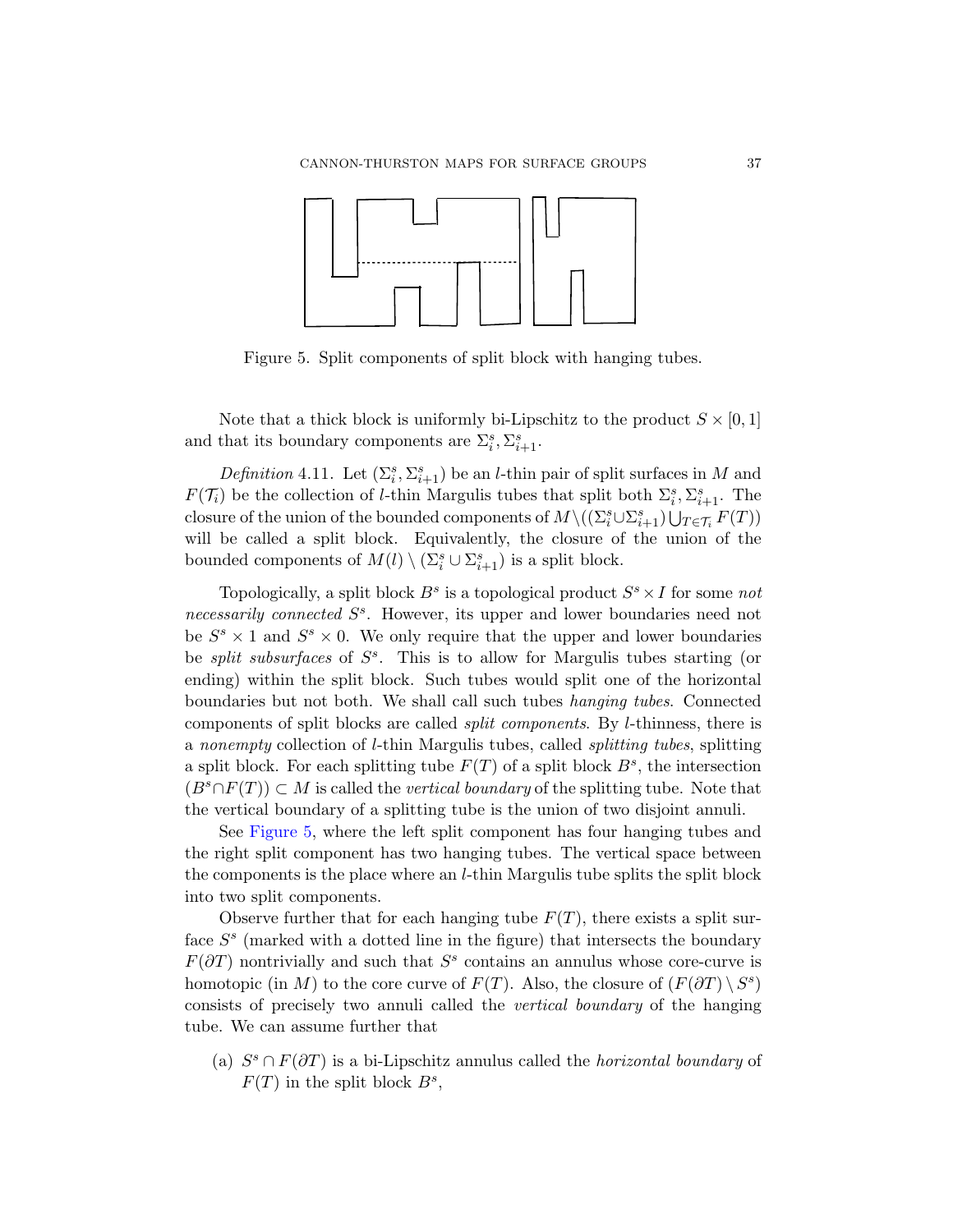Figure 5. Split components of split block with hanging tubes.

Note that a thick block is uniformly bi-Lipschitz to the product $S \times [0,1]$ and that its boundary components are $\Sigma_i^s, \Sigma_{i+1}^s$.

*Definition* 4.11. Let $(\Sigma_i^s, \Sigma_{i+1}^s)$ be an $l$-thin pair of split surfaces in $M$ and $F(\mathcal{T}_i)$ be the collection of $l$-thin Margulis tubes that split both $\Sigma_i^s, \Sigma_{i+1}^s$. The closure of the union of the bounded components of $M \setminus ((\Sigma_i^s \cup \Sigma_{i+1}^s) \bigcup_{T \in \mathcal{T}_i} F(T))$ will be called a split block. Equivalently, the closure of the union of the bounded components of $M(l) \setminus (\Sigma_i^s \cup \Sigma_{i+1}^s)$ is a split block.

Topologically, a split block $B^s$ is a topological product $S^s \times I$ for some *not necessarily connected* $S^s$. However, its upper and lower boundaries need not be $S^s \times 1$ and $S^s \times 0$. We only require that the upper and lower boundaries be *split subsurfaces* of $S^s$. This is to allow for Margulis tubes starting (or ending) within the split block. Such tubes would split one of the horizontal boundaries but not both. We shall call such tubes *hanging tubes*. Connected components of split blocks are called *split components*. By $l$-thinness, there is a *nonempty* collection of $l$-thin Margulis tubes, called *splitting tubes*, splitting a split block. For each splitting tube $F(T)$ of a split block $B^s$, the intersection $(B^s \cap F(T)) \subset M$ is called the *vertical boundary* of the splitting tube. Note that the vertical boundary of a splitting tube is the union of two disjoint annuli.

See Figure 5, where the left split component has four hanging tubes and the right split component has two hanging tubes. The vertical space between the components is the place where an $l$-thin Margulis tube splits the split block into two split components.

Observe further that for each hanging tube $F(T)$, there exists a split surface $S^s$ (marked with a dotted line in the figure) that intersects the boundary $F(\partial T)$ nontrivially and such that $S^s$ contains an annulus whose core-curve is homotopic (in $M$) to the core curve of $F(T)$. Also, the closure of $(F(\partial T) \setminus S^s)$ consists of precisely two annuli called the *vertical boundary* of the hanging tube. We can assume further that

(a) $S^s \cap F(\partial T)$ is a bi-Lipschitz annulus called the *horizontal boundary* of $F(T)$ in the split block $B^s$,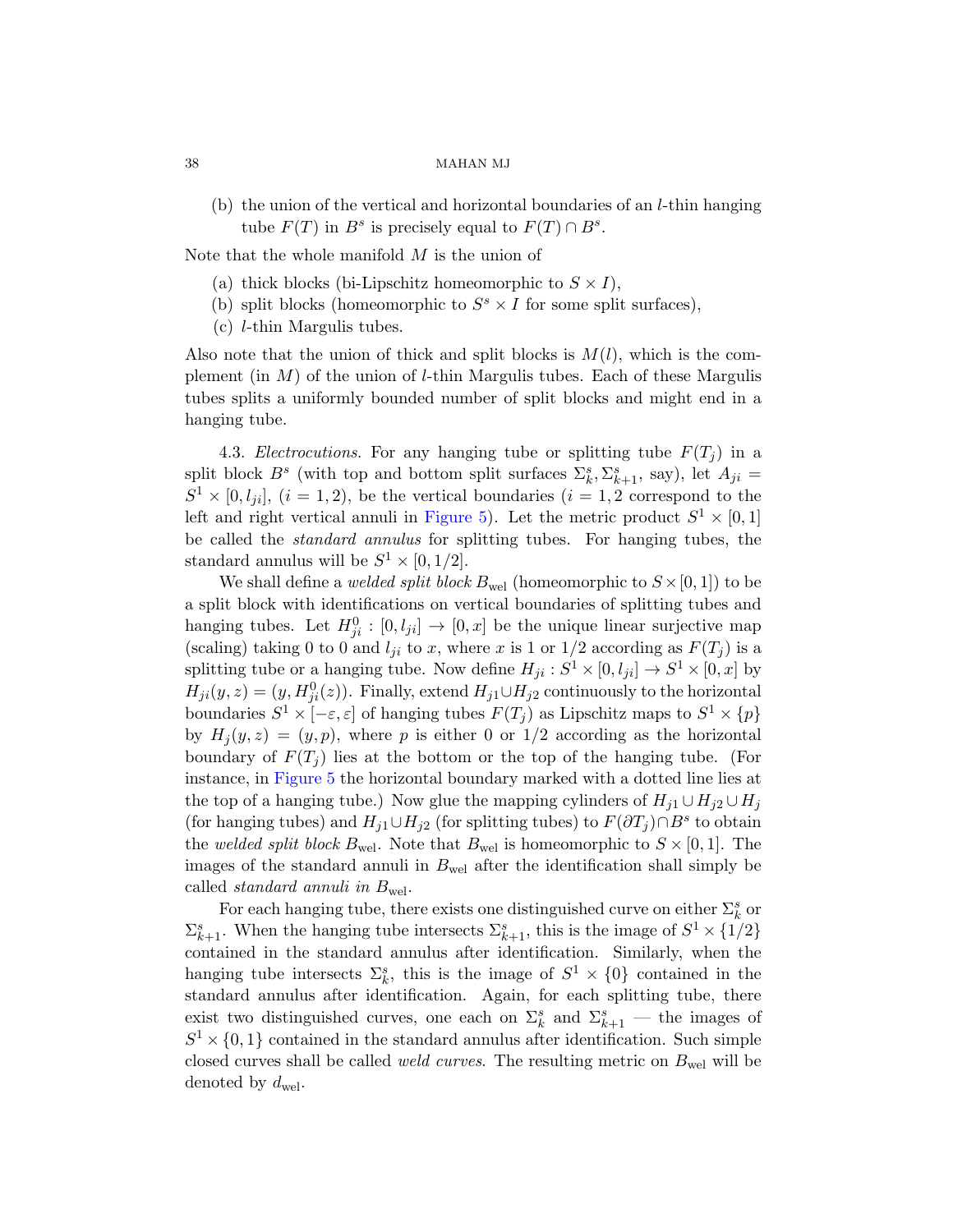(b) the union of the vertical and horizontal boundaries of an $l$-thin hanging tube $F(T)$ in $B^s$ is precisely equal to $F(T) \cap B^s$.

Note that the whole manifold $M$ is the union of

(a) thick blocks (bi-Lipschitz homeomorphic to $S \times I$),
(b) split blocks (homeomorphic to $S^s \times I$ for some split surfaces),
(c) $l$-thin Margulis tubes.

Also note that the union of thick and split blocks is $M(l)$, which is the complement (in $M$) of the union of $l$-thin Margulis tubes. Each of these Margulis tubes splits a uniformly bounded number of split blocks and might end in a hanging tube.

4.3. *Electrocutions.* For any hanging tube or splitting tube $F(T_j)$ in a split block $B^s$ (with top and bottom split surfaces $\Sigma_k^s, \Sigma_{k+1}^s$, say), let $A_{ji} = S^1 \times [0, l_{ji}]$, $(i = 1, 2)$, be the vertical boundaries ($i = 1, 2$ correspond to the left and right vertical annuli in Figure 5). Let the metric product $S^1 \times [0, 1]$ be called the *standard annulus* for splitting tubes. For hanging tubes, the standard annulus will be $S^1 \times [0, 1/2]$.

We shall define a *welded split block* $B_{\text{wel}}$ (homeomorphic to $S \times [0, 1]$) to be a split block with identifications on vertical boundaries of splitting tubes and hanging tubes. Let $H_{ji}^0 : [0, l_{ji}] \to [0, x]$ be the unique linear surjective map (scaling) taking 0 to 0 and $l_{ji}$ to $x$, where $x$ is 1 or $1/2$ according as $F(T_j)$ is a splitting tube or a hanging tube. Now define $H_{ji} : S^1 \times [0, l_{ji}] \to S^1 \times [0, x]$ by $H_{ji}(y, z) = (y, H_{ji}^0(z))$. Finally, extend $H_{j1} \cup H_{j2}$ continuously to the horizontal boundaries $S^1 \times [-\varepsilon, \varepsilon]$ of hanging tubes $F(T_j)$ as Lipschitz maps to $S^1 \times \{p\}$ by $H_j(y, z) = (y, p)$, where $p$ is either 0 or $1/2$ according as the horizontal boundary of $F(T_j)$ lies at the bottom or the top of the hanging tube. (For instance, in Figure 5 the horizontal boundary marked with a dotted line lies at the top of a hanging tube.) Now glue the mapping cylinders of $H_{j1} \cup H_{j2} \cup H_j$ (for hanging tubes) and $H_{j1} \cup H_{j2}$ (for splitting tubes) to $F(\partial T_j) \cap B^s$ to obtain the *welded split block* $B_{\text{wel}}$. Note that $B_{\text{wel}}$ is homeomorphic to $S \times [0, 1]$. The images of the standard annuli in $B_{\text{wel}}$ after the identification shall simply be called *standard annuli in* $B_{\text{wel}}$.

For each hanging tube, there exists one distinguished curve on either $\Sigma_k^s$ or $\Sigma_{k+1}^s$. When the hanging tube intersects $\Sigma_{k+1}^s$, this is the image of $S^1 \times \{1/2\}$ contained in the standard annulus after identification. Similarly, when the hanging tube intersects $\Sigma_k^s$, this is the image of $S^1 \times \{0\}$ contained in the standard annulus after identification. Again, for each splitting tube, there exist two distinguished curves, one each on $\Sigma_k^s$ and $\Sigma_{k+1}^s$ — the images of $S^1 \times \{0, 1\}$ contained in the standard annulus after identification. Such simple closed curves shall be called *weld curves*. The resulting metric on $B_{\text{wel}}$ will be denoted by $d_{\text{wel}}$.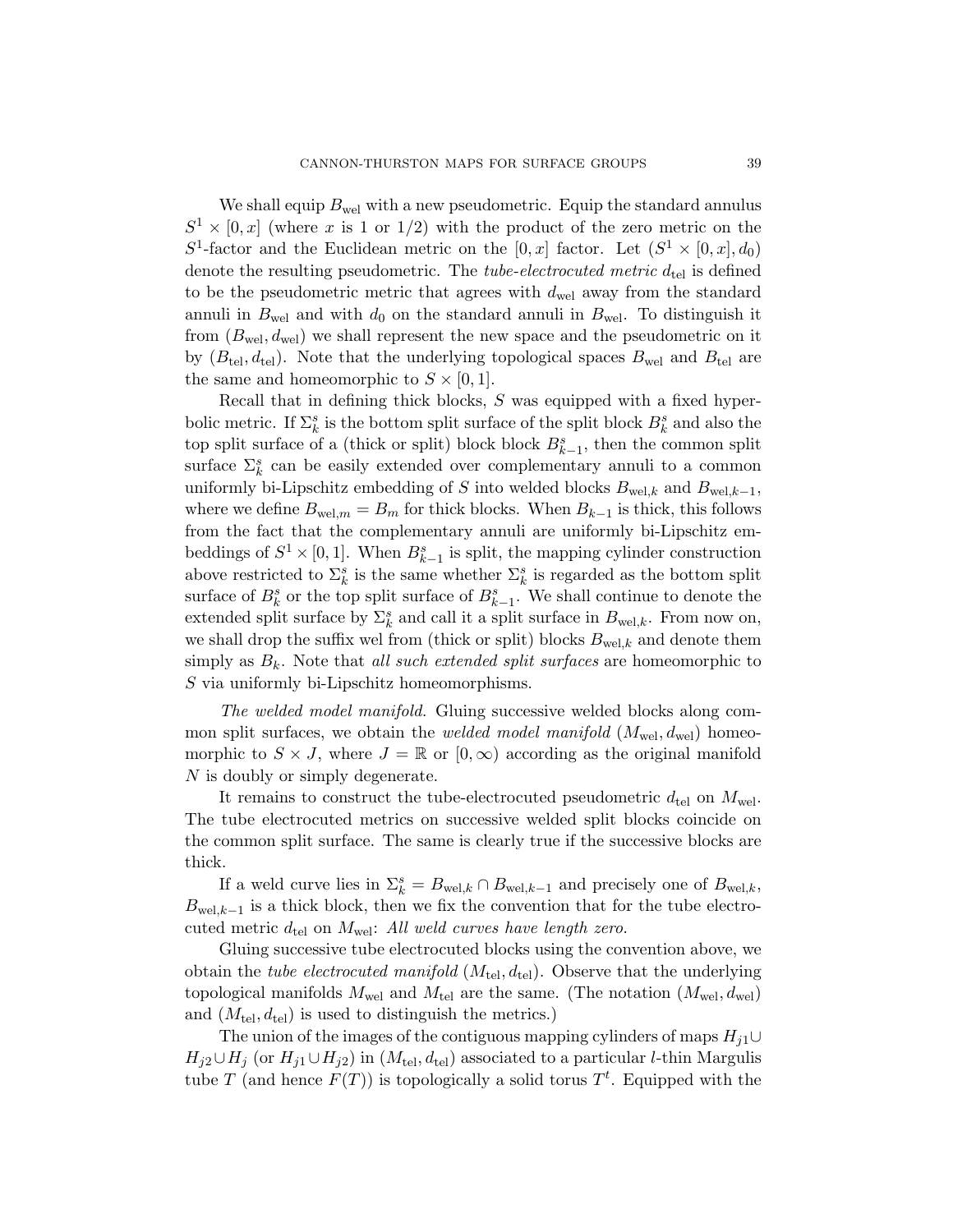We shall equip $B_{\text{wel}}$ with a new pseudometric. Equip the standard annulus $S^1 \times [0, x]$ (where $x$ is 1 or 1/2) with the product of the zero metric on the $S^1$-factor and the Euclidean metric on the $[0, x]$ factor. Let $(S^1 \times [0, x], d_0)$ denote the resulting pseudometric. The *tube-electrocuted metric* $d_{\text{tel}}$ is defined to be the pseudometric metric that agrees with $d_{\text{wel}}$ away from the standard annuli in $B_{\text{wel}}$ and with $d_0$ on the standard annuli in $B_{\text{wel}}$. To distinguish it from $(B_{\text{wel}}, d_{\text{wel}})$ we shall represent the new space and the pseudometric on it by $(B_{\text{tel}}, d_{\text{tel}})$. Note that the underlying topological spaces $B_{\text{wel}}$ and $B_{\text{tel}}$ are the same and homeomorphic to $S \times [0, 1]$.

Recall that in defining thick blocks, $S$ was equipped with a fixed hyperbolic metric. If $\Sigma_k^s$ is the bottom split surface of the split block $B_k^s$ and also the top split surface of a (thick or split) block block $B_{k-1}^s$, then the common split surface $\Sigma_k^s$ can be easily extended over complementary annuli to a common uniformly bi-Lipschitz embedding of $S$ into welded blocks $B_{\text{wel},k}$ and $B_{\text{wel},k-1}$, where we define $B_{\text{wel},m} = B_m$ for thick blocks. When $B_{k-1}$ is thick, this follows from the fact that the complementary annuli are uniformly bi-Lipschitz embeddings of $S^1 \times [0, 1]$. When $B_{k-1}^s$ is split, the mapping cylinder construction above restricted to $\Sigma_k^s$ is the same whether $\Sigma_k^s$ is regarded as the bottom split surface of $B_k^s$ or the top split surface of $B_{k-1}^s$. We shall continue to denote the extended split surface by $\Sigma_k^s$ and call it a split surface in $B_{\text{wel},k}$. From now on, we shall drop the suffix wel from (thick or split) blocks $B_{\text{wel},k}$ and denote them simply as $B_k$. Note that *all such extended split surfaces* are homeomorphic to $S$ via uniformly bi-Lipschitz homeomorphisms.

*The welded model manifold.* Gluing successive welded blocks along common split surfaces, we obtain the *welded model manifold* $(M_{\text{wel}}, d_{\text{wel}})$ homeomorphic to $S \times J$, where $J = \mathbb{R}$ or $[0, \infty)$ according as the original manifold $N$ is doubly or simply degenerate.

It remains to construct the tube-electrocuted pseudometric $d_{\text{tel}}$ on $M_{\text{wel}}$. The tube electrocuted metrics on successive welded split blocks coincide on the common split surface. The same is clearly true if the successive blocks are thick.

If a weld curve lies in $\Sigma_k^s = B_{\text{wel},k} \cap B_{\text{wel},k-1}$ and precisely one of $B_{\text{wel},k}$, $B_{\text{wel},k-1}$ is a thick block, then we fix the convention that for the tube electrocuted metric $d_{\text{tel}}$ on $M_{\text{wel}}$: *All weld curves have length zero.*

Gluing successive tube electrocuted blocks using the convention above, we obtain the *tube electrocuted manifold* $(M_{\text{tel}}, d_{\text{tel}})$. Observe that the underlying topological manifolds $M_{\text{wel}}$ and $M_{\text{tel}}$ are the same. (The notation $(M_{\text{wel}}, d_{\text{wel}})$ and $(M_{\text{tel}}, d_{\text{tel}})$ is used to distinguish the metrics.)

The union of the images of the contiguous mapping cylinders of maps $H_{j1} \cup H_{j2} \cup H_j$ (or $H_{j1} \cup H_{j2}$) in $(M_{\text{tel}}, d_{\text{tel}})$ associated to a particular $l$-thin Margulis tube $T$ (and hence $F(T)$) is topologically a solid torus $T^t$. Equipped with the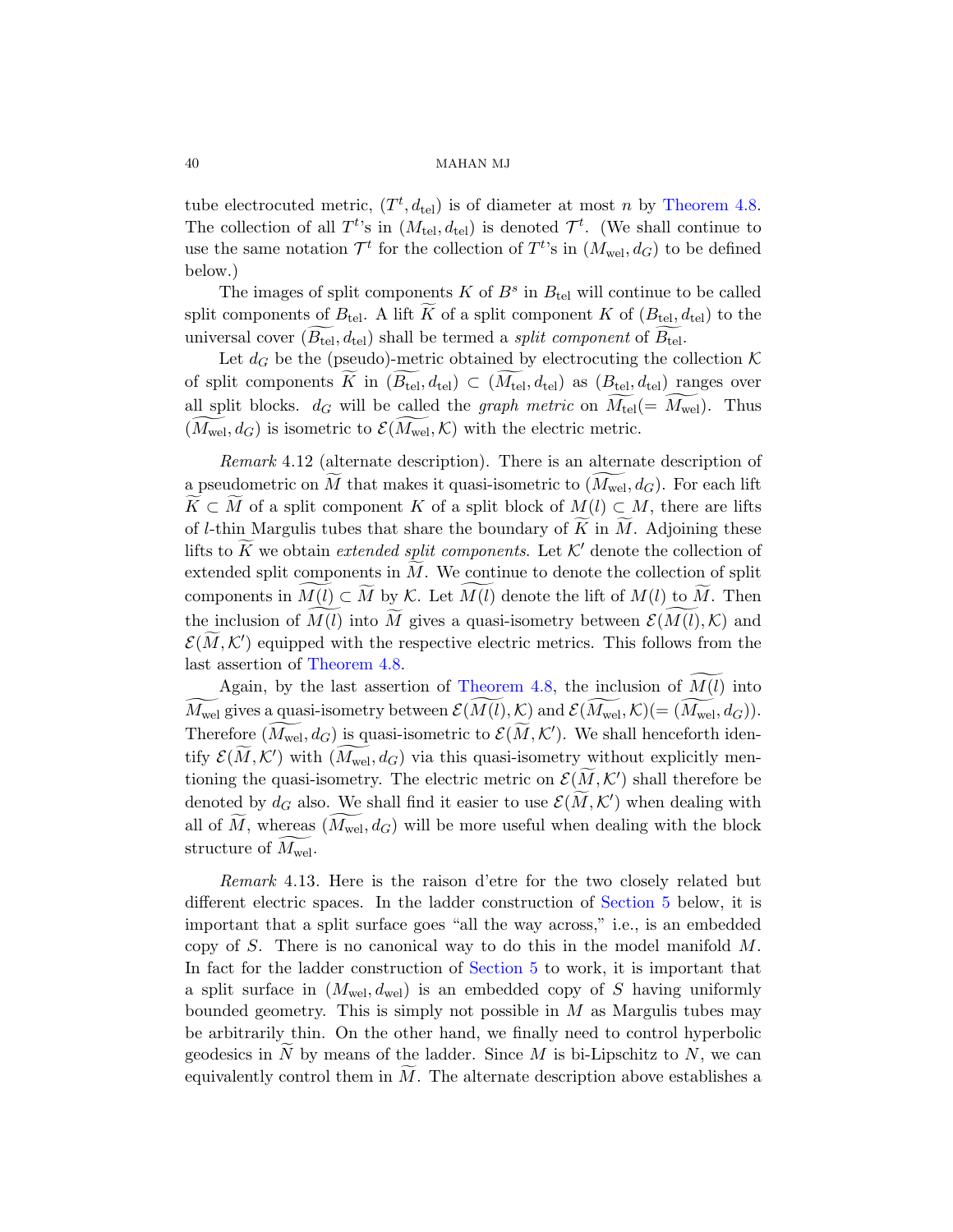tube electrocuted metric, $(T^t, d_{\rm tel})$ is of diameter at most $n$ by Theorem 4.8. The collection of all $T^t$'s in $(M_{\rm tel}, d_{\rm tel})$ is denoted $\mathcal{T}^t$. (We shall continue to use the same notation $\mathcal{T}^t$ for the collection of $T^t$'s in $(M_{\rm wel}, d_G)$ to be defined below.)

The images of split components $K$ of $B^s$ in $B_{\rm tel}$ will continue to be called split components of $B_{\rm tel}$. A lift $\widetilde{K}$ of a split component $K$ of $(B_{\rm tel}, d_{\rm tel})$ to the universal cover $(\widetilde{B_{\rm tel}}, d_{\rm tel})$ shall be termed a *split component* of $\widetilde{B_{\rm tel}}$.

Let $d_G$ be the (pseudo)-metric obtained by electrocuting the collection $\mathcal{K}$ of split components $\widetilde{K}$ in $(\widetilde{B_{\rm tel}}, d_{\rm tel}) \subset (\widetilde{M_{\rm tel}}, d_{\rm tel})$ as $(B_{\rm tel}, d_{\rm tel})$ ranges over all split blocks. $d_G$ will be called the *graph metric* on $\widetilde{M_{\rm tel}} (= \widetilde{M_{\rm wel}})$. Thus $(\widetilde{M_{\rm wel}}, d_G)$ is isometric to $\mathcal{E}(\widetilde{M_{\rm wel}}, \mathcal{K})$ with the electric metric.

*Remark* 4.12 (alternate description). There is an alternate description of a pseudometric on $\widetilde{M}$ that makes it quasi-isometric to $(\widetilde{M_{\rm wel}}, d_G)$. For each lift $\widetilde{K} \subset \widetilde{M}$ of a split component $K$ of a split block of $M(l) \subset M$, there are lifts of $l$-thin Margulis tubes that share the boundary of $\widetilde{K}$ in $\widetilde{M}$. Adjoining these lifts to $\widetilde{K}$ we obtain *extended split components*. Let $\mathcal{K}'$ denote the collection of extended split components in $\widetilde{M}$. We continue to denote the collection of split components in $\widetilde{M(l)} \subset \widetilde{M}$ by $\mathcal{K}$. Let $\widetilde{M(l)}$ denote the lift of $M(l)$ to $\widetilde{M}$. Then the inclusion of $\widetilde{M(l)}$ into $\widetilde{M}$ gives a quasi-isometry between $\mathcal{E}(\widetilde{M(l)}, \mathcal{K})$ and $\mathcal{E}(\widetilde{M}, \mathcal{K}')$ equipped with the respective electric metrics. This follows from the last assertion of Theorem 4.8.

Again, by the last assertion of Theorem 4.8, the inclusion of $\widetilde{M(l)}$ into $\widetilde{M_{\rm wel}}$ gives a quasi-isometry between $\mathcal{E}(\widetilde{M(l)}, \mathcal{K})$ and $\mathcal{E}(\widetilde{M_{\rm wel}}, \mathcal{K}) (= (\widetilde{M_{\rm wel}}, d_G))$. Therefore $(\widetilde{M_{\rm wel}}, d_G)$ is quasi-isometric to $\mathcal{E}(\widetilde{M}, \mathcal{K}')$. We shall henceforth identify $\mathcal{E}(\widetilde{M}, \mathcal{K}')$ with $(\widetilde{M_{\rm wel}}, d_G)$ via this quasi-isometry without explicitly mentioning the quasi-isometry. The electric metric on $\mathcal{E}(\widetilde{M}, \mathcal{K}')$ shall therefore be denoted by $d_G$ also. We shall find it easier to use $\mathcal{E}(\widetilde{M}, \mathcal{K}')$ when dealing with all of $\widetilde{M}$, whereas $(\widetilde{M_{\rm wel}}, d_G)$ will be more useful when dealing with the block structure of $\widetilde{M_{\rm wel}}$.

*Remark* 4.13. Here is the raison d'etre for the two closely related but different electric spaces. In the ladder construction of Section 5 below, it is important that a split surface goes "all the way across," i.e., is an embedded copy of $S$. There is no canonical way to do this in the model manifold $M$. In fact for the ladder construction of Section 5 to work, it is important that a split surface in $(M_{\rm wel}, d_{\rm wel})$ is an embedded copy of $S$ having uniformly bounded geometry. This is simply not possible in $M$ as Margulis tubes may be arbitrarily thin. On the other hand, we finally need to control hyperbolic geodesics in $\widetilde{N}$ by means of the ladder. Since $M$ is bi-Lipschitz to $N$, we can equivalently control them in $\widetilde{M}$. The alternate description above establishes a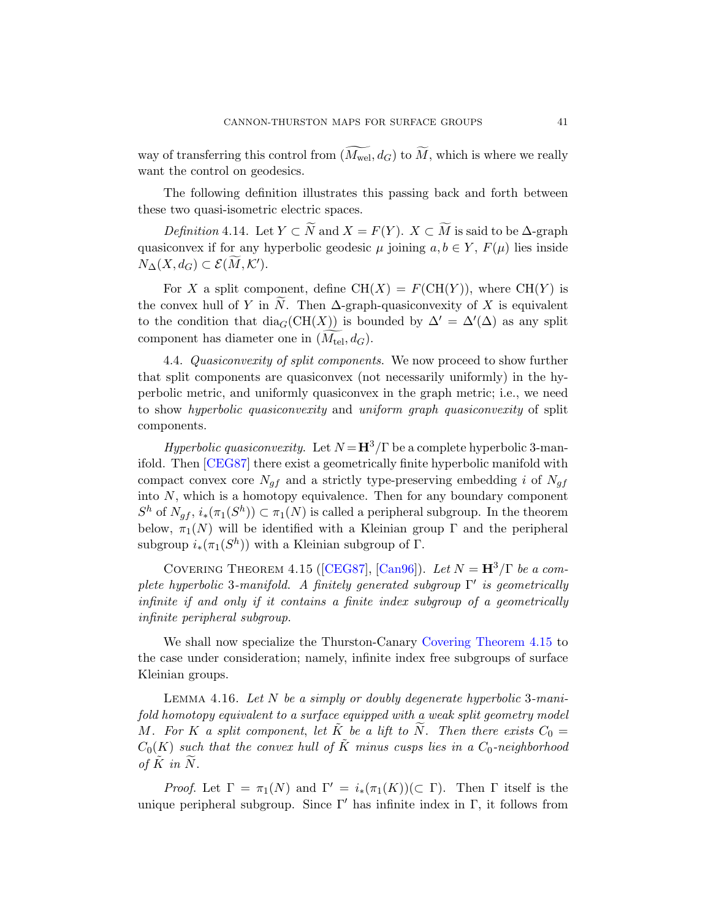way of transferring this control from $(\widetilde{M_{\mathrm{wel}}}, d_G)$ to $\widetilde{M}$, which is where we really want the control on geodesics.

The following definition illustrates this passing back and forth between these two quasi-isometric electric spaces.

*Definition* 4.14. Let $Y \subset \widetilde{N}$ and $X = F(Y)$. $X \subset \widetilde{M}$ is said to be $\Delta$-graph quasiconvex if for any hyperbolic geodesic $\mu$ joining $a, b \in Y$, $F(\mu)$ lies inside $N_\Delta(X, d_G) \subset \mathcal{E}(\widetilde{M}, \mathcal{K}')$.

For $X$ a split component, define $\mathrm{CH}(X) = F(\mathrm{CH}(Y))$, where $\mathrm{CH}(Y)$ is the convex hull of $Y$ in $\widetilde{N}$. Then $\Delta$-graph-quasiconvexity of $X$ is equivalent to the condition that $\mathrm{dia}_G(\mathrm{CH}(X))$ is bounded by $\Delta' = \Delta'(\Delta)$ as any split component has diameter one in $(\widetilde{M_{\mathrm{tel}}}, d_G)$.

4.4. *Quasiconvexity of split components.* We now proceed to show further that split components are quasiconvex (not necessarily uniformly) in the hyperbolic metric, and uniformly quasiconvex in the graph metric; i.e., we need to show *hyperbolic quasiconvexity* and *uniform graph quasiconvexity* of split components.

*Hyperbolic quasiconvexity.* Let $N = \mathbf{H}^3/\Gamma$ be a complete hyperbolic 3-manifold. Then [CEG87] there exist a geometrically finite hyperbolic manifold with compact convex core $N_{gf}$ and a strictly type-preserving embedding $i$ of $N_{gf}$ into $N$, which is a homotopy equivalence. Then for any boundary component $S^h$ of $N_{gf}$, $i_*(\pi_1(S^h)) \subset \pi_1(N)$ is called a peripheral subgroup. In the theorem below, $\pi_1(N)$ will be identified with a Kleinian group $\Gamma$ and the peripheral subgroup $i_*(\pi_1(S^h))$ with a Kleinian subgroup of $\Gamma$.

Covering Theorem 4.15 ([CEG87], [Can96]). *Let $N = \mathbf{H}^3/\Gamma$ be a complete hyperbolic 3-manifold. A finitely generated subgroup $\Gamma'$ is geometrically infinite if and only if it contains a finite index subgroup of a geometrically infinite peripheral subgroup.*

We shall now specialize the Thurston-Canary Covering Theorem 4.15 to the case under consideration; namely, infinite index free subgroups of surface Kleinian groups.

Lemma 4.16. *Let $N$ be a simply or doubly degenerate hyperbolic 3-manifold homotopy equivalent to a surface equipped with a weak split geometry model $M$. For $K$ a split component, let $\tilde{K}$ be a lift to $\widetilde{N}$. Then there exists $C_0 = C_0(K)$ such that the convex hull of $\tilde{K}$ minus cusps lies in a $C_0$-neighborhood of $\tilde{K}$ in $\widetilde{N}$.*

*Proof.* Let $\Gamma = \pi_1(N)$ and $\Gamma' = i_*(\pi_1(K))(\subset \Gamma)$. Then $\Gamma$ itself is the unique peripheral subgroup. Since $\Gamma'$ has infinite index in $\Gamma$, it follows from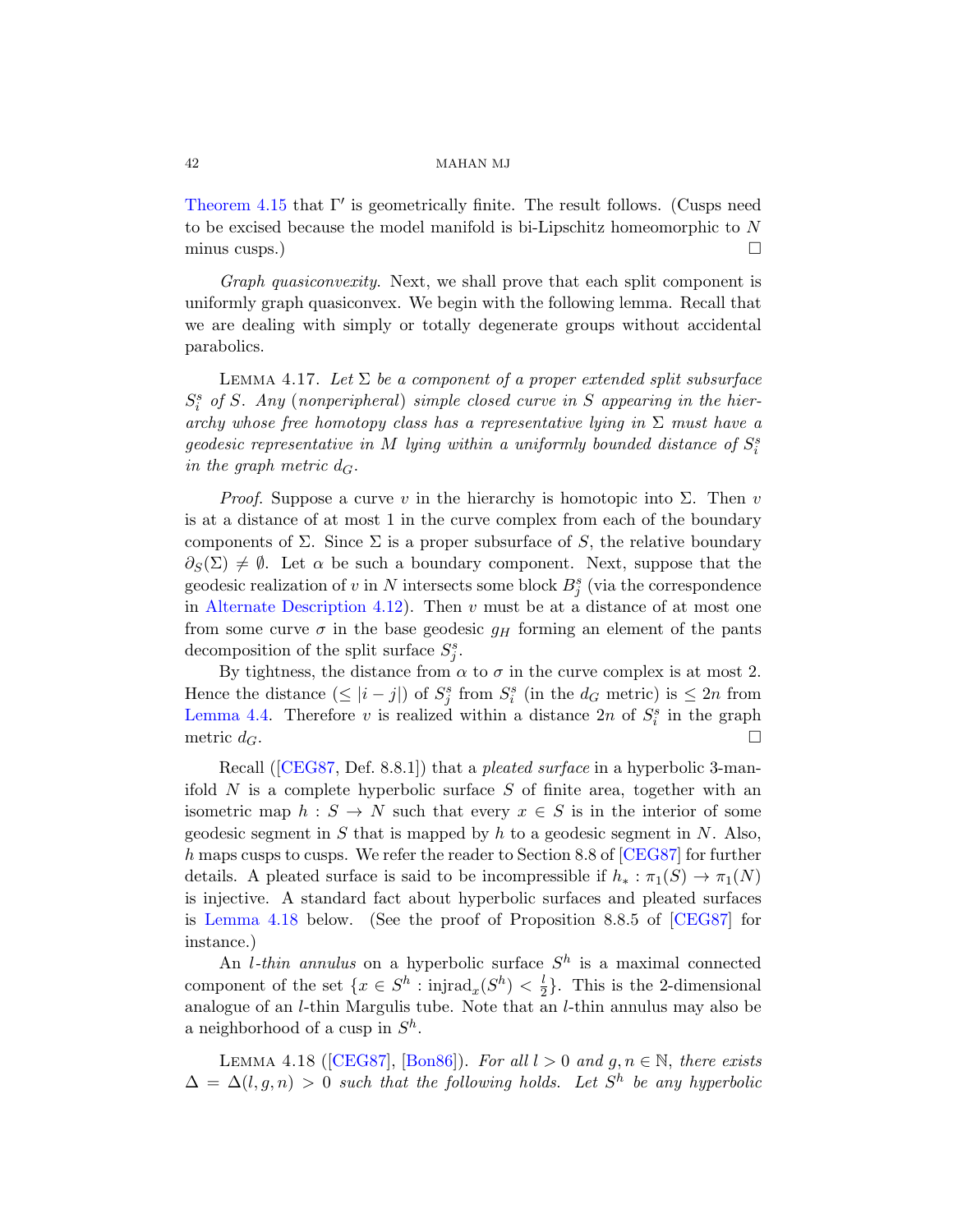Theorem 4.15 that $\Gamma'$ is geometrically finite. The result follows. (Cusps need to be excised because the model manifold is bi-Lipschitz homeomorphic to $N$ minus cusps.) $\square$

*Graph quasiconvexity.* Next, we shall prove that each split component is uniformly graph quasiconvex. We begin with the following lemma. Recall that we are dealing with simply or totally degenerate groups without accidental parabolics.

Lemma 4.17. *Let $\Sigma$ be a component of a proper extended split subsurface $S_i^s$ of $S$. Any (nonperipheral) simple closed curve in $S$ appearing in the hierarchy whose free homotopy class has a representative lying in $\Sigma$ must have a geodesic representative in $M$ lying within a uniformly bounded distance of $S_i^s$ in the graph metric $d_G$.*

*Proof.* Suppose a curve $v$ in the hierarchy is homotopic into $\Sigma$. Then $v$ is at a distance of at most 1 in the curve complex from each of the boundary components of $\Sigma$. Since $\Sigma$ is a proper subsurface of $S$, the relative boundary $\partial_S(\Sigma) \neq \emptyset$. Let $\alpha$ be such a boundary component. Next, suppose that the geodesic realization of $v$ in $N$ intersects some block $B_j^s$ (via the correspondence in Alternate Description 4.12). Then $v$ must be at a distance of at most one from some curve $\sigma$ in the base geodesic $g_H$ forming an element of the pants decomposition of the split surface $S_j^s$.

By tightness, the distance from $\alpha$ to $\sigma$ in the curve complex is at most 2. Hence the distance ($\leq |i-j|$) of $S_j^s$ from $S_i^s$ (in the $d_G$ metric) is $\leq 2n$ from Lemma 4.4. Therefore $v$ is realized within a distance $2n$ of $S_i^s$ in the graph metric $d_G$. $\square$

Recall ([CEG87, Def. 8.8.1]) that a *pleated surface* in a hyperbolic 3-manifold $N$ is a complete hyperbolic surface $S$ of finite area, together with an isometric map $h : S \to N$ such that every $x \in S$ is in the interior of some geodesic segment in $S$ that is mapped by $h$ to a geodesic segment in $N$. Also, $h$ maps cusps to cusps. We refer the reader to Section 8.8 of [CEG87] for further details. A pleated surface is said to be incompressible if $h_* : \pi_1(S) \to \pi_1(N)$ is injective. A standard fact about hyperbolic surfaces and pleated surfaces is Lemma 4.18 below. (See the proof of Proposition 8.8.5 of [CEG87] for instance.)

An *$l$-thin annulus* on a hyperbolic surface $S^h$ is a maximal connected component of the set $\{x \in S^h : \mathrm{injrad}_x(S^h) < \frac{l}{2}\}$. This is the 2-dimensional analogue of an $l$-thin Margulis tube. Note that an $l$-thin annulus may also be a neighborhood of a cusp in $S^h$.

Lemma 4.18 ([CEG87], [Bon86]). *For all $l > 0$ and $g, n \in \mathbb{N}$, there exists $\Delta = \Delta(l, g, n) > 0$ such that the following holds. Let $S^h$ be any hyperbolic*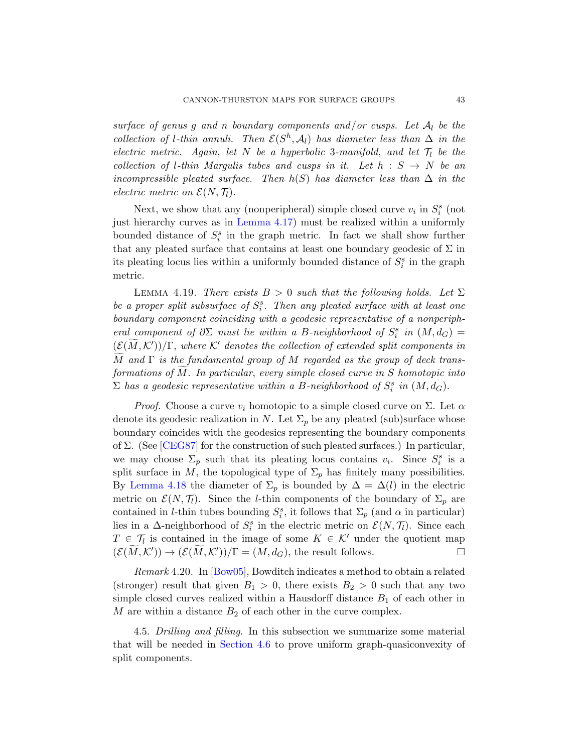*surface of genus $g$ and $n$ boundary components and/or cusps. Let $\mathcal{A}_l$ be the collection of $l$-thin annuli. Then $\mathcal{E}(S^h, \mathcal{A}_l)$ has diameter less than $\Delta$ in the electric metric. Again, let $N$ be a hyperbolic 3-manifold, and let $\mathcal{T}_l$ be the collection of $l$-thin Margulis tubes and cusps in it. Let $h : S \to N$ be an incompressible pleated surface. Then $h(S)$ has diameter less than $\Delta$ in the electric metric on $\mathcal{E}(N, \mathcal{T}_l)$.*

Next, we show that any (nonperipheral) simple closed curve $v_i$ in $S_i^s$ (not just hierarchy curves as in Lemma 4.17) must be realized within a uniformly bounded distance of $S_i^s$ in the graph metric. In fact we shall show further that any pleated surface that contains at least one boundary geodesic of $\Sigma$ in its pleating locus lies within a uniformly bounded distance of $S_i^s$ in the graph metric.

Lemma 4.19. *There exists $B > 0$ such that the following holds. Let $\Sigma$ be a proper split subsurface of $S_i^s$. Then any pleated surface with at least one boundary component coinciding with a geodesic representative of a nonperipheral component of $\partial\Sigma$ must lie within a $B$-neighborhood of $S_i^s$ in $(M, d_G) = (\mathcal{E}(\widetilde{M}, \mathcal{K}'))/\Gamma$, where $\mathcal{K}'$ denotes the collection of extended split components in $\widetilde{M}$ and $\Gamma$ is the fundamental group of $M$ regarded as the group of deck transformations of $\widetilde{M}$. In particular, every simple closed curve in $S$ homotopic into $\Sigma$ has a geodesic representative within a $B$-neighborhood of $S_i^s$ in $(M, d_G)$.*

*Proof.* Choose a curve $v_i$ homotopic to a simple closed curve on $\Sigma$. Let $\alpha$ denote its geodesic realization in $N$. Let $\Sigma_p$ be any pleated (sub)surface whose boundary coincides with the geodesics representing the boundary components of $\Sigma$. (See [CEG87] for the construction of such pleated surfaces.) In particular, we may choose $\Sigma_p$ such that its pleating locus contains $v_i$. Since $S_i^s$ is a split surface in $M$, the topological type of $\Sigma_p$ has finitely many possibilities. By Lemma 4.18 the diameter of $\Sigma_p$ is bounded by $\Delta = \Delta(l)$ in the electric metric on $\mathcal{E}(N, \mathcal{T}_l)$. Since the $l$-thin components of the boundary of $\Sigma_p$ are contained in $l$-thin tubes bounding $S_i^s$, it follows that $\Sigma_p$ (and $\alpha$ in particular) lies in a $\Delta$-neighborhood of $S_i^s$ in the electric metric on $\mathcal{E}(N, \mathcal{T}_l)$. Since each $T \in \mathcal{T}_l$ is contained in the image of some $K \in \mathcal{K}'$ under the quotient map $(\mathcal{E}(\widetilde{M}, \mathcal{K}')) \to (\mathcal{E}(\widetilde{M}, \mathcal{K}'))/\Gamma = (M, d_G)$, the result follows. □

*Remark* 4.20. In [Bow05], Bowditch indicates a method to obtain a related (stronger) result that given $B_1 > 0$, there exists $B_2 > 0$ such that any two simple closed curves realized within a Hausdorff distance $B_1$ of each other in $M$ are within a distance $B_2$ of each other in the curve complex.

4.5. *Drilling and filling.* In this subsection we summarize some material that will be needed in Section 4.6 to prove uniform graph-quasiconvexity of split components.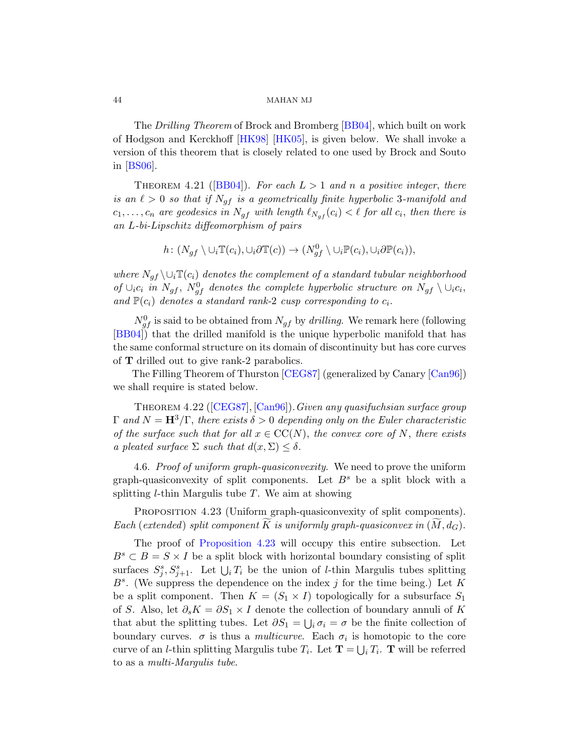The *Drilling Theorem* of Brock and Bromberg [BB04], which built on work of Hodgson and Kerckhoff [HK98] [HK05], is given below. We shall invoke a version of this theorem that is closely related to one used by Brock and Souto in [BS06].

THEOREM 4.21 ([BB04]). *For each $L > 1$ and $n$ a positive integer, there is an $\ell > 0$ so that if $N_{gf}$ is a geometrically finite hyperbolic 3-manifold and $c_1, \ldots, c_n$ are geodesics in $N_{gf}$ with length $\ell_{N_{gf}}(c_i) < \ell$ for all $c_i$, then there is an $L$-bi-Lipschitz diffeomorphism of pairs*

$$h\colon (N_{gf} \setminus \cup_i \mathbb{T}(c_i), \cup_i \partial \mathbb{T}(c)) \to (N^0_{gf} \setminus \cup_i \mathbb{P}(c_i), \cup_i \partial \mathbb{P}(c_i)),$$

*where $N_{gf} \setminus \cup_i \mathbb{T}(c_i)$ denotes the complement of a standard tubular neighborhood of $\cup_i c_i$ in $N_{gf}$, $N^0_{gf}$ denotes the complete hyperbolic structure on $N_{gf} \setminus \cup_i c_i$, and $\mathbb{P}(c_i)$ denotes a standard rank-2 cusp corresponding to $c_i$.*

$N^0_{gf}$ is said to be obtained from $N_{gf}$ by *drilling*. We remark here (following [BB04]) that the drilled manifold is the unique hyperbolic manifold that has the same conformal structure on its domain of discontinuity but has core curves of $\mathbf{T}$ drilled out to give rank-2 parabolics.

The Filling Theorem of Thurston [CEG87] (generalized by Canary [Can96]) we shall require is stated below.

THEOREM 4.22 ([CEG87], [Can96]). *Given any quasifuchsian surface group $\Gamma$ and $N = \mathbf{H}^3/\Gamma$, there exists $\delta > 0$ depending only on the Euler characteristic of the surface such that for all $x \in \mathrm{CC}(N)$, the convex core of $N$, there exists a pleated surface $\Sigma$ such that $d(x, \Sigma) \leq \delta$.*

4.6. *Proof of uniform graph-quasiconvexity.* We need to prove the uniform graph-quasiconvexity of split components. Let $B^s$ be a split block with a splitting $l$-thin Margulis tube $T$. We aim at showing

PROPOSITION 4.23 (Uniform graph-quasiconvexity of split components). *Each (extended) split component $\widetilde{K}$ is uniformly graph-quasiconvex in $(\widetilde{M}, d_G)$.*

The proof of Proposition 4.23 will occupy this entire subsection. Let $B^s \subset B = S \times I$ be a split block with horizontal boundary consisting of split surfaces $S^s_j, S^s_{j+1}$. Let $\bigcup_i T_i$ be the union of $l$-thin Margulis tubes splitting $B^s$. (We suppress the dependence on the index $j$ for the time being.) Let $K$ be a split component. Then $K = (S_1 \times I)$ topologically for a subsurface $S_1$ of $S$. Also, let $\partial_s K = \partial S_1 \times I$ denote the collection of boundary annuli of $K$ that abut the splitting tubes. Let $\partial S_1 = \bigcup_i \sigma_i = \sigma$ be the finite collection of boundary curves. $\sigma$ is thus a *multicurve*. Each $\sigma_i$ is homotopic to the core curve of an $l$-thin splitting Margulis tube $T_i$. Let $\mathbf{T} = \bigcup_i T_i$. $\mathbf{T}$ will be referred to as a *multi-Margulis tube.*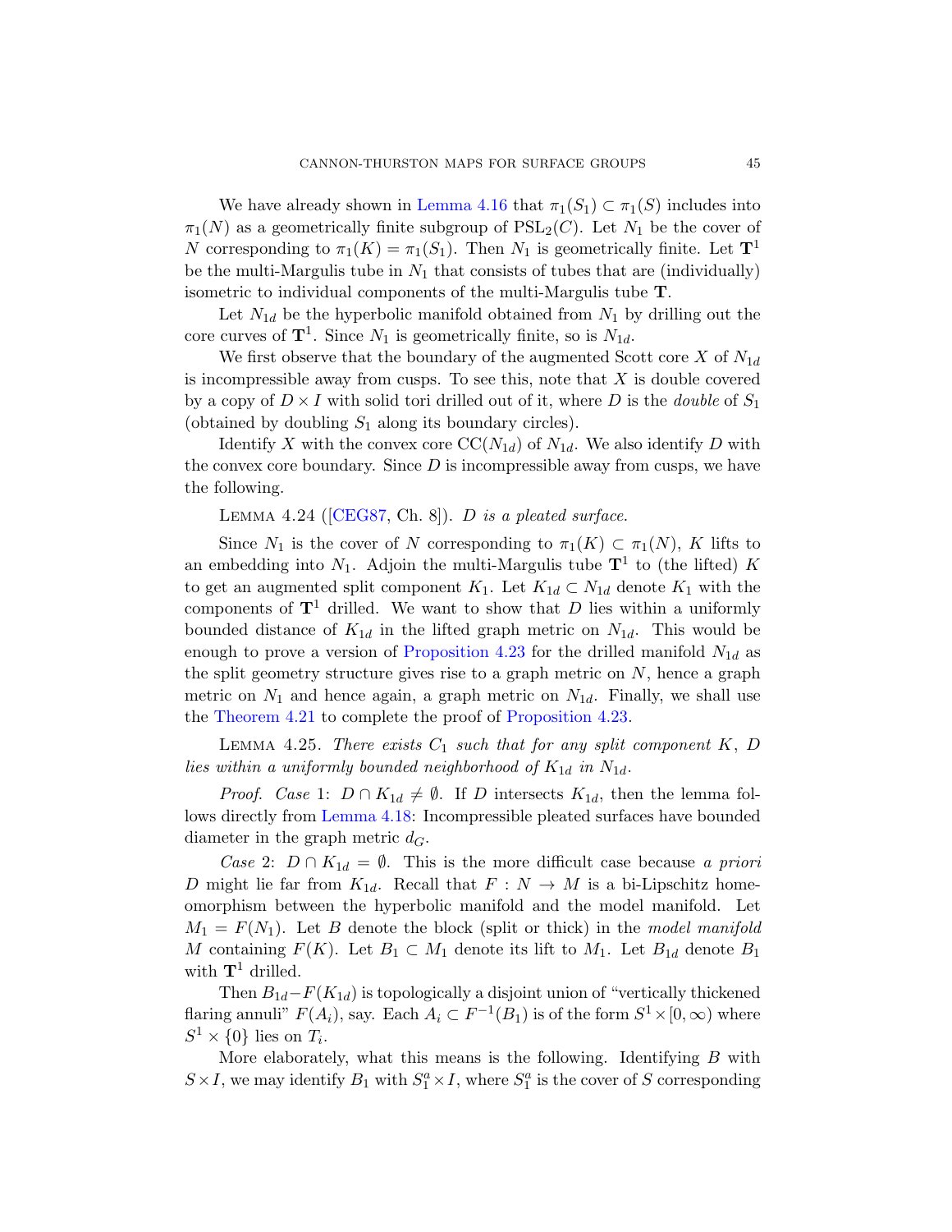We have already shown in Lemma 4.16 that $\pi_1(S_1) \subset \pi_1(S)$ includes into $\pi_1(N)$ as a geometrically finite subgroup of $\mathrm{PSL}_2(C)$. Let $N_1$ be the cover of $N$ corresponding to $\pi_1(K) = \pi_1(S_1)$. Then $N_1$ is geometrically finite. Let $\mathbf{T}^1$ be the multi-Margulis tube in $N_1$ that consists of tubes that are (individually) isometric to individual components of the multi-Margulis tube $\mathbf{T}$.

Let $N_{1d}$ be the hyperbolic manifold obtained from $N_1$ by drilling out the core curves of $\mathbf{T}^1$. Since $N_1$ is geometrically finite, so is $N_{1d}$.

We first observe that the boundary of the augmented Scott core $X$ of $N_{1d}$ is incompressible away from cusps. To see this, note that $X$ is double covered by a copy of $D \times I$ with solid tori drilled out of it, where $D$ is the *double* of $S_1$ (obtained by doubling $S_1$ along its boundary circles).

Identify $X$ with the convex core $\mathrm{CC}(N_{1d})$ of $N_{1d}$. We also identify $D$ with the convex core boundary. Since $D$ is incompressible away from cusps, we have the following.

Lemma 4.24 ([CEG87, Ch. 8]). *$D$ is a pleated surface.*

Since $N_1$ is the cover of $N$ corresponding to $\pi_1(K) \subset \pi_1(N)$, $K$ lifts to an embedding into $N_1$. Adjoin the multi-Margulis tube $\mathbf{T}^1$ to (the lifted) $K$ to get an augmented split component $K_1$. Let $K_{1d} \subset N_{1d}$ denote $K_1$ with the components of $\mathbf{T}^1$ drilled. We want to show that $D$ lies within a uniformly bounded distance of $K_{1d}$ in the lifted graph metric on $N_{1d}$. This would be enough to prove a version of Proposition 4.23 for the drilled manifold $N_{1d}$ as the split geometry structure gives rise to a graph metric on $N$, hence a graph metric on $N_1$ and hence again, a graph metric on $N_{1d}$. Finally, we shall use the Theorem 4.21 to complete the proof of Proposition 4.23.

Lemma 4.25. *There exists $C_1$ such that for any split component $K$, $D$ lies within a uniformly bounded neighborhood of $K_{1d}$ in $N_{1d}$.*

*Proof.* *Case* 1: $D \cap K_{1d} \neq \emptyset$. If $D$ intersects $K_{1d}$, then the lemma follows directly from Lemma 4.18: Incompressible pleated surfaces have bounded diameter in the graph metric $d_G$.

*Case* 2: $D \cap K_{1d} = \emptyset$. This is the more difficult case because *a priori* $D$ might lie far from $K_{1d}$. Recall that $F : N \to M$ is a bi-Lipschitz homeomorphism between the hyperbolic manifold and the model manifold. Let $M_1 = F(N_1)$. Let $B$ denote the block (split or thick) in the *model manifold* $M$ containing $F(K)$. Let $B_1 \subset M_1$ denote its lift to $M_1$. Let $B_{1d}$ denote $B_1$ with $\mathbf{T}^1$ drilled.

Then $B_{1d} - F(K_{1d})$ is topologically a disjoint union of "vertically thickened flaring annuli" $F(A_i)$, say. Each $A_i \subset F^{-1}(B_1)$ is of the form $S^1 \times [0, \infty)$ where $S^1 \times \{0\}$ lies on $T_i$.

More elaborately, what this means is the following. Identifying $B$ with $S \times I$, we may identify $B_1$ with $S_1^a \times I$, where $S_1^a$ is the cover of $S$ corresponding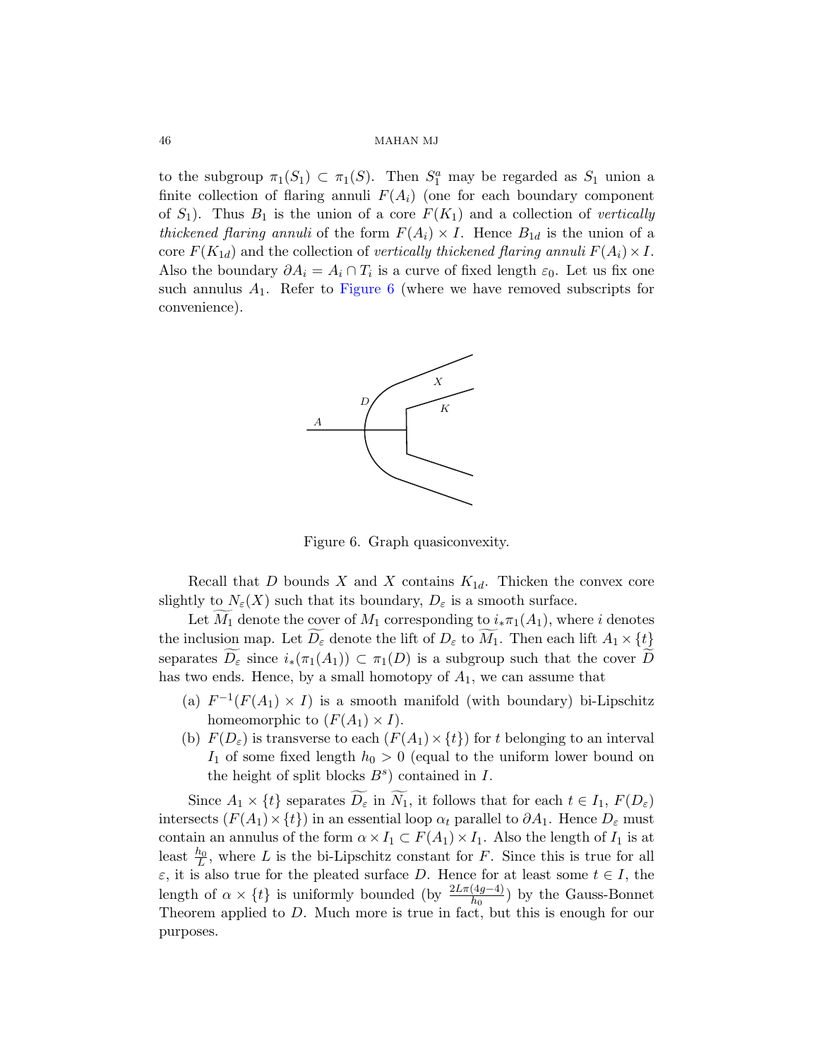to the subgroup $\pi_1(S_1) \subset \pi_1(S)$. Then $S_1^a$ may be regarded as $S_1$ union a finite collection of flaring annuli $F(A_i)$ (one for each boundary component of $S_1$). Thus $B_1$ is the union of a core $F(K_1)$ and a collection of *vertically thickened flaring annuli* of the form $F(A_i) \times I$. Hence $B_{1d}$ is the union of a core $F(K_{1d})$ and the collection of *vertically thickened flaring annuli* $F(A_i) \times I$. Also the boundary $\partial A_i = A_i \cap T_i$ is a curve of fixed length $\varepsilon_0$. Let us fix one such annulus $A_1$. Refer to Figure 6 (where we have removed subscripts for convenience).

Figure 6. Graph quasiconvexity.

Recall that $D$ bounds $X$ and $X$ contains $K_{1d}$. Thicken the convex core slightly to $N_\varepsilon(X)$ such that its boundary, $D_\varepsilon$ is a smooth surface.

Let $\widetilde{M_1}$ denote the cover of $M_1$ corresponding to $i_*\pi_1(A_1)$, where $i$ denotes the inclusion map. Let $\widetilde{D_\varepsilon}$ denote the lift of $D_\varepsilon$ to $\widetilde{M_1}$. Then each lift $A_1 \times \{t\}$ separates $\widetilde{D_\varepsilon}$ since $i_*(\pi_1(A_1)) \subset \pi_1(D)$ is a subgroup such that the cover $\widetilde{D}$ has two ends. Hence, by a small homotopy of $A_1$, we can assume that

(a) $F^{-1}(F(A_1) \times I)$ is a smooth manifold (with boundary) bi-Lipschitz homeomorphic to $(F(A_1) \times I)$.

(b) $F(D_\varepsilon)$ is transverse to each $(F(A_1) \times \{t\})$ for $t$ belonging to an interval $I_1$ of some fixed length $h_0 > 0$ (equal to the uniform lower bound on the height of split blocks $B^s$) contained in $I$.

Since $A_1 \times \{t\}$ separates $\widetilde{D_\varepsilon}$ in $\widetilde{N_1}$, it follows that for each $t \in I_1$, $F(D_\varepsilon)$ intersects $(F(A_1) \times \{t\})$ in an essential loop $\alpha_t$ parallel to $\partial A_1$. Hence $D_\varepsilon$ must contain an annulus of the form $\alpha \times I_1 \subset F(A_1) \times I_1$. Also the length of $I_1$ is at least $\frac{h_0}{L}$, where $L$ is the bi-Lipschitz constant for $F$. Since this is true for all $\varepsilon$, it is also true for the pleated surface $D$. Hence for at least some $t \in I$, the length of $\alpha \times \{t\}$ is uniformly bounded (by $\frac{2L\pi(4g-4)}{h_0}$) by the Gauss-Bonnet Theorem applied to $D$. Much more is true in fact, but this is enough for our purposes.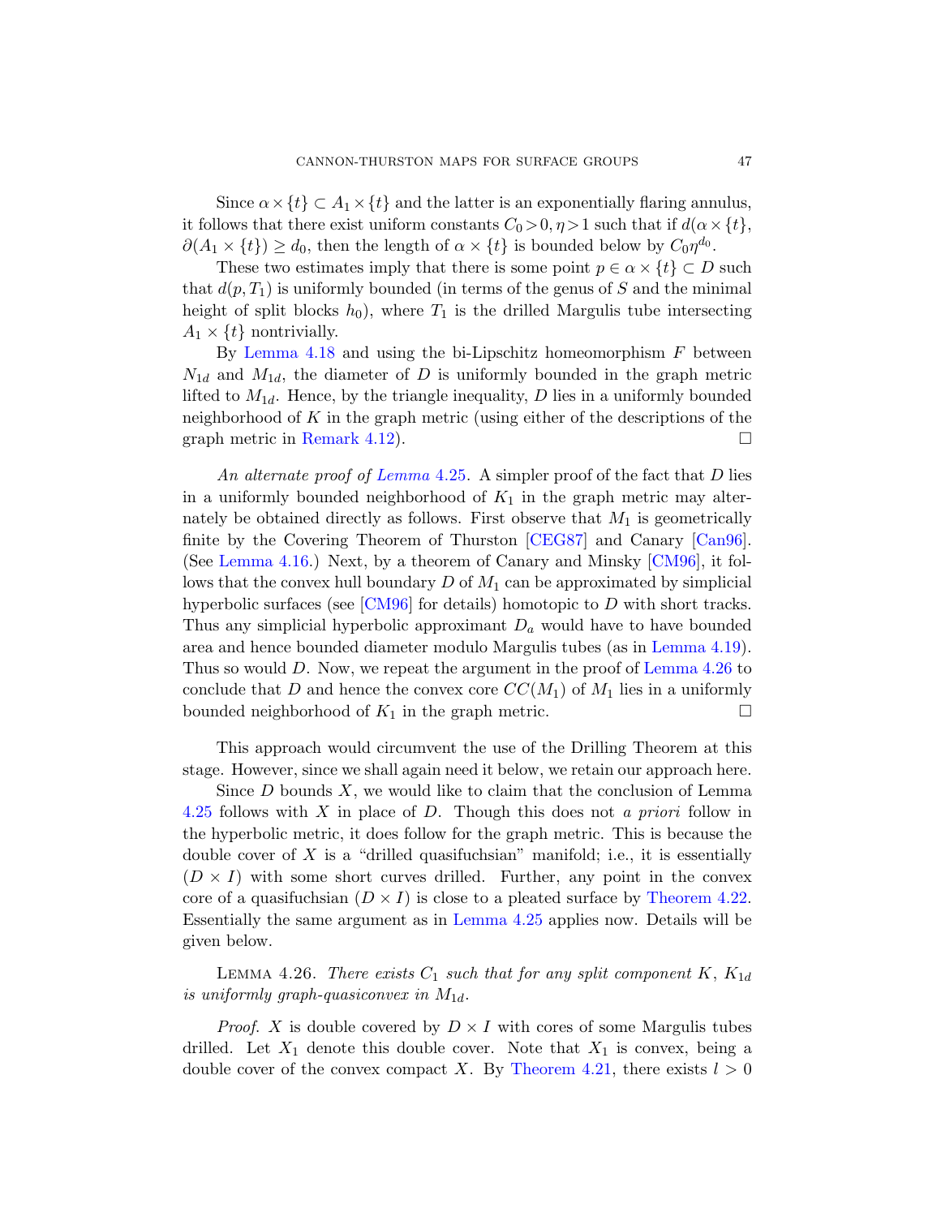Since $\alpha \times \{t\} \subset A_1 \times \{t\}$ and the latter is an exponentially flaring annulus, it follows that there exist uniform constants $C_0 > 0, \eta > 1$ such that if $d(\alpha \times \{t\}, \partial(A_1 \times \{t\}) \geq d_0$, then the length of $\alpha \times \{t\}$ is bounded below by $C_0 \eta^{d_0}$.

These two estimates imply that there is some point $p \in \alpha \times \{t\} \subset D$ such that $d(p, T_1)$ is uniformly bounded (in terms of the genus of $S$ and the minimal height of split blocks $h_0$), where $T_1$ is the drilled Margulis tube intersecting $A_1 \times \{t\}$ nontrivially.

By Lemma 4.18 and using the bi-Lipschitz homeomorphism $F$ between $N_{1d}$ and $M_{1d}$, the diameter of $D$ is uniformly bounded in the graph metric lifted to $M_{1d}$. Hence, by the triangle inequality, $D$ lies in a uniformly bounded neighborhood of $K$ in the graph metric (using either of the descriptions of the graph metric in Remark 4.12). ☐

*An alternate proof of Lemma 4.25.* A simpler proof of the fact that $D$ lies in a uniformly bounded neighborhood of $K_1$ in the graph metric may alternately be obtained directly as follows. First observe that $M_1$ is geometrically finite by the Covering Theorem of Thurston [CEG87] and Canary [Can96]. (See Lemma 4.16.) Next, by a theorem of Canary and Minsky [CM96], it follows that the convex hull boundary $D$ of $M_1$ can be approximated by simplicial hyperbolic surfaces (see [CM96] for details) homotopic to $D$ with short tracks. Thus any simplicial hyperbolic approximant $D_a$ would have to have bounded area and hence bounded diameter modulo Margulis tubes (as in Lemma 4.19). Thus so would $D$. Now, we repeat the argument in the proof of Lemma 4.26 to conclude that $D$ and hence the convex core $CC(M_1)$ of $M_1$ lies in a uniformly bounded neighborhood of $K_1$ in the graph metric. ☐

This approach would circumvent the use of the Drilling Theorem at this stage. However, since we shall again need it below, we retain our approach here.

Since $D$ bounds $X$, we would like to claim that the conclusion of Lemma 4.25 follows with $X$ in place of $D$. Though this does not *a priori* follow in the hyperbolic metric, it does follow for the graph metric. This is because the double cover of $X$ is a "drilled quasifuchsian" manifold; i.e., it is essentially $(D \times I)$ with some short curves drilled. Further, any point in the convex core of a quasifuchsian $(D \times I)$ is close to a pleated surface by Theorem 4.22. Essentially the same argument as in Lemma 4.25 applies now. Details will be given below.

Lemma 4.26. *There exists $C_1$ such that for any split component $K$, $K_{1d}$ is uniformly graph-quasiconvex in $M_{1d}$.*

*Proof.* $X$ is double covered by $D \times I$ with cores of some Margulis tubes drilled. Let $X_1$ denote this double cover. Note that $X_1$ is convex, being a double cover of the convex compact $X$. By Theorem 4.21, there exists $l > 0$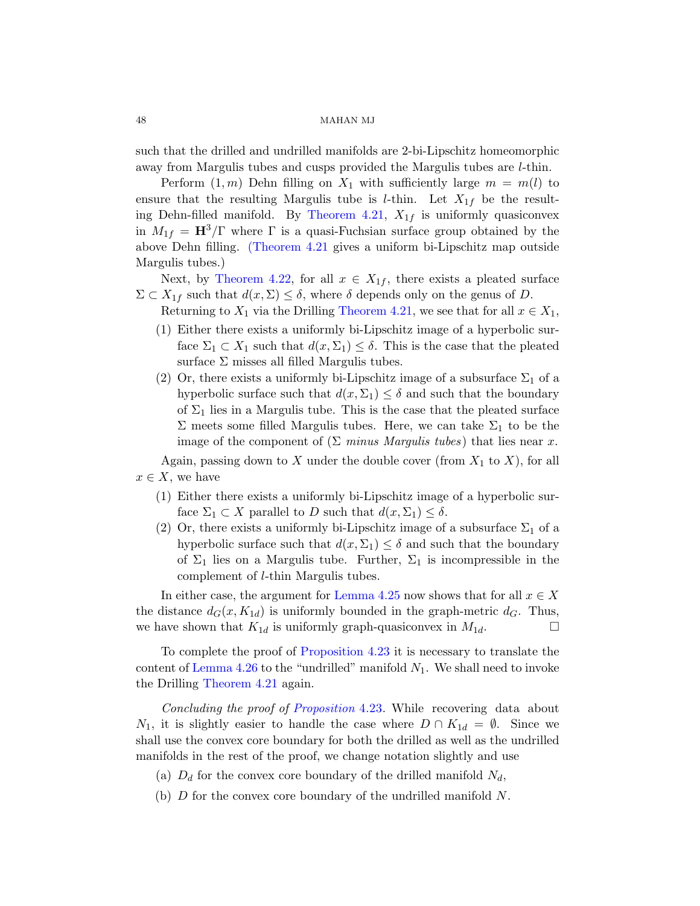such that the drilled and undrilled manifolds are 2-bi-Lipschitz homeomorphic away from Margulis tubes and cusps provided the Margulis tubes are $l$-thin.

Perform $(1, m)$ Dehn filling on $X_1$ with sufficiently large $m = m(l)$ to ensure that the resulting Margulis tube is $l$-thin. Let $X_{1f}$ be the resulting Dehn-filled manifold. By Theorem 4.21, $X_{1f}$ is uniformly quasiconvex in $M_{1f} = \mathbf{H}^3/\Gamma$ where $\Gamma$ is a quasi-Fuchsian surface group obtained by the above Dehn filling. (Theorem 4.21 gives a uniform bi-Lipschitz map outside Margulis tubes.)

Next, by Theorem 4.22, for all $x \in X_{1f}$, there exists a pleated surface $\Sigma \subset X_{1f}$ such that $d(x, \Sigma) \leq \delta$, where $\delta$ depends only on the genus of $D$.

Returning to $X_1$ via the Drilling Theorem 4.21, we see that for all $x \in X_1$,

1. Either there exists a uniformly bi-Lipschitz image of a hyperbolic surface $\Sigma_1 \subset X_1$ such that $d(x, \Sigma_1) \leq \delta$. This is the case that the pleated surface $\Sigma$ misses all filled Margulis tubes.
2. Or, there exists a uniformly bi-Lipschitz image of a subsurface $\Sigma_1$ of a hyperbolic surface such that $d(x, \Sigma_1) \leq \delta$ and such that the boundary of $\Sigma_1$ lies in a Margulis tube. This is the case that the pleated surface $\Sigma$ meets some filled Margulis tubes. Here, we can take $\Sigma_1$ to be the image of the component of ($\Sigma$ *minus Margulis tubes*) that lies near $x$.

Again, passing down to $X$ under the double cover (from $X_1$ to $X$), for all $x \in X$, we have

1. Either there exists a uniformly bi-Lipschitz image of a hyperbolic surface $\Sigma_1 \subset X$ parallel to $D$ such that $d(x, \Sigma_1) \leq \delta$.
2. Or, there exists a uniformly bi-Lipschitz image of a subsurface $\Sigma_1$ of a hyperbolic surface such that $d(x, \Sigma_1) \leq \delta$ and such that the boundary of $\Sigma_1$ lies on a Margulis tube. Further, $\Sigma_1$ is incompressible in the complement of $l$-thin Margulis tubes.

In either case, the argument for Lemma 4.25 now shows that for all $x \in X$ the distance $d_G(x, K_{1d})$ is uniformly bounded in the graph-metric $d_G$. Thus, we have shown that $K_{1d}$ is uniformly graph-quasiconvex in $M_{1d}$. $\square$

To complete the proof of Proposition 4.23 it is necessary to translate the content of Lemma 4.26 to the "undrilled" manifold $N_1$. We shall need to invoke the Drilling Theorem 4.21 again.

*Concluding the proof of Proposition* 4.23. While recovering data about $N_1$, it is slightly easier to handle the case where $D \cap K_{1d} = \emptyset$. Since we shall use the convex core boundary for both the drilled as well as the undrilled manifolds in the rest of the proof, we change notation slightly and use

(a) $D_d$ for the convex core boundary of the drilled manifold $N_d$,

(b) $D$ for the convex core boundary of the undrilled manifold $N$.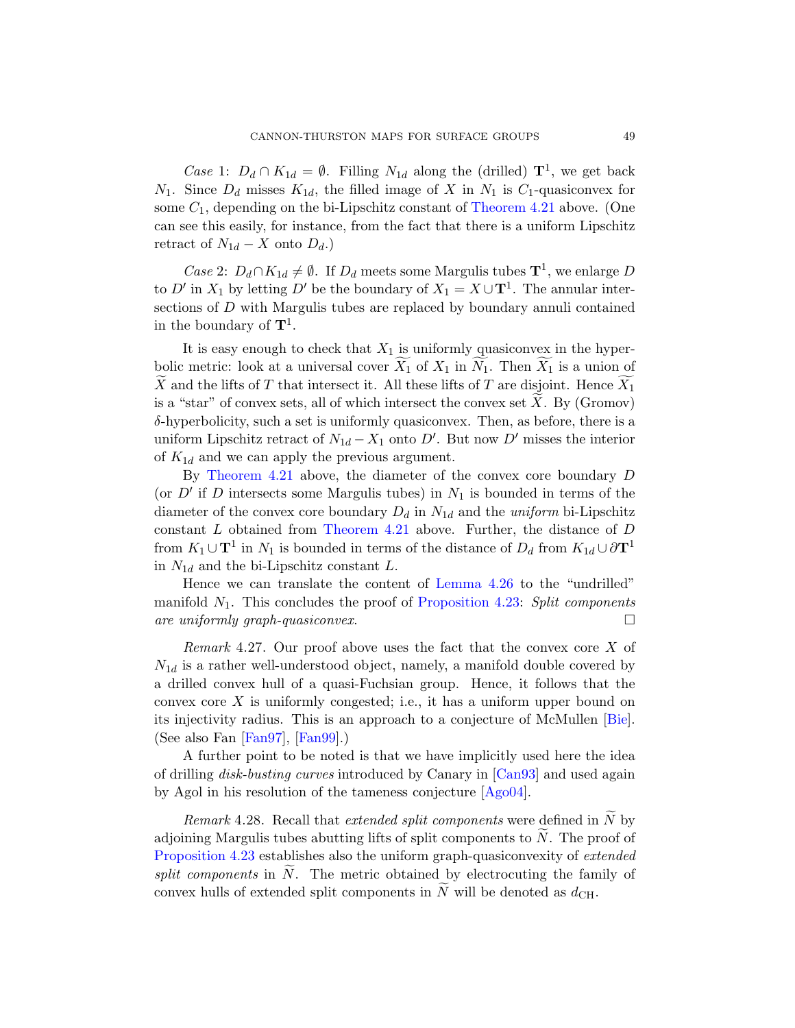*Case* 1: $D_d \cap K_{1d} = \emptyset$. Filling $N_{1d}$ along the (drilled) $\mathbf{T}^1$, we get back $N_1$. Since $D_d$ misses $K_{1d}$, the filled image of $X$ in $N_1$ is $C_1$-quasiconvex for some $C_1$, depending on the bi-Lipschitz constant of Theorem 4.21 above. (One can see this easily, for instance, from the fact that there is a uniform Lipschitz retract of $N_{1d} - X$ onto $D_d$.)

*Case* 2: $D_d \cap K_{1d} \neq \emptyset$. If $D_d$ meets some Margulis tubes $\mathbf{T}^1$, we enlarge $D$ to $D'$ in $X_1$ by letting $D'$ be the boundary of $X_1 = X \cup \mathbf{T}^1$. The annular intersections of $D$ with Margulis tubes are replaced by boundary annuli contained in the boundary of $\mathbf{T}^1$.

It is easy enough to check that $X_1$ is uniformly quasiconvex in the hyperbolic metric: look at a universal cover $\widetilde{X_1}$ of $X_1$ in $\widetilde{N_1}$. Then $\widetilde{X_1}$ is a union of $\widetilde{X}$ and the lifts of $T$ that intersect it. All these lifts of $T$ are disjoint. Hence $\widetilde{X_1}$ is a "star" of convex sets, all of which intersect the convex set $\widetilde{X}$. By (Gromov) $\delta$-hyperbolicity, such a set is uniformly quasiconvex. Then, as before, there is a uniform Lipschitz retract of $N_{1d} - X_1$ onto $D'$. But now $D'$ misses the interior of $K_{1d}$ and we can apply the previous argument.

By Theorem 4.21 above, the diameter of the convex core boundary $D$ (or $D'$ if $D$ intersects some Margulis tubes) in $N_1$ is bounded in terms of the diameter of the convex core boundary $D_d$ in $N_{1d}$ and the *uniform* bi-Lipschitz constant $L$ obtained from Theorem 4.21 above. Further, the distance of $D$ from $K_1 \cup \mathbf{T}^1$ in $N_1$ is bounded in terms of the distance of $D_d$ from $K_{1d} \cup \partial \mathbf{T}^1$ in $N_{1d}$ and the bi-Lipschitz constant $L$.

Hence we can translate the content of Lemma 4.26 to the "undrilled" manifold $N_1$. This concludes the proof of Proposition 4.23: *Split components are uniformly graph-quasiconvex*. $\square$

*Remark* 4.27. Our proof above uses the fact that the convex core $X$ of $N_{1d}$ is a rather well-understood object, namely, a manifold double covered by a drilled convex hull of a quasi-Fuchsian group. Hence, it follows that the convex core $X$ is uniformly congested; i.e., it has a uniform upper bound on its injectivity radius. This is an approach to a conjecture of McMullen [Bie]. (See also Fan [Fan97], [Fan99].)

A further point to be noted is that we have implicitly used here the idea of drilling *disk-busting curves* introduced by Canary in [Can93] and used again by Agol in his resolution of the tameness conjecture [Ago04].

*Remark* 4.28. Recall that *extended split components* were defined in $\widetilde{N}$ by adjoining Margulis tubes abutting lifts of split components to $\widetilde{N}$. The proof of Proposition 4.23 establishes also the uniform graph-quasiconvexity of *extended split components* in $\widetilde{N}$. The metric obtained by electrocuting the family of convex hulls of extended split components in $\widetilde{N}$ will be denoted as $d_{\mathrm{CH}}$.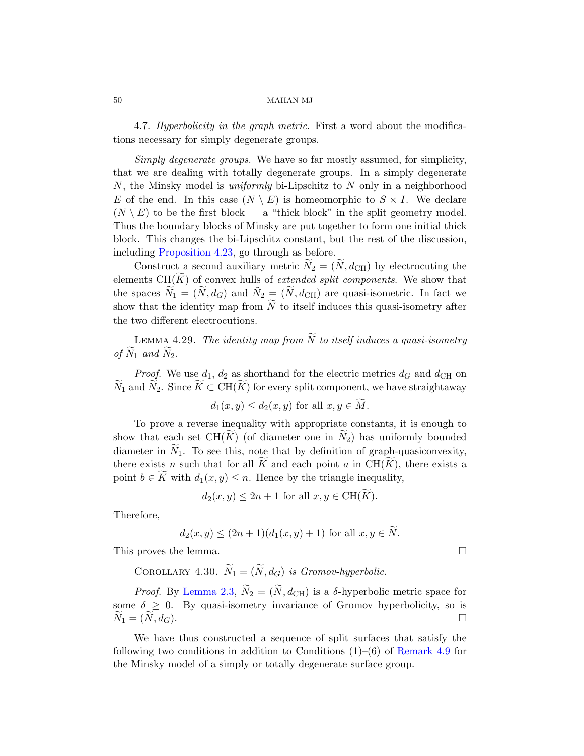4.7. *Hyperbolicity in the graph metric.* First a word about the modifications necessary for simply degenerate groups.

*Simply degenerate groups.* We have so far mostly assumed, for simplicity, that we are dealing with totally degenerate groups. In a simply degenerate $N$, the Minsky model is *uniformly* bi-Lipschitz to $N$ only in a neighborhood $E$ of the end. In this case $(N \setminus E)$ is homeomorphic to $S \times I$. We declare $(N \setminus E)$ to be the first block — a "thick block" in the split geometry model. Thus the boundary blocks of Minsky are put together to form one initial thick block. This changes the bi-Lipschitz constant, but the rest of the discussion, including Proposition 4.23, go through as before.

Construct a second auxiliary metric $\widetilde{N}_2 = (\widetilde{N}, d_{\mathrm{CH}})$ by electrocuting the elements $\mathrm{CH}(\widetilde{K})$ of convex hulls of *extended split components*. We show that the spaces $\widetilde{N}_1 = (\widetilde{N}, d_G)$ and $\widetilde{N}_2 = (\widetilde{N}, d_{\mathrm{CH}})$ are quasi-isometric. In fact we show that the identity map from $\widetilde{N}$ to itself induces this quasi-isometry after the two different electrocutions.

Lemma 4.29. *The identity map from $\widetilde{N}$ to itself induces a quasi-isometry of $\widetilde{N}_1$ and $\widetilde{N}_2$.*

*Proof.* We use $d_1$, $d_2$ as shorthand for the electric metrics $d_G$ and $d_{\mathrm{CH}}$ on $\widetilde{N}_1$ and $\widetilde{N}_2$. Since $\widetilde{K} \subset \mathrm{CH}(\widetilde{K})$ for every split component, we have straightaway

$$d_1(x, y) \leq d_2(x, y) \text{ for all } x, y \in \widetilde{M}.$$

To prove a reverse inequality with appropriate constants, it is enough to show that each set $\mathrm{CH}(\widetilde{K})$ (of diameter one in $\widetilde{N}_2$) has uniformly bounded diameter in $\widetilde{N}_1$. To see this, note that by definition of graph-quasiconvexity, there exists $n$ such that for all $\widetilde{K}$ and each point $a$ in $\mathrm{CH}(\widetilde{K})$, there exists a point $b \in \widetilde{K}$ with $d_1(x, y) \leq n$. Hence by the triangle inequality,

$$d_2(x, y) \leq 2n + 1 \text{ for all } x, y \in \mathrm{CH}(\widetilde{K}).$$

Therefore,

$$d_2(x, y) \leq (2n + 1)(d_1(x, y) + 1) \text{ for all } x, y \in \widetilde{N}.$$

This proves the lemma. ☐

Corollary 4.30. *$\widetilde{N}_1 = (\widetilde{N}, d_G)$ is Gromov-hyperbolic.*

*Proof.* By Lemma 2.3, $\widetilde{N}_2 = (\widetilde{N}, d_{\mathrm{CH}})$ is a $\delta$-hyperbolic metric space for some $\delta \geq 0$. By quasi-isometry invariance of Gromov hyperbolicity, so is $\widetilde{N}_1 = (\widetilde{N}, d_G)$. ☐

We have thus constructed a sequence of split surfaces that satisfy the following two conditions in addition to Conditions (1)–(6) of Remark 4.9 for the Minsky model of a simply or totally degenerate surface group.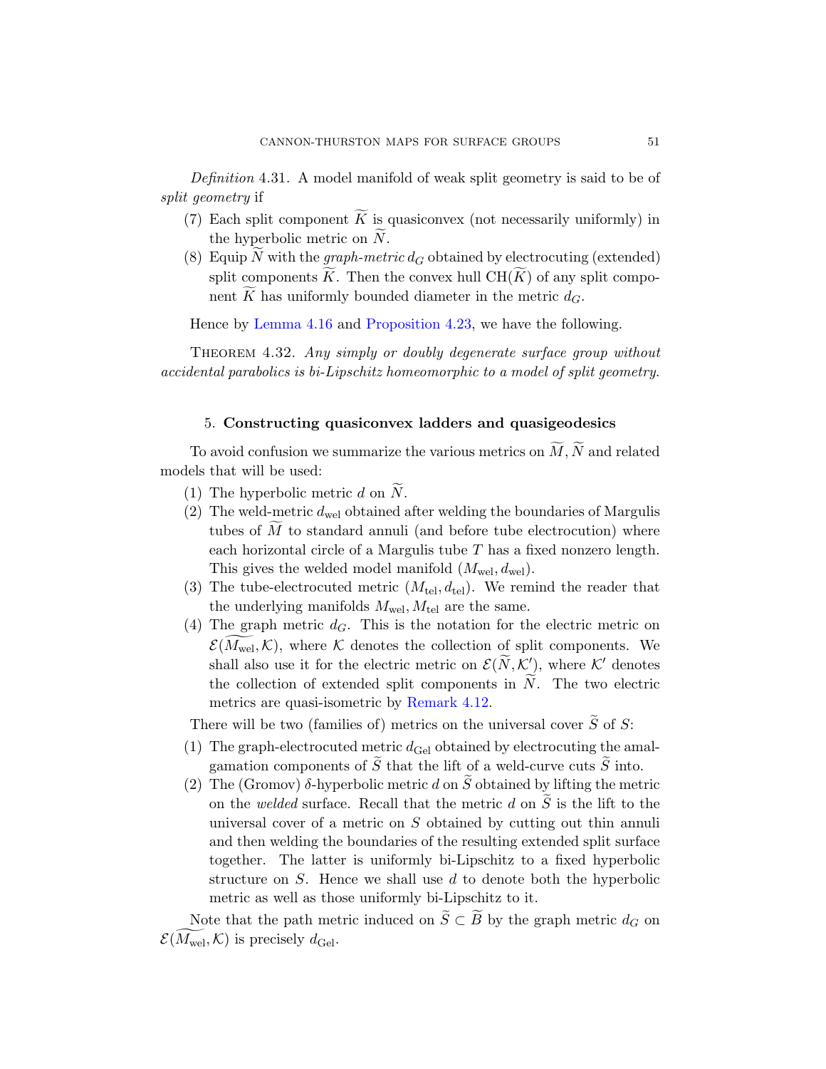*Definition* 4.31. A model manifold of weak split geometry is said to be of *split geometry* if

(7) Each split component $\widetilde{K}$ is quasiconvex (not necessarily uniformly) in the hyperbolic metric on $\widetilde{N}$.

(8) Equip $\widetilde{N}$ with the *graph-metric* $d_G$ obtained by electrocuting (extended) split components $\widetilde{K}$. Then the convex hull $\mathrm{CH}(\widetilde{K})$ of any split component $\widetilde{K}$ has uniformly bounded diameter in the metric $d_G$.

Hence by Lemma 4.16 and Proposition 4.23, we have the following.

THEOREM 4.32. *Any simply or doubly degenerate surface group without accidental parabolics is bi-Lipschitz homeomorphic to a model of split geometry.*

## 5. Constructing quasiconvex ladders and quasigeodesics

To avoid confusion we summarize the various metrics on $\widetilde{M}, \widetilde{N}$ and related models that will be used:

(1) The hyperbolic metric $d$ on $\widetilde{N}$.

(2) The weld-metric $d_{\mathrm{wel}}$ obtained after welding the boundaries of Margulis tubes of $\widetilde{M}$ to standard annuli (and before tube electrocution) where each horizontal circle of a Margulis tube $T$ has a fixed nonzero length. This gives the welded model manifold $(M_{\mathrm{wel}}, d_{\mathrm{wel}})$.

(3) The tube-electrocuted metric $(M_{\mathrm{tel}}, d_{\mathrm{tel}})$. We remind the reader that the underlying manifolds $M_{\mathrm{wel}}, M_{\mathrm{tel}}$ are the same.

(4) The graph metric $d_G$. This is the notation for the electric metric on $\mathcal{E}(\widetilde{M_{\mathrm{wel}}}, \mathcal{K})$, where $\mathcal{K}$ denotes the collection of split components. We shall also use it for the electric metric on $\mathcal{E}(\widetilde{N}, \mathcal{K}')$, where $\mathcal{K}'$ denotes the collection of extended split components in $\widetilde{N}$. The two electric metrics are quasi-isometric by Remark 4.12.

There will be two (families of) metrics on the universal cover $\widetilde{S}$ of $S$:

(1) The graph-electrocuted metric $d_{\mathrm{Gel}}$ obtained by electrocuting the amalgamation components of $\widetilde{S}$ that the lift of a weld-curve cuts $\widetilde{S}$ into.

(2) The (Gromov) $\delta$-hyperbolic metric $d$ on $\widetilde{S}$ obtained by lifting the metric on the *welded* surface. Recall that the metric $d$ on $\widetilde{S}$ is the lift to the universal cover of a metric on $S$ obtained by cutting out thin annuli and then welding the boundaries of the resulting extended split surface together. The latter is uniformly bi-Lipschitz to a fixed hyperbolic structure on $S$. Hence we shall use $d$ to denote both the hyperbolic metric as well as those uniformly bi-Lipschitz to it.

Note that the path metric induced on $\widetilde{S} \subset \widetilde{B}$ by the graph metric $d_G$ on $\mathcal{E}(\widetilde{M_{\mathrm{wel}}}, \mathcal{K})$ is precisely $d_{\mathrm{Gel}}$.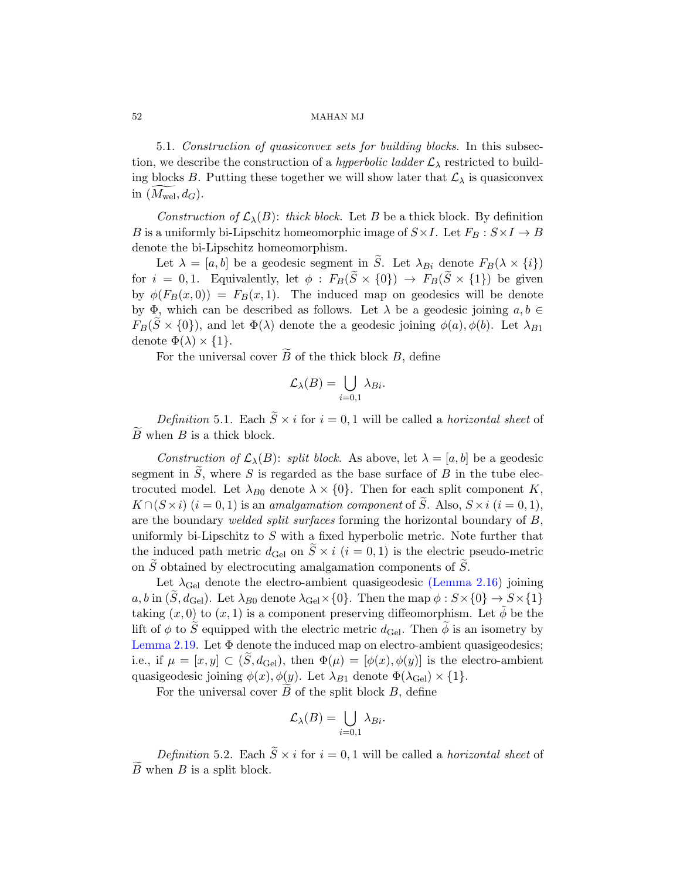5.1. *Construction of quasiconvex sets for building blocks.* In this subsection, we describe the construction of a *hyperbolic ladder* $\mathcal{L}_\lambda$ restricted to building blocks $B$. Putting these together we will show later that $\mathcal{L}_\lambda$ is quasiconvex in $(\widetilde{M_{\rm wel}}, d_G)$.

*Construction of $\mathcal{L}_\lambda(B)$: thick block.* Let $B$ be a thick block. By definition $B$ is a uniformly bi-Lipschitz homeomorphic image of $S \times I$. Let $F_B : S \times I \to B$ denote the bi-Lipschitz homeomorphism.

Let $\lambda = [a, b]$ be a geodesic segment in $\widetilde{S}$. Let $\lambda_{Bi}$ denote $F_B(\lambda \times \{i\})$ for $i = 0, 1$. Equivalently, let $\phi : F_B(\widetilde{S} \times \{0\}) \to F_B(\widetilde{S} \times \{1\})$ be given by $\phi(F_B(x, 0)) = F_B(x, 1)$. The induced map on geodesics will be denote by $\Phi$, which can be described as follows. Let $\lambda$ be a geodesic joining $a, b \in F_B(\widetilde{S} \times \{0\})$, and let $\Phi(\lambda)$ denote the a geodesic joining $\phi(a), \phi(b)$. Let $\lambda_{B1}$ denote $\Phi(\lambda) \times \{1\}$.

For the universal cover $\widetilde{B}$ of the thick block $B$, define

$$\mathcal{L}_\lambda(B) = \bigcup_{i=0,1} \lambda_{Bi}.$$

*Definition* 5.1. Each $\widetilde{S} \times i$ for $i = 0, 1$ will be called a *horizontal sheet* of $\widetilde{B}$ when $B$ is a thick block.

*Construction of $\mathcal{L}_\lambda(B)$: split block.* As above, let $\lambda = [a, b]$ be a geodesic segment in $\widetilde{S}$, where $S$ is regarded as the base surface of $B$ in the tube electrocuted model. Let $\lambda_{B0}$ denote $\lambda \times \{0\}$. Then for each split component $K$, $K \cap (S \times i)$ $(i = 0, 1)$ is an *amalgamation component* of $\widetilde{S}$. Also, $S \times i$ $(i = 0, 1)$, are the boundary *welded split surfaces* forming the horizontal boundary of $B$, uniformly bi-Lipschitz to $S$ with a fixed hyperbolic metric. Note further that the induced path metric $d_{\rm Gel}$ on $\widetilde{S} \times i$ $(i = 0, 1)$ is the electric pseudo-metric on $\widetilde{S}$ obtained by electrocuting amalgamation components of $\widetilde{S}$.

Let $\lambda_{\rm Gel}$ denote the electro-ambient quasigeodesic (Lemma 2.16) joining $a, b$ in $(\widetilde{S}, d_{\rm Gel})$. Let $\lambda_{B0}$ denote $\lambda_{\rm Gel} \times \{0\}$. Then the map $\phi : S \times \{0\} \to S \times \{1\}$ taking $(x, 0)$ to $(x, 1)$ is a component preserving diffeomorphism. Let $\widetilde{\phi}$ be the lift of $\phi$ to $\widetilde{S}$ equipped with the electric metric $d_{\rm Gel}$. Then $\widetilde{\phi}$ is an isometry by Lemma 2.19. Let $\Phi$ denote the induced map on electro-ambient quasigeodesics; i.e., if $\mu = [x, y] \subset (\widetilde{S}, d_{\rm Gel})$, then $\Phi(\mu) = [\phi(x), \phi(y)]$ is the electro-ambient quasigeodesic joining $\phi(x), \phi(y)$. Let $\lambda_{B1}$ denote $\Phi(\lambda_{\rm Gel}) \times \{1\}$.

For the universal cover $\widetilde{B}$ of the split block $B$, define

$$\mathcal{L}_\lambda(B) = \bigcup_{i=0,1} \lambda_{Bi}.$$

*Definition* 5.2. Each $\widetilde{S} \times i$ for $i = 0, 1$ will be called a *horizontal sheet* of $\widetilde{B}$ when $B$ is a split block.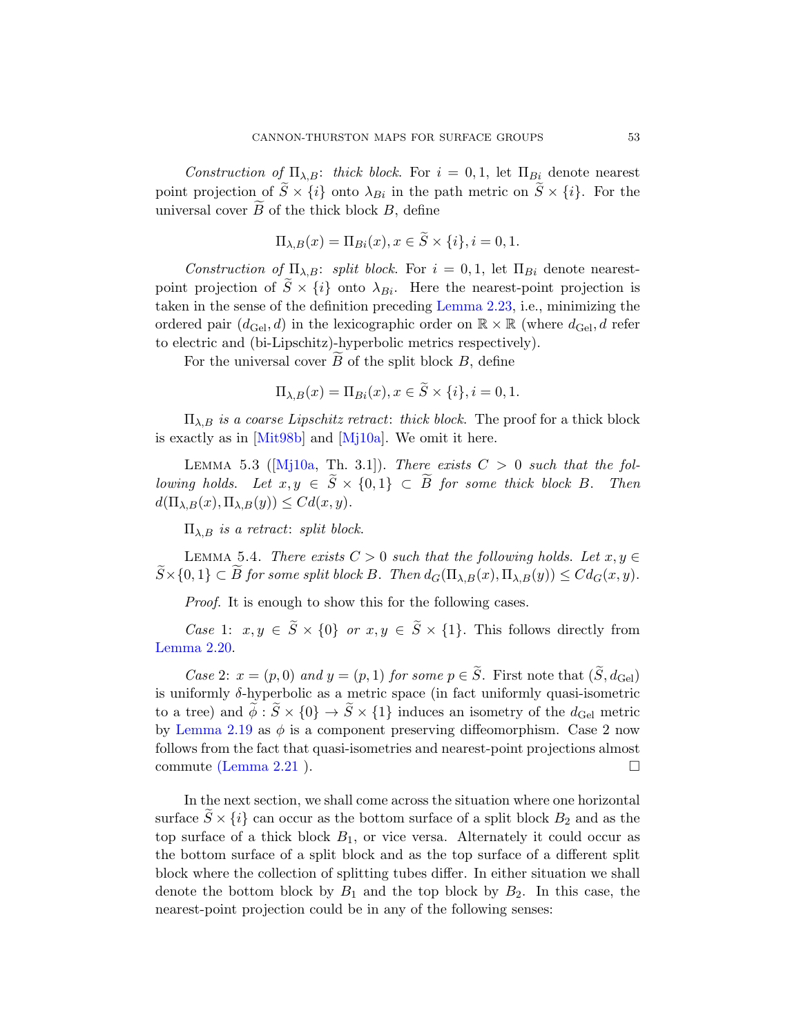*Construction of* $\Pi_{\lambda,B}$: *thick block.* For $i = 0, 1$, let $\Pi_{Bi}$ denote nearest point projection of $\widetilde{S} \times \{i\}$ onto $\lambda_{Bi}$ in the path metric on $\widetilde{S} \times \{i\}$. For the universal cover $\widetilde{B}$ of the thick block $B$, define

$$\Pi_{\lambda,B}(x) = \Pi_{Bi}(x), x \in \widetilde{S} \times \{i\}, i = 0, 1.$$

*Construction of* $\Pi_{\lambda,B}$: *split block.* For $i = 0, 1$, let $\Pi_{Bi}$ denote nearest-point projection of $\widetilde{S} \times \{i\}$ onto $\lambda_{Bi}$. Here the nearest-point projection is taken in the sense of the definition preceding Lemma 2.23, i.e., minimizing the ordered pair $(d_{\mathrm{Gel}}, d)$ in the lexicographic order on $\mathbb{R} \times \mathbb{R}$ (where $d_{\mathrm{Gel}}, d$ refer to electric and (bi-Lipschitz)-hyperbolic metrics respectively).

For the universal cover $\widetilde{B}$ of the split block $B$, define

$$\Pi_{\lambda,B}(x) = \Pi_{Bi}(x), x \in \widetilde{S} \times \{i\}, i = 0, 1.$$

$\Pi_{\lambda,B}$ *is a coarse Lipschitz retract*: *thick block.* The proof for a thick block is exactly as in [Mit98b] and [Mj10a]. We omit it here.

Lemma 5.3 ([Mj10a, Th. 3.1]). *There exists* $C > 0$ *such that the following holds. Let* $x, y \in \widetilde{S} \times \{0, 1\} \subset \widetilde{B}$ *for some thick block* $B$. *Then* $d(\Pi_{\lambda,B}(x), \Pi_{\lambda,B}(y)) \leq C d(x, y)$.

$\Pi_{\lambda,B}$ *is a retract*: *split block.*

Lemma 5.4. *There exists* $C > 0$ *such that the following holds. Let* $x, y \in \widetilde{S} \times \{0, 1\} \subset \widetilde{B}$ *for some split block* $B$. *Then* $d_G(\Pi_{\lambda,B}(x), \Pi_{\lambda,B}(y)) \leq C d_G(x, y)$.

*Proof.* It is enough to show this for the following cases.

*Case* 1: $x, y \in \widetilde{S} \times \{0\}$ *or* $x, y \in \widetilde{S} \times \{1\}$. This follows directly from Lemma 2.20.

*Case* 2: $x = (p, 0)$ *and* $y = (p, 1)$ *for some* $p \in \widetilde{S}$. First note that $(\widetilde{S}, d_{\mathrm{Gel}})$ is uniformly $\delta$-hyperbolic as a metric space (in fact uniformly quasi-isometric to a tree) and $\widetilde{\phi} : \widetilde{S} \times \{0\} \to \widetilde{S} \times \{1\}$ induces an isometry of the $d_{\mathrm{Gel}}$ metric by Lemma 2.19 as $\phi$ is a component preserving diffeomorphism. Case 2 now follows from the fact that quasi-isometries and nearest-point projections almost commute (Lemma 2.21 ). $\square$

In the next section, we shall come across the situation where one horizontal surface $\widetilde{S} \times \{i\}$ can occur as the bottom surface of a split block $B_2$ and as the top surface of a thick block $B_1$, or vice versa. Alternately it could occur as the bottom surface of a split block and as the top surface of a different split block where the collection of splitting tubes differ. In either situation we shall denote the bottom block by $B_1$ and the top block by $B_2$. In this case, the nearest-point projection could be in any of the following senses: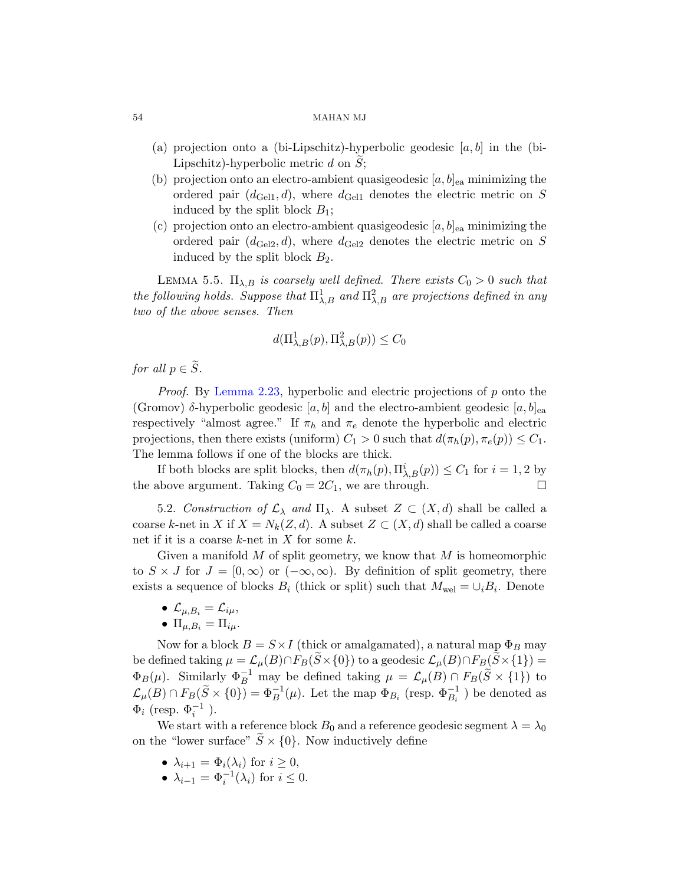(a) projection onto a (bi-Lipschitz)-hyperbolic geodesic $[a, b]$ in the (bi-Lipschitz)-hyperbolic metric $d$ on $\widetilde{S}$;

(b) projection onto an electro-ambient quasigeodesic $[a, b]_{\rm ea}$ minimizing the ordered pair $(d_{\rm Gel1}, d)$, where $d_{\rm Gel1}$ denotes the electric metric on $S$ induced by the split block $B_1$;

(c) projection onto an electro-ambient quasigeodesic $[a, b]_{\rm ea}$ minimizing the ordered pair $(d_{\rm Gel2}, d)$, where $d_{\rm Gel2}$ denotes the electric metric on $S$ induced by the split block $B_2$.

LEMMA 5.5. *$\Pi_{\lambda,B}$ is coarsely well defined. There exists $C_0 > 0$ such that the following holds. Suppose that $\Pi^1_{\lambda,B}$ and $\Pi^2_{\lambda,B}$ are projections defined in any two of the above senses. Then*

$$d(\Pi^1_{\lambda,B}(p), \Pi^2_{\lambda,B}(p)) \leq C_0$$

*for all $p \in \widetilde{S}$.*

*Proof.* By Lemma 2.23, hyperbolic and electric projections of $p$ onto the (Gromov) $\delta$-hyperbolic geodesic $[a, b]$ and the electro-ambient geodesic $[a, b]_{\rm ea}$ respectively "almost agree." If $\pi_h$ and $\pi_e$ denote the hyperbolic and electric projections, then there exists (uniform) $C_1 > 0$ such that $d(\pi_h(p), \pi_e(p)) \leq C_1$. The lemma follows if one of the blocks are thick.

If both blocks are split blocks, then $d(\pi_h(p), \Pi^i_{\lambda,B}(p)) \leq C_1$ for $i = 1, 2$ by the above argument. Taking $C_0 = 2C_1$, we are through. $\square$

5.2. *Construction of $\mathcal{L}_\lambda$ and $\Pi_\lambda$.* A subset $Z \subset (X, d)$ shall be called a coarse $k$-net in $X$ if $X = N_k(Z, d)$. A subset $Z \subset (X, d)$ shall be called a coarse net if it is a coarse $k$-net in $X$ for some $k$.

Given a manifold $M$ of split geometry, we know that $M$ is homeomorphic to $S \times J$ for $J = [0, \infty)$ or $(-\infty, \infty)$. By definition of split geometry, there exists a sequence of blocks $B_i$ (thick or split) such that $M_{\rm wel} = \cup_i B_i$. Denote

- $\mathcal{L}_{\mu,B_i} = \mathcal{L}_{i\mu}$,
- $\Pi_{\mu,B_i} = \Pi_{i\mu}$.

Now for a block $B = S \times I$ (thick or amalgamated), a natural map $\Phi_B$ may be defined taking $\mu = \mathcal{L}_\mu(B) \cap F_B(\widetilde{S} \times \{0\})$ to a geodesic $\mathcal{L}_\mu(B) \cap F_B(\widetilde{S} \times \{1\}) = \Phi_B(\mu)$. Similarly $\Phi_B^{-1}$ may be defined taking $\mu = \mathcal{L}_\mu(B) \cap F_B(\widetilde{S} \times \{1\})$ to $\mathcal{L}_\mu(B) \cap F_B(\widetilde{S} \times \{0\}) = \Phi_B^{-1}(\mu)$. Let the map $\Phi_{B_i}$ (resp. $\Phi_{B_i}^{-1}$ ) be denoted as $\Phi_i$ (resp. $\Phi_i^{-1}$ ).

We start with a reference block $B_0$ and a reference geodesic segment $\lambda = \lambda_0$ on the "lower surface" $\widetilde{S} \times \{0\}$. Now inductively define

- $\lambda_{i+1} = \Phi_i(\lambda_i)$ for $i \geq 0$,
- $\lambda_{i-1} = \Phi_i^{-1}(\lambda_i)$ for $i \leq 0$.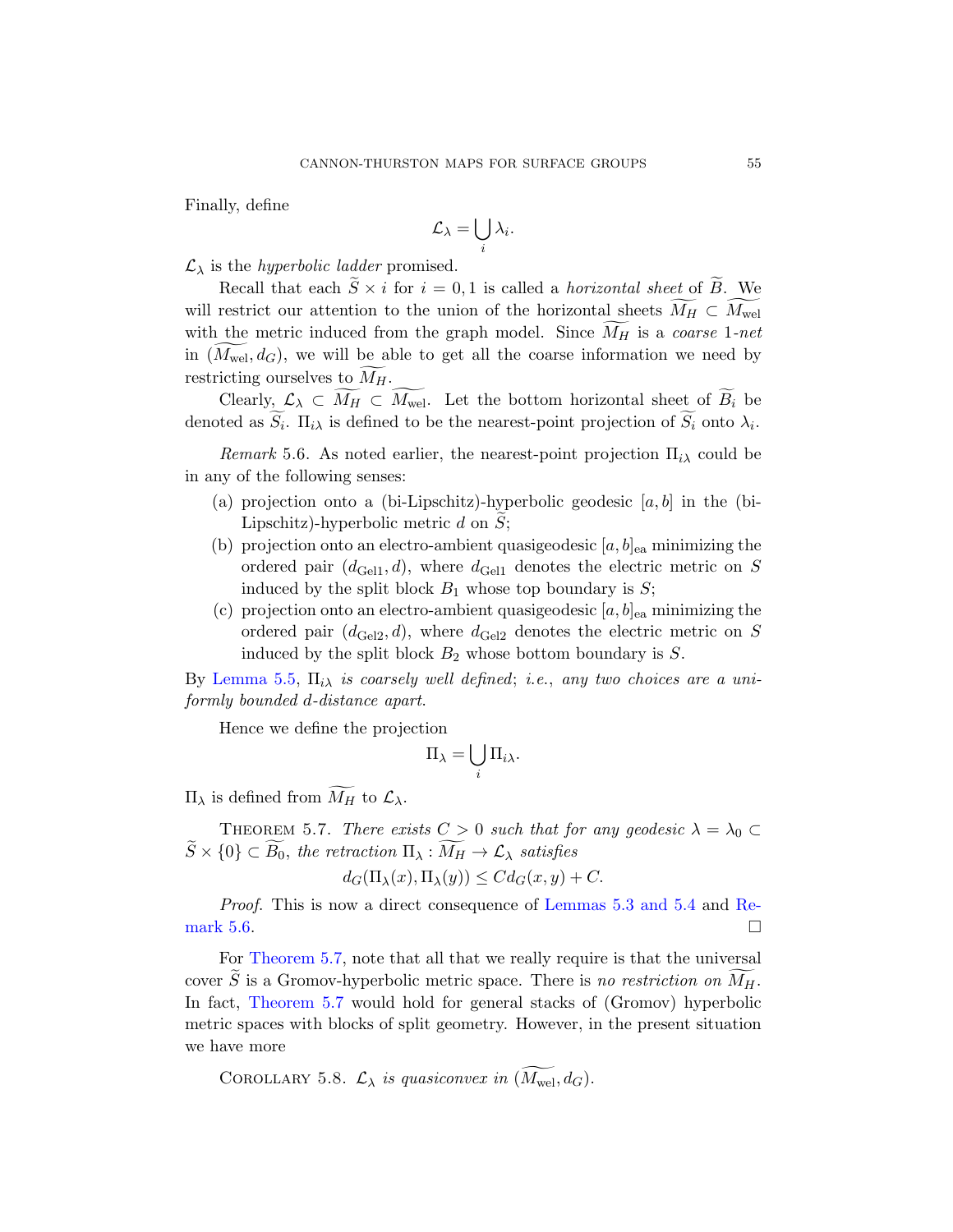Finally, define

$$\mathcal{L}_\lambda = \bigcup_i \lambda_i.$$

$\mathcal{L}_\lambda$ is the *hyperbolic ladder* promised.

Recall that each $\widetilde{S} \times i$ for $i = 0, 1$ is called a *horizontal sheet* of $\widetilde{B}$. We will restrict our attention to the union of the horizontal sheets $\widetilde{M_H} \subset \widetilde{M_{\mathrm{wel}}}$ with the metric induced from the graph model. Since $\widetilde{M_H}$ is a *coarse* 1*-net* in $(\widetilde{M_{\mathrm{wel}}}, d_G)$, we will be able to get all the coarse information we need by restricting ourselves to $\widetilde{M_H}$.

Clearly, $\mathcal{L}_\lambda \subset \widetilde{M_H} \subset \widetilde{M_{\mathrm{wel}}}$. Let the bottom horizontal sheet of $\widetilde{B_i}$ be denoted as $\widetilde{S_i}$. $\Pi_{i\lambda}$ is defined to be the nearest-point projection of $\widetilde{S_i}$ onto $\lambda_i$.

*Remark* 5.6. As noted earlier, the nearest-point projection $\Pi_{i\lambda}$ could be in any of the following senses:

(a) projection onto a (bi-Lipschitz)-hyperbolic geodesic $[a, b]$ in the (bi-Lipschitz)-hyperbolic metric $d$ on $\widetilde{S}$;
(b) projection onto an electro-ambient quasigeodesic $[a, b]_{\mathrm{ea}}$ minimizing the ordered pair $(d_{\mathrm{Gel1}}, d)$, where $d_{\mathrm{Gel1}}$ denotes the electric metric on $S$ induced by the split block $B_1$ whose top boundary is $S$;
(c) projection onto an electro-ambient quasigeodesic $[a, b]_{\mathrm{ea}}$ minimizing the ordered pair $(d_{\mathrm{Gel2}}, d)$, where $d_{\mathrm{Gel2}}$ denotes the electric metric on $S$ induced by the split block $B_2$ whose bottom boundary is $S$.

By Lemma 5.5, $\Pi_{i\lambda}$ *is coarsely well defined*; *i.e.*, *any two choices are a uniformly bounded d-distance apart.*

Hence we define the projection

$$\Pi_\lambda = \bigcup_i \Pi_{i\lambda}.$$

$\Pi_\lambda$ is defined from $\widetilde{M_H}$ to $\mathcal{L}_\lambda$.

Theorem 5.7. *There exists $C > 0$ such that for any geodesic $\lambda = \lambda_0 \subset \widetilde{S} \times \{0\} \subset \widetilde{B_0}$, the retraction $\Pi_\lambda : \widetilde{M_H} \to \mathcal{L}_\lambda$ satisfies*

$$d_G(\Pi_\lambda(x), \Pi_\lambda(y)) \leq C d_G(x, y) + C.$$

*Proof.* This is now a direct consequence of Lemmas 5.3 and 5.4 and Remark 5.6. □

For Theorem 5.7, note that all that we really require is that the universal cover $\widetilde{S}$ is a Gromov-hyperbolic metric space. There is *no restriction on* $\widetilde{M_H}$. In fact, Theorem 5.7 would hold for general stacks of (Gromov) hyperbolic metric spaces with blocks of split geometry. However, in the present situation we have more

Corollary 5.8. *$\mathcal{L}_\lambda$ is quasiconvex in $(\widetilde{M_{\mathrm{wel}}}, d_G)$.*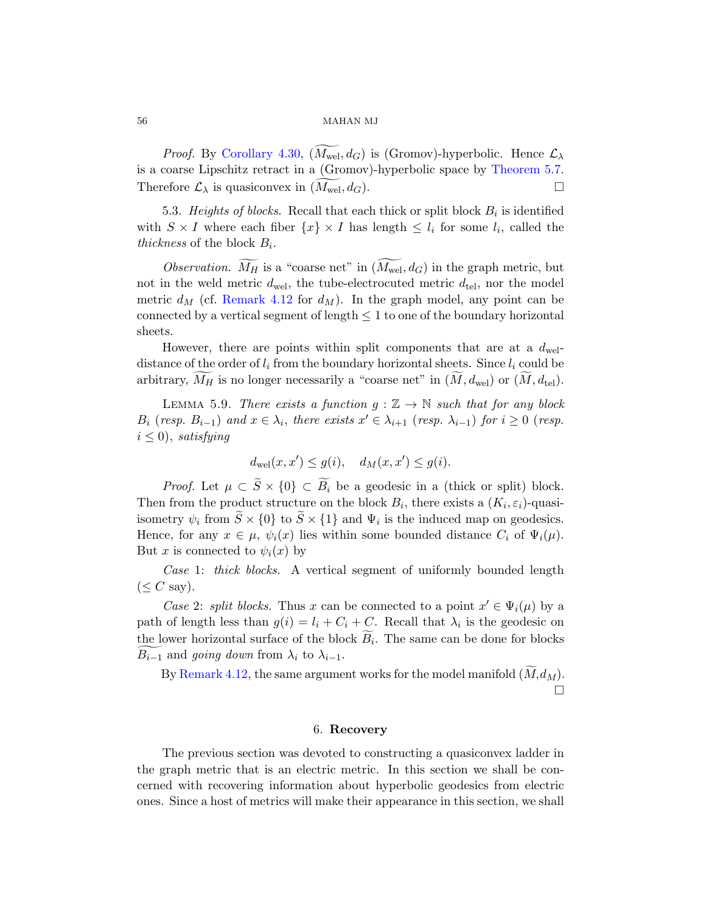*Proof.* By Corollary 4.30, $(\widetilde{M_{\mathrm{wel}}}, d_G)$ is (Gromov)-hyperbolic. Hence $\mathcal{L}_\lambda$ is a coarse Lipschitz retract in a (Gromov)-hyperbolic space by Theorem 5.7. Therefore $\mathcal{L}_\lambda$ is quasiconvex in $(\widetilde{M_{\mathrm{wel}}}, d_G)$. □

5.3. *Heights of blocks.* Recall that each thick or split block $B_i$ is identified with $S \times I$ where each fiber $\{x\} \times I$ has length $\leq l_i$ for some $l_i$, called the *thickness* of the block $B_i$.

*Observation.* $\widetilde{M_H}$ is a "coarse net" in $(\widetilde{M_{\mathrm{wel}}}, d_G)$ in the graph metric, but not in the weld metric $d_{\mathrm{wel}}$, the tube-electrocuted metric $d_{\mathrm{tel}}$, nor the model metric $d_M$ (cf. Remark 4.12 for $d_M$). In the graph model, any point can be connected by a vertical segment of length $\leq 1$ to one of the boundary horizontal sheets.

However, there are points within split components that are at a $d_{\mathrm{wel}}$-distance of the order of $l_i$ from the boundary horizontal sheets. Since $l_i$ could be arbitrary, $\widetilde{M_H}$ is no longer necessarily a "coarse net" in $(\widetilde{M}, d_{\mathrm{wel}})$ or $(\widetilde{M}, d_{\mathrm{tel}})$.

Lemma 5.9. *There exists a function $g : \mathbb{Z} \to \mathbb{N}$ such that for any block $B_i$ (resp. $B_{i-1}$) and $x \in \lambda_i$, there exists $x' \in \lambda_{i+1}$ (resp. $\lambda_{i-1}$) for $i \geq 0$ (resp. $i \leq 0$), satisfying*

$$d_{\mathrm{wel}}(x, x') \leq g(i), \quad d_M(x, x') \leq g(i).$$

*Proof.* Let $\mu \subset \widetilde{S} \times \{0\} \subset \widetilde{B_i}$ be a geodesic in a (thick or split) block. Then from the product structure on the block $B_i$, there exists a $(K_i, \varepsilon_i)$-quasi-isometry $\psi_i$ from $\widetilde{S} \times \{0\}$ to $\widetilde{S} \times \{1\}$ and $\Psi_i$ is the induced map on geodesics. Hence, for any $x \in \mu$, $\psi_i(x)$ lies within some bounded distance $C_i$ of $\Psi_i(\mu)$. But $x$ is connected to $\psi_i(x)$ by

*Case* 1: *thick blocks.* A vertical segment of uniformly bounded length ($\leq C$ say).

*Case* 2: *split blocks.* Thus $x$ can be connected to a point $x' \in \Psi_i(\mu)$ by a path of length less than $g(i) = l_i + C_i + C$. Recall that $\lambda_i$ is the geodesic on the lower horizontal surface of the block $\widetilde{B_i}$. The same can be done for blocks $\widetilde{B_{i-1}}$ and *going down* from $\lambda_i$ to $\lambda_{i-1}$.

By Remark 4.12, the same argument works for the model manifold $(\widetilde{M}, d_M)$. □

## 6. **Recovery**

The previous section was devoted to constructing a quasiconvex ladder in the graph metric that is an electric metric. In this section we shall be concerned with recovering information about hyperbolic geodesics from electric ones. Since a host of metrics will make their appearance in this section, we shall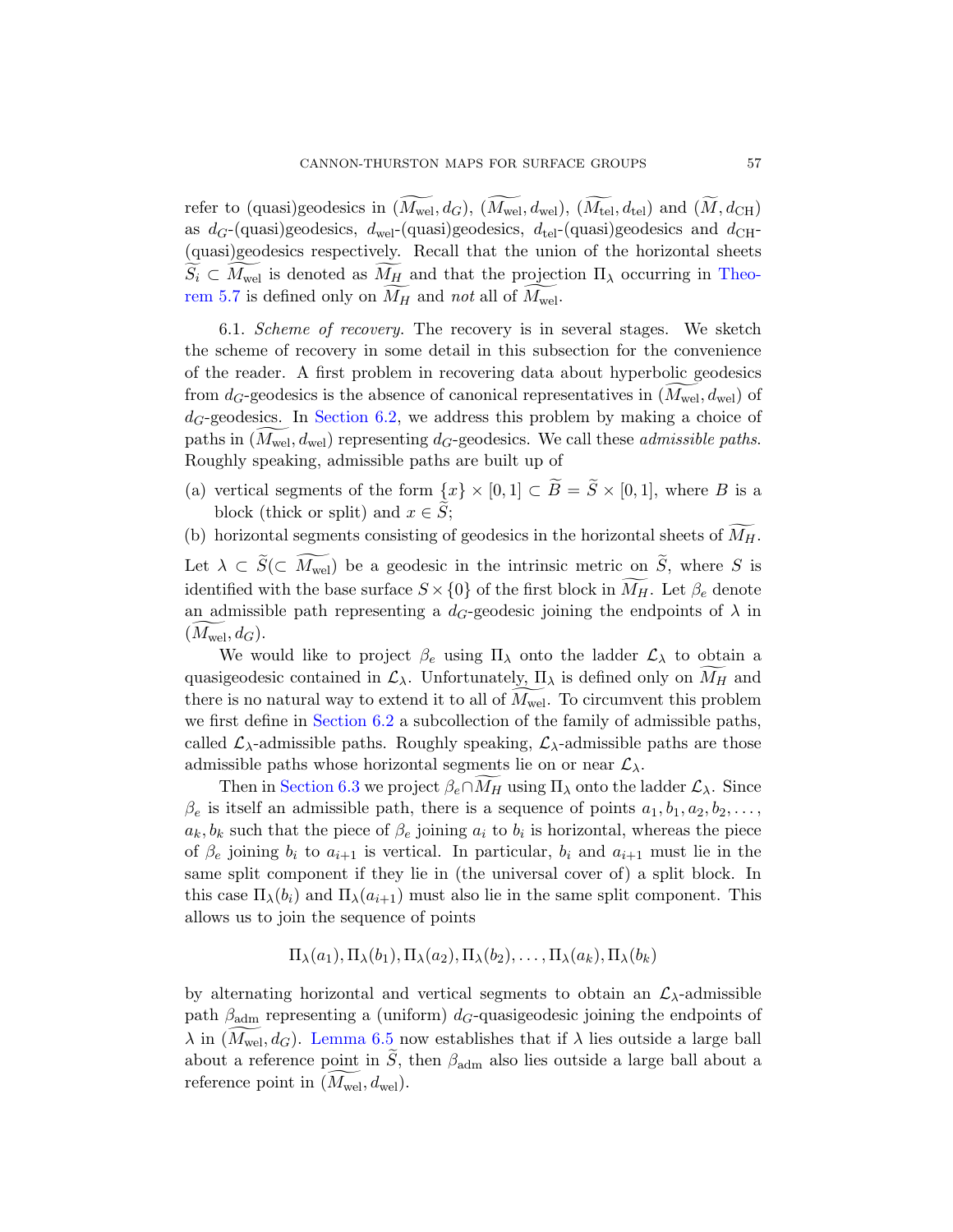refer to (quasi)geodesics in $(\widetilde{M_{\rm wel}}, d_G)$, $(\widetilde{M_{\rm wel}}, d_{\rm wel})$, $(\widetilde{M_{\rm tel}}, d_{\rm tel})$ and $(\widetilde{M}, d_{\rm CH})$ as $d_G$-(quasi)geodesics, $d_{\rm wel}$-(quasi)geodesics, $d_{\rm tel}$-(quasi)geodesics and $d_{\rm CH}$-(quasi)geodesics respectively. Recall that the union of the horizontal sheets $\widetilde{S_i} \subset \widetilde{M_{\rm wel}}$ is denoted as $\widetilde{M_H}$ and that the projection $\Pi_\lambda$ occurring in Theorem 5.7 is defined only on $\widetilde{M_H}$ and *not* all of $\widetilde{M_{\rm wel}}$.

6.1. *Scheme of recovery.* The recovery is in several stages. We sketch the scheme of recovery in some detail in this subsection for the convenience of the reader. A first problem in recovering data about hyperbolic geodesics from $d_G$-geodesics is the absence of canonical representatives in $(\widetilde{M_{\rm wel}}, d_{\rm wel})$ of $d_G$-geodesics. In Section 6.2, we address this problem by making a choice of paths in $(\widetilde{M_{\rm wel}}, d_{\rm wel})$ representing $d_G$-geodesics. We call these *admissible paths.* Roughly speaking, admissible paths are built up of

(a) vertical segments of the form $\{x\} \times [0, 1] \subset \widetilde{B} = \widetilde{S} \times [0, 1]$, where $B$ is a block (thick or split) and $x \in \widetilde{S}$;
(b) horizontal segments consisting of geodesics in the horizontal sheets of $\widetilde{M_H}$.

Let $\lambda \subset \widetilde{S} (\subset \widetilde{M_{\rm wel}})$ be a geodesic in the intrinsic metric on $\widetilde{S}$, where $S$ is identified with the base surface $S \times \{0\}$ of the first block in $\widetilde{M_H}$. Let $\beta_e$ denote an admissible path representing a $d_G$-geodesic joining the endpoints of $\lambda$ in $(\widetilde{M_{\rm wel}}, d_G)$.

We would like to project $\beta_e$ using $\Pi_\lambda$ onto the ladder $\mathcal{L}_\lambda$ to obtain a quasigeodesic contained in $\mathcal{L}_\lambda$. Unfortunately, $\Pi_\lambda$ is defined only on $\widetilde{M_H}$ and there is no natural way to extend it to all of $\widetilde{M_{\rm wel}}$. To circumvent this problem we first define in Section 6.2 a subcollection of the family of admissible paths, called $\mathcal{L}_\lambda$-admissible paths. Roughly speaking, $\mathcal{L}_\lambda$-admissible paths are those admissible paths whose horizontal segments lie on or near $\mathcal{L}_\lambda$.

Then in Section 6.3 we project $\beta_e \cap \widetilde{M_H}$ using $\Pi_\lambda$ onto the ladder $\mathcal{L}_\lambda$. Since $\beta_e$ is itself an admissible path, there is a sequence of points $a_1, b_1, a_2, b_2, \ldots, a_k, b_k$ such that the piece of $\beta_e$ joining $a_i$ to $b_i$ is horizontal, whereas the piece of $\beta_e$ joining $b_i$ to $a_{i+1}$ is vertical. In particular, $b_i$ and $a_{i+1}$ must lie in the same split component if they lie in (the universal cover of) a split block. In this case $\Pi_\lambda(b_i)$ and $\Pi_\lambda(a_{i+1})$ must also lie in the same split component. This allows us to join the sequence of points

$$\Pi_\lambda(a_1), \Pi_\lambda(b_1), \Pi_\lambda(a_2), \Pi_\lambda(b_2), \ldots, \Pi_\lambda(a_k), \Pi_\lambda(b_k)$$

by alternating horizontal and vertical segments to obtain an $\mathcal{L}_\lambda$-admissible path $\beta_{\rm adm}$ representing a (uniform) $d_G$-quasigeodesic joining the endpoints of $\lambda$ in $(\widetilde{M_{\rm wel}}, d_G)$. Lemma 6.5 now establishes that if $\lambda$ lies outside a large ball about a reference point in $\widetilde{S}$, then $\beta_{\rm adm}$ also lies outside a large ball about a reference point in $(\widetilde{M_{\rm wel}}, d_{\rm wel})$.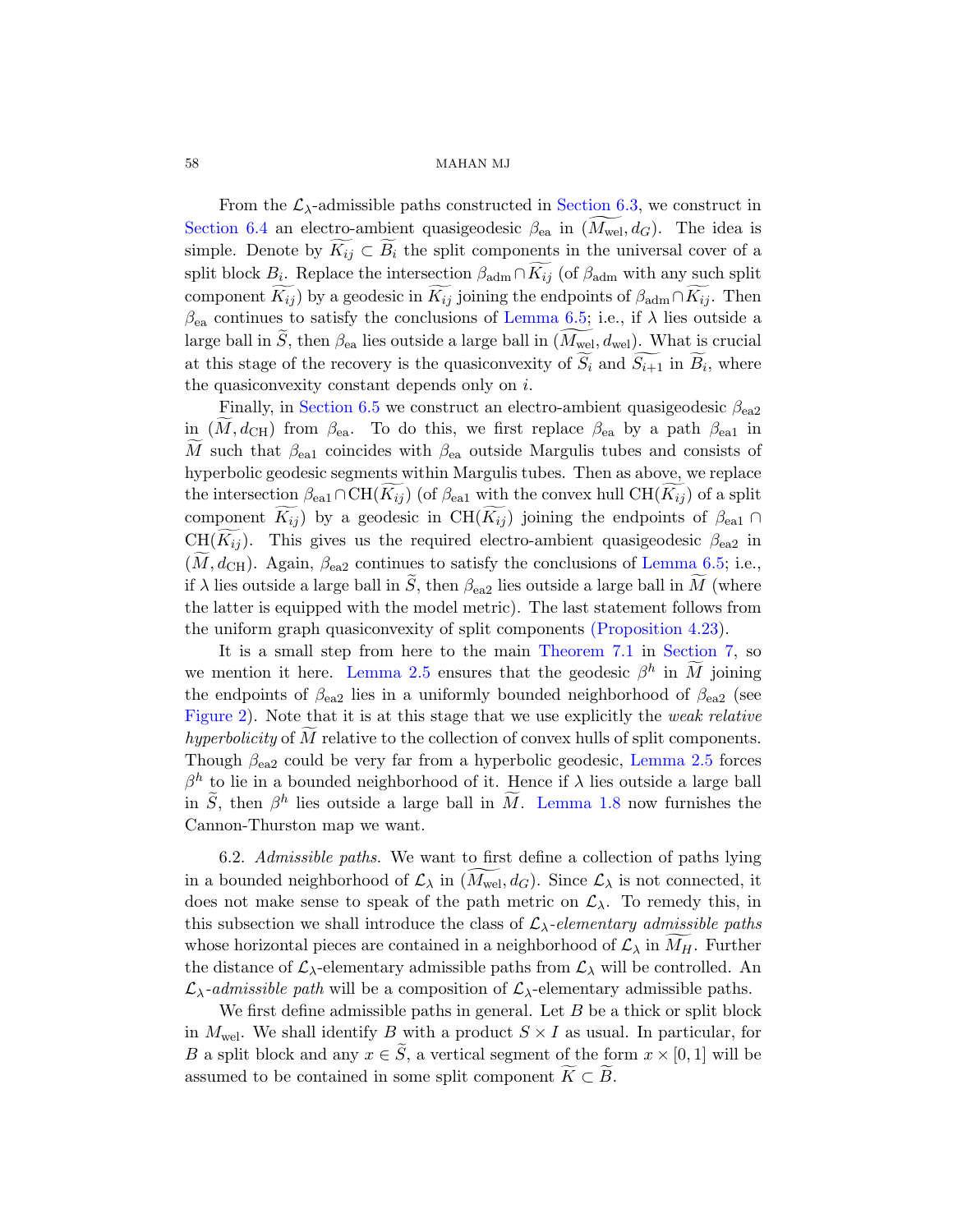From the $\mathcal{L}_\lambda$-admissible paths constructed in Section 6.3, we construct in Section 6.4 an electro-ambient quasigeodesic $\beta_{\rm ea}$ in $(\widetilde{M_{\rm wel}}, d_G)$. The idea is simple. Denote by $\widetilde{K_{ij}} \subset \widetilde{B_i}$ the split components in the universal cover of a split block $B_i$. Replace the intersection $\beta_{\rm adm} \cap \widetilde{K_{ij}}$ (of $\beta_{\rm adm}$ with any such split component $\widetilde{K_{ij}}$) by a geodesic in $\widetilde{K_{ij}}$ joining the endpoints of $\beta_{\rm adm} \cap \widetilde{K_{ij}}$. Then $\beta_{\rm ea}$ continues to satisfy the conclusions of Lemma 6.5; i.e., if $\lambda$ lies outside a large ball in $\widetilde{S}$, then $\beta_{\rm ea}$ lies outside a large ball in $(\widetilde{M_{\rm wel}}, d_{\rm wel})$. What is crucial at this stage of the recovery is the quasiconvexity of $\widetilde{S_i}$ and $\widetilde{S_{i+1}}$ in $\widetilde{B_i}$, where the quasiconvexity constant depends only on $i$.

Finally, in Section 6.5 we construct an electro-ambient quasigeodesic $\beta_{\rm ea2}$ in $(\widetilde{M}, d_{\rm CH})$ from $\beta_{\rm ea}$. To do this, we first replace $\beta_{\rm ea}$ by a path $\beta_{\rm ea1}$ in $\widetilde{M}$ such that $\beta_{\rm ea1}$ coincides with $\beta_{\rm ea}$ outside Margulis tubes and consists of hyperbolic geodesic segments within Margulis tubes. Then as above, we replace the intersection $\beta_{\rm ea1} \cap {\rm CH}(\widetilde{K_{ij}})$ (of $\beta_{\rm ea1}$ with the convex hull ${\rm CH}(\widetilde{K_{ij}})$ of a split component $\widetilde{K_{ij}}$) by a geodesic in ${\rm CH}(\widetilde{K_{ij}})$ joining the endpoints of $\beta_{\rm ea1} \cap {\rm CH}(\widetilde{K_{ij}})$. This gives us the required electro-ambient quasigeodesic $\beta_{\rm ea2}$ in $(\widetilde{M}, d_{\rm CH})$. Again, $\beta_{\rm ea2}$ continues to satisfy the conclusions of Lemma 6.5; i.e., if $\lambda$ lies outside a large ball in $\widetilde{S}$, then $\beta_{\rm ea2}$ lies outside a large ball in $\widetilde{M}$ (where the latter is equipped with the model metric). The last statement follows from the uniform graph quasiconvexity of split components (Proposition 4.23).

It is a small step from here to the main Theorem 7.1 in Section 7, so we mention it here. Lemma 2.5 ensures that the geodesic $\beta^h$ in $\widetilde{M}$ joining the endpoints of $\beta_{\rm ea2}$ lies in a uniformly bounded neighborhood of $\beta_{\rm ea2}$ (see Figure 2). Note that it is at this stage that we use explicitly the *weak relative hyperbolicity* of $\widetilde{M}$ relative to the collection of convex hulls of split components. Though $\beta_{\rm ea2}$ could be very far from a hyperbolic geodesic, Lemma 2.5 forces $\beta^h$ to lie in a bounded neighborhood of it. Hence if $\lambda$ lies outside a large ball in $\widetilde{S}$, then $\beta^h$ lies outside a large ball in $\widetilde{M}$. Lemma 1.8 now furnishes the Cannon-Thurston map we want.

6.2. *Admissible paths.* We want to first define a collection of paths lying in a bounded neighborhood of $\mathcal{L}_\lambda$ in $(\widetilde{M_{\rm wel}}, d_G)$. Since $\mathcal{L}_\lambda$ is not connected, it does not make sense to speak of the path metric on $\mathcal{L}_\lambda$. To remedy this, in this subsection we shall introduce the class of $\mathcal{L}_\lambda$-*elementary admissible paths* whose horizontal pieces are contained in a neighborhood of $\mathcal{L}_\lambda$ in $\widetilde{M_H}$. Further the distance of $\mathcal{L}_\lambda$-elementary admissible paths from $\mathcal{L}_\lambda$ will be controlled. An $\mathcal{L}_\lambda$-*admissible path* will be a composition of $\mathcal{L}_\lambda$-elementary admissible paths.

We first define admissible paths in general. Let $B$ be a thick or split block in $M_{\rm wel}$. We shall identify $B$ with a product $S \times I$ as usual. In particular, for $B$ a split block and any $x \in \widetilde{S}$, a vertical segment of the form $x \times [0,1]$ will be assumed to be contained in some split component $\widetilde{K} \subset \widetilde{B}$.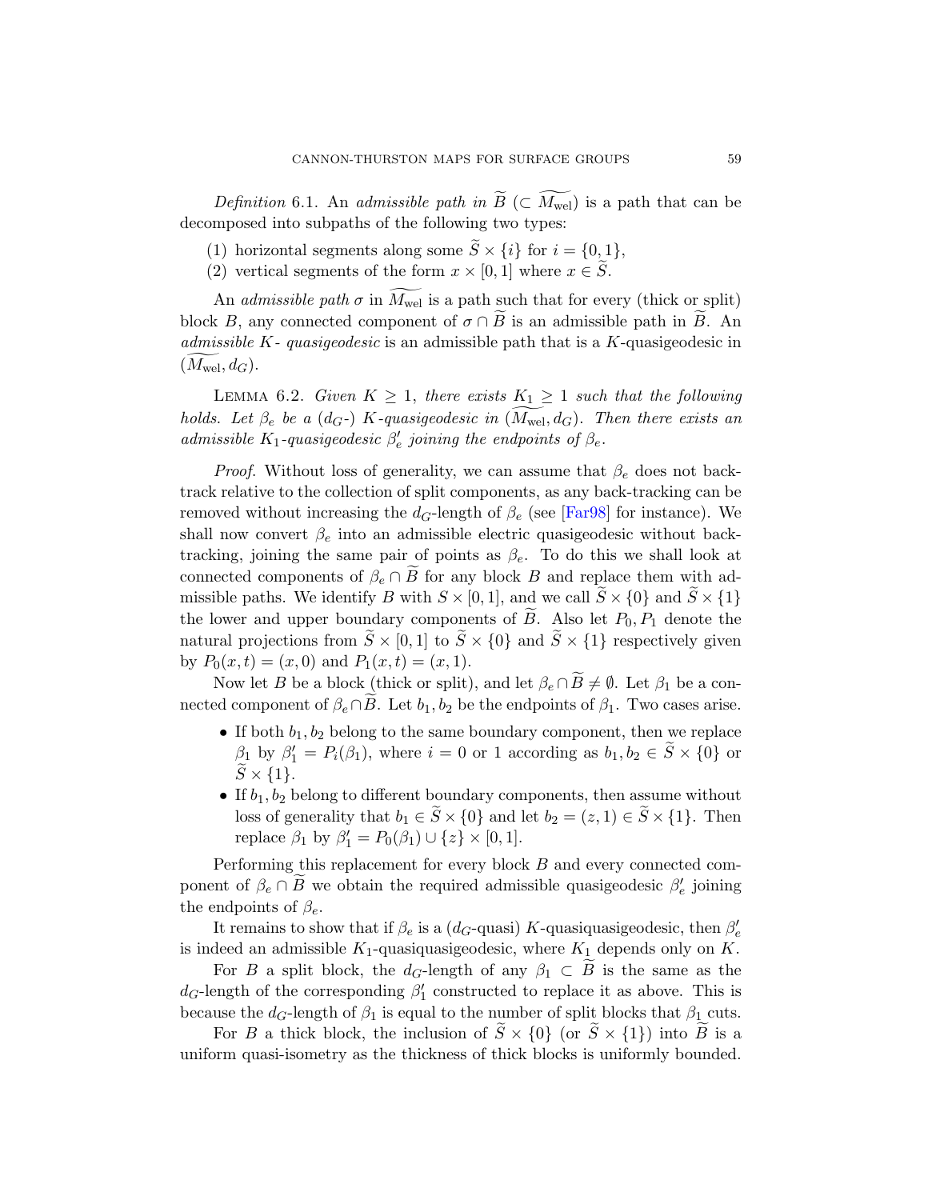*Definition* 6.1. An *admissible path in* $\widetilde{B}$ ($\subset \widetilde{M_{\mathrm{wel}}}$) is a path that can be decomposed into subpaths of the following two types:

(1) horizontal segments along some $\widetilde{S} \times \{i\}$ for $i = \{0, 1\}$,
(2) vertical segments of the form $x \times [0, 1]$ where $x \in \widetilde{S}$.

An *admissible path* $\sigma$ in $\widetilde{M_{\mathrm{wel}}}$ is a path such that for every (thick or split) block $B$, any connected component of $\sigma \cap \widetilde{B}$ is an admissible path in $\widetilde{B}$. An *admissible $K$- quasigeodesic* is an admissible path that is a $K$-quasigeodesic in $(\widetilde{M_{\mathrm{wel}}}, d_G)$.

Lemma 6.2. *Given $K \geq 1$, there exists $K_1 \geq 1$ such that the following holds. Let $\beta_e$ be a ($d_G$-) $K$-quasigeodesic in $(\widetilde{M_{\mathrm{wel}}}, d_G)$. Then there exists an admissible $K_1$-quasigeodesic $\beta'_e$ joining the endpoints of $\beta_e$.*

*Proof.* Without loss of generality, we can assume that $\beta_e$ does not backtrack relative to the collection of split components, as any back-tracking can be removed without increasing the $d_G$-length of $\beta_e$ (see [Far98] for instance). We shall now convert $\beta_e$ into an admissible electric quasigeodesic without backtracking, joining the same pair of points as $\beta_e$. To do this we shall look at connected components of $\beta_e \cap \widetilde{B}$ for any block $B$ and replace them with admissible paths. We identify $B$ with $S \times [0, 1]$, and we call $\widetilde{S} \times \{0\}$ and $\widetilde{S} \times \{1\}$ the lower and upper boundary components of $\widetilde{B}$. Also let $P_0, P_1$ denote the natural projections from $\widetilde{S} \times [0, 1]$ to $\widetilde{S} \times \{0\}$ and $\widetilde{S} \times \{1\}$ respectively given by $P_0(x, t) = (x, 0)$ and $P_1(x, t) = (x, 1)$.

Now let $B$ be a block (thick or split), and let $\beta_e \cap \widetilde{B} \neq \emptyset$. Let $\beta_1$ be a connected component of $\beta_e \cap \widetilde{B}$. Let $b_1, b_2$ be the endpoints of $\beta_1$. Two cases arise.

- If both $b_1, b_2$ belong to the same boundary component, then we replace $\beta_1$ by $\beta'_1 = P_i(\beta_1)$, where $i = 0$ or $1$ according as $b_1, b_2 \in \widetilde{S} \times \{0\}$ or $\widetilde{S} \times \{1\}$.
- If $b_1, b_2$ belong to different boundary components, then assume without loss of generality that $b_1 \in \widetilde{S} \times \{0\}$ and let $b_2 = (z, 1) \in \widetilde{S} \times \{1\}$. Then replace $\beta_1$ by $\beta'_1 = P_0(\beta_1) \cup \{z\} \times [0, 1]$.

Performing this replacement for every block $B$ and every connected component of $\beta_e \cap \widetilde{B}$ we obtain the required admissible quasigeodesic $\beta'_e$ joining the endpoints of $\beta_e$.

It remains to show that if $\beta_e$ is a ($d_G$-quasi) $K$-quasiquasigeodesic, then $\beta'_e$ is indeed an admissible $K_1$-quasiquasigeodesic, where $K_1$ depends only on $K$.

For $B$ a split block, the $d_G$-length of any $\beta_1 \subset \widetilde{B}$ is the same as the $d_G$-length of the corresponding $\beta'_1$ constructed to replace it as above. This is because the $d_G$-length of $\beta_1$ is equal to the number of split blocks that $\beta_1$ cuts.

For $B$ a thick block, the inclusion of $\widetilde{S} \times \{0\}$ (or $\widetilde{S} \times \{1\}$) into $\widetilde{B}$ is a uniform quasi-isometry as the thickness of thick blocks is uniformly bounded.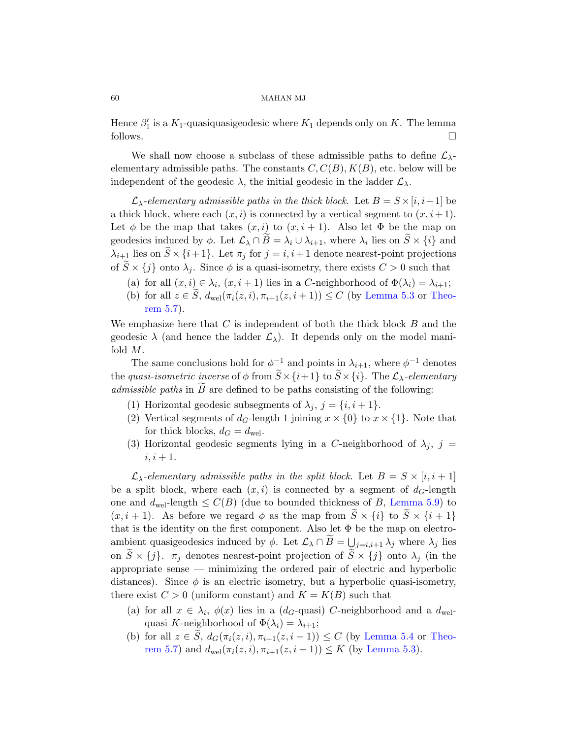Hence $\beta_1'$ is a $K_1$-quasiquasigeodesic where $K_1$ depends only on $K$. The lemma follows. $\square$

We shall now choose a subclass of these admissible paths to define $\mathcal{L}_\lambda$-elementary admissible paths. The constants $C, C(B), K(B)$, etc. below will be independent of the geodesic $\lambda$, the initial geodesic in the ladder $\mathcal{L}_\lambda$.

*$\mathcal{L}_\lambda$-elementary admissible paths in the thick block.* Let $B = S \times [i, i+1]$ be a thick block, where each $(x, i)$ is connected by a vertical segment to $(x, i+1)$. Let $\phi$ be the map that takes $(x, i)$ to $(x, i+1)$. Also let $\Phi$ be the map on geodesics induced by $\phi$. Let $\mathcal{L}_\lambda \cap \widetilde{B} = \lambda_i \cup \lambda_{i+1}$, where $\lambda_i$ lies on $\widetilde{S} \times \{i\}$ and $\lambda_{i+1}$ lies on $\widetilde{S} \times \{i+1\}$. Let $\pi_j$ for $j = i, i+1$ denote nearest-point projections of $\widetilde{S} \times \{j\}$ onto $\lambda_j$. Since $\phi$ is a quasi-isometry, there exists $C > 0$ such that

(a) for all $(x, i) \in \lambda_i$, $(x, i+1)$ lies in a $C$-neighborhood of $\Phi(\lambda_i) = \lambda_{i+1}$;
(b) for all $z \in \widetilde{S}$, $d_{\mathrm{wel}}(\pi_i(z, i), \pi_{i+1}(z, i+1)) \leq C$ (by Lemma 5.3 or Theorem 5.7).

We emphasize here that $C$ is independent of both the thick block $B$ and the geodesic $\lambda$ (and hence the ladder $\mathcal{L}_\lambda$). It depends only on the model manifold $M$.

The same conclusions hold for $\phi^{-1}$ and points in $\lambda_{i+1}$, where $\phi^{-1}$ denotes the *quasi-isometric inverse* of $\phi$ from $\widetilde{S} \times \{i+1\}$ to $\widetilde{S} \times \{i\}$. The *$\mathcal{L}_\lambda$-elementary admissible paths* in $\widetilde{B}$ are defined to be paths consisting of the following:

(1) Horizontal geodesic subsegments of $\lambda_j$, $j = \{i, i+1\}$.
(2) Vertical segments of $d_G$-length 1 joining $x \times \{0\}$ to $x \times \{1\}$. Note that for thick blocks, $d_G = d_{\mathrm{wel}}$.
(3) Horizontal geodesic segments lying in a $C$-neighborhood of $\lambda_j$, $j = i, i+1$.

*$\mathcal{L}_\lambda$-elementary admissible paths in the split block.* Let $B = S \times [i, i+1]$ be a split block, where each $(x, i)$ is connected by a segment of $d_G$-length one and $d_{\mathrm{wel}}$-length $\leq C(B)$ (due to bounded thickness of $B$, Lemma 5.9) to $(x, i+1)$. As before we regard $\phi$ as the map from $\widetilde{S} \times \{i\}$ to $\widetilde{S} \times \{i+1\}$ that is the identity on the first component. Also let $\Phi$ be the map on electro-ambient quasigeodesics induced by $\phi$. Let $\mathcal{L}_\lambda \cap \widetilde{B} = \bigcup_{j=i,i+1} \lambda_j$ where $\lambda_j$ lies on $\widetilde{S} \times \{j\}$. $\pi_j$ denotes nearest-point projection of $\widetilde{S} \times \{j\}$ onto $\lambda_j$ (in the appropriate sense — minimizing the ordered pair of electric and hyperbolic distances). Since $\phi$ is an electric isometry, but a hyperbolic quasi-isometry, there exist $C > 0$ (uniform constant) and $K = K(B)$ such that

(a) for all $x \in \lambda_i$, $\phi(x)$ lies in a ($d_G$-quasi) $C$-neighborhood and a $d_{\mathrm{wel}}$-quasi $K$-neighborhood of $\Phi(\lambda_i) = \lambda_{i+1}$;
(b) for all $z \in \widetilde{S}$, $d_G(\pi_i(z, i), \pi_{i+1}(z, i+1)) \leq C$ (by Lemma 5.4 or Theorem 5.7) and $d_{\mathrm{wel}}(\pi_i(z, i), \pi_{i+1}(z, i+1)) \leq K$ (by Lemma 5.3).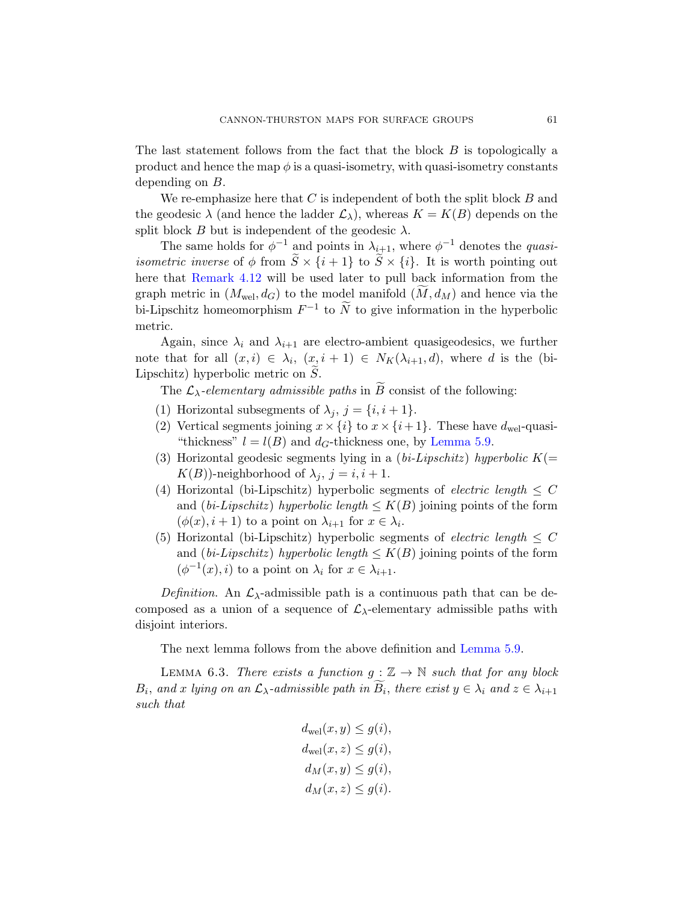The last statement follows from the fact that the block $B$ is topologically a product and hence the map $\phi$ is a quasi-isometry, with quasi-isometry constants depending on $B$.

We re-emphasize here that $C$ is independent of both the split block $B$ and the geodesic $\lambda$ (and hence the ladder $\mathcal{L}_\lambda$), whereas $K = K(B)$ depends on the split block $B$ but is independent of the geodesic $\lambda$.

The same holds for $\phi^{-1}$ and points in $\lambda_{i+1}$, where $\phi^{-1}$ denotes the *quasi-isometric inverse* of $\phi$ from $\widetilde{S} \times \{i+1\}$ to $\widetilde{S} \times \{i\}$. It is worth pointing out here that Remark 4.12 will be used later to pull back information from the graph metric in $(M_{\text{wel}}, d_G)$ to the model manifold $(\widetilde{M}, d_M)$ and hence via the bi-Lipschitz homeomorphism $F^{-1}$ to $\widetilde{N}$ to give information in the hyperbolic metric.

Again, since $\lambda_i$ and $\lambda_{i+1}$ are electro-ambient quasigeodesics, we further note that for all $(x, i) \in \lambda_i$, $(x, i+1) \in N_K(\lambda_{i+1}, d)$, where $d$ is the (bi-Lipschitz) hyperbolic metric on $\widetilde{S}$.

The $\mathcal{L}_\lambda$-*elementary admissible paths* in $\widetilde{B}$ consist of the following:

1. Horizontal subsegments of $\lambda_j$, $j = \{i, i+1\}$.
2. Vertical segments joining $x \times \{i\}$ to $x \times \{i+1\}$. These have $d_{\text{wel}}$-quasi-"thickness" $l = l(B)$ and $d_G$-thickness one, by Lemma 5.9.
3. Horizontal geodesic segments lying in a (*bi-Lipschitz*) *hyperbolic* $K(= K(B))$-neighborhood of $\lambda_j$, $j = i, i+1$.
4. Horizontal (bi-Lipschitz) hyperbolic segments of *electric length* $\leq C$ and (*bi-Lipschitz*) *hyperbolic length* $\leq K(B)$ joining points of the form $(\phi(x), i+1)$ to a point on $\lambda_{i+1}$ for $x \in \lambda_i$.
5. Horizontal (bi-Lipschitz) hyperbolic segments of *electric length* $\leq C$ and (*bi-Lipschitz*) *hyperbolic length* $\leq K(B)$ joining points of the form $(\phi^{-1}(x), i)$ to a point on $\lambda_i$ for $x \in \lambda_{i+1}$.

*Definition.* An $\mathcal{L}_\lambda$-admissible path is a continuous path that can be decomposed as a union of a sequence of $\mathcal{L}_\lambda$-elementary admissible paths with disjoint interiors.

The next lemma follows from the above definition and Lemma 5.9.

Lemma 6.3. *There exists a function $g : \mathbb{Z} \to \mathbb{N}$ such that for any block $B_i$, and $x$ lying on an $\mathcal{L}_\lambda$-admissible path in $\widetilde{B_i}$, there exist $y \in \lambda_i$ and $z \in \lambda_{i+1}$ such that*

$$d_{\text{wel}}(x, y) \leq g(i),$$
$$d_{\text{wel}}(x, z) \leq g(i),$$
$$d_M(x, y) \leq g(i),$$
$$d_M(x, z) \leq g(i).$$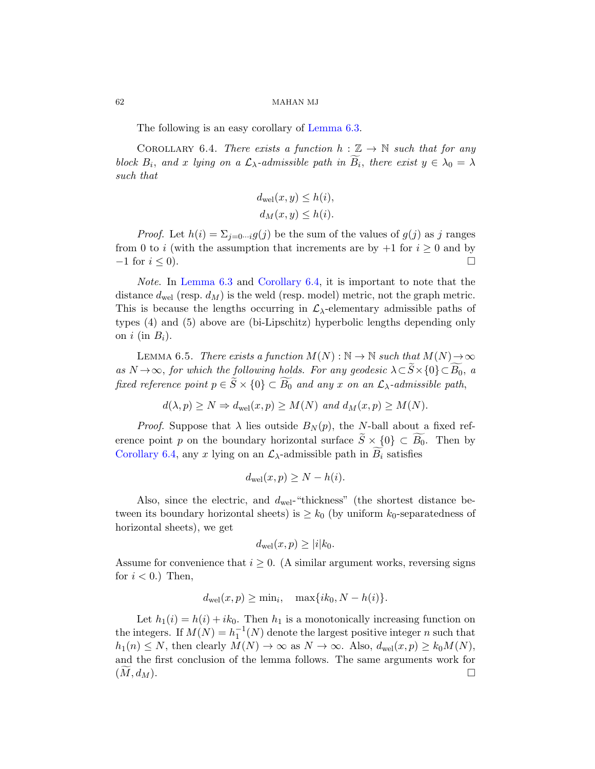The following is an easy corollary of Lemma 6.3.

Corollary 6.4. *There exists a function $h : \mathbb{Z} \to \mathbb{N}$ such that for any block $B_i$, and $x$ lying on a $\mathcal{L}_\lambda$-admissible path in $\widetilde{B_i}$, there exist $y \in \lambda_0 = \lambda$ such that*

$$d_{\mathrm{wel}}(x, y) \leq h(i),$$
$$d_M(x, y) \leq h(i).$$

*Proof.* Let $h(i) = \Sigma_{j=0 \cdots i} g(j)$ be the sum of the values of $g(j)$ as $j$ ranges from 0 to $i$ (with the assumption that increments are by $+1$ for $i \geq 0$ and by $-1$ for $i \leq 0$). ☐

*Note.* In Lemma 6.3 and Corollary 6.4, it is important to note that the distance $d_{\mathrm{wel}}$ (resp. $d_M$) is the weld (resp. model) metric, not the graph metric. This is because the lengths occurring in $\mathcal{L}_\lambda$-elementary admissible paths of types (4) and (5) above are (bi-Lipschitz) hyperbolic lengths depending only on $i$ (in $B_i$).

Lemma 6.5. *There exists a function $M(N) : \mathbb{N} \to \mathbb{N}$ such that $M(N) \to \infty$ as $N \to \infty$, for which the following holds. For any geodesic $\lambda \subset \widetilde{S} \times \{0\} \subset \widetilde{B_0}$, a fixed reference point $p \in \widetilde{S} \times \{0\} \subset \widetilde{B_0}$ and any $x$ on an $\mathcal{L}_\lambda$-admissible path,*

$$d(\lambda, p) \geq N \Rightarrow d_{\mathrm{wel}}(x, p) \geq M(N) \text{ and } d_M(x, p) \geq M(N).$$

*Proof.* Suppose that $\lambda$ lies outside $B_N(p)$, the $N$-ball about a fixed reference point $p$ on the boundary horizontal surface $\widetilde{S} \times \{0\} \subset \widetilde{B_0}$. Then by Corollary 6.4, any $x$ lying on an $\mathcal{L}_\lambda$-admissible path in $\widetilde{B_i}$ satisfies

$$d_{\mathrm{wel}}(x, p) \geq N - h(i).$$

Also, since the electric, and $d_{\mathrm{wel}}$-"thickness" (the shortest distance between its boundary horizontal sheets) is $\geq k_0$ (by uniform $k_0$-separatedness of horizontal sheets), we get

$$d_{\mathrm{wel}}(x, p) \geq |i| k_0.$$

Assume for convenience that $i \geq 0$. (A similar argument works, reversing signs for $i < 0$.) Then,

$$d_{\mathrm{wel}}(x, p) \geq \min{}_i, \quad \max\{ik_0, N - h(i)\}.$$

Let $h_1(i) = h(i) + ik_0$. Then $h_1$ is a monotonically increasing function on the integers. If $M(N) = h_1^{-1}(N)$ denote the largest positive integer $n$ such that $h_1(n) \leq N$, then clearly $M(N) \to \infty$ as $N \to \infty$. Also, $d_{\mathrm{wel}}(x, p) \geq k_0 M(N)$, and the first conclusion of the lemma follows. The same arguments work for $(\widetilde{M}, d_M)$. ☐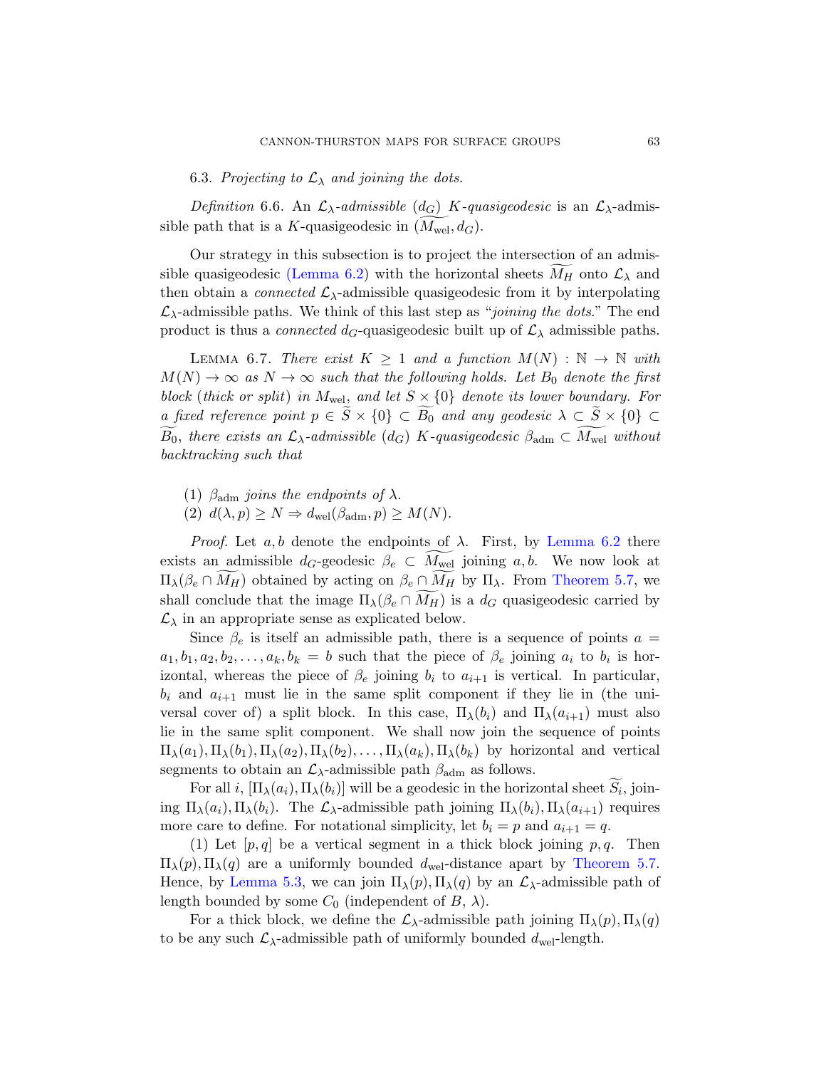6.3. *Projecting to $\mathcal{L}_\lambda$ and joining the dots.*

*Definition* 6.6. An $\mathcal{L}_\lambda$*-admissible* ($d_G$) $K$*-quasigeodesic* is an $\mathcal{L}_\lambda$-admissible path that is a $K$-quasigeodesic in $(\widetilde{M_{\text{wel}}}, d_G)$.

Our strategy in this subsection is to project the intersection of an admissible quasigeodesic (Lemma 6.2) with the horizontal sheets $\widetilde{M_H}$ onto $\mathcal{L}_\lambda$ and then obtain a *connected* $\mathcal{L}_\lambda$-admissible quasigeodesic from it by interpolating $\mathcal{L}_\lambda$-admissible paths. We think of this last step as "*joining the dots*." The end product is thus a *connected* $d_G$-quasigeodesic built up of $\mathcal{L}_\lambda$ admissible paths.

Lemma 6.7. *There exist $K \geq 1$ and a function $M(N) : \mathbb{N} \to \mathbb{N}$ with $M(N) \to \infty$ as $N \to \infty$ such that the following holds. Let $B_0$ denote the first block* (*thick or split*) *in $M_{\text{wel}}$, and let $S \times \{0\}$ denote its lower boundary. For a fixed reference point $p \in \widetilde{S} \times \{0\} \subset \widetilde{B_0}$ and any geodesic $\lambda \subset \widetilde{S} \times \{0\} \subset \widetilde{B_0}$, there exists an $\mathcal{L}_\lambda$-admissible* ($d_G$) *$K$-quasigeodesic $\beta_{\text{adm}} \subset \widetilde{M_{\text{wel}}}$ without backtracking such that*

(1) *$\beta_{\text{adm}}$ joins the endpoints of $\lambda$.*
(2) *$d(\lambda, p) \geq N \Rightarrow d_{\text{wel}}(\beta_{\text{adm}}, p) \geq M(N)$.*

*Proof.* Let $a, b$ denote the endpoints of $\lambda$. First, by Lemma 6.2 there exists an admissible $d_G$-geodesic $\beta_e \subset \widetilde{M_{\text{wel}}}$ joining $a, b$. We now look at $\Pi_\lambda(\beta_e \cap \widetilde{M_H})$ obtained by acting on $\beta_e \cap \widetilde{M_H}$ by $\Pi_\lambda$. From Theorem 5.7, we shall conclude that the image $\Pi_\lambda(\beta_e \cap \widetilde{M_H})$ is a $d_G$ quasigeodesic carried by $\mathcal{L}_\lambda$ in an appropriate sense as explicated below.

Since $\beta_e$ is itself an admissible path, there is a sequence of points $a = a_1, b_1, a_2, b_2, \ldots, a_k, b_k = b$ such that the piece of $\beta_e$ joining $a_i$ to $b_i$ is horizontal, whereas the piece of $\beta_e$ joining $b_i$ to $a_{i+1}$ is vertical. In particular, $b_i$ and $a_{i+1}$ must lie in the same split component if they lie in (the universal cover of) a split block. In this case, $\Pi_\lambda(b_i)$ and $\Pi_\lambda(a_{i+1})$ must also lie in the same split component. We shall now join the sequence of points $\Pi_\lambda(a_1), \Pi_\lambda(b_1), \Pi_\lambda(a_2), \Pi_\lambda(b_2), \ldots, \Pi_\lambda(a_k), \Pi_\lambda(b_k)$ by horizontal and vertical segments to obtain an $\mathcal{L}_\lambda$-admissible path $\beta_{\text{adm}}$ as follows.

For all $i$, $[\Pi_\lambda(a_i), \Pi_\lambda(b_i)]$ will be a geodesic in the horizontal sheet $\widetilde{S_i}$, joining $\Pi_\lambda(a_i), \Pi_\lambda(b_i)$. The $\mathcal{L}_\lambda$-admissible path joining $\Pi_\lambda(b_i), \Pi_\lambda(a_{i+1})$ requires more care to define. For notational simplicity, let $b_i = p$ and $a_{i+1} = q$.

(1) Let $[p, q]$ be a vertical segment in a thick block joining $p, q$. Then $\Pi_\lambda(p), \Pi_\lambda(q)$ are a uniformly bounded $d_{\text{wel}}$-distance apart by Theorem 5.7. Hence, by Lemma 5.3, we can join $\Pi_\lambda(p), \Pi_\lambda(q)$ by an $\mathcal{L}_\lambda$-admissible path of length bounded by some $C_0$ (independent of $B$, $\lambda$).

For a thick block, we define the $\mathcal{L}_\lambda$-admissible path joining $\Pi_\lambda(p), \Pi_\lambda(q)$ to be any such $\mathcal{L}_\lambda$-admissible path of uniformly bounded $d_{\text{wel}}$-length.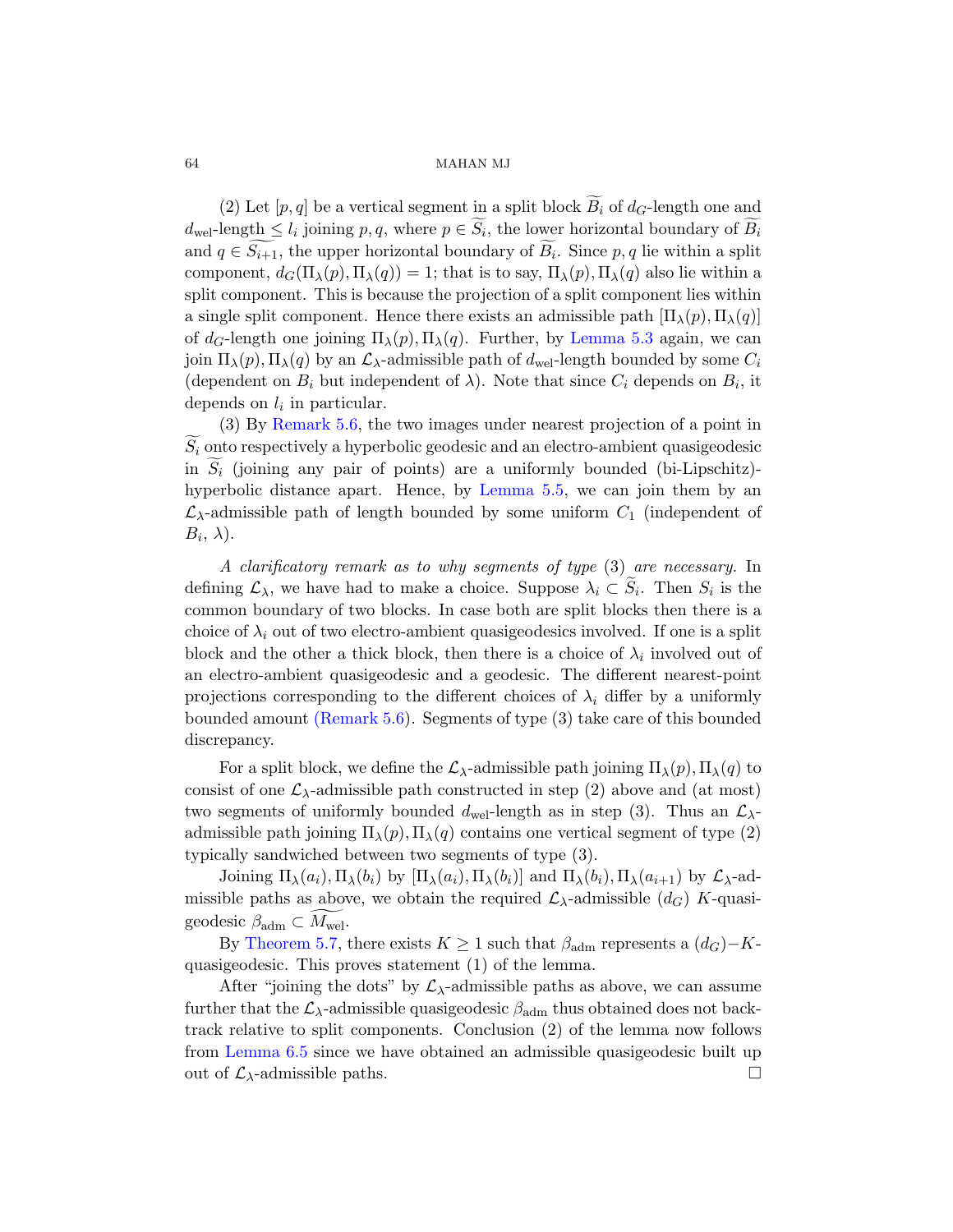(2) Let $[p,q]$ be a vertical segment in a split block $\widetilde{B_i}$ of $d_G$-length one and $d_{\rm wel}$-length $\leq l_i$ joining $p,q$, where $p \in \widetilde{S_i}$, the lower horizontal boundary of $\widetilde{B_i}$ and $q \in \widetilde{S_{i+1}}$, the upper horizontal boundary of $\widetilde{B_i}$. Since $p,q$ lie within a split component, $d_G(\Pi_\lambda(p), \Pi_\lambda(q)) = 1$; that is to say, $\Pi_\lambda(p), \Pi_\lambda(q)$ also lie within a split component. This is because the projection of a split component lies within a single split component. Hence there exists an admissible path $[\Pi_\lambda(p), \Pi_\lambda(q)]$ of $d_G$-length one joining $\Pi_\lambda(p), \Pi_\lambda(q)$. Further, by Lemma 5.3 again, we can join $\Pi_\lambda(p), \Pi_\lambda(q)$ by an $\mathcal{L}_\lambda$-admissible path of $d_{\rm wel}$-length bounded by some $C_i$ (dependent on $B_i$ but independent of $\lambda$). Note that since $C_i$ depends on $B_i$, it depends on $l_i$ in particular.

(3) By Remark 5.6, the two images under nearest projection of a point in $\widetilde{S_i}$ onto respectively a hyperbolic geodesic and an electro-ambient quasigeodesic in $\widetilde{S_i}$ (joining any pair of points) are a uniformly bounded (bi-Lipschitz)-hyperbolic distance apart. Hence, by Lemma 5.5, we can join them by an $\mathcal{L}_\lambda$-admissible path of length bounded by some uniform $C_1$ (independent of $B_i$, $\lambda$).

*A clarificatory remark as to why segments of type* (3) *are necessary.* In defining $\mathcal{L}_\lambda$, we have had to make a choice. Suppose $\lambda_i \subset \widetilde{S_i}$. Then $S_i$ is the common boundary of two blocks. In case both are split blocks then there is a choice of $\lambda_i$ out of two electro-ambient quasigeodesics involved. If one is a split block and the other a thick block, then there is a choice of $\lambda_i$ involved out of an electro-ambient quasigeodesic and a geodesic. The different nearest-point projections corresponding to the different choices of $\lambda_i$ differ by a uniformly bounded amount (Remark 5.6). Segments of type (3) take care of this bounded discrepancy.

For a split block, we define the $\mathcal{L}_\lambda$-admissible path joining $\Pi_\lambda(p), \Pi_\lambda(q)$ to consist of one $\mathcal{L}_\lambda$-admissible path constructed in step (2) above and (at most) two segments of uniformly bounded $d_{\rm wel}$-length as in step (3). Thus an $\mathcal{L}_\lambda$-admissible path joining $\Pi_\lambda(p), \Pi_\lambda(q)$ contains one vertical segment of type (2) typically sandwiched between two segments of type (3).

Joining $\Pi_\lambda(a_i), \Pi_\lambda(b_i)$ by $[\Pi_\lambda(a_i), \Pi_\lambda(b_i)]$ and $\Pi_\lambda(b_i), \Pi_\lambda(a_{i+1})$ by $\mathcal{L}_\lambda$-admissible paths as above, we obtain the required $\mathcal{L}_\lambda$-admissible ($d_G$) $K$-quasigeodesic $\beta_{\rm adm} \subset \widetilde{M_{\rm wel}}$.

By Theorem 5.7, there exists $K \geq 1$ such that $\beta_{\rm adm}$ represents a $(d_G)-K$-quasigeodesic. This proves statement (1) of the lemma.

After "joining the dots" by $\mathcal{L}_\lambda$-admissible paths as above, we can assume further that the $\mathcal{L}_\lambda$-admissible quasigeodesic $\beta_{\rm adm}$ thus obtained does not backtrack relative to split components. Conclusion (2) of the lemma now follows from Lemma 6.5 since we have obtained an admissible quasigeodesic built up out of $\mathcal{L}_\lambda$-admissible paths. $\square$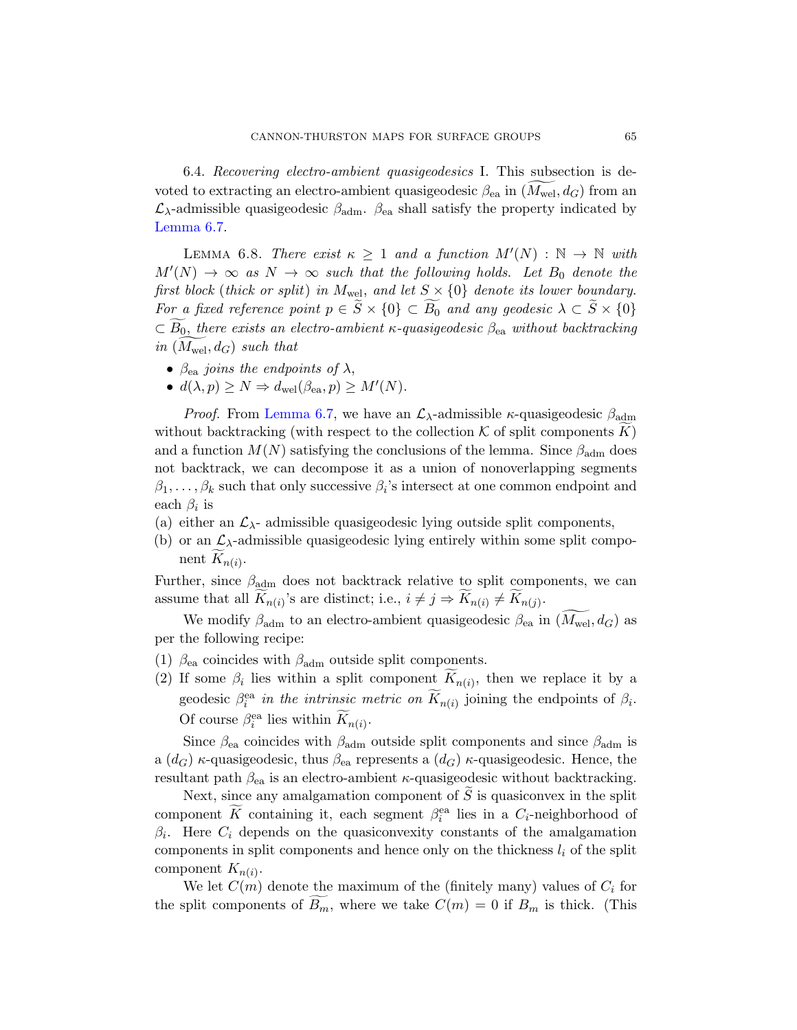6.4. *Recovering electro-ambient quasigeodesics* I. This subsection is devoted to extracting an electro-ambient quasigeodesic $\beta_{\text{ea}}$ in $(\widetilde{M_{\text{wel}}}, d_G)$ from an $\mathcal{L}_\lambda$-admissible quasigeodesic $\beta_{\text{adm}}$. $\beta_{\text{ea}}$ shall satisfy the property indicated by Lemma 6.7.

LEMMA 6.8. *There exist $\kappa \geq 1$ and a function $M'(N) : \mathbb{N} \to \mathbb{N}$ with $M'(N) \to \infty$ as $N \to \infty$ such that the following holds. Let $B_0$ denote the first block (thick or split) in $M_{\text{wel}}$, and let $S \times \{0\}$ denote its lower boundary. For a fixed reference point $p \in \widetilde{S} \times \{0\} \subset \widetilde{B_0}$ and any geodesic $\lambda \subset \widetilde{S} \times \{0\} \subset \widetilde{B_0}$, there exists an electro-ambient $\kappa$-quasigeodesic $\beta_{\text{ea}}$ without backtracking in $(\widetilde{M_{\text{wel}}}, d_G)$ such that*

- *$\beta_{\text{ea}}$ joins the endpoints of $\lambda$,*
- *$d(\lambda, p) \geq N \Rightarrow d_{\text{wel}}(\beta_{\text{ea}}, p) \geq M'(N)$.*

*Proof.* From Lemma 6.7, we have an $\mathcal{L}_\lambda$-admissible $\kappa$-quasigeodesic $\beta_{\text{adm}}$ without backtracking (with respect to the collection $\mathcal{K}$ of split components $\widetilde{K}$) and a function $M(N)$ satisfying the conclusions of the lemma. Since $\beta_{\text{adm}}$ does not backtrack, we can decompose it as a union of nonoverlapping segments $\beta_1, \ldots, \beta_k$ such that only successive $\beta_i$'s intersect at one common endpoint and each $\beta_i$ is

(a) either an $\mathcal{L}_\lambda$- admissible quasigeodesic lying outside split components,
(b) or an $\mathcal{L}_\lambda$-admissible quasigeodesic lying entirely within some split component $\widetilde{K}_{n(i)}$.

Further, since $\beta_{\text{adm}}$ does not backtrack relative to split components, we can assume that all $\widetilde{K}_{n(i)}$'s are distinct; i.e., $i \neq j \Rightarrow \widetilde{K}_{n(i)} \neq \widetilde{K}_{n(j)}$.

We modify $\beta_{\text{adm}}$ to an electro-ambient quasigeodesic $\beta_{\text{ea}}$ in $(\widetilde{M_{\text{wel}}}, d_G)$ as per the following recipe:

(1) $\beta_{\text{ea}}$ coincides with $\beta_{\text{adm}}$ outside split components.
(2) If some $\beta_i$ lies within a split component $\widetilde{K}_{n(i)}$, then we replace it by a geodesic $\beta_i^{\text{ea}}$ *in the intrinsic metric on* $\widetilde{K}_{n(i)}$ joining the endpoints of $\beta_i$. Of course $\beta_i^{\text{ea}}$ lies within $\widetilde{K}_{n(i)}$.

Since $\beta_{\text{ea}}$ coincides with $\beta_{\text{adm}}$ outside split components and since $\beta_{\text{adm}}$ is a $(d_G)$ $\kappa$-quasigeodesic, thus $\beta_{\text{ea}}$ represents a $(d_G)$ $\kappa$-quasigeodesic. Hence, the resultant path $\beta_{\text{ea}}$ is an electro-ambient $\kappa$-quasigeodesic without backtracking.

Next, since any amalgamation component of $\widetilde{S}$ is quasiconvex in the split component $\widetilde{K}$ containing it, each segment $\beta_i^{\text{ea}}$ lies in a $C_i$-neighborhood of $\beta_i$. Here $C_i$ depends on the quasiconvexity constants of the amalgamation components in split components and hence only on the thickness $l_i$ of the split component $K_{n(i)}$.

We let $C(m)$ denote the maximum of the (finitely many) values of $C_i$ for the split components of $\widetilde{B_m}$, where we take $C(m) = 0$ if $B_m$ is thick. (This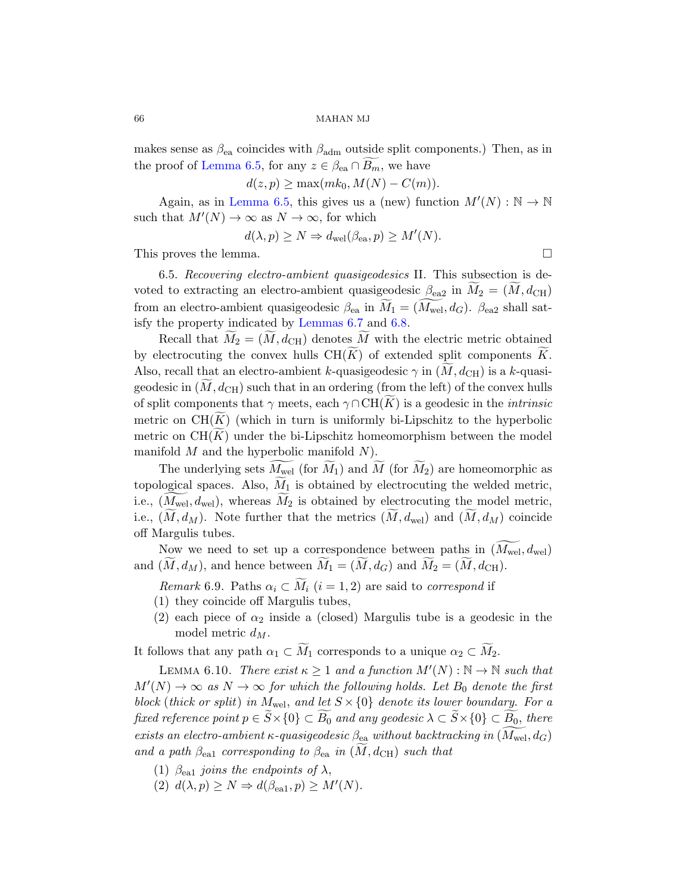makes sense as $\beta_{\rm ea}$ coincides with $\beta_{\rm adm}$ outside split components.) Then, as in the proof of Lemma 6.5, for any $z \in \beta_{\rm ea} \cap \widetilde{B_m}$, we have

$$d(z, p) \geq \max(mk_0, M(N) - C(m)).$$

Again, as in Lemma 6.5, this gives us a (new) function $M'(N) : \mathbb{N} \to \mathbb{N}$ such that $M'(N) \to \infty$ as $N \to \infty$, for which

$$d(\lambda, p) \geq N \Rightarrow d_{\rm wel}(\beta_{\rm ea}, p) \geq M'(N).$$

This proves the lemma. □

6.5. *Recovering electro-ambient quasigeodesics* II. This subsection is devoted to extracting an electro-ambient quasigeodesic $\beta_{\rm ea2}$ in $\widetilde{M_2} = (\widetilde{M}, d_{\rm CH})$ from an electro-ambient quasigeodesic $\beta_{\rm ea}$ in $\widetilde{M_1} = (\widetilde{M_{\rm wel}}, d_G)$. $\beta_{\rm ea2}$ shall satisfy the property indicated by Lemmas 6.7 and 6.8.

Recall that $\widetilde{M_2} = (\widetilde{M}, d_{\rm CH})$ denotes $\widetilde{M}$ with the electric metric obtained by electrocuting the convex hulls ${\rm CH}(\widetilde{K})$ of extended split components $\widetilde{K}$. Also, recall that an electro-ambient $k$-quasigeodesic $\gamma$ in $(\widetilde{M}, d_{\rm CH})$ is a $k$-quasigeodesic in $(\widetilde{M}, d_{\rm CH})$ such that in an ordering (from the left) of the convex hulls of split components that $\gamma$ meets, each $\gamma \cap {\rm CH}(\widetilde{K})$ is a geodesic in the *intrinsic* metric on ${\rm CH}(\widetilde{K})$ (which in turn is uniformly bi-Lipschitz to the hyperbolic metric on ${\rm CH}(\widetilde{K})$ under the bi-Lipschitz homeomorphism between the model manifold $M$ and the hyperbolic manifold $N$).

The underlying sets $\widetilde{M_{\rm wel}}$ (for $\widetilde{M_1}$) and $\widetilde{M}$ (for $\widetilde{M_2}$) are homeomorphic as topological spaces. Also, $\widetilde{M_1}$ is obtained by electrocuting the welded metric, i.e., $(\widetilde{M_{\rm wel}}, d_{\rm wel})$, whereas $\widetilde{M_2}$ is obtained by electrocuting the model metric, i.e., $(\widetilde{M}, d_M)$. Note further that the metrics $(\widetilde{M}, d_{\rm wel})$ and $(\widetilde{M}, d_M)$ coincide off Margulis tubes.

Now we need to set up a correspondence between paths in $(\widetilde{M_{\rm wel}}, d_{\rm wel})$ and $(\widetilde{M}, d_M)$, and hence between $\widetilde{M_1} = (\widetilde{M}, d_G)$ and $\widetilde{M_2} = (\widetilde{M}, d_{\rm CH})$.

*Remark* 6.9. Paths $\alpha_i \subset \widetilde{M_i}$ $(i = 1, 2)$ are said to *correspond* if

1. they coincide off Margulis tubes,
2. each piece of $\alpha_2$ inside a (closed) Margulis tube is a geodesic in the model metric $d_M$.

It follows that any path $\alpha_1 \subset \widetilde{M_1}$ corresponds to a unique $\alpha_2 \subset \widetilde{M_2}$.

LEMMA 6.10. *There exist $\kappa \geq 1$ and a function $M'(N) : \mathbb{N} \to \mathbb{N}$ such that $M'(N) \to \infty$ as $N \to \infty$ for which the following holds. Let $B_0$ denote the first block* (*thick or split*) *in $M_{\rm wel}$, and let $S \times \{0\}$ denote its lower boundary. For a fixed reference point $p \in \widetilde{S} \times \{0\} \subset \widetilde{B_0}$ and any geodesic $\lambda \subset \widetilde{S} \times \{0\} \subset \widetilde{B_0}$, there exists an electro-ambient $\kappa$-quasigeodesic $\beta_{\rm ea}$ without backtracking in $(\widetilde{M_{\rm wel}}, d_G)$ and a path $\beta_{\rm ea1}$ corresponding to $\beta_{\rm ea}$ in $(\widetilde{M}, d_{\rm CH})$ such that*

1. *$\beta_{\rm ea1}$ joins the endpoints of $\lambda$,*
2. *$d(\lambda, p) \geq N \Rightarrow d(\beta_{\rm ea1}, p) \geq M'(N)$.*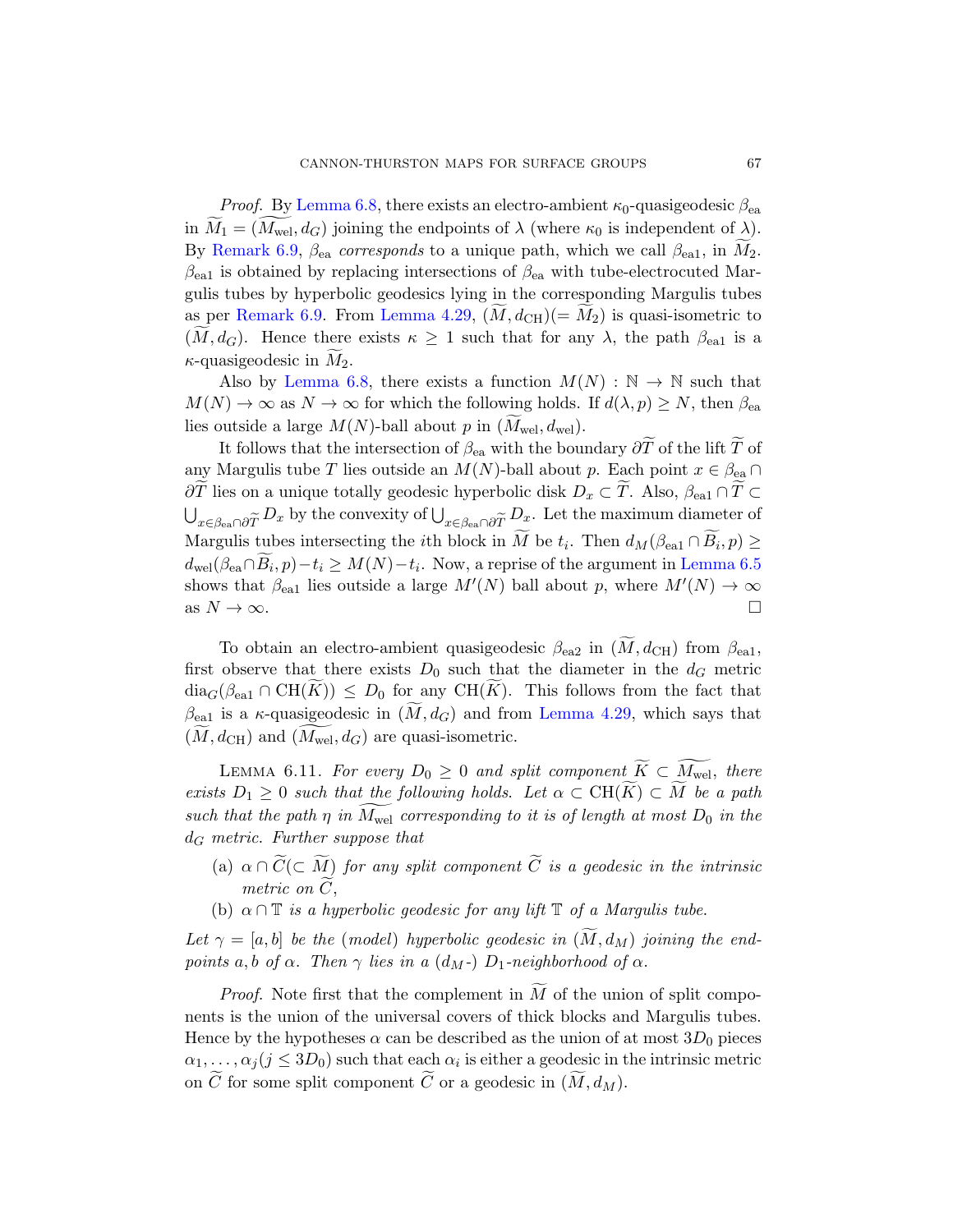*Proof.* By Lemma 6.8, there exists an electro-ambient $\kappa_0$-quasigeodesic $\beta_{\rm ea}$ in $\widetilde{M}_1 = (\widetilde{M_{\rm wel}}, d_G)$ joining the endpoints of $\lambda$ (where $\kappa_0$ is independent of $\lambda$). By Remark 6.9, $\beta_{\rm ea}$ *corresponds* to a unique path, which we call $\beta_{\rm ea1}$, in $\widetilde{M}_2$. $\beta_{\rm ea1}$ is obtained by replacing intersections of $\beta_{\rm ea}$ with tube-electrocuted Margulis tubes by hyperbolic geodesics lying in the corresponding Margulis tubes as per Remark 6.9. From Lemma 4.29, $(\widetilde{M}, d_{\rm CH})(= \widetilde{M}_2)$ is quasi-isometric to $(\widetilde{M}, d_G)$. Hence there exists $\kappa \geq 1$ such that for any $\lambda$, the path $\beta_{\rm ea1}$ is a $\kappa$-quasigeodesic in $\widetilde{M}_2$.

Also by Lemma 6.8, there exists a function $M(N) : \mathbb{N} \to \mathbb{N}$ such that $M(N) \to \infty$ as $N \to \infty$ for which the following holds. If $d(\lambda, p) \geq N$, then $\beta_{\rm ea}$ lies outside a large $M(N)$-ball about $p$ in $(\widetilde{M_{\rm wel}}, d_{\rm wel})$.

It follows that the intersection of $\beta_{\rm ea}$ with the boundary $\partial \widetilde{T}$ of the lift $\widetilde{T}$ of any Margulis tube $T$ lies outside an $M(N)$-ball about $p$. Each point $x \in \beta_{\rm ea} \cap \partial \widetilde{T}$ lies on a unique totally geodesic hyperbolic disk $D_x \subset \widetilde{T}$. Also, $\beta_{\rm ea1} \cap \widetilde{T} \subset \bigcup_{x \in \beta_{\rm ea} \cap \partial \widetilde{T}} D_x$ by the convexity of $\bigcup_{x \in \beta_{\rm ea} \cap \partial \widetilde{T}} D_x$. Let the maximum diameter of Margulis tubes intersecting the $i$th block in $\widetilde{M}$ be $t_i$. Then $d_M(\beta_{\rm ea1} \cap \widetilde{B}_i, p) \geq d_{\rm wel}(\beta_{\rm ea} \cap \widetilde{B}_i, p) - t_i \geq M(N) - t_i$. Now, a reprise of the argument in Lemma 6.5 shows that $\beta_{\rm ea1}$ lies outside a large $M'(N)$ ball about $p$, where $M'(N) \to \infty$ as $N \to \infty$. $\square$

To obtain an electro-ambient quasigeodesic $\beta_{\rm ea2}$ in $(\widetilde{M}, d_{\rm CH})$ from $\beta_{\rm ea1}$, first observe that there exists $D_0$ such that the diameter in the $d_G$ metric ${\rm dia}_G(\beta_{\rm ea1} \cap {\rm CH}(\widetilde{K})) \leq D_0$ for any ${\rm CH}(\widetilde{K})$. This follows from the fact that $\beta_{\rm ea1}$ is a $\kappa$-quasigeodesic in $(\widetilde{M}, d_G)$ and from Lemma 4.29, which says that $(\widetilde{M}, d_{\rm CH})$ and $(\widetilde{M_{\rm wel}}, d_G)$ are quasi-isometric.

Lemma 6.11. *For every $D_0 \geq 0$ and split component $\widetilde{K} \subset \widetilde{M_{\rm wel}}$, there exists $D_1 \geq 0$ such that the following holds. Let $\alpha \subset {\rm CH}(\widetilde{K}) \subset \widetilde{M}$ be a path such that the path $\eta$ in $\widetilde{M_{\rm wel}}$ corresponding to it is of length at most $D_0$ in the $d_G$ metric. Further suppose that*

- (a) *$\alpha \cap \widetilde{C} (\subset \widetilde{M})$ for any split component $\widetilde{C}$ is a geodesic in the intrinsic metric on $\widetilde{C}$,*
- (b) *$\alpha \cap \mathbb{T}$ is a hyperbolic geodesic for any lift $\mathbb{T}$ of a Margulis tube.*

*Let $\gamma = [a, b]$ be the (model) hyperbolic geodesic in $(\widetilde{M}, d_M)$ joining the endpoints $a, b$ of $\alpha$. Then $\gamma$ lies in a ($d_M$-) $D_1$-neighborhood of $\alpha$.*

*Proof.* Note first that the complement in $\widetilde{M}$ of the union of split components is the union of the universal covers of thick blocks and Margulis tubes. Hence by the hypotheses $\alpha$ can be described as the union of at most $3D_0$ pieces $\alpha_1, \ldots, \alpha_j (j \leq 3D_0)$ such that each $\alpha_i$ is either a geodesic in the intrinsic metric on $\widetilde{C}$ for some split component $\widetilde{C}$ or a geodesic in $(\widetilde{M}, d_M)$.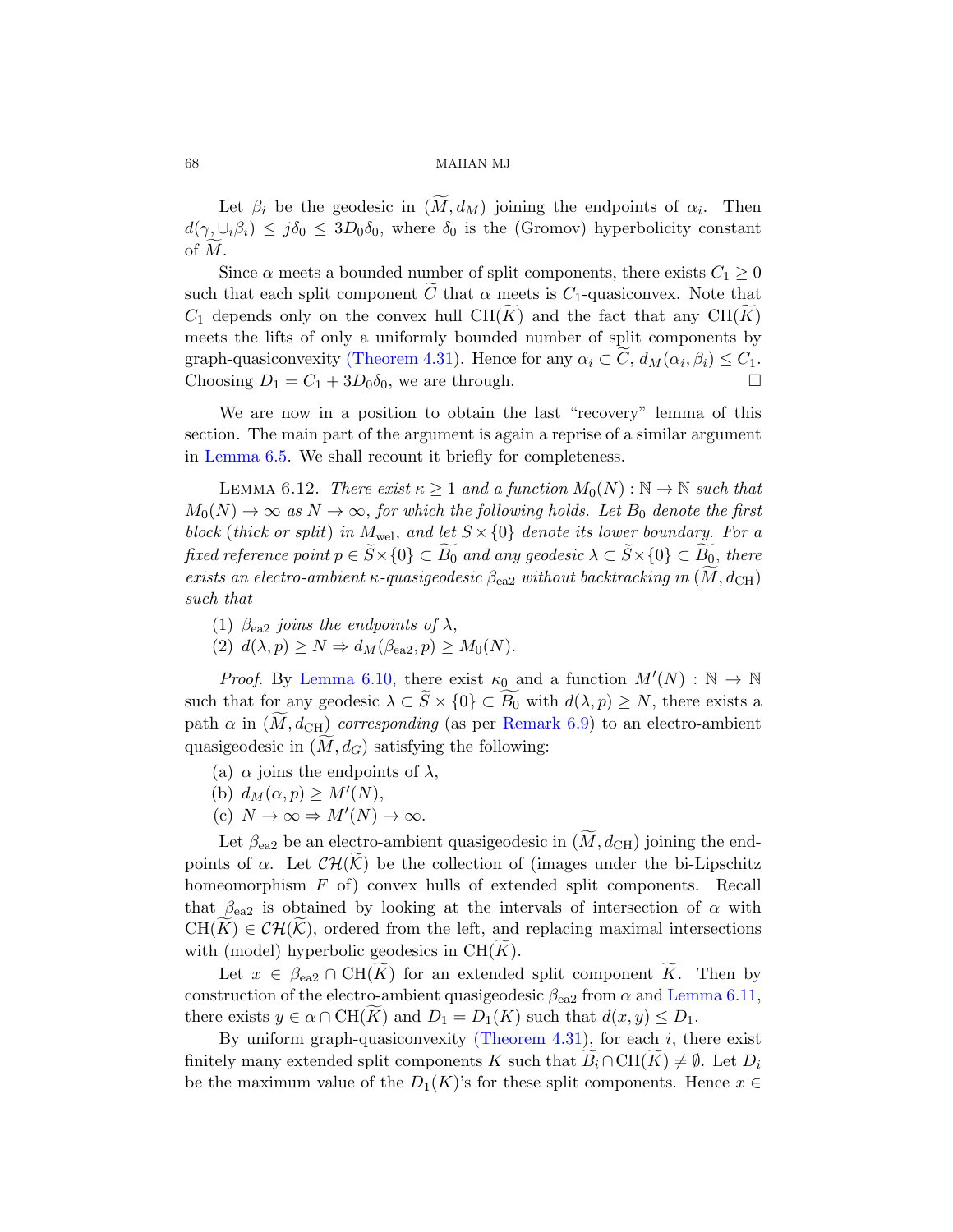Let $\beta_i$ be the geodesic in $(\widetilde{M}, d_M)$ joining the endpoints of $\alpha_i$. Then $d(\gamma, \cup_i \beta_i) \leq j\delta_0 \leq 3D_0\delta_0$, where $\delta_0$ is the (Gromov) hyperbolicity constant of $\widetilde{M}$.

Since $\alpha$ meets a bounded number of split components, there exists $C_1 \geq 0$ such that each split component $\widetilde{C}$ that $\alpha$ meets is $C_1$-quasiconvex. Note that $C_1$ depends only on the convex hull $\mathrm{CH}(\widetilde{K})$ and the fact that any $\mathrm{CH}(\widetilde{K})$ meets the lifts of only a uniformly bounded number of split components by graph-quasiconvexity (Theorem 4.31). Hence for any $\alpha_i \subset \widetilde{C}$, $d_M(\alpha_i, \beta_i) \leq C_1$. Choosing $D_1 = C_1 + 3D_0\delta_0$, we are through. $\square$

We are now in a position to obtain the last "recovery" lemma of this section. The main part of the argument is again a reprise of a similar argument in Lemma 6.5. We shall recount it briefly for completeness.

Lemma 6.12. *There exist $\kappa \geq 1$ and a function $M_0(N) : \mathbb{N} \to \mathbb{N}$ such that $M_0(N) \to \infty$ as $N \to \infty$, for which the following holds. Let $B_0$ denote the first block (thick or split) in $M_{\mathrm{wel}}$, and let $S \times \{0\}$ denote its lower boundary. For a fixed reference point $p \in \widetilde{S} \times \{0\} \subset \widetilde{B_0}$ and any geodesic $\lambda \subset \widetilde{S} \times \{0\} \subset \widetilde{B_0}$, there exists an electro-ambient $\kappa$-quasigeodesic $\beta_{\mathrm{ea2}}$ without backtracking in $(\widetilde{M}, d_{\mathrm{CH}})$ such that*

1. *$\beta_{\mathrm{ea2}}$ joins the endpoints of $\lambda$,*
2. *$d(\lambda, p) \geq N \Rightarrow d_M(\beta_{\mathrm{ea2}}, p) \geq M_0(N)$.*

*Proof.* By Lemma 6.10, there exist $\kappa_0$ and a function $M'(N) : \mathbb{N} \to \mathbb{N}$ such that for any geodesic $\lambda \subset \widetilde{S} \times \{0\} \subset \widetilde{B_0}$ with $d(\lambda, p) \geq N$, there exists a path $\alpha$ in $(\widetilde{M}, d_{\mathrm{CH}})$ *corresponding* (as per Remark 6.9) to an electro-ambient quasigeodesic in $(\widetilde{M}, d_G)$ satisfying the following:

(a) $\alpha$ joins the endpoints of $\lambda$,
(b) $d_M(\alpha, p) \geq M'(N)$,
(c) $N \to \infty \Rightarrow M'(N) \to \infty$.

Let $\beta_{\mathrm{ea2}}$ be an electro-ambient quasigeodesic in $(\widetilde{M}, d_{\mathrm{CH}})$ joining the endpoints of $\alpha$. Let $\mathcal{CH}(\widetilde{\mathcal{K}})$ be the collection of (images under the bi-Lipschitz homeomorphism $F$ of) convex hulls of extended split components. Recall that $\beta_{\mathrm{ea2}}$ is obtained by looking at the intervals of intersection of $\alpha$ with $\mathrm{CH}(\widetilde{K}) \in \mathcal{CH}(\widetilde{\mathcal{K}})$, ordered from the left, and replacing maximal intersections with (model) hyperbolic geodesics in $\mathrm{CH}(\widetilde{K})$.

Let $x \in \beta_{\mathrm{ea2}} \cap \mathrm{CH}(\widetilde{K})$ for an extended split component $\widetilde{K}$. Then by construction of the electro-ambient quasigeodesic $\beta_{\mathrm{ea2}}$ from $\alpha$ and Lemma 6.11, there exists $y \in \alpha \cap \mathrm{CH}(\widetilde{K})$ and $D_1 = D_1(K)$ such that $d(x, y) \leq D_1$.

By uniform graph-quasiconvexity (Theorem 4.31), for each $i$, there exist finitely many extended split components $K$ such that $\widetilde{B_i} \cap \mathrm{CH}(\widetilde{K}) \neq \emptyset$. Let $D_i$ be the maximum value of the $D_1(K)$'s for these split components. Hence $x \in$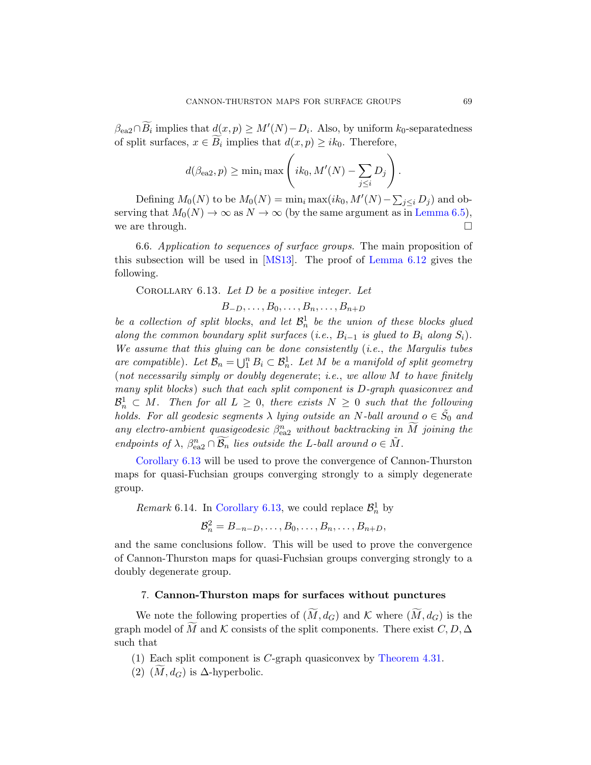$\beta_{\mathrm{ea2}} \cap \widetilde{B}_i$ implies that $d(x,p) \geq M'(N) - D_i$. Also, by uniform $k_0$-separatedness of split surfaces, $x \in \widetilde{B}_i$ implies that $d(x,p) \geq ik_0$. Therefore,

$$d(\beta_{\mathrm{ea2}}, p) \geq \min_i \max \left( ik_0, M'(N) - \sum_{j \leq i} D_j \right).$$

Defining $M_0(N)$ to be $M_0(N) = \min_i \max(ik_0, M'(N) - \sum_{j\leq i} D_j)$ and observing that $M_0(N) \to \infty$ as $N \to \infty$ (by the same argument as in Lemma 6.5), we are through. $\square$

6.6. *Application to sequences of surface groups.* The main proposition of this subsection will be used in [MS13]. The proof of Lemma 6.12 gives the following.

COROLLARY 6.13. *Let $D$ be a positive integer. Let*

$$B_{-D}, \ldots, B_0, \ldots, B_n, \ldots, B_{n+D}$$

*be a collection of split blocks, and let $\mathcal{B}_n^1$ be the union of these blocks glued along the common boundary split surfaces (i.e., $B_{i-1}$ is glued to $B_i$ along $S_i$). We assume that this gluing can be done consistently (i.e., the Margulis tubes are compatible). Let $\mathcal{B}_n = \bigcup_1^n B_i \subset \mathcal{B}_n^1$. Let $M$ be a manifold of split geometry (not necessarily simply or doubly degenerate; i.e., we allow $M$ to have finitely many split blocks) such that each split component is $D$-graph quasiconvex and $\mathcal{B}_n^1 \subset M$. Then for all $L \geq 0$, there exists $N \geq 0$ such that the following holds. For all geodesic segments $\lambda$ lying outside an $N$-ball around $o \in \tilde{S}_0$ and any electro-ambient quasigeodesic $\beta_{\mathrm{ea2}}^n$ without backtracking in $\widetilde{M}$ joining the endpoints of $\lambda$, $\beta_{\mathrm{ea2}}^n \cap \widetilde{\mathcal{B}_n}$ lies outside the $L$-ball around $o \in \tilde{M}$.*

Corollary 6.13 will be used to prove the convergence of Cannon-Thurston maps for quasi-Fuchsian groups converging strongly to a simply degenerate group.

*Remark* 6.14. In Corollary 6.13, we could replace $\mathcal{B}_n^1$ by

$$\mathcal{B}_n^2 = B_{-n-D}, \ldots, B_0, \ldots, B_n, \ldots, B_{n+D},$$

and the same conclusions follow. This will be used to prove the convergence of Cannon-Thurston maps for quasi-Fuchsian groups converging strongly to a doubly degenerate group.

## 7. Cannon-Thurston maps for surfaces without punctures

We note the following properties of $(\widetilde{M}, d_G)$ and $\mathcal{K}$ where $(\widetilde{M}, d_G)$ is the graph model of $\widetilde{M}$ and $\mathcal{K}$ consists of the split components. There exist $C, D, \Delta$ such that

(1) Each split component is $C$-graph quasiconvex by Theorem 4.31.
(2) $(\widetilde{M}, d_G)$ is $\Delta$-hyperbolic.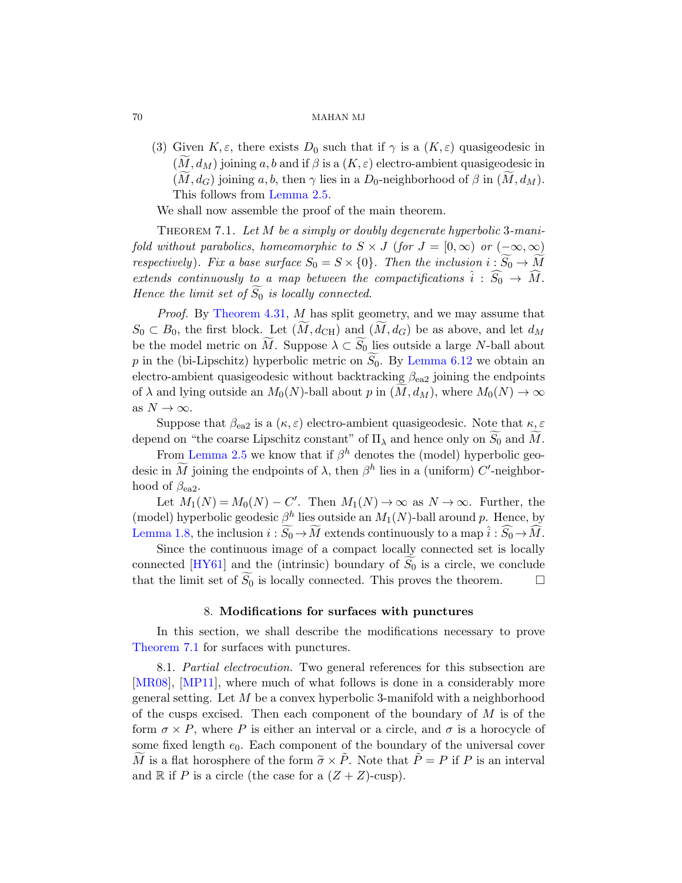(3) Given $K, \varepsilon$, there exists $D_0$ such that if $\gamma$ is a $(K, \varepsilon)$ quasigeodesic in $(\widetilde{M}, d_M)$ joining $a, b$ and if $\beta$ is a $(K, \varepsilon)$ electro-ambient quasigeodesic in $(\widetilde{M}, d_G)$ joining $a, b$, then $\gamma$ lies in a $D_0$-neighborhood of $\beta$ in $(\widetilde{M}, d_M)$. This follows from Lemma 2.5.

We shall now assemble the proof of the main theorem.

Theorem 7.1. *Let $M$ be a simply or doubly degenerate hyperbolic 3-manifold without parabolics, homeomorphic to $S \times J$ (for $J = [0, \infty)$ or $(-\infty, \infty)$ respectively). Fix a base surface $S_0 = S \times \{0\}$. Then the inclusion $i : \widetilde{S_0} \to \widetilde{M}$ extends continuously to a map between the compactifications $\hat{i} : \widehat{S_0} \to \widehat{M}$. Hence the limit set of $\widetilde{S_0}$ is locally connected.*

*Proof.* By Theorem 4.31, $M$ has split geometry, and we may assume that $S_0 \subset B_0$, the first block. Let $(\widetilde{M}, d_{\mathrm{CH}})$ and $(\widetilde{M}, d_G)$ be as above, and let $d_M$ be the model metric on $\widetilde{M}$. Suppose $\lambda \subset \widetilde{S_0}$ lies outside a large $N$-ball about $p$ in the (bi-Lipschitz) hyperbolic metric on $\widetilde{S_0}$. By Lemma 6.12 we obtain an electro-ambient quasigeodesic without backtracking $\beta_{\mathrm{ea2}}$ joining the endpoints of $\lambda$ and lying outside an $M_0(N)$-ball about $p$ in $(\widetilde{M}, d_M)$, where $M_0(N) \to \infty$ as $N \to \infty$.

Suppose that $\beta_{\mathrm{ea2}}$ is a $(\kappa, \varepsilon)$ electro-ambient quasigeodesic. Note that $\kappa, \varepsilon$ depend on "the coarse Lipschitz constant" of $\Pi_\lambda$ and hence only on $\widetilde{S_0}$ and $\widetilde{M}$.

From Lemma 2.5 we know that if $\beta^h$ denotes the (model) hyperbolic geodesic in $\widetilde{M}$ joining the endpoints of $\lambda$, then $\beta^h$ lies in a (uniform) $C'$-neighborhood of $\beta_{\mathrm{ea2}}$.

Let $M_1(N) = M_0(N) - C'$. Then $M_1(N) \to \infty$ as $N \to \infty$. Further, the (model) hyperbolic geodesic $\beta^h$ lies outside an $M_1(N)$-ball around $p$. Hence, by Lemma 1.8, the inclusion $i : \widetilde{S_0} \to \widetilde{M}$ extends continuously to a map $\hat{i} : \widehat{S_0} \to \widehat{M}$.

Since the continuous image of a compact locally connected set is locally connected [HY61] and the (intrinsic) boundary of $\widetilde{S_0}$ is a circle, we conclude that the limit set of $\widetilde{S_0}$ is locally connected. This proves the theorem. $\square$

## 8. Modifications for surfaces with punctures

In this section, we shall describe the modifications necessary to prove Theorem 7.1 for surfaces with punctures.

8.1. *Partial electrocution.* Two general references for this subsection are [MR08], [MP11], where much of what follows is done in a considerably more general setting. Let $M$ be a convex hyperbolic 3-manifold with a neighborhood of the cusps excised. Then each component of the boundary of $M$ is of the form $\sigma \times P$, where $P$ is either an interval or a circle, and $\sigma$ is a horocycle of some fixed length $e_0$. Each component of the boundary of the universal cover $\widetilde{M}$ is a flat horosphere of the form $\widetilde{\sigma} \times \tilde{P}$. Note that $\tilde{P} = P$ if $P$ is an interval and $\mathbb{R}$ if $P$ is a circle (the case for a $(Z + Z)$-cusp).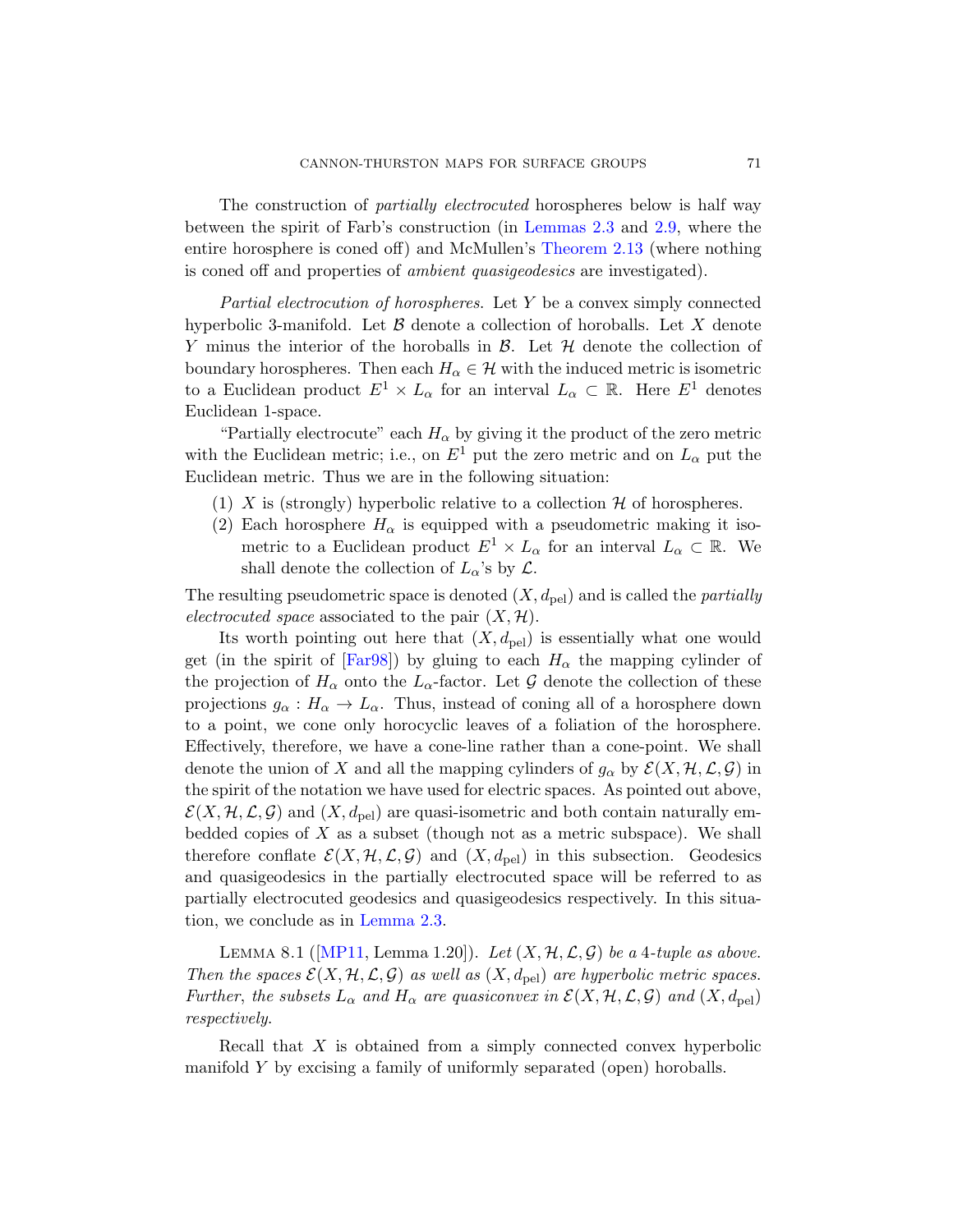The construction of *partially electrocuted* horospheres below is half way between the spirit of Farb's construction (in Lemmas 2.3 and 2.9, where the entire horosphere is coned off) and McMullen's Theorem 2.13 (where nothing is coned off and properties of *ambient quasigeodesics* are investigated).

*Partial electrocution of horospheres.* Let $Y$ be a convex simply connected hyperbolic 3-manifold. Let $\mathcal{B}$ denote a collection of horoballs. Let $X$ denote $Y$ minus the interior of the horoballs in $\mathcal{B}$. Let $\mathcal{H}$ denote the collection of boundary horospheres. Then each $H_\alpha \in \mathcal{H}$ with the induced metric is isometric to a Euclidean product $E^1 \times L_\alpha$ for an interval $L_\alpha \subset \mathbb{R}$. Here $E^1$ denotes Euclidean 1-space.

"Partially electrocute" each $H_\alpha$ by giving it the product of the zero metric with the Euclidean metric; i.e., on $E^1$ put the zero metric and on $L_\alpha$ put the Euclidean metric. Thus we are in the following situation:

1. $X$ is (strongly) hyperbolic relative to a collection $\mathcal{H}$ of horospheres.
2. Each horosphere $H_\alpha$ is equipped with a pseudometric making it isometric to a Euclidean product $E^1 \times L_\alpha$ for an interval $L_\alpha \subset \mathbb{R}$. We shall denote the collection of $L_\alpha$'s by $\mathcal{L}$.

The resulting pseudometric space is denoted $(X, d_{\mathrm{pel}})$ and is called the *partially electrocuted space* associated to the pair $(X, \mathcal{H})$.

Its worth pointing out here that $(X, d_{\mathrm{pel}})$ is essentially what one would get (in the spirit of [Far98]) by gluing to each $H_\alpha$ the mapping cylinder of the projection of $H_\alpha$ onto the $L_\alpha$-factor. Let $\mathcal{G}$ denote the collection of these projections $g_\alpha : H_\alpha \to L_\alpha$. Thus, instead of coning all of a horosphere down to a point, we cone only horocyclic leaves of a foliation of the horosphere. Effectively, therefore, we have a cone-line rather than a cone-point. We shall denote the union of $X$ and all the mapping cylinders of $g_\alpha$ by $\mathcal{E}(X, \mathcal{H}, \mathcal{L}, \mathcal{G})$ in the spirit of the notation we have used for electric spaces. As pointed out above, $\mathcal{E}(X, \mathcal{H}, \mathcal{L}, \mathcal{G})$ and $(X, d_{\mathrm{pel}})$ are quasi-isometric and both contain naturally embedded copies of $X$ as a subset (though not as a metric subspace). We shall therefore conflate $\mathcal{E}(X, \mathcal{H}, \mathcal{L}, \mathcal{G})$ and $(X, d_{\mathrm{pel}})$ in this subsection. Geodesics and quasigeodesics in the partially electrocuted space will be referred to as partially electrocuted geodesics and quasigeodesics respectively. In this situation, we conclude as in Lemma 2.3.

Lemma 8.1 ([MP11, Lemma 1.20]). *Let $(X, \mathcal{H}, \mathcal{L}, \mathcal{G})$ be a 4-tuple as above. Then the spaces $\mathcal{E}(X, \mathcal{H}, \mathcal{L}, \mathcal{G})$ as well as $(X, d_{\mathrm{pel}})$ are hyperbolic metric spaces. Further, the subsets $L_\alpha$ and $H_\alpha$ are quasiconvex in $\mathcal{E}(X, \mathcal{H}, \mathcal{L}, \mathcal{G})$ and $(X, d_{\mathrm{pel}})$ respectively.*

Recall that $X$ is obtained from a simply connected convex hyperbolic manifold $Y$ by excising a family of uniformly separated (open) horoballs.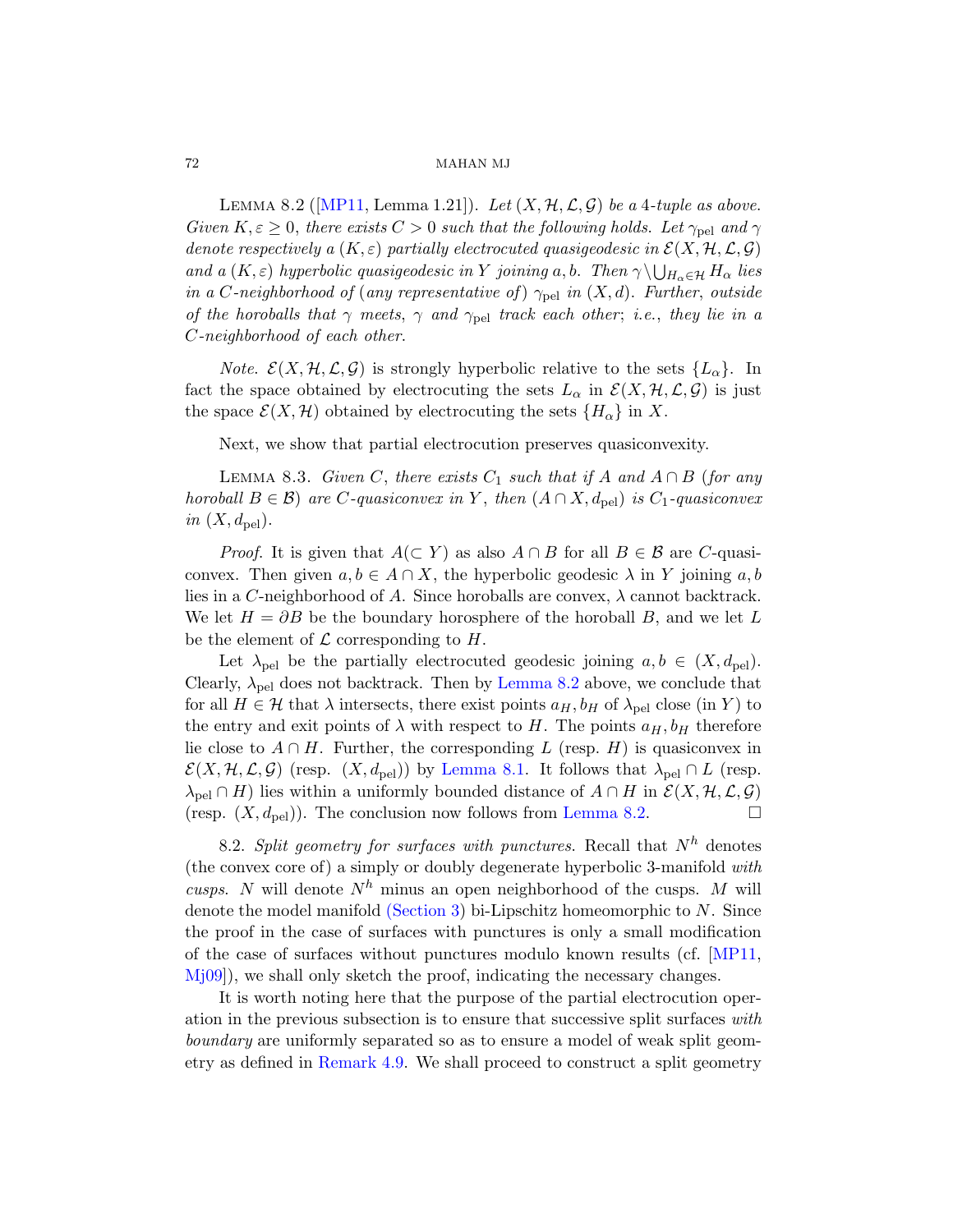Lemma 8.2 ([MP11, Lemma 1.21]). *Let $(X, \mathcal{H}, \mathcal{L}, \mathcal{G})$ be a 4-tuple as above. Given $K, \varepsilon \geq 0$, there exists $C > 0$ such that the following holds. Let $\gamma_{\mathrm{pel}}$ and $\gamma$ denote respectively a $(K, \varepsilon)$ partially electrocuted quasigeodesic in $\mathcal{E}(X, \mathcal{H}, \mathcal{L}, \mathcal{G})$ and a $(K, \varepsilon)$ hyperbolic quasigeodesic in $Y$ joining $a, b$. Then $\gamma \setminus \bigcup_{H_\alpha \in \mathcal{H}} H_\alpha$ lies in a $C$-neighborhood of (any representative of) $\gamma_{\mathrm{pel}}$ in $(X, d)$. Further, outside of the horoballs that $\gamma$ meets, $\gamma$ and $\gamma_{\mathrm{pel}}$ track each other; i.e., they lie in a $C$-neighborhood of each other.*

*Note.* $\mathcal{E}(X, \mathcal{H}, \mathcal{L}, \mathcal{G})$ is strongly hyperbolic relative to the sets $\{L_\alpha\}$. In fact the space obtained by electrocuting the sets $L_\alpha$ in $\mathcal{E}(X, \mathcal{H}, \mathcal{L}, \mathcal{G})$ is just the space $\mathcal{E}(X, \mathcal{H})$ obtained by electrocuting the sets $\{H_\alpha\}$ in $X$.

Next, we show that partial electrocution preserves quasiconvexity.

Lemma 8.3. *Given $C$, there exists $C_1$ such that if $A$ and $A \cap B$ (for any horoball $B \in \mathcal{B}$) are $C$-quasiconvex in $Y$, then $(A \cap X, d_{\mathrm{pel}})$ is $C_1$-quasiconvex in $(X, d_{\mathrm{pel}})$.*

*Proof.* It is given that $A (\subset Y)$ as also $A \cap B$ for all $B \in \mathcal{B}$ are $C$-quasiconvex. Then given $a, b \in A \cap X$, the hyperbolic geodesic $\lambda$ in $Y$ joining $a, b$ lies in a $C$-neighborhood of $A$. Since horoballs are convex, $\lambda$ cannot backtrack. We let $H = \partial B$ be the boundary horosphere of the horoball $B$, and we let $L$ be the element of $\mathcal{L}$ corresponding to $H$.

Let $\lambda_{\mathrm{pel}}$ be the partially electrocuted geodesic joining $a, b \in (X, d_{\mathrm{pel}})$. Clearly, $\lambda_{\mathrm{pel}}$ does not backtrack. Then by Lemma 8.2 above, we conclude that for all $H \in \mathcal{H}$ that $\lambda$ intersects, there exist points $a_H, b_H$ of $\lambda_{\mathrm{pel}}$ close (in $Y$) to the entry and exit points of $\lambda$ with respect to $H$. The points $a_H, b_H$ therefore lie close to $A \cap H$. Further, the corresponding $L$ (resp. $H$) is quasiconvex in $\mathcal{E}(X, \mathcal{H}, \mathcal{L}, \mathcal{G})$ (resp. $(X, d_{\mathrm{pel}})$) by Lemma 8.1. It follows that $\lambda_{\mathrm{pel}} \cap L$ (resp. $\lambda_{\mathrm{pel}} \cap H$) lies within a uniformly bounded distance of $A \cap H$ in $\mathcal{E}(X, \mathcal{H}, \mathcal{L}, \mathcal{G})$ (resp. $(X, d_{\mathrm{pel}})$). The conclusion now follows from Lemma 8.2. $\square$

8.2. *Split geometry for surfaces with punctures.* Recall that $N^h$ denotes (the convex core of) a simply or doubly degenerate hyperbolic 3-manifold *with cusps*. $N$ will denote $N^h$ minus an open neighborhood of the cusps. $M$ will denote the model manifold (Section 3) bi-Lipschitz homeomorphic to $N$. Since the proof in the case of surfaces with punctures is only a small modification of the case of surfaces without punctures modulo known results (cf. [MP11, Mj09]), we shall only sketch the proof, indicating the necessary changes.

It is worth noting here that the purpose of the partial electrocution operation in the previous subsection is to ensure that successive split surfaces *with boundary* are uniformly separated so as to ensure a model of weak split geometry as defined in Remark 4.9. We shall proceed to construct a split geometry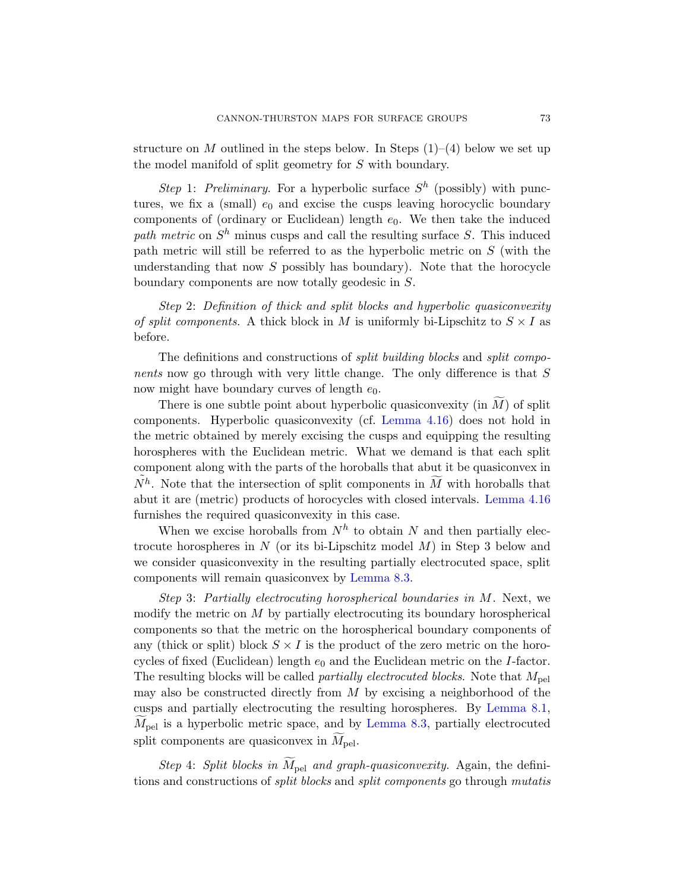structure on $M$ outlined in the steps below. In Steps (1)–(4) below we set up the model manifold of split geometry for $S$ with boundary.

*Step* 1: *Preliminary.* For a hyperbolic surface $S^h$ (possibly) with punctures, we fix a (small) $e_0$ and excise the cusps leaving horocyclic boundary components of (ordinary or Euclidean) length $e_0$. We then take the induced *path metric* on $S^h$ minus cusps and call the resulting surface $S$. This induced path metric will still be referred to as the hyperbolic metric on $S$ (with the understanding that now $S$ possibly has boundary). Note that the horocycle boundary components are now totally geodesic in $S$.

*Step* 2: *Definition of thick and split blocks and hyperbolic quasiconvexity of split components.* A thick block in $M$ is uniformly bi-Lipschitz to $S \times I$ as before.

The definitions and constructions of *split building blocks* and *split components* now go through with very little change. The only difference is that $S$ now might have boundary curves of length $e_0$.

There is one subtle point about hyperbolic quasiconvexity (in $\widetilde{M}$) of split components. Hyperbolic quasiconvexity (cf. Lemma 4.16) does not hold in the metric obtained by merely excising the cusps and equipping the resulting horospheres with the Euclidean metric. What we demand is that each split component along with the parts of the horoballs that abut it be quasiconvex in $\tilde{N}^h$. Note that the intersection of split components in $\widetilde{M}$ with horoballs that abut it are (metric) products of horocycles with closed intervals. Lemma 4.16 furnishes the required quasiconvexity in this case.

When we excise horoballs from $N^h$ to obtain $N$ and then partially electrocute horospheres in $N$ (or its bi-Lipschitz model $M$) in Step 3 below and we consider quasiconvexity in the resulting partially electrocuted space, split components will remain quasiconvex by Lemma 8.3.

*Step* 3: *Partially electrocuting horospherical boundaries in $M$.* Next, we modify the metric on $M$ by partially electrocuting its boundary horospherical components so that the metric on the horospherical boundary components of any (thick or split) block $S \times I$ is the product of the zero metric on the horocycles of fixed (Euclidean) length $e_0$ and the Euclidean metric on the $I$-factor. The resulting blocks will be called *partially electrocuted blocks*. Note that $M_{\mathrm{pel}}$ may also be constructed directly from $M$ by excising a neighborhood of the cusps and partially electrocuting the resulting horospheres. By Lemma 8.1, $\widetilde{M}_{\mathrm{pel}}$ is a hyperbolic metric space, and by Lemma 8.3, partially electrocuted split components are quasiconvex in $\widetilde{M}_{\mathrm{pel}}$.

*Step* 4: *Split blocks in $\widetilde{M}_{\mathrm{pel}}$ and graph-quasiconvexity.* Again, the definitions and constructions of *split blocks* and *split components* go through *mutatis*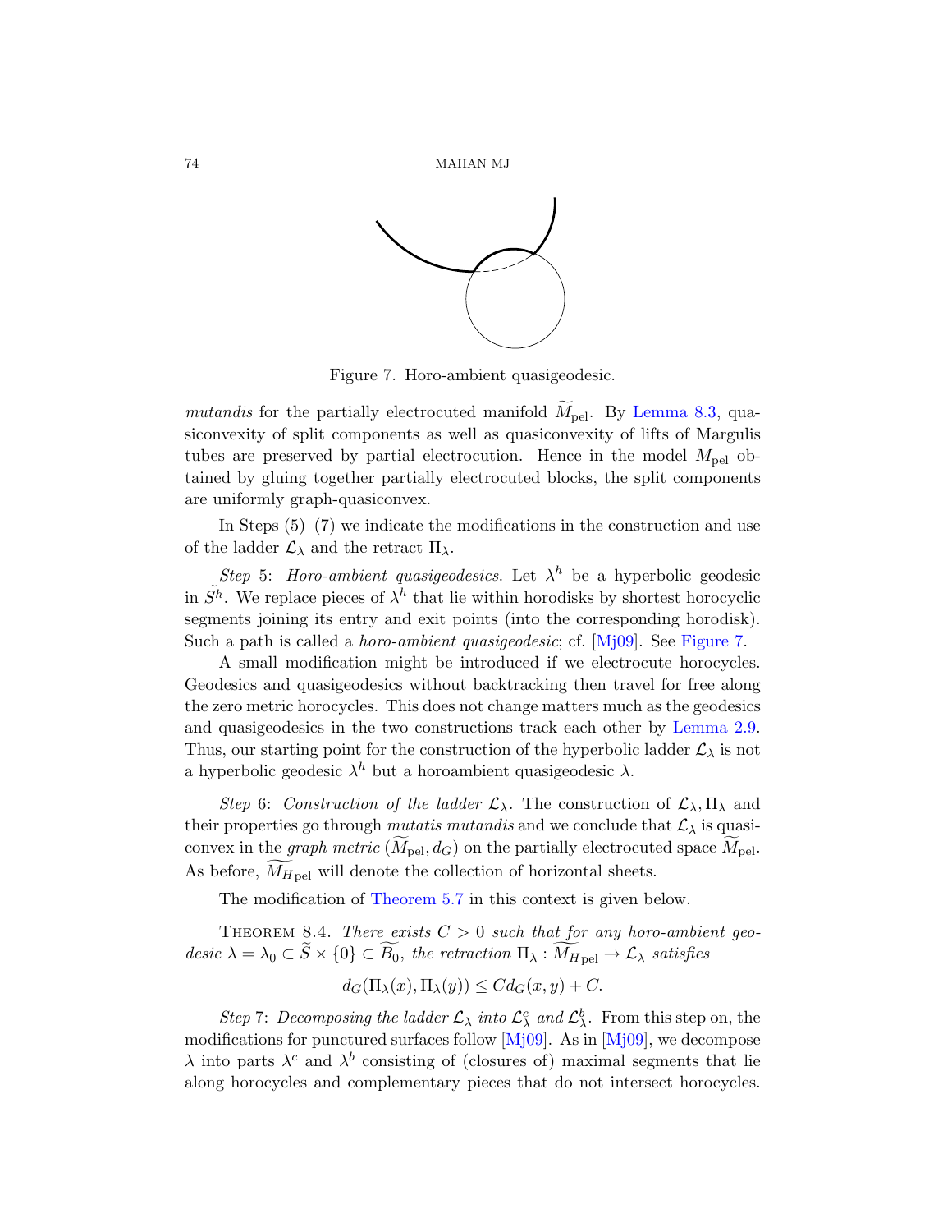Figure 7. Horo-ambient quasigeodesic.

*mutandis* for the partially electrocuted manifold $\widetilde{M}_{\rm pel}$. By Lemma 8.3, quasiconvexity of split components as well as quasiconvexity of lifts of Margulis tubes are preserved by partial electrocution. Hence in the model $M_{\rm pel}$ obtained by gluing together partially electrocuted blocks, the split components are uniformly graph-quasiconvex.

In Steps (5)–(7) we indicate the modifications in the construction and use of the ladder $\mathcal{L}_\lambda$ and the retract $\Pi_\lambda$.

*Step* 5: *Horo-ambient quasigeodesics*. Let $\lambda^h$ be a hyperbolic geodesic in $\tilde{S}^h$. We replace pieces of $\lambda^h$ that lie within horodisks by shortest horocyclic segments joining its entry and exit points (into the corresponding horodisk). Such a path is called a *horo-ambient quasigeodesic*; cf. [Mj09]. See Figure 7.

A small modification might be introduced if we electrocute horocycles. Geodesics and quasigeodesics without backtracking then travel for free along the zero metric horocycles. This does not change matters much as the geodesics and quasigeodesics in the two constructions track each other by Lemma 2.9. Thus, our starting point for the construction of the hyperbolic ladder $\mathcal{L}_\lambda$ is not a hyperbolic geodesic $\lambda^h$ but a horoambient quasigeodesic $\lambda$.

*Step* 6: *Construction of the ladder* $\mathcal{L}_\lambda$. The construction of $\mathcal{L}_\lambda, \Pi_\lambda$ and their properties go through *mutatis mutandis* and we conclude that $\mathcal{L}_\lambda$ is quasiconvex in the *graph metric* $(\widetilde{M}_{\rm pel}, d_G)$ on the partially electrocuted space $\widetilde{M}_{\rm pel}$. As before, $\widetilde{M_{H_{\rm pel}}}$ will denote the collection of horizontal sheets.

The modification of Theorem 5.7 in this context is given below.

Theorem 8.4. *There exists $C > 0$ such that for any horo-ambient geodesic $\lambda = \lambda_0 \subset \widetilde{S} \times \{0\} \subset \widetilde{B_0}$, the retraction $\Pi_\lambda : \widetilde{M_{H_{\rm pel}}} \to \mathcal{L}_\lambda$ satisfies*

$$d_G(\Pi_\lambda(x), \Pi_\lambda(y)) \le C d_G(x, y) + C.$$

*Step* 7: *Decomposing the ladder $\mathcal{L}_\lambda$ into $\mathcal{L}^c_\lambda$ and $\mathcal{L}^b_\lambda$*. From this step on, the modifications for punctured surfaces follow [Mj09]. As in [Mj09], we decompose $\lambda$ into parts $\lambda^c$ and $\lambda^b$ consisting of (closures of) maximal segments that lie along horocycles and complementary pieces that do not intersect horocycles.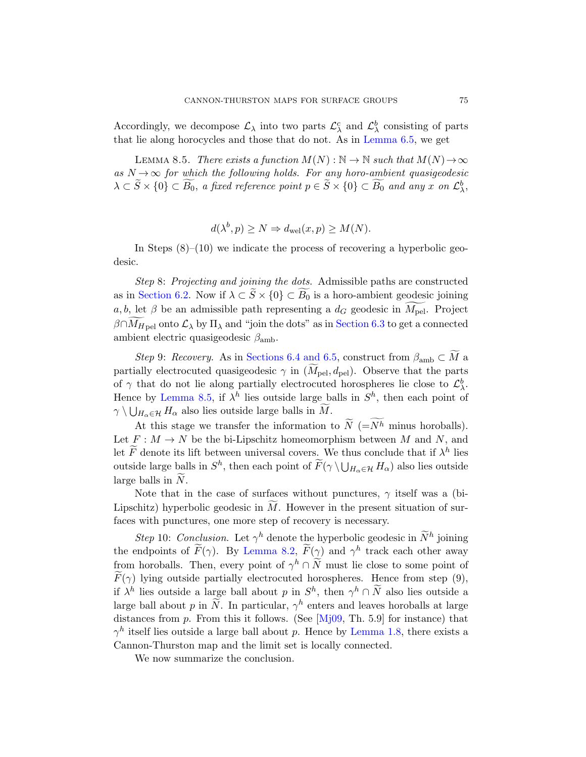Accordingly, we decompose $\mathcal{L}_\lambda$ into two parts $\mathcal{L}_\lambda^c$ and $\mathcal{L}_\lambda^b$ consisting of parts that lie along horocycles and those that do not. As in Lemma 6.5, we get

Lemma 8.5. *There exists a function $M(N) : \mathbb{N} \to \mathbb{N}$ such that $M(N) \to \infty$ as $N \to \infty$ for which the following holds. For any horo-ambient quasigeodesic $\lambda \subset \widetilde{S} \times \{0\} \subset \widetilde{B_0}$, a fixed reference point $p \in \widetilde{S} \times \{0\} \subset \widetilde{B_0}$ and any $x$ on $\mathcal{L}_\lambda^b$,*

$$d(\lambda^b, p) \geq N \Rightarrow d_{\mathrm{wel}}(x, p) \geq M(N).$$

In Steps (8)–(10) we indicate the process of recovering a hyperbolic geodesic.

*Step* 8: *Projecting and joining the dots.* Admissible paths are constructed as in Section 6.2. Now if $\lambda \subset \widetilde{S} \times \{0\} \subset \widetilde{B_0}$ is a horo-ambient geodesic joining $a, b$, let $\beta$ be an admissible path representing a $d_G$ geodesic in $\widetilde{M_{\mathrm{pel}}}$. Project $\beta \cap \widetilde{M_{H}}_{\mathrm{pel}}$ onto $\mathcal{L}_\lambda$ by $\Pi_\lambda$ and "join the dots" as in Section 6.3 to get a connected ambient electric quasigeodesic $\beta_{\mathrm{amb}}$.

*Step* 9: *Recovery.* As in Sections 6.4 and 6.5, construct from $\beta_{\mathrm{amb}} \subset \widetilde{M}$ a partially electrocuted quasigeodesic $\gamma$ in $(\widetilde{M}_{\mathrm{pel}}, d_{\mathrm{pel}})$. Observe that the parts of $\gamma$ that do not lie along partially electrocuted horospheres lie close to $\mathcal{L}_\lambda^b$. Hence by Lemma 8.5, if $\lambda^h$ lies outside large balls in $S^h$, then each point of $\gamma \setminus \bigcup_{H_\alpha \in \mathcal{H}} H_\alpha$ also lies outside large balls in $\widetilde{M}$.

At this stage we transfer the information to $\widetilde{N}$ ($=\widetilde{N^h}$ minus horoballs). Let $F : M \to N$ be the bi-Lipschitz homeomorphism between $M$ and $N$, and let $\widetilde{F}$ denote its lift between universal covers. We thus conclude that if $\lambda^h$ lies outside large balls in $S^h$, then each point of $\widetilde{F}(\gamma \setminus \bigcup_{H_\alpha \in \mathcal{H}} H_\alpha)$ also lies outside large balls in $\widetilde{N}$.

Note that in the case of surfaces without punctures, $\gamma$ itself was a (bi-Lipschitz) hyperbolic geodesic in $\widetilde{M}$. However in the present situation of surfaces with punctures, one more step of recovery is necessary.

*Step* 10: *Conclusion.* Let $\gamma^h$ denote the hyperbolic geodesic in $\widetilde{N}^h$ joining the endpoints of $\widetilde{F}(\gamma)$. By Lemma 8.2, $\widetilde{F}(\gamma)$ and $\gamma^h$ track each other away from horoballs. Then, every point of $\gamma^h \cap \widetilde{N}$ must lie close to some point of $\widetilde{F}(\gamma)$ lying outside partially electrocuted horospheres. Hence from step (9), if $\lambda^h$ lies outside a large ball about $p$ in $S^h$, then $\gamma^h \cap \widetilde{N}$ also lies outside a large ball about $p$ in $\widetilde{N}$. In particular, $\gamma^h$ enters and leaves horoballs at large distances from $p$. From this it follows. (See [Mj09, Th. 5.9] for instance) that $\gamma^h$ itself lies outside a large ball about $p$. Hence by Lemma 1.8, there exists a Cannon-Thurston map and the limit set is locally connected.

We now summarize the conclusion.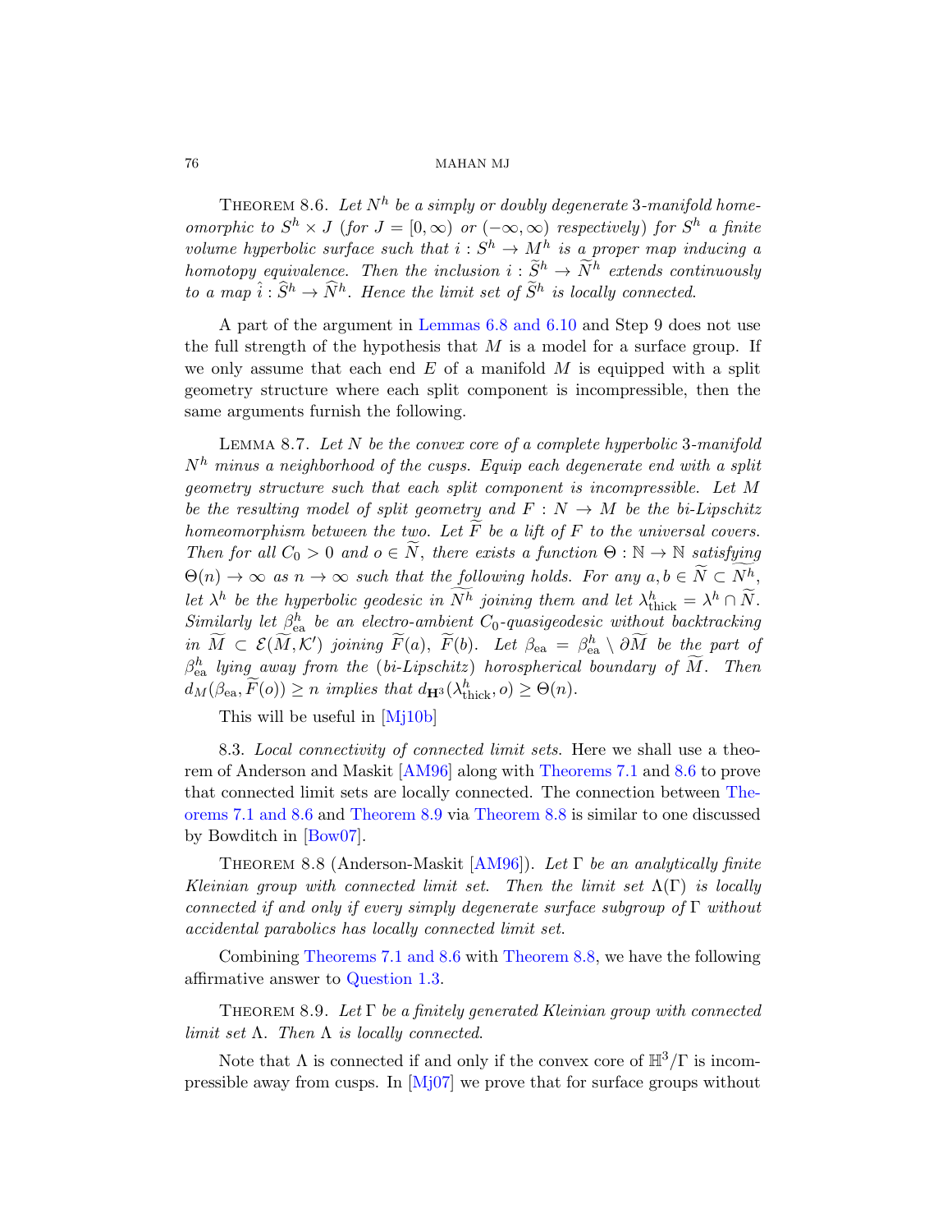Theorem 8.6. *Let $N^h$ be a simply or doubly degenerate 3-manifold homeomorphic to $S^h \times J$ (for $J = [0, \infty)$ or $(-\infty, \infty)$ respectively) for $S^h$ a finite volume hyperbolic surface such that $i : S^h \to M^h$ is a proper map inducing a homotopy equivalence. Then the inclusion $i : \widetilde{S}^h \to \widetilde{N}^h$ extends continuously to a map $\hat{i} : \widehat{S}^h \to \widehat{N}^h$. Hence the limit set of $\widetilde{S}^h$ is locally connected.*

A part of the argument in Lemmas 6.8 and 6.10 and Step 9 does not use the full strength of the hypothesis that $M$ is a model for a surface group. If we only assume that each end $E$ of a manifold $M$ is equipped with a split geometry structure where each split component is incompressible, then the same arguments furnish the following.

Lemma 8.7. *Let $N$ be the convex core of a complete hyperbolic 3-manifold $N^h$ minus a neighborhood of the cusps. Equip each degenerate end with a split geometry structure such that each split component is incompressible. Let $M$ be the resulting model of split geometry and $F : N \to M$ be the bi-Lipschitz homeomorphism between the two. Let $\widetilde{F}$ be a lift of $F$ to the universal covers. Then for all $C_0 > 0$ and $o \in \widetilde{N}$, there exists a function $\Theta : \mathbb{N} \to \mathbb{N}$ satisfying $\Theta(n) \to \infty$ as $n \to \infty$ such that the following holds. For any $a, b \in \widetilde{N} \subset \widetilde{N^h}$, let $\lambda^h$ be the hyperbolic geodesic in $\widetilde{N^h}$ joining them and let $\lambda^h_{\rm thick} = \lambda^h \cap \widetilde{N}$. Similarly let $\beta^h_{\rm ea}$ be an electro-ambient $C_0$-quasigeodesic without backtracking in $\widetilde{M} \subset \mathcal{E}(\widetilde{M}, \mathcal{K}')$ joining $\widetilde{F}(a)$, $\widetilde{F}(b)$. Let $\beta_{\rm ea} = \beta^h_{\rm ea} \setminus \partial\widetilde{M}$ be the part of $\beta^h_{\rm ea}$ lying away from the (bi-Lipschitz) horospherical boundary of $\widetilde{M}$. Then $d_M(\beta_{\rm ea}, \widetilde{F}(o)) \geq n$ implies that $d_{\mathbf{H}^3}(\lambda^h_{\rm thick}, o) \geq \Theta(n)$.*

This will be useful in [Mj10b]

8.3. *Local connectivity of connected limit sets.* Here we shall use a theorem of Anderson and Maskit [AM96] along with Theorems 7.1 and 8.6 to prove that connected limit sets are locally connected. The connection between Theorems 7.1 and 8.6 and Theorem 8.9 via Theorem 8.8 is similar to one discussed by Bowditch in [Bow07].

Theorem 8.8 (Anderson-Maskit [AM96]). *Let $\Gamma$ be an analytically finite Kleinian group with connected limit set. Then the limit set $\Lambda(\Gamma)$ is locally connected if and only if every simply degenerate surface subgroup of $\Gamma$ without accidental parabolics has locally connected limit set.*

Combining Theorems 7.1 and 8.6 with Theorem 8.8, we have the following affirmative answer to Question 1.3.

Theorem 8.9. *Let $\Gamma$ be a finitely generated Kleinian group with connected limit set $\Lambda$. Then $\Lambda$ is locally connected.*

Note that $\Lambda$ is connected if and only if the convex core of $\mathbb{H}^3/\Gamma$ is incompressible away from cusps. In [Mj07] we prove that for surface groups without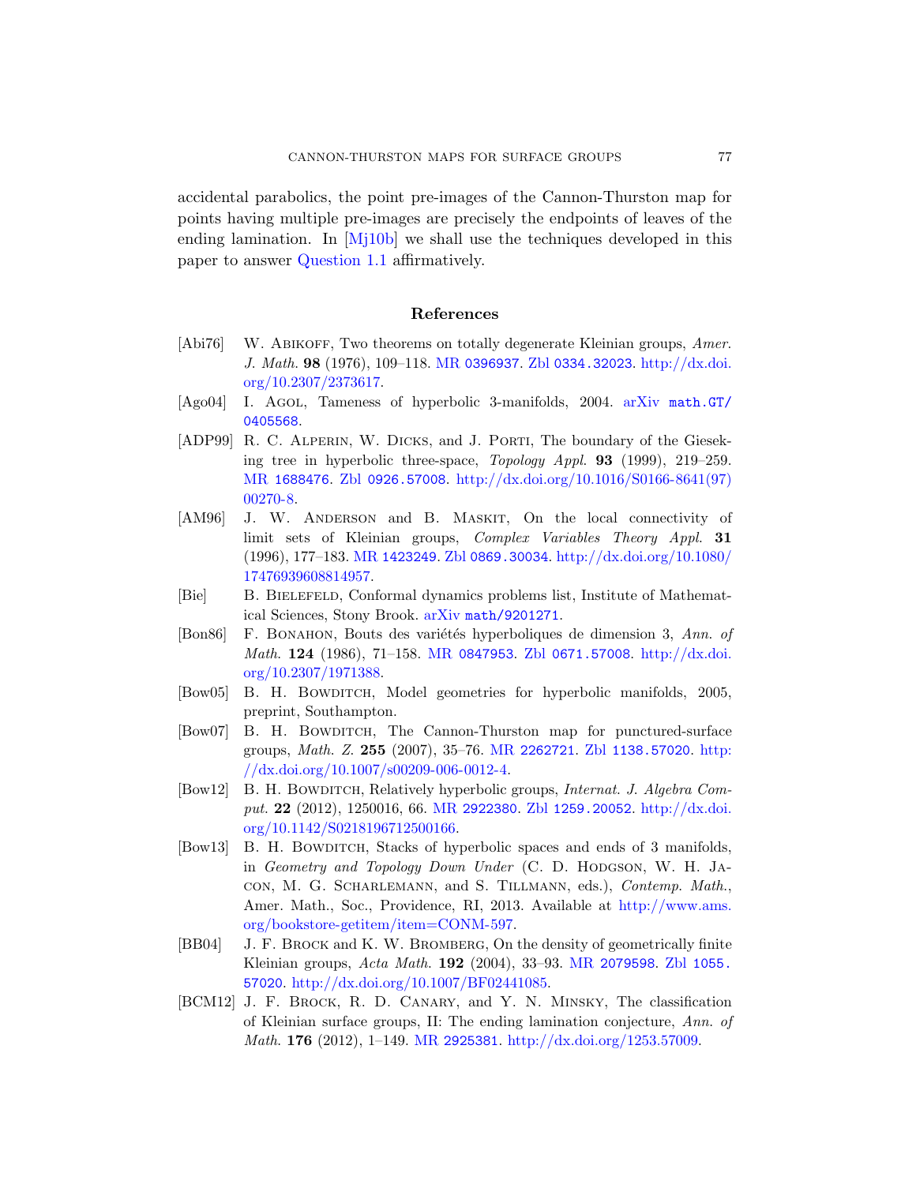accidental parabolics, the point pre-images of the Cannon-Thurston map for points having multiple pre-images are precisely the endpoints of leaves of the ending lamination. In [Mj10b] we shall use the techniques developed in this paper to answer Question 1.1 affirmatively.

## References

[Abi76] W. Abikoff, Two theorems on totally degenerate Kleinian groups, *Amer. J. Math.* **98** (1976), 109–118. MR 0396937. Zbl 0334.32023. http://dx.doi.org/10.2307/2373617.

[Ago04] I. Agol, Tameness of hyperbolic 3-manifolds, 2004. arXiv math.GT/0405568.

[ADP99] R. C. Alperin, W. Dicks, and J. Porti, The boundary of the Gieseking tree in hyperbolic three-space, *Topology Appl.* **93** (1999), 219–259. MR 1688476. Zbl 0926.57008. http://dx.doi.org/10.1016/S0166-8641(97)00270-8.

[AM96] J. W. Anderson and B. Maskit, On the local connectivity of limit sets of Kleinian groups, *Complex Variables Theory Appl.* **31** (1996), 177–183. MR 1423249. Zbl 0869.30034. http://dx.doi.org/10.1080/17476939608814957.

[Bie] B. Bielefeld, Conformal dynamics problems list, Institute of Mathematical Sciences, Stony Brook. arXiv math/9201271.

[Bon86] F. Bonahon, Bouts des variétés hyperboliques de dimension 3, *Ann. of Math.* **124** (1986), 71–158. MR 0847953. Zbl 0671.57008. http://dx.doi.org/10.2307/1971388.

[Bow05] B. H. Bowditch, Model geometries for hyperbolic manifolds, 2005, preprint, Southampton.

[Bow07] B. H. Bowditch, The Cannon-Thurston map for punctured-surface groups, *Math. Z.* **255** (2007), 35–76. MR 2262721. Zbl 1138.57020. http://dx.doi.org/10.1007/s00209-006-0012-4.

[Bow12] B. H. Bowditch, Relatively hyperbolic groups, *Internat. J. Algebra Comput.* **22** (2012), 1250016, 66. MR 2922380. Zbl 1259.20052. http://dx.doi.org/10.1142/S0218196712500166.

[Bow13] B. H. Bowditch, Stacks of hyperbolic spaces and ends of 3 manifolds, in *Geometry and Topology Down Under* (C. D. Hodgson, W. H. Jacon, M. G. Scharlemann, and S. Tillmann, eds.), *Contemp. Math.*, Amer. Math., Soc., Providence, RI, 2013. Available at http://www.ams.org/bookstore-getitem/item=CONM-597.

[BB04] J. F. Brock and K. W. Bromberg, On the density of geometrically finite Kleinian groups, *Acta Math.* **192** (2004), 33–93. MR 2079598. Zbl 1055.57020. http://dx.doi.org/10.1007/BF02441085.

[BCM12] J. F. Brock, R. D. Canary, and Y. N. Minsky, The classification of Kleinian surface groups, II: The ending lamination conjecture, *Ann. of Math.* **176** (2012), 1–149. MR 2925381. http://dx.doi.org/1253.57009.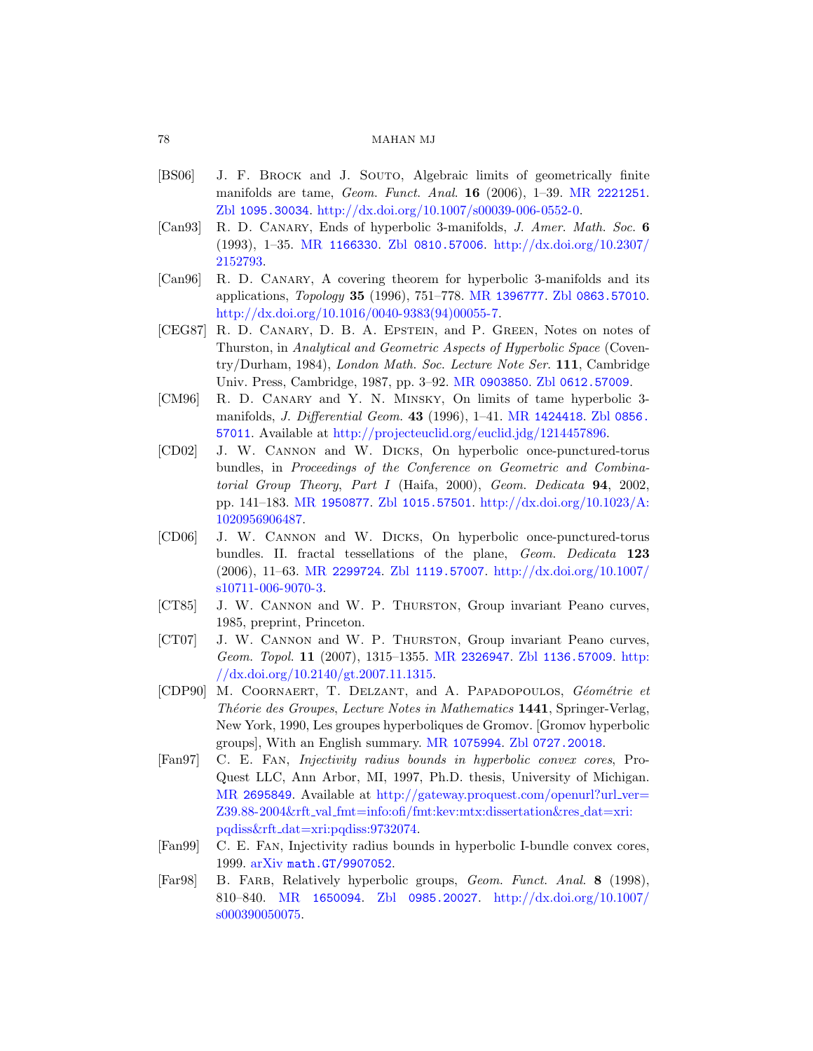- [BS06] J. F. Brock and J. Souto, Algebraic limits of geometrically finite manifolds are tame, *Geom. Funct. Anal.* **16** (2006), 1–39. MR 2221251. Zbl 1095.30034. http://dx.doi.org/10.1007/s00039-006-0552-0.
- [Can93] R. D. Canary, Ends of hyperbolic 3-manifolds, *J. Amer. Math. Soc.* **6** (1993), 1–35. MR 1166330. Zbl 0810.57006. http://dx.doi.org/10.2307/2152793.
- [Can96] R. D. Canary, A covering theorem for hyperbolic 3-manifolds and its applications, *Topology* **35** (1996), 751–778. MR 1396777. Zbl 0863.57010. http://dx.doi.org/10.1016/0040-9383(94)00055-7.
- [CEG87] R. D. Canary, D. B. A. Epstein, and P. Green, Notes on notes of Thurston, in *Analytical and Geometric Aspects of Hyperbolic Space* (Coventry/Durham, 1984), *London Math. Soc. Lecture Note Ser.* **111**, Cambridge Univ. Press, Cambridge, 1987, pp. 3–92. MR 0903850. Zbl 0612.57009.
- [CM96] R. D. Canary and Y. N. Minsky, On limits of tame hyperbolic 3-manifolds, *J. Differential Geom.* **43** (1996), 1–41. MR 1424418. Zbl 0856.57011. Available at http://projecteuclid.org/euclid.jdg/1214457896.
- [CD02] J. W. Cannon and W. Dicks, On hyperbolic once-punctured-torus bundles, in *Proceedings of the Conference on Geometric and Combinatorial Group Theory, Part I* (Haifa, 2000), *Geom. Dedicata* **94**, 2002, pp. 141–183. MR 1950877. Zbl 1015.57501. http://dx.doi.org/10.1023/A:1020956906487.
- [CD06] J. W. Cannon and W. Dicks, On hyperbolic once-punctured-torus bundles. II. fractal tessellations of the plane, *Geom. Dedicata* **123** (2006), 11–63. MR 2299724. Zbl 1119.57007. http://dx.doi.org/10.1007/s10711-006-9070-3.
- [CT85] J. W. Cannon and W. P. Thurston, Group invariant Peano curves, 1985, preprint, Princeton.
- [CT07] J. W. Cannon and W. P. Thurston, Group invariant Peano curves, *Geom. Topol.* **11** (2007), 1315–1355. MR 2326947. Zbl 1136.57009. http://dx.doi.org/10.2140/gt.2007.11.1315.
- [CDP90] M. Coornaert, T. Delzant, and A. Papadopoulos, *Géométrie et Théorie des Groupes*, *Lecture Notes in Mathematics* **1441**, Springer-Verlag, New York, 1990, Les groupes hyperboliques de Gromov. [Gromov hyperbolic groups], With an English summary. MR 1075994. Zbl 0727.20018.
- [Fan97] C. E. Fan, *Injectivity radius bounds in hyperbolic convex cores*, ProQuest LLC, Ann Arbor, MI, 1997, Ph.D. thesis, University of Michigan. MR 2695849. Available at http://gateway.proquest.com/openurl?url_ver=Z39.88-2004&rft_val_fmt=info:ofi/fmt:kev:mtx:dissertation&res_dat=xri:pqdiss&rft_dat=xri:pqdiss:9732074.
- [Fan99] C. E. Fan, Injectivity radius bounds in hyperbolic I-bundle convex cores, 1999. arXiv math.GT/9907052.
- [Far98] B. Farb, Relatively hyperbolic groups, *Geom. Funct. Anal.* **8** (1998), 810–840. MR 1650094. Zbl 0985.20027. http://dx.doi.org/10.1007/s000390050075.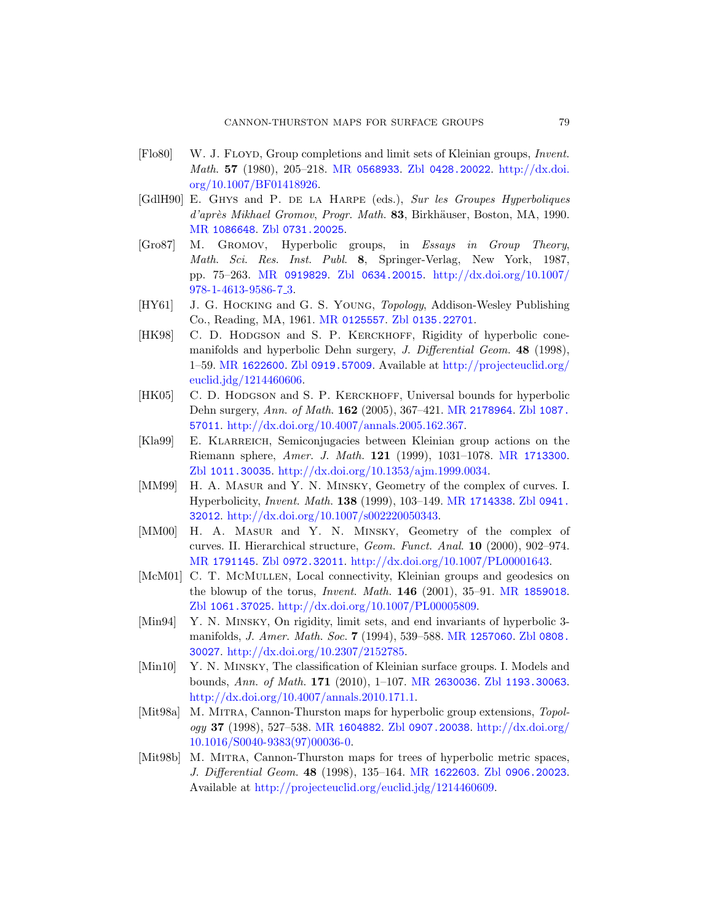[Flo80] W. J. Floyd, Group completions and limit sets of Kleinian groups, *Invent. Math.* **57** (1980), 205–218. MR 0568933. Zbl 0428.20022. http://dx.doi.org/10.1007/BF01418926.

[GdlH90] E. Ghys and P. de la Harpe (eds.), *Sur les Groupes Hyperboliques d'après Mikhael Gromov*, *Progr. Math.* **83**, Birkhäuser, Boston, MA, 1990. MR 1086648. Zbl 0731.20025.

[Gro87] M. Gromov, Hyperbolic groups, in *Essays in Group Theory*, *Math. Sci. Res. Inst. Publ.* **8**, Springer-Verlag, New York, 1987, pp. 75–263. MR 0919829. Zbl 0634.20015. http://dx.doi.org/10.1007/978-1-4613-9586-7_3.

[HY61] J. G. Hocking and G. S. Young, *Topology*, Addison-Wesley Publishing Co., Reading, MA, 1961. MR 0125557. Zbl 0135.22701.

[HK98] C. D. Hodgson and S. P. Kerckhoff, Rigidity of hyperbolic cone-manifolds and hyperbolic Dehn surgery, *J. Differential Geom.* **48** (1998), 1–59. MR 1622600. Zbl 0919.57009. Available at http://projecteuclid.org/euclid.jdg/1214460606.

[HK05] C. D. Hodgson and S. P. Kerckhoff, Universal bounds for hyperbolic Dehn surgery, *Ann. of Math.* **162** (2005), 367–421. MR 2178964. Zbl 1087.57011. http://dx.doi.org/10.4007/annals.2005.162.367.

[Kla99] E. Klarreich, Semiconjugacies between Kleinian group actions on the Riemann sphere, *Amer. J. Math.* **121** (1999), 1031–1078. MR 1713300. Zbl 1011.30035. http://dx.doi.org/10.1353/ajm.1999.0034.

[MM99] H. A. Masur and Y. N. Minsky, Geometry of the complex of curves. I. Hyperbolicity, *Invent. Math.* **138** (1999), 103–149. MR 1714338. Zbl 0941.32012. http://dx.doi.org/10.1007/s002220050343.

[MM00] H. A. Masur and Y. N. Minsky, Geometry of the complex of curves. II. Hierarchical structure, *Geom. Funct. Anal.* **10** (2000), 902–974. MR 1791145. Zbl 0972.32011. http://dx.doi.org/10.1007/PL00001643.

[McM01] C. T. McMullen, Local connectivity, Kleinian groups and geodesics on the blowup of the torus, *Invent. Math.* **146** (2001), 35–91. MR 1859018. Zbl 1061.37025. http://dx.doi.org/10.1007/PL00005809.

[Min94] Y. N. Minsky, On rigidity, limit sets, and end invariants of hyperbolic 3-manifolds, *J. Amer. Math. Soc.* **7** (1994), 539–588. MR 1257060. Zbl 0808.30027. http://dx.doi.org/10.2307/2152785.

[Min10] Y. N. Minsky, The classification of Kleinian surface groups. I. Models and bounds, *Ann. of Math.* **171** (2010), 1–107. MR 2630036. Zbl 1193.30063. http://dx.doi.org/10.4007/annals.2010.171.1.

[Mit98a] M. Mitra, Cannon-Thurston maps for hyperbolic group extensions, *Topology* **37** (1998), 527–538. MR 1604882. Zbl 0907.20038. http://dx.doi.org/10.1016/S0040-9383(97)00036-0.

[Mit98b] M. Mitra, Cannon-Thurston maps for trees of hyperbolic metric spaces, *J. Differential Geom.* **48** (1998), 135–164. MR 1622603. Zbl 0906.20023. Available at http://projecteuclid.org/euclid.jdg/1214460609.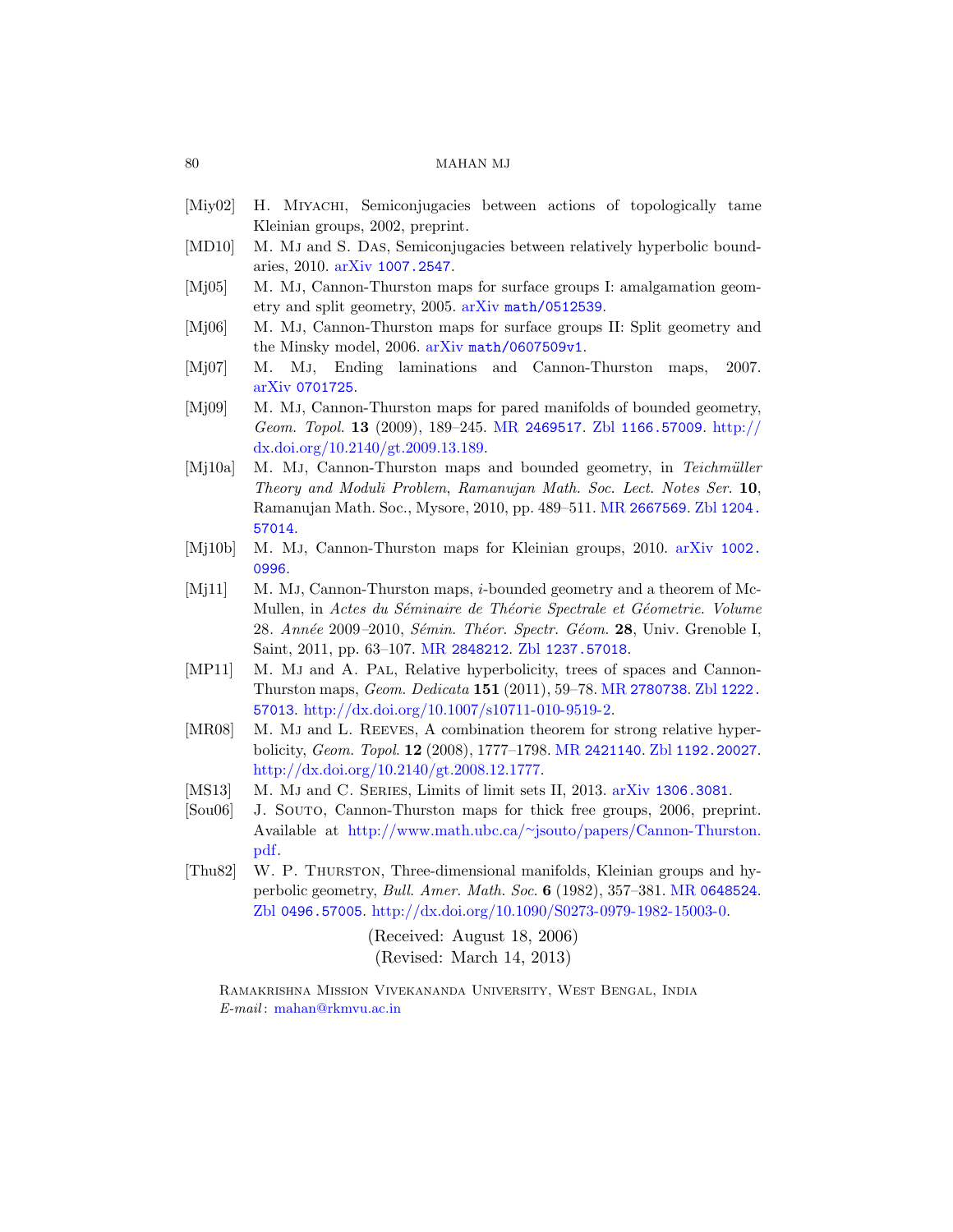[Miy02] H. Miyachi, Semiconjugacies between actions of topologically tame Kleinian groups, 2002, preprint.

[MD10] M. Mj and S. Das, Semiconjugacies between relatively hyperbolic boundaries, 2010. arXiv 1007.2547.

[Mj05] M. Mj, Cannon-Thurston maps for surface groups I: amalgamation geometry and split geometry, 2005. arXiv math/0512539.

[Mj06] M. Mj, Cannon-Thurston maps for surface groups II: Split geometry and the Minsky model, 2006. arXiv math/0607509v1.

[Mj07] M. Mj, Ending laminations and Cannon-Thurston maps, 2007. arXiv 0701725.

[Mj09] M. Mj, Cannon-Thurston maps for pared manifolds of bounded geometry, *Geom. Topol.* **13** (2009), 189–245. MR 2469517. Zbl 1166.57009. http://dx.doi.org/10.2140/gt.2009.13.189.

[Mj10a] M. Mj, Cannon-Thurston maps and bounded geometry, in *Teichmüller Theory and Moduli Problem*, *Ramanujan Math. Soc. Lect. Notes Ser.* **10**, Ramanujan Math. Soc., Mysore, 2010, pp. 489–511. MR 2667569. Zbl 1204.57014.

[Mj10b] M. Mj, Cannon-Thurston maps for Kleinian groups, 2010. arXiv 1002.0996.

[Mj11] M. Mj, Cannon-Thurston maps, $i$-bounded geometry and a theorem of McMullen, in *Actes du Séminaire de Théorie Spectrale et Géometrie. Volume* 28. *Année* 2009–2010, *Sémin. Théor. Spectr. Géom.* **28**, Univ. Grenoble I, Saint, 2011, pp. 63–107. MR 2848212. Zbl 1237.57018.

[MP11] M. Mj and A. Pal, Relative hyperbolicity, trees of spaces and Cannon-Thurston maps, *Geom. Dedicata* **151** (2011), 59–78. MR 2780738. Zbl 1222.57013. http://dx.doi.org/10.1007/s10711-010-9519-2.

[MR08] M. Mj and L. Reeves, A combination theorem for strong relative hyperbolicity, *Geom. Topol.* **12** (2008), 1777–1798. MR 2421140. Zbl 1192.20027. http://dx.doi.org/10.2140/gt.2008.12.1777.

[MS13] M. Mj and C. Series, Limits of limit sets II, 2013. arXiv 1306.3081.

[Sou06] J. Souto, Cannon-Thurston maps for thick free groups, 2006, preprint. Available at http://www.math.ubc.ca/~jsouto/papers/Cannon-Thurston.pdf.

[Thu82] W. P. Thurston, Three-dimensional manifolds, Kleinian groups and hyperbolic geometry, *Bull. Amer. Math. Soc.* **6** (1982), 357–381. MR 0648524. Zbl 0496.57005. http://dx.doi.org/10.1090/S0273-0979-1982-15003-0.

(Received: August 18, 2006)
(Revised: March 14, 2013)

Ramakrishna Mission Vivekananda University, West Bengal, India
*E-mail*: mahan@rkmvu.ac.in